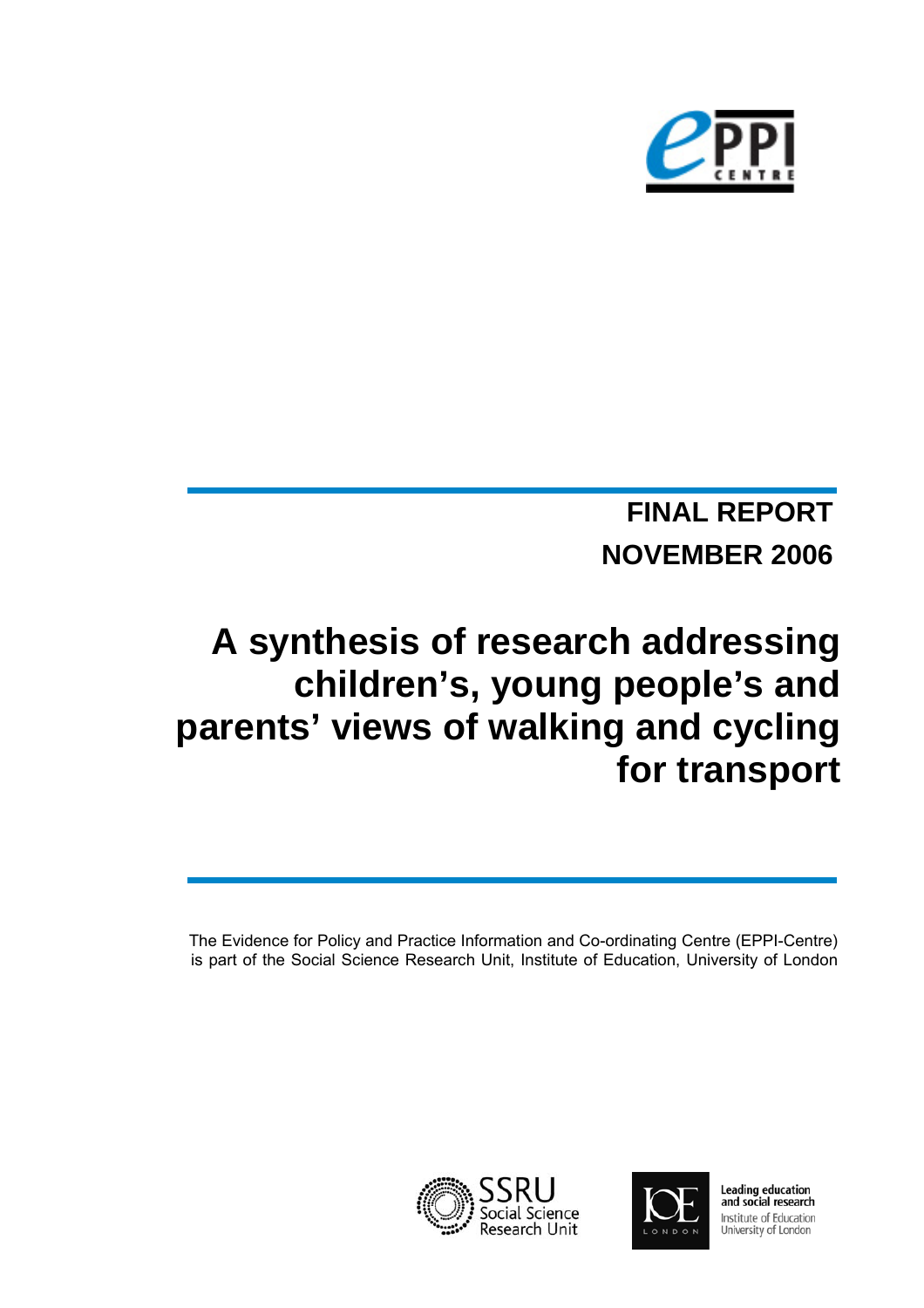**FINAL REPORT**

**NOVEMBER 2006**

# A synthesis of research addressing children's, young people's and parents' views of walking and cycling for transport

The Evidence for Policy and Practice Information and Co-ordinating Centre (EPPI-Centre) is part of the Social Science Research Unit, Institute of Education, University of London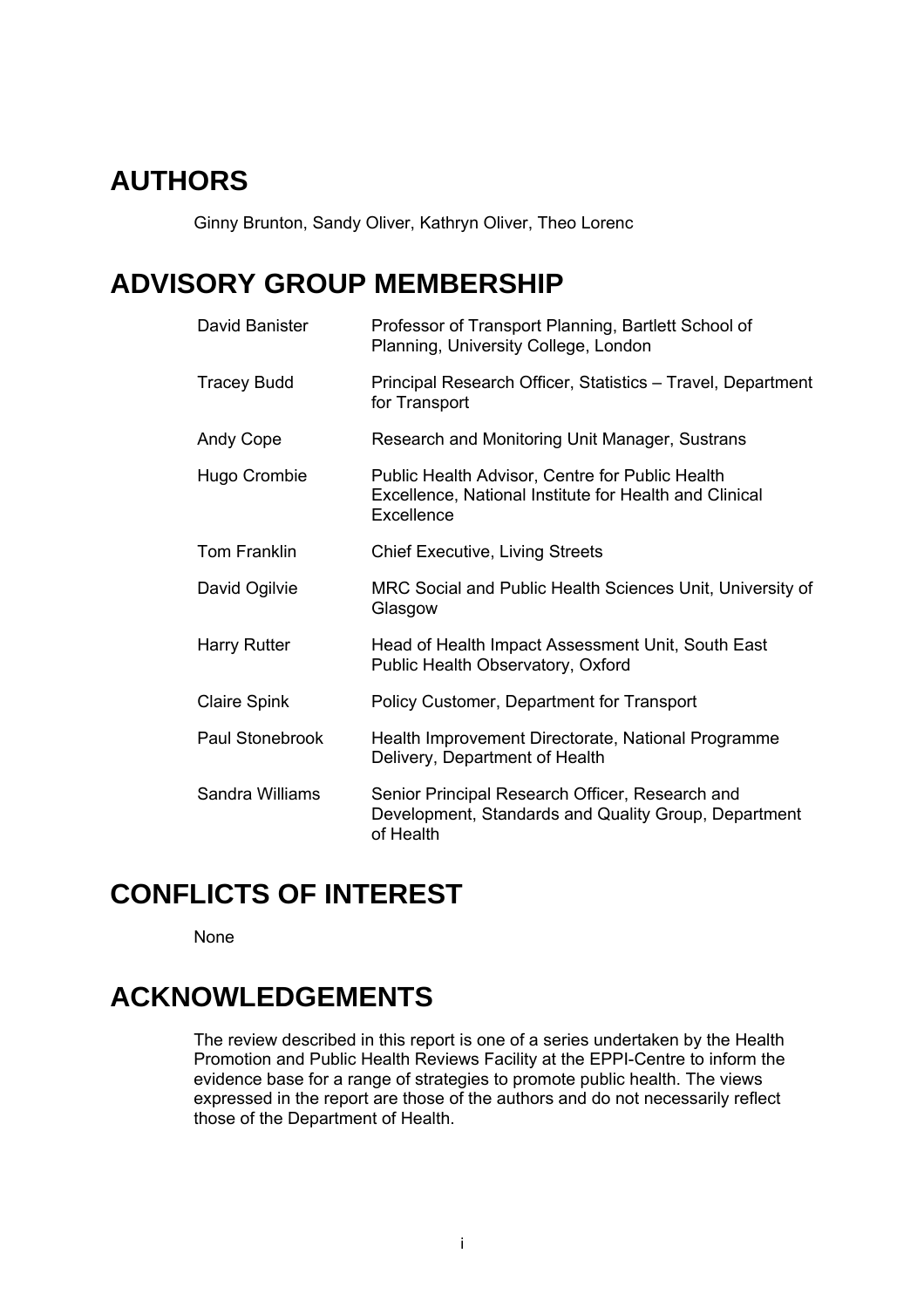## AUTHORS

Ginny Brunton, Sandy Oliver, Kathryn Oliver, Theo Lorenc

## ADVISORY GROUP MEMBERSHIP

| | |
|---|---|
| David Banister | Professor of Transport Planning, Bartlett School of Planning, University College, London |
| Tracey Budd | Principal Research Officer, Statistics – Travel, Department for Transport |
| Andy Cope | Research and Monitoring Unit Manager, Sustrans |
| Hugo Crombie | Public Health Advisor, Centre for Public Health Excellence, National Institute for Health and Clinical Excellence |
| Tom Franklin | Chief Executive, Living Streets |
| David Ogilvie | MRC Social and Public Health Sciences Unit, University of Glasgow |
| Harry Rutter | Head of Health Impact Assessment Unit, South East Public Health Observatory, Oxford |
| Claire Spink | Policy Customer, Department for Transport |
| Paul Stonebrook | Health Improvement Directorate, National Programme Delivery, Department of Health |
| Sandra Williams | Senior Principal Research Officer, Research and Development, Standards and Quality Group, Department of Health |

## CONFLICTS OF INTEREST

None

## ACKNOWLEDGEMENTS

The review described in this report is one of a series undertaken by the Health Promotion and Public Health Reviews Facility at the EPPI-Centre to inform the evidence base for a range of strategies to promote public health. The views expressed in the report are those of the authors and do not necessarily reflect those of the Department of Health.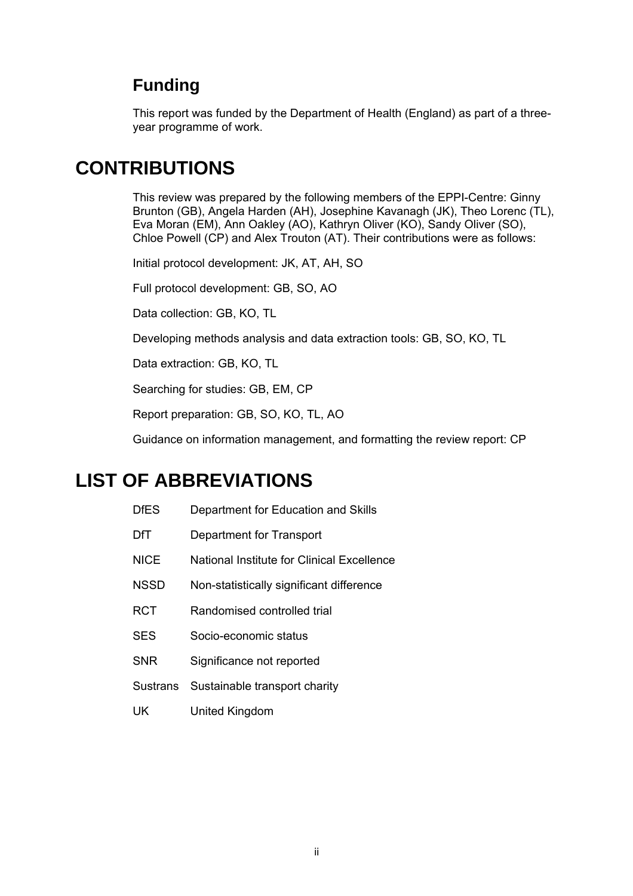## Funding

This report was funded by the Department of Health (England) as part of a three-year programme of work.

# CONTRIBUTIONS

This review was prepared by the following members of the EPPI-Centre: Ginny Brunton (GB), Angela Harden (AH), Josephine Kavanagh (JK), Theo Lorenc (TL), Eva Moran (EM), Ann Oakley (AO), Kathryn Oliver (KO), Sandy Oliver (SO), Chloe Powell (CP) and Alex Trouton (AT). Their contributions were as follows:

Initial protocol development: JK, AT, AH, SO

Full protocol development: GB, SO, AO

Data collection: GB, KO, TL

Developing methods analysis and data extraction tools: GB, SO, KO, TL

Data extraction: GB, KO, TL

Searching for studies: GB, EM, CP

Report preparation: GB, SO, KO, TL, AO

Guidance on information management, and formatting the review report: CP

# LIST OF ABBREVIATIONS

| | |
|---|---|
| DfES | Department for Education and Skills |
| DfT | Department for Transport |
| NICE | National Institute for Clinical Excellence |
| NSSD | Non-statistically significant difference |
| RCT | Randomised controlled trial |
| SES | Socio-economic status |
| SNR | Significance not reported |
| Sustrans | Sustainable transport charity |
| UK | United Kingdom |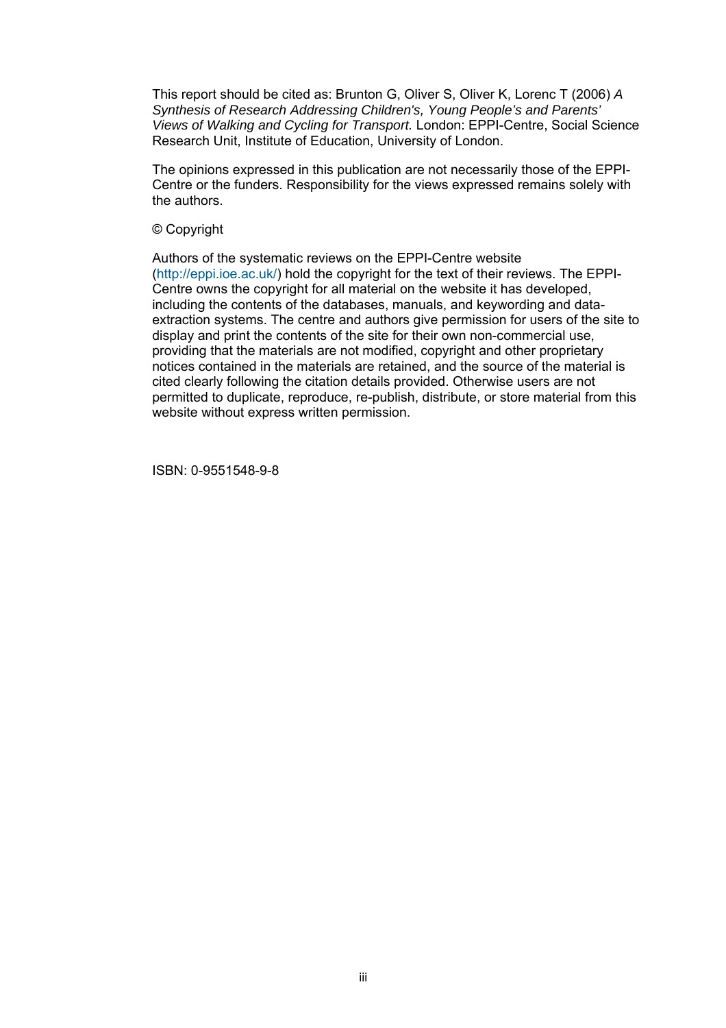This report should be cited as: Brunton G, Oliver S, Oliver K, Lorenc T (2006) *A Synthesis of Research Addressing Children's, Young People's and Parents' Views of Walking and Cycling for Transport.* London: EPPI-Centre, Social Science Research Unit, Institute of Education, University of London.

The opinions expressed in this publication are not necessarily those of the EPPI-Centre or the funders. Responsibility for the views expressed remains solely with the authors.

© Copyright

Authors of the systematic reviews on the EPPI-Centre website (http://eppi.ioe.ac.uk/) hold the copyright for the text of their reviews. The EPPI-Centre owns the copyright for all material on the website it has developed, including the contents of the databases, manuals, and keywording and data-extraction systems. The centre and authors give permission for users of the site to display and print the contents of the site for their own non-commercial use, providing that the materials are not modified, copyright and other proprietary notices contained in the materials are retained, and the source of the material is cited clearly following the citation details provided. Otherwise users are not permitted to duplicate, reproduce, re-publish, distribute, or store material from this website without express written permission.

ISBN: 0-9551548-9-8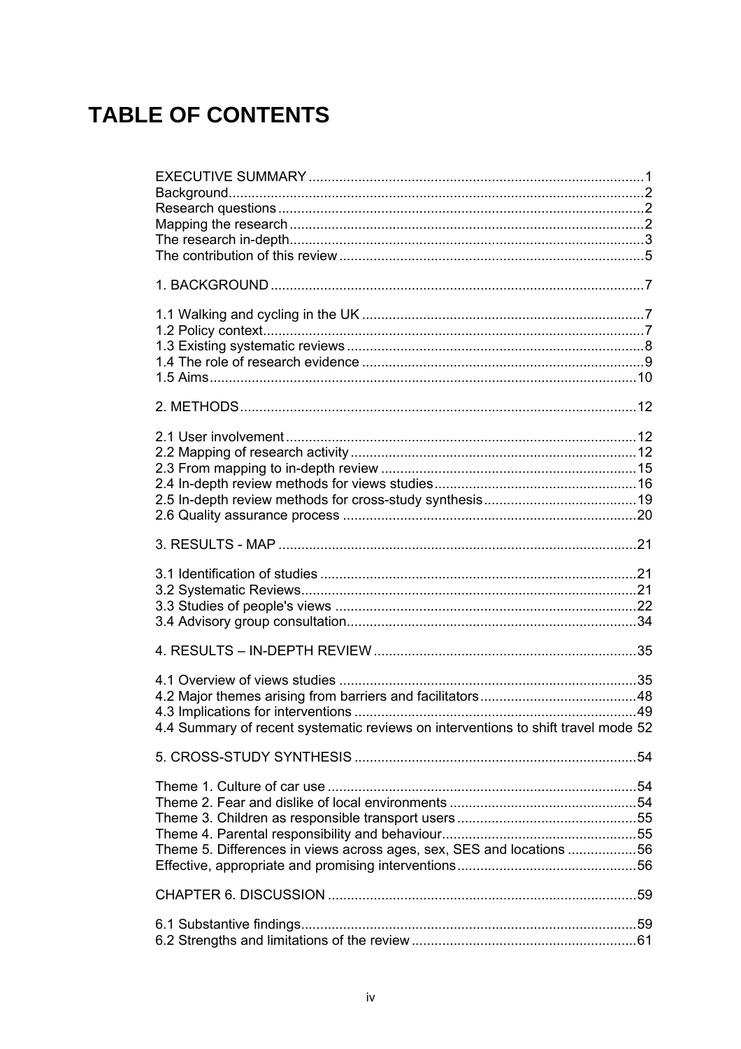# TABLE OF CONTENTS

EXECUTIVE SUMMARY ........................................................................................1
Background.............................................................................................................2
Research questions ................................................................................................2
Mapping the research .............................................................................................2
The research in-depth.............................................................................................3
The contribution of this review ................................................................................5

1. BACKGROUND ..................................................................................................7

1.1 Walking and cycling in the UK ..........................................................................7
1.2 Policy context....................................................................................................7
1.3 Existing systematic reviews ..............................................................................8
1.4 The role of research evidence ..........................................................................9
1.5 Aims................................................................................................................10

2. METHODS........................................................................................................12

2.1 User involvement ............................................................................................12
2.2 Mapping of research activity ...........................................................................12
2.3 From mapping to in-depth review ...................................................................15
2.4 In-depth review methods for views studies.....................................................16
2.5 In-depth review methods for cross-study synthesis........................................19
2.6 Quality assurance process .............................................................................20

3. RESULTS - MAP ..............................................................................................21

3.1 Identification of studies ...................................................................................21
3.2 Systematic Reviews........................................................................................21
3.3 Studies of people's views ...............................................................................22
3.4 Advisory group consultation............................................................................34

4. RESULTS – IN-DEPTH REVIEW .....................................................................35

4.1 Overview of views studies ..............................................................................35
4.2 Major themes arising from barriers and facilitators.........................................48
4.3 Implications for interventions ..........................................................................49
4.4 Summary of recent systematic reviews on interventions to shift travel mode 52

5. CROSS-STUDY SYNTHESIS ..........................................................................54

Theme 1. Culture of car use .................................................................................54
Theme 2. Fear and dislike of local environments .................................................54
Theme 3. Children as responsible transport users ................................................55
Theme 4. Parental responsibility and behaviour...................................................55
Theme 5. Differences in views across ages, sex, SES and locations ..................56
Effective, appropriate and promising interventions...............................................56

CHAPTER 6. DISCUSSION .................................................................................59

6.1 Substantive findings........................................................................................59
6.2 Strengths and limitations of the review ...........................................................61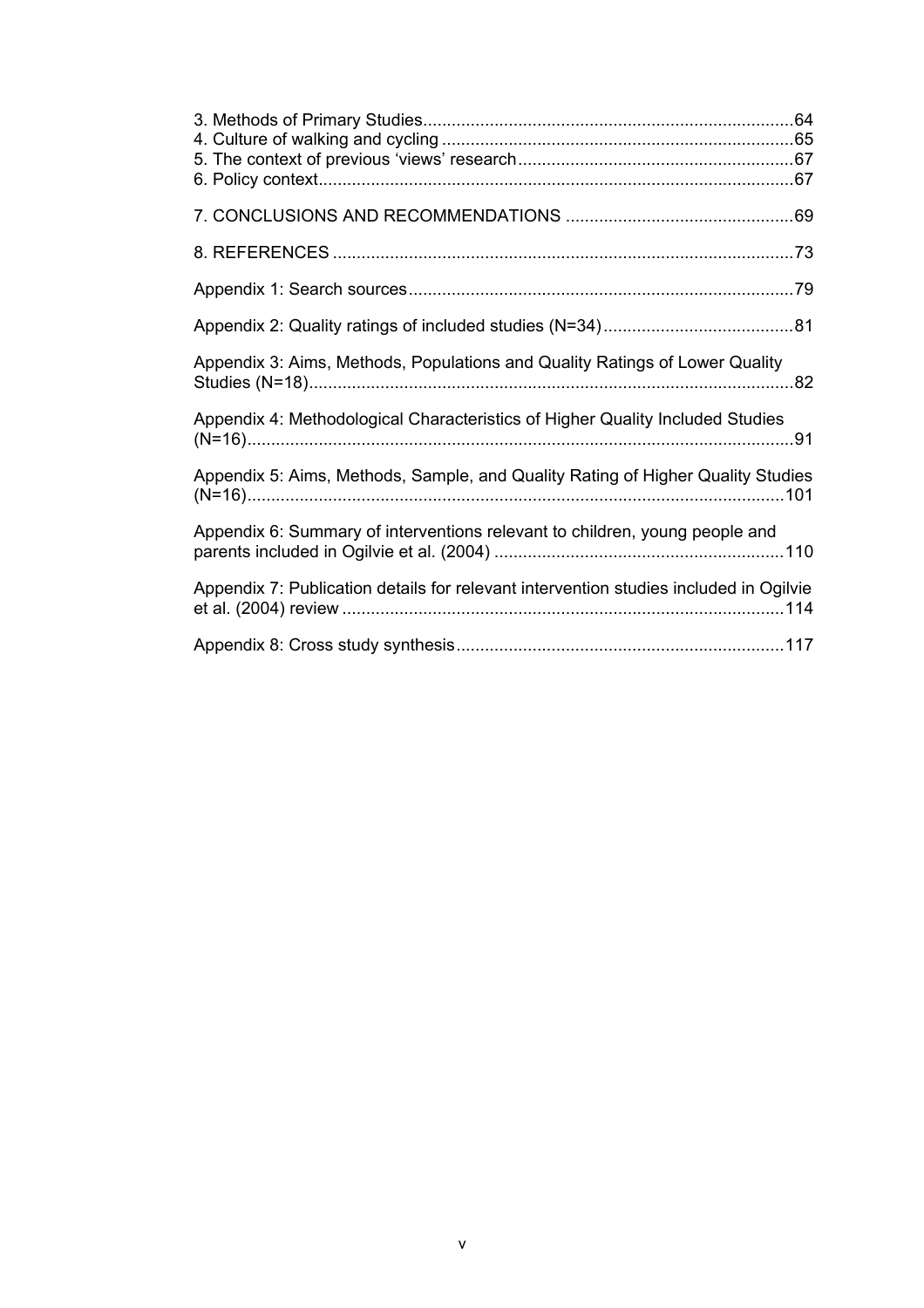3. Methods of Primary Studies ....................................................................64
4. Culture of walking and cycling ..............................................................65
5. The context of previous 'views' research ..............................................67
6. Policy context ........................................................................................67

7. CONCLUSIONS AND RECOMMENDATIONS ..............................................69

8. REFERENCES ..........................................................................................73

Appendix 1: Search sources ..........................................................................79

Appendix 2: Quality ratings of included studies (N=34) ................................81

Appendix 3: Aims, Methods, Populations and Quality Ratings of Lower Quality Studies (N=18) ..................................................................................................82

Appendix 4: Methodological Characteristics of Higher Quality Included Studies (N=16) ..................................................................................................91

Appendix 5: Aims, Methods, Sample, and Quality Rating of Higher Quality Studies (N=16) ..................................................................................................101

Appendix 6: Summary of interventions relevant to children, young people and parents included in Ogilvie et al. (2004) ..............................................................110

Appendix 7: Publication details for relevant intervention studies included in Ogilvie et al. (2004) review ..................................................................................114

Appendix 8: Cross study synthesis ................................................................117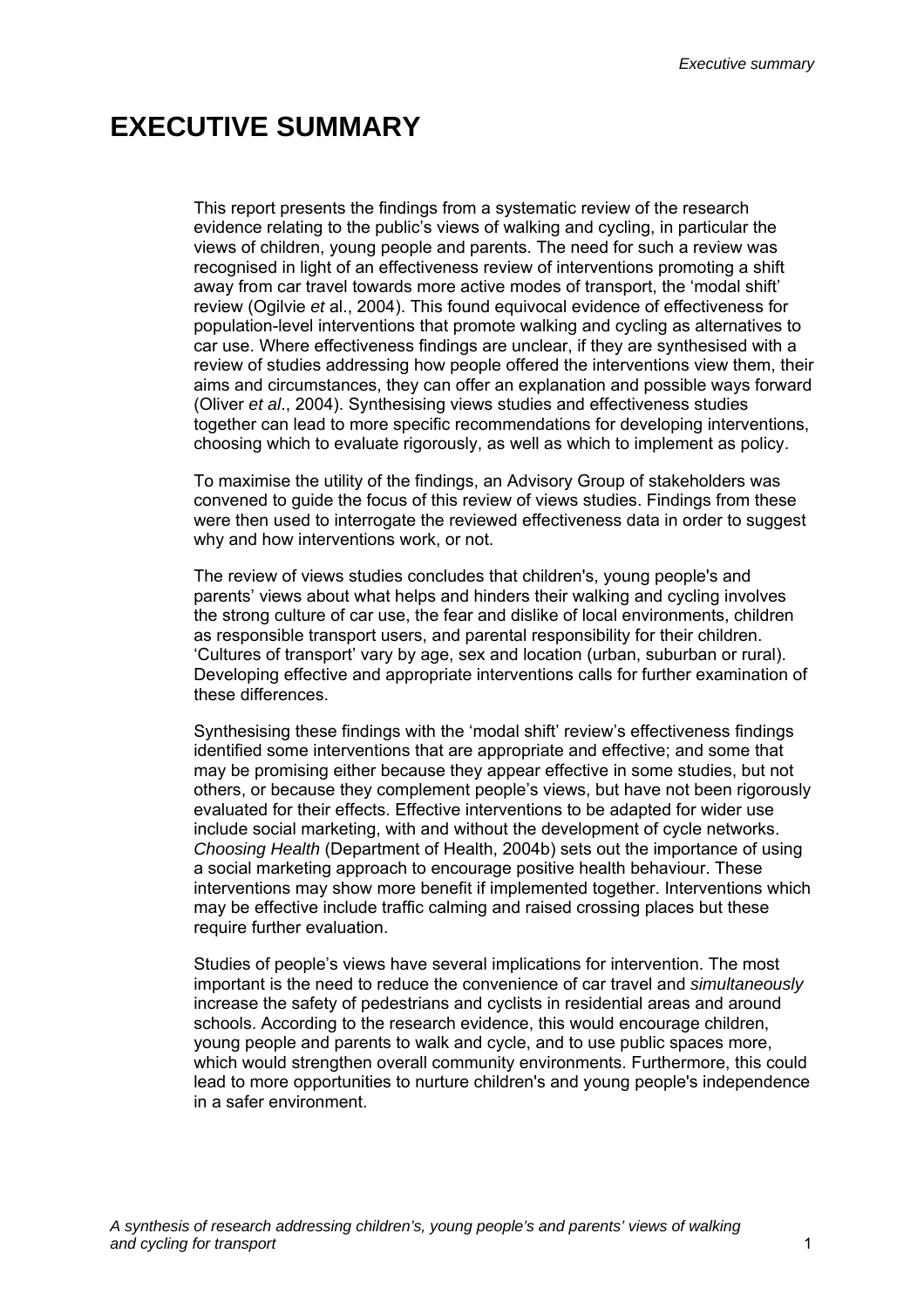# EXECUTIVE SUMMARY

This report presents the findings from a systematic review of the research evidence relating to the public's views of walking and cycling, in particular the views of children, young people and parents. The need for such a review was recognised in light of an effectiveness review of interventions promoting a shift away from car travel towards more active modes of transport, the 'modal shift' review (Ogilvie *et* al., 2004). This found equivocal evidence of effectiveness for population-level interventions that promote walking and cycling as alternatives to car use. Where effectiveness findings are unclear, if they are synthesised with a review of studies addressing how people offered the interventions view them, their aims and circumstances, they can offer an explanation and possible ways forward (Oliver *et al*., 2004). Synthesising views studies and effectiveness studies together can lead to more specific recommendations for developing interventions, choosing which to evaluate rigorously, as well as which to implement as policy.

To maximise the utility of the findings, an Advisory Group of stakeholders was convened to guide the focus of this review of views studies. Findings from these were then used to interrogate the reviewed effectiveness data in order to suggest why and how interventions work, or not.

The review of views studies concludes that children's, young people's and parents' views about what helps and hinders their walking and cycling involves the strong culture of car use, the fear and dislike of local environments, children as responsible transport users, and parental responsibility for their children. 'Cultures of transport' vary by age, sex and location (urban, suburban or rural). Developing effective and appropriate interventions calls for further examination of these differences.

Synthesising these findings with the 'modal shift' review's effectiveness findings identified some interventions that are appropriate and effective; and some that may be promising either because they appear effective in some studies, but not others, or because they complement people's views, but have not been rigorously evaluated for their effects. Effective interventions to be adapted for wider use include social marketing, with and without the development of cycle networks. *Choosing Health* (Department of Health, 2004b) sets out the importance of using a social marketing approach to encourage positive health behaviour. These interventions may show more benefit if implemented together. Interventions which may be effective include traffic calming and raised crossing places but these require further evaluation.

Studies of people's views have several implications for intervention. The most important is the need to reduce the convenience of car travel and *simultaneously* increase the safety of pedestrians and cyclists in residential areas and around schools. According to the research evidence, this would encourage children, young people and parents to walk and cycle, and to use public spaces more, which would strengthen overall community environments. Furthermore, this could lead to more opportunities to nurture children's and young people's independence in a safer environment.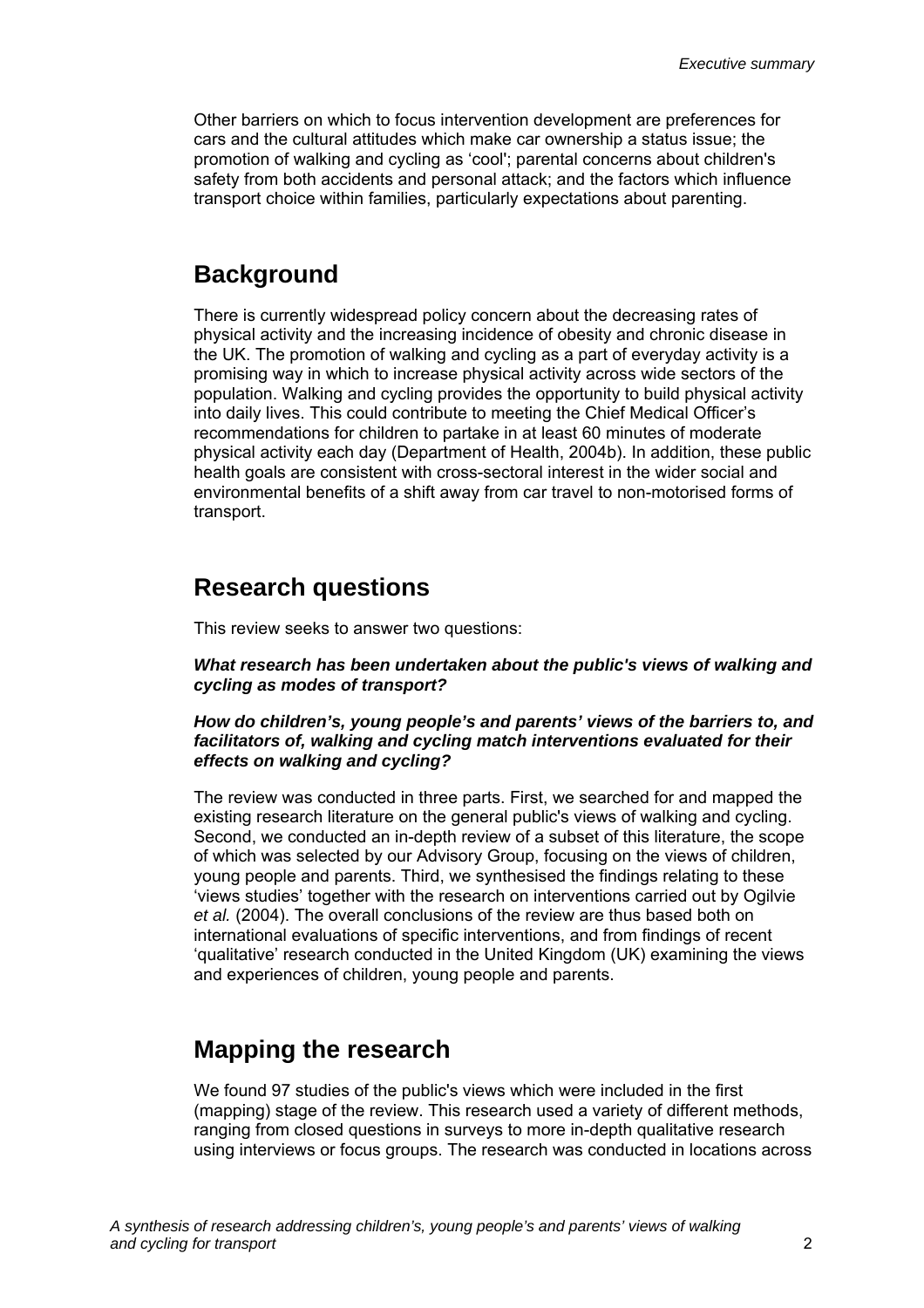Other barriers on which to focus intervention development are preferences for cars and the cultural attitudes which make car ownership a status issue; the promotion of walking and cycling as 'cool'; parental concerns about children's safety from both accidents and personal attack; and the factors which influence transport choice within families, particularly expectations about parenting.

## Background

There is currently widespread policy concern about the decreasing rates of physical activity and the increasing incidence of obesity and chronic disease in the UK. The promotion of walking and cycling as a part of everyday activity is a promising way in which to increase physical activity across wide sectors of the population. Walking and cycling provides the opportunity to build physical activity into daily lives. This could contribute to meeting the Chief Medical Officer's recommendations for children to partake in at least 60 minutes of moderate physical activity each day (Department of Health, 2004b). In addition, these public health goals are consistent with cross-sectoral interest in the wider social and environmental benefits of a shift away from car travel to non-motorised forms of transport.

## Research questions

This review seeks to answer two questions:

***What research has been undertaken about the public's views of walking and cycling as modes of transport?***

***How do children's, young people's and parents' views of the barriers to, and facilitators of, walking and cycling match interventions evaluated for their effects on walking and cycling?***

The review was conducted in three parts. First, we searched for and mapped the existing research literature on the general public's views of walking and cycling. Second, we conducted an in-depth review of a subset of this literature, the scope of which was selected by our Advisory Group, focusing on the views of children, young people and parents. Third, we synthesised the findings relating to these 'views studies' together with the research on interventions carried out by Ogilvie *et al.* (2004). The overall conclusions of the review are thus based both on international evaluations of specific interventions, and from findings of recent 'qualitative' research conducted in the United Kingdom (UK) examining the views and experiences of children, young people and parents.

## Mapping the research

We found 97 studies of the public's views which were included in the first (mapping) stage of the review. This research used a variety of different methods, ranging from closed questions in surveys to more in-depth qualitative research using interviews or focus groups. The research was conducted in locations across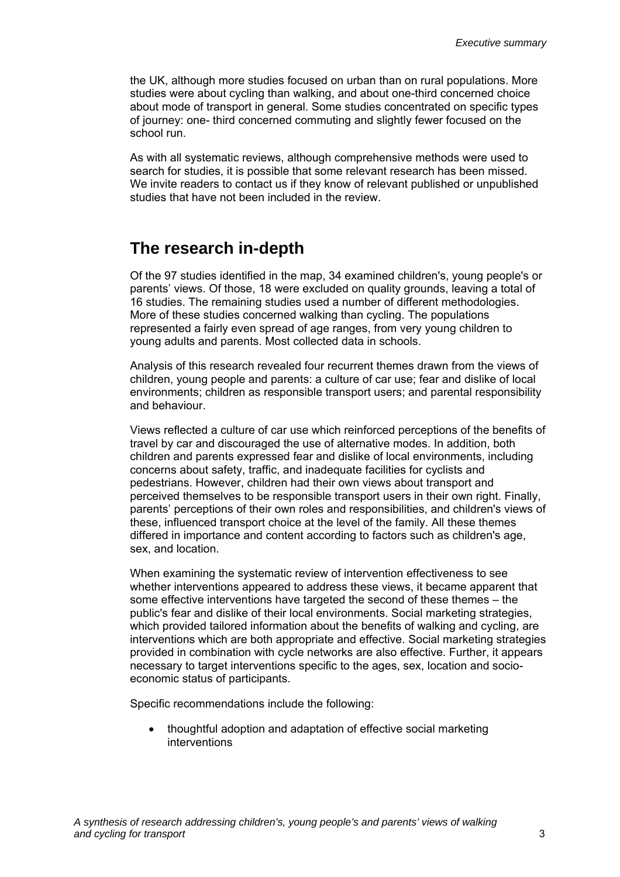the UK, although more studies focused on urban than on rural populations. More studies were about cycling than walking, and about one-third concerned choice about mode of transport in general. Some studies concentrated on specific types of journey: one- third concerned commuting and slightly fewer focused on the school run.

As with all systematic reviews, although comprehensive methods were used to search for studies, it is possible that some relevant research has been missed. We invite readers to contact us if they know of relevant published or unpublished studies that have not been included in the review.

## The research in-depth

Of the 97 studies identified in the map, 34 examined children's, young people's or parents' views. Of those, 18 were excluded on quality grounds, leaving a total of 16 studies. The remaining studies used a number of different methodologies. More of these studies concerned walking than cycling. The populations represented a fairly even spread of age ranges, from very young children to young adults and parents. Most collected data in schools.

Analysis of this research revealed four recurrent themes drawn from the views of children, young people and parents: a culture of car use; fear and dislike of local environments; children as responsible transport users; and parental responsibility and behaviour.

Views reflected a culture of car use which reinforced perceptions of the benefits of travel by car and discouraged the use of alternative modes. In addition, both children and parents expressed fear and dislike of local environments, including concerns about safety, traffic, and inadequate facilities for cyclists and pedestrians. However, children had their own views about transport and perceived themselves to be responsible transport users in their own right. Finally, parents' perceptions of their own roles and responsibilities, and children's views of these, influenced transport choice at the level of the family. All these themes differed in importance and content according to factors such as children's age, sex, and location.

When examining the systematic review of intervention effectiveness to see whether interventions appeared to address these views, it became apparent that some effective interventions have targeted the second of these themes – the public's fear and dislike of their local environments. Social marketing strategies, which provided tailored information about the benefits of walking and cycling, are interventions which are both appropriate and effective. Social marketing strategies provided in combination with cycle networks are also effective. Further, it appears necessary to target interventions specific to the ages, sex, location and socio-economic status of participants.

Specific recommendations include the following:

- thoughtful adoption and adaptation of effective social marketing interventions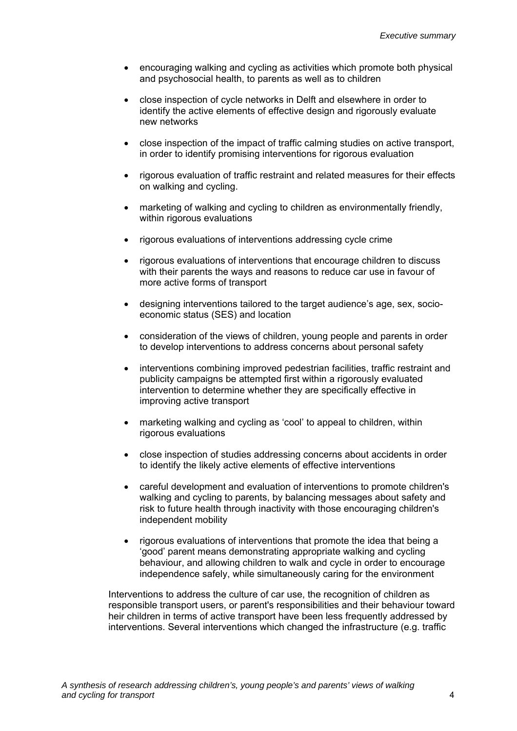- encouraging walking and cycling as activities which promote both physical and psychosocial health, to parents as well as to children
- close inspection of cycle networks in Delft and elsewhere in order to identify the active elements of effective design and rigorously evaluate new networks
- close inspection of the impact of traffic calming studies on active transport, in order to identify promising interventions for rigorous evaluation
- rigorous evaluation of traffic restraint and related measures for their effects on walking and cycling.
- marketing of walking and cycling to children as environmentally friendly, within rigorous evaluations
- rigorous evaluations of interventions addressing cycle crime
- rigorous evaluations of interventions that encourage children to discuss with their parents the ways and reasons to reduce car use in favour of more active forms of transport
- designing interventions tailored to the target audience's age, sex, socio-economic status (SES) and location
- consideration of the views of children, young people and parents in order to develop interventions to address concerns about personal safety
- interventions combining improved pedestrian facilities, traffic restraint and publicity campaigns be attempted first within a rigorously evaluated intervention to determine whether they are specifically effective in improving active transport
- marketing walking and cycling as 'cool' to appeal to children, within rigorous evaluations
- close inspection of studies addressing concerns about accidents in order to identify the likely active elements of effective interventions
- careful development and evaluation of interventions to promote children's walking and cycling to parents, by balancing messages about safety and risk to future health through inactivity with those encouraging children's independent mobility
- rigorous evaluations of interventions that promote the idea that being a 'good' parent means demonstrating appropriate walking and cycling behaviour, and allowing children to walk and cycle in order to encourage independence safely, while simultaneously caring for the environment

Interventions to address the culture of car use, the recognition of children as responsible transport users, or parent's responsibilities and their behaviour toward heir children in terms of active transport have been less frequently addressed by interventions. Several interventions which changed the infrastructure (e.g. traffic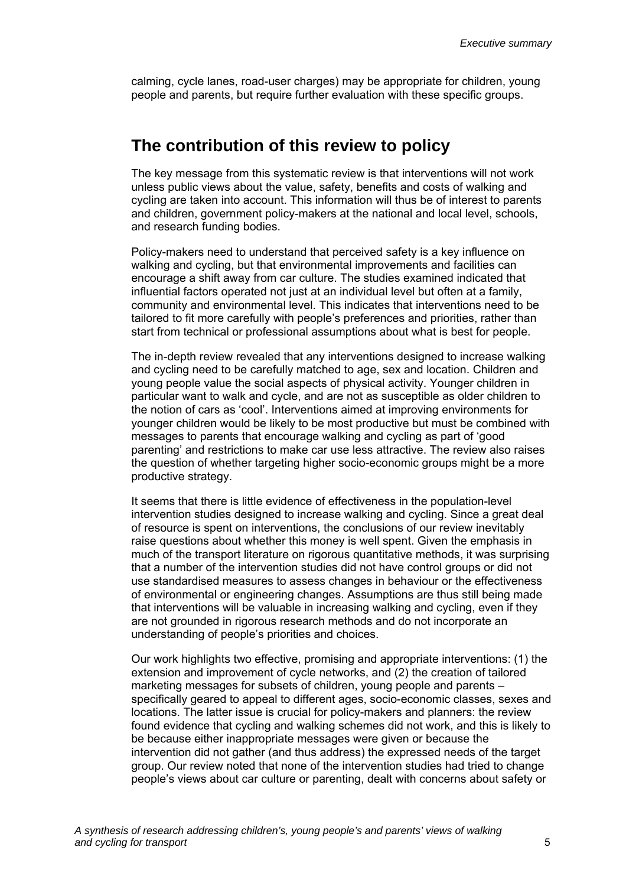calming, cycle lanes, road-user charges) may be appropriate for children, young people and parents, but require further evaluation with these specific groups.

## The contribution of this review to policy

The key message from this systematic review is that interventions will not work unless public views about the value, safety, benefits and costs of walking and cycling are taken into account. This information will thus be of interest to parents and children, government policy-makers at the national and local level, schools, and research funding bodies.

Policy-makers need to understand that perceived safety is a key influence on walking and cycling, but that environmental improvements and facilities can encourage a shift away from car culture. The studies examined indicated that influential factors operated not just at an individual level but often at a family, community and environmental level. This indicates that interventions need to be tailored to fit more carefully with people's preferences and priorities, rather than start from technical or professional assumptions about what is best for people.

The in-depth review revealed that any interventions designed to increase walking and cycling need to be carefully matched to age, sex and location. Children and young people value the social aspects of physical activity. Younger children in particular want to walk and cycle, and are not as susceptible as older children to the notion of cars as 'cool'. Interventions aimed at improving environments for younger children would be likely to be most productive but must be combined with messages to parents that encourage walking and cycling as part of 'good parenting' and restrictions to make car use less attractive. The review also raises the question of whether targeting higher socio-economic groups might be a more productive strategy.

It seems that there is little evidence of effectiveness in the population-level intervention studies designed to increase walking and cycling. Since a great deal of resource is spent on interventions, the conclusions of our review inevitably raise questions about whether this money is well spent. Given the emphasis in much of the transport literature on rigorous quantitative methods, it was surprising that a number of the intervention studies did not have control groups or did not use standardised measures to assess changes in behaviour or the effectiveness of environmental or engineering changes. Assumptions are thus still being made that interventions will be valuable in increasing walking and cycling, even if they are not grounded in rigorous research methods and do not incorporate an understanding of people's priorities and choices.

Our work highlights two effective, promising and appropriate interventions: (1) the extension and improvement of cycle networks, and (2) the creation of tailored marketing messages for subsets of children, young people and parents – specifically geared to appeal to different ages, socio-economic classes, sexes and locations. The latter issue is crucial for policy-makers and planners: the review found evidence that cycling and walking schemes did not work, and this is likely to be because either inappropriate messages were given or because the intervention did not gather (and thus address) the expressed needs of the target group. Our review noted that none of the intervention studies had tried to change people's views about car culture or parenting, dealt with concerns about safety or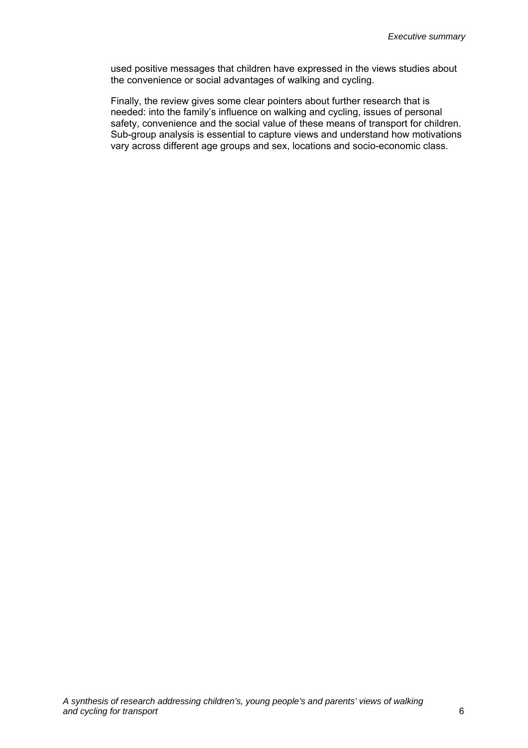used positive messages that children have expressed in the views studies about the convenience or social advantages of walking and cycling.

Finally, the review gives some clear pointers about further research that is needed: into the family's influence on walking and cycling, issues of personal safety, convenience and the social value of these means of transport for children. Sub-group analysis is essential to capture views and understand how motivations vary across different age groups and sex, locations and socio-economic class.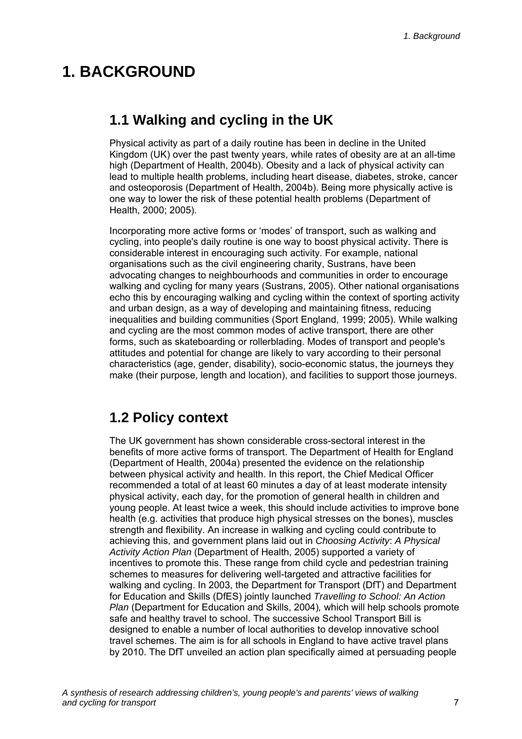# 1. BACKGROUND

## 1.1 Walking and cycling in the UK

Physical activity as part of a daily routine has been in decline in the United Kingdom (UK) over the past twenty years, while rates of obesity are at an all-time high (Department of Health, 2004b). Obesity and a lack of physical activity can lead to multiple health problems, including heart disease, diabetes, stroke, cancer and osteoporosis (Department of Health, 2004b). Being more physically active is one way to lower the risk of these potential health problems (Department of Health, 2000; 2005).

Incorporating more active forms or 'modes' of transport, such as walking and cycling, into people's daily routine is one way to boost physical activity. There is considerable interest in encouraging such activity. For example, national organisations such as the civil engineering charity, Sustrans, have been advocating changes to neighbourhoods and communities in order to encourage walking and cycling for many years (Sustrans, 2005). Other national organisations echo this by encouraging walking and cycling within the context of sporting activity and urban design, as a way of developing and maintaining fitness, reducing inequalities and building communities (Sport England, 1999; 2005). While walking and cycling are the most common modes of active transport, there are other forms, such as skateboarding or rollerblading. Modes of transport and people's attitudes and potential for change are likely to vary according to their personal characteristics (age, gender, disability), socio-economic status, the journeys they make (their purpose, length and location), and facilities to support those journeys.

## 1.2 Policy context

The UK government has shown considerable cross-sectoral interest in the benefits of more active forms of transport. The Department of Health for England (Department of Health, 2004a) presented the evidence on the relationship between physical activity and health. In this report, the Chief Medical Officer recommended a total of at least 60 minutes a day of at least moderate intensity physical activity, each day, for the promotion of general health in children and young people. At least twice a week, this should include activities to improve bone health (e.g. activities that produce high physical stresses on the bones), muscles strength and flexibility. An increase in walking and cycling could contribute to achieving this, and government plans laid out in *Choosing Activity*: *A Physical Activity Action Plan* (Department of Health, 2005) supported a variety of incentives to promote this. These range from child cycle and pedestrian training schemes to measures for delivering well-targeted and attractive facilities for walking and cycling. In 2003, the Department for Transport (DfT) and Department for Education and Skills (DfES) jointly launched *Travelling to School: An Action Plan* (Department for Education and Skills, 2004)*,* which will help schools promote safe and healthy travel to school. The successive School Transport Bill is designed to enable a number of local authorities to develop innovative school travel schemes. The aim is for all schools in England to have active travel plans by 2010. The DfT unveiled an action plan specifically aimed at persuading people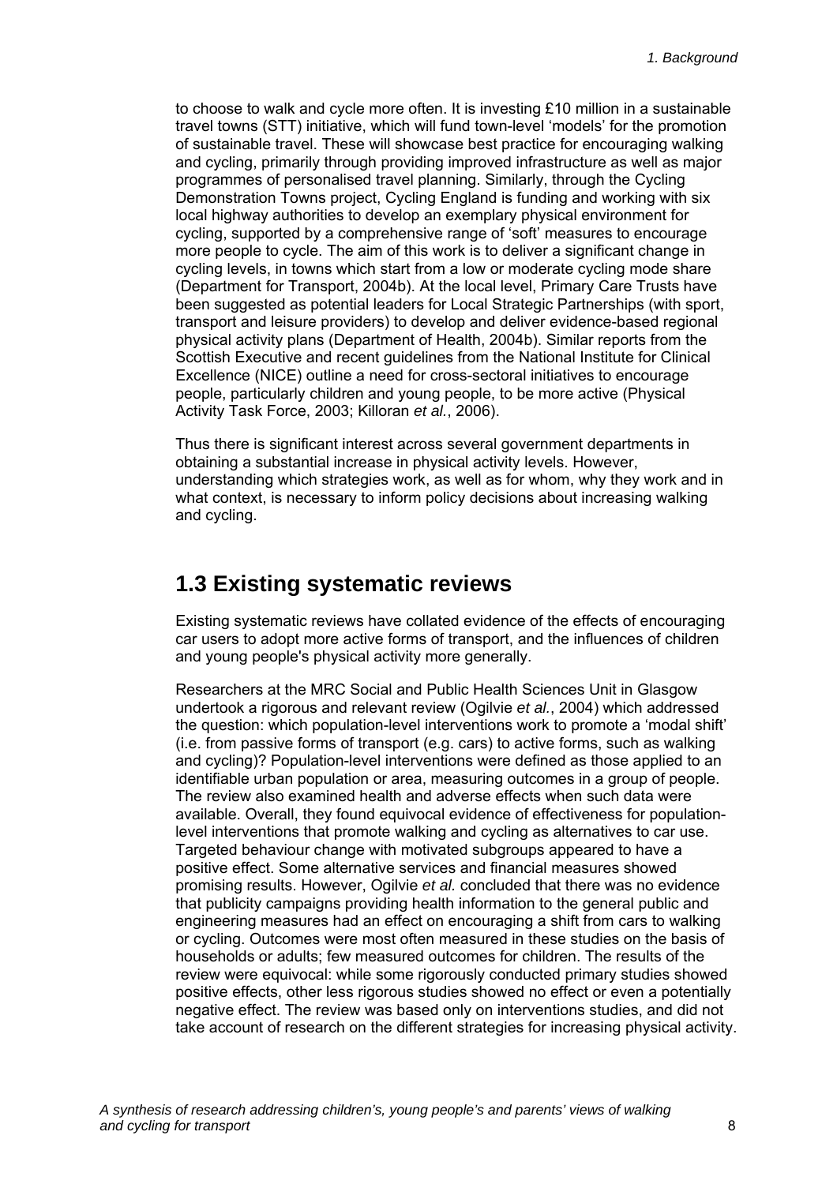to choose to walk and cycle more often. It is investing £10 million in a sustainable travel towns (STT) initiative, which will fund town-level 'models' for the promotion of sustainable travel. These will showcase best practice for encouraging walking and cycling, primarily through providing improved infrastructure as well as major programmes of personalised travel planning. Similarly, through the Cycling Demonstration Towns project, Cycling England is funding and working with six local highway authorities to develop an exemplary physical environment for cycling, supported by a comprehensive range of 'soft' measures to encourage more people to cycle. The aim of this work is to deliver a significant change in cycling levels, in towns which start from a low or moderate cycling mode share (Department for Transport, 2004b). At the local level, Primary Care Trusts have been suggested as potential leaders for Local Strategic Partnerships (with sport, transport and leisure providers) to develop and deliver evidence-based regional physical activity plans (Department of Health, 2004b). Similar reports from the Scottish Executive and recent guidelines from the National Institute for Clinical Excellence (NICE) outline a need for cross-sectoral initiatives to encourage people, particularly children and young people, to be more active (Physical Activity Task Force, 2003; Killoran *et al.*, 2006).

Thus there is significant interest across several government departments in obtaining a substantial increase in physical activity levels. However, understanding which strategies work, as well as for whom, why they work and in what context, is necessary to inform policy decisions about increasing walking and cycling.

## 1.3 Existing systematic reviews

Existing systematic reviews have collated evidence of the effects of encouraging car users to adopt more active forms of transport, and the influences of children and young people's physical activity more generally.

Researchers at the MRC Social and Public Health Sciences Unit in Glasgow undertook a rigorous and relevant review (Ogilvie *et al.*, 2004) which addressed the question: which population-level interventions work to promote a 'modal shift' (i.e. from passive forms of transport (e.g. cars) to active forms, such as walking and cycling)? Population-level interventions were defined as those applied to an identifiable urban population or area, measuring outcomes in a group of people. The review also examined health and adverse effects when such data were available. Overall, they found equivocal evidence of effectiveness for population-level interventions that promote walking and cycling as alternatives to car use. Targeted behaviour change with motivated subgroups appeared to have a positive effect. Some alternative services and financial measures showed promising results. However, Ogilvie *et al.* concluded that there was no evidence that publicity campaigns providing health information to the general public and engineering measures had an effect on encouraging a shift from cars to walking or cycling. Outcomes were most often measured in these studies on the basis of households or adults; few measured outcomes for children. The results of the review were equivocal: while some rigorously conducted primary studies showed positive effects, other less rigorous studies showed no effect or even a potentially negative effect. The review was based only on interventions studies, and did not take account of research on the different strategies for increasing physical activity.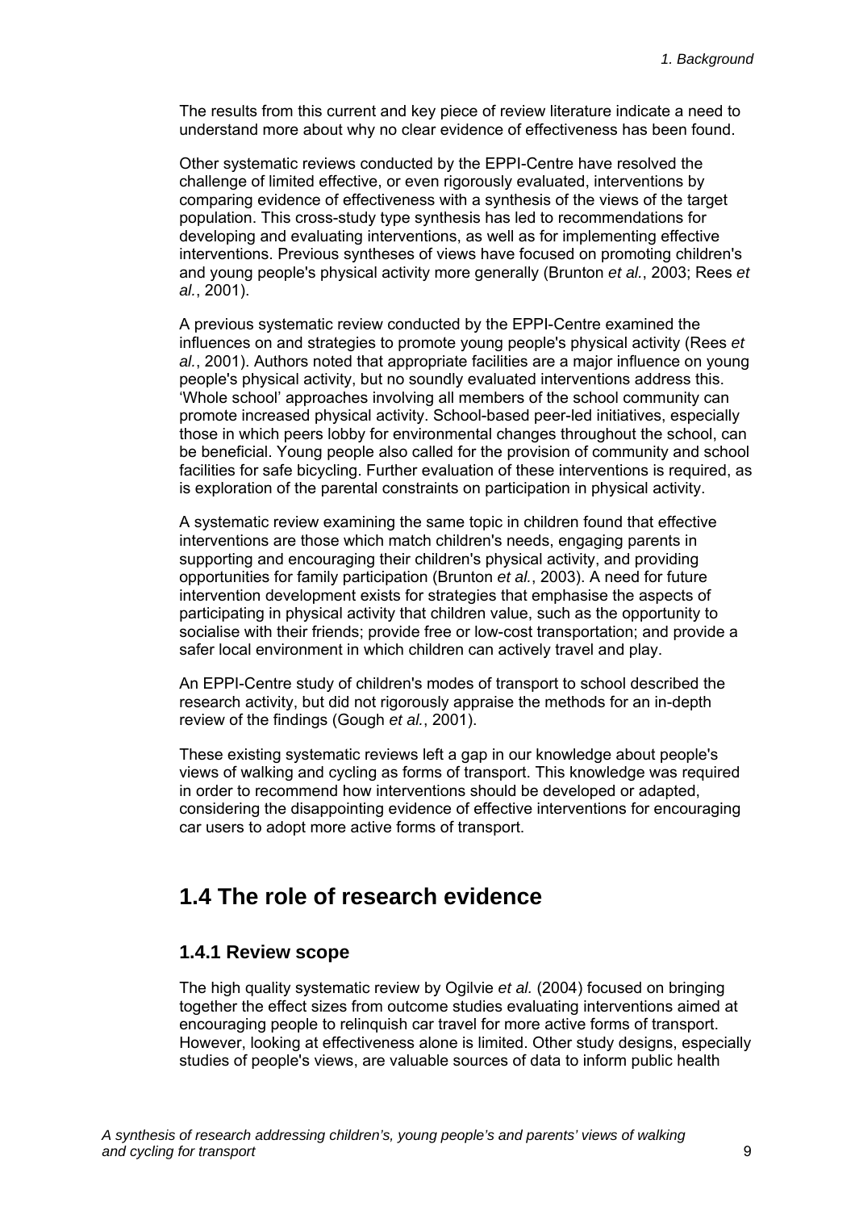The results from this current and key piece of review literature indicate a need to understand more about why no clear evidence of effectiveness has been found.

Other systematic reviews conducted by the EPPI-Centre have resolved the challenge of limited effective, or even rigorously evaluated, interventions by comparing evidence of effectiveness with a synthesis of the views of the target population. This cross-study type synthesis has led to recommendations for developing and evaluating interventions, as well as for implementing effective interventions. Previous syntheses of views have focused on promoting children's and young people's physical activity more generally (Brunton *et al.*, 2003; Rees *et al.*, 2001).

A previous systematic review conducted by the EPPI-Centre examined the influences on and strategies to promote young people's physical activity (Rees *et al.*, 2001). Authors noted that appropriate facilities are a major influence on young people's physical activity, but no soundly evaluated interventions address this. 'Whole school' approaches involving all members of the school community can promote increased physical activity. School-based peer-led initiatives, especially those in which peers lobby for environmental changes throughout the school, can be beneficial. Young people also called for the provision of community and school facilities for safe bicycling. Further evaluation of these interventions is required, as is exploration of the parental constraints on participation in physical activity.

A systematic review examining the same topic in children found that effective interventions are those which match children's needs, engaging parents in supporting and encouraging their children's physical activity, and providing opportunities for family participation (Brunton *et al.*, 2003). A need for future intervention development exists for strategies that emphasise the aspects of participating in physical activity that children value, such as the opportunity to socialise with their friends; provide free or low-cost transportation; and provide a safer local environment in which children can actively travel and play.

An EPPI-Centre study of children's modes of transport to school described the research activity, but did not rigorously appraise the methods for an in-depth review of the findings (Gough *et al.*, 2001).

These existing systematic reviews left a gap in our knowledge about people's views of walking and cycling as forms of transport. This knowledge was required in order to recommend how interventions should be developed or adapted, considering the disappointing evidence of effective interventions for encouraging car users to adopt more active forms of transport.

## 1.4 The role of research evidence

### 1.4.1 Review scope

The high quality systematic review by Ogilvie *et al.* (2004) focused on bringing together the effect sizes from outcome studies evaluating interventions aimed at encouraging people to relinquish car travel for more active forms of transport. However, looking at effectiveness alone is limited. Other study designs, especially studies of people's views, are valuable sources of data to inform public health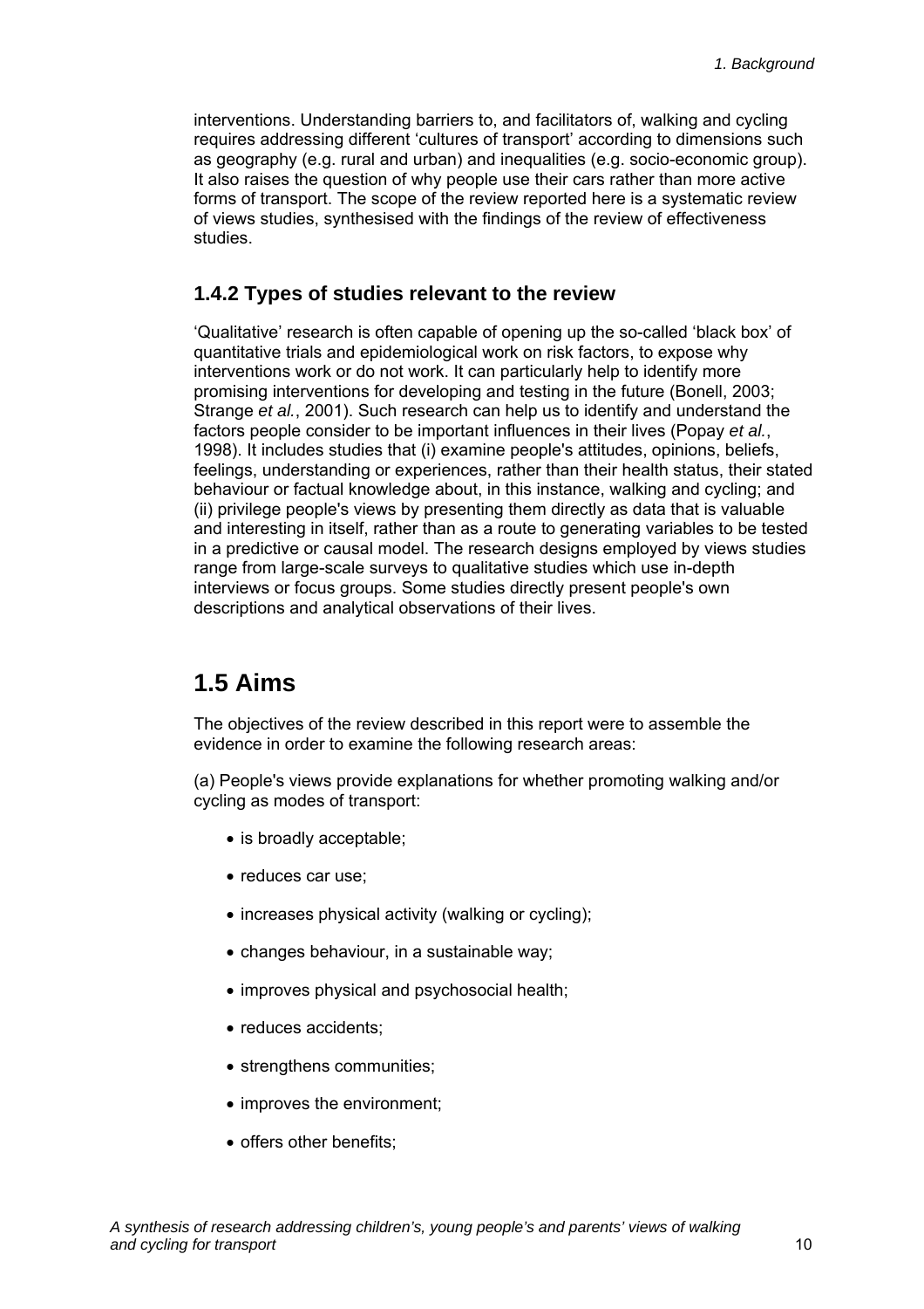interventions. Understanding barriers to, and facilitators of, walking and cycling requires addressing different 'cultures of transport' according to dimensions such as geography (e.g. rural and urban) and inequalities (e.g. socio-economic group). It also raises the question of why people use their cars rather than more active forms of transport. The scope of the review reported here is a systematic review of views studies, synthesised with the findings of the review of effectiveness studies.

### 1.4.2 Types of studies relevant to the review

'Qualitative' research is often capable of opening up the so-called 'black box' of quantitative trials and epidemiological work on risk factors, to expose why interventions work or do not work. It can particularly help to identify more promising interventions for developing and testing in the future (Bonell, 2003; Strange *et al.*, 2001). Such research can help us to identify and understand the factors people consider to be important influences in their lives (Popay *et al.*, 1998). It includes studies that (i) examine people's attitudes, opinions, beliefs, feelings, understanding or experiences, rather than their health status, their stated behaviour or factual knowledge about, in this instance, walking and cycling; and (ii) privilege people's views by presenting them directly as data that is valuable and interesting in itself, rather than as a route to generating variables to be tested in a predictive or causal model. The research designs employed by views studies range from large-scale surveys to qualitative studies which use in-depth interviews or focus groups. Some studies directly present people's own descriptions and analytical observations of their lives.

## 1.5 Aims

The objectives of the review described in this report were to assemble the evidence in order to examine the following research areas:

(a) People's views provide explanations for whether promoting walking and/or cycling as modes of transport:

- is broadly acceptable;
- reduces car use;
- increases physical activity (walking or cycling);
- changes behaviour, in a sustainable way;
- improves physical and psychosocial health;
- reduces accidents;
- strengthens communities;
- improves the environment;
- offers other benefits;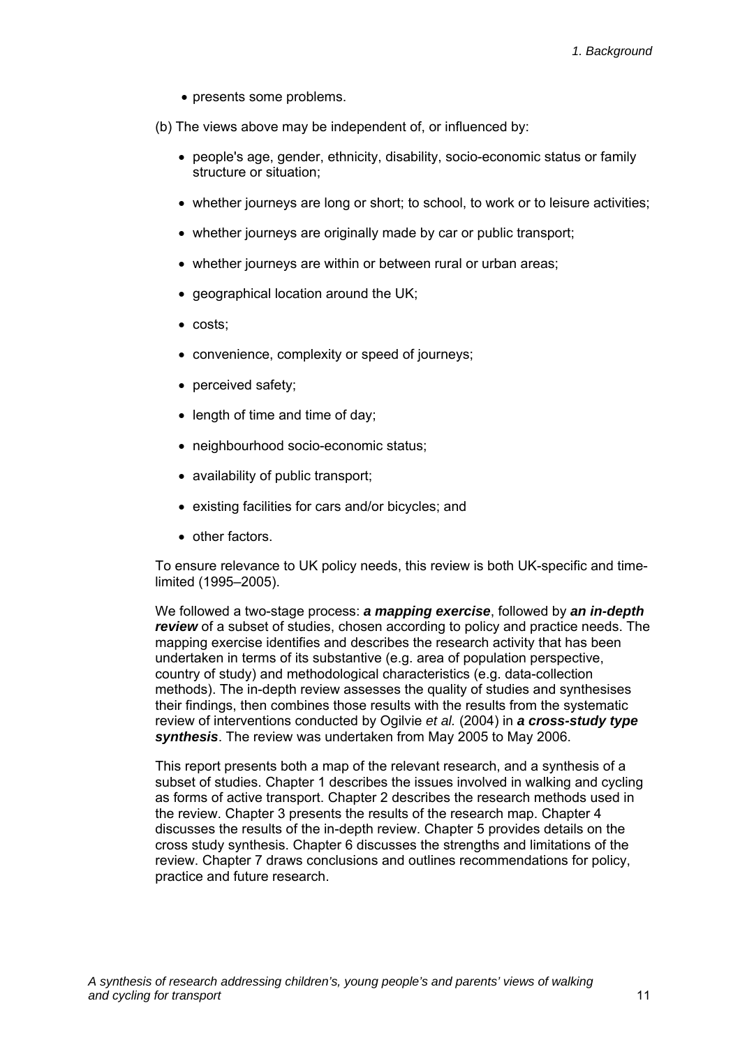- presents some problems.

(b) The views above may be independent of, or influenced by:

- people's age, gender, ethnicity, disability, socio-economic status or family structure or situation;
- whether journeys are long or short; to school, to work or to leisure activities;
- whether journeys are originally made by car or public transport;
- whether journeys are within or between rural or urban areas;
- geographical location around the UK;
- costs;
- convenience, complexity or speed of journeys;
- perceived safety;
- length of time and time of day;
- neighbourhood socio-economic status;
- availability of public transport;
- existing facilities for cars and/or bicycles; and
- other factors.

To ensure relevance to UK policy needs, this review is both UK-specific and time-limited (1995–2005).

We followed a two-stage process: ***a mapping exercise***, followed by ***an in-depth review*** of a subset of studies, chosen according to policy and practice needs. The mapping exercise identifies and describes the research activity that has been undertaken in terms of its substantive (e.g. area of population perspective, country of study) and methodological characteristics (e.g. data-collection methods). The in-depth review assesses the quality of studies and synthesises their findings, then combines those results with the results from the systematic review of interventions conducted by Ogilvie *et al.* (2004) in ***a cross-study type synthesis***. The review was undertaken from May 2005 to May 2006.

This report presents both a map of the relevant research, and a synthesis of a subset of studies. Chapter 1 describes the issues involved in walking and cycling as forms of active transport. Chapter 2 describes the research methods used in the review. Chapter 3 presents the results of the research map. Chapter 4 discusses the results of the in-depth review. Chapter 5 provides details on the cross study synthesis. Chapter 6 discusses the strengths and limitations of the review. Chapter 7 draws conclusions and outlines recommendations for policy, practice and future research.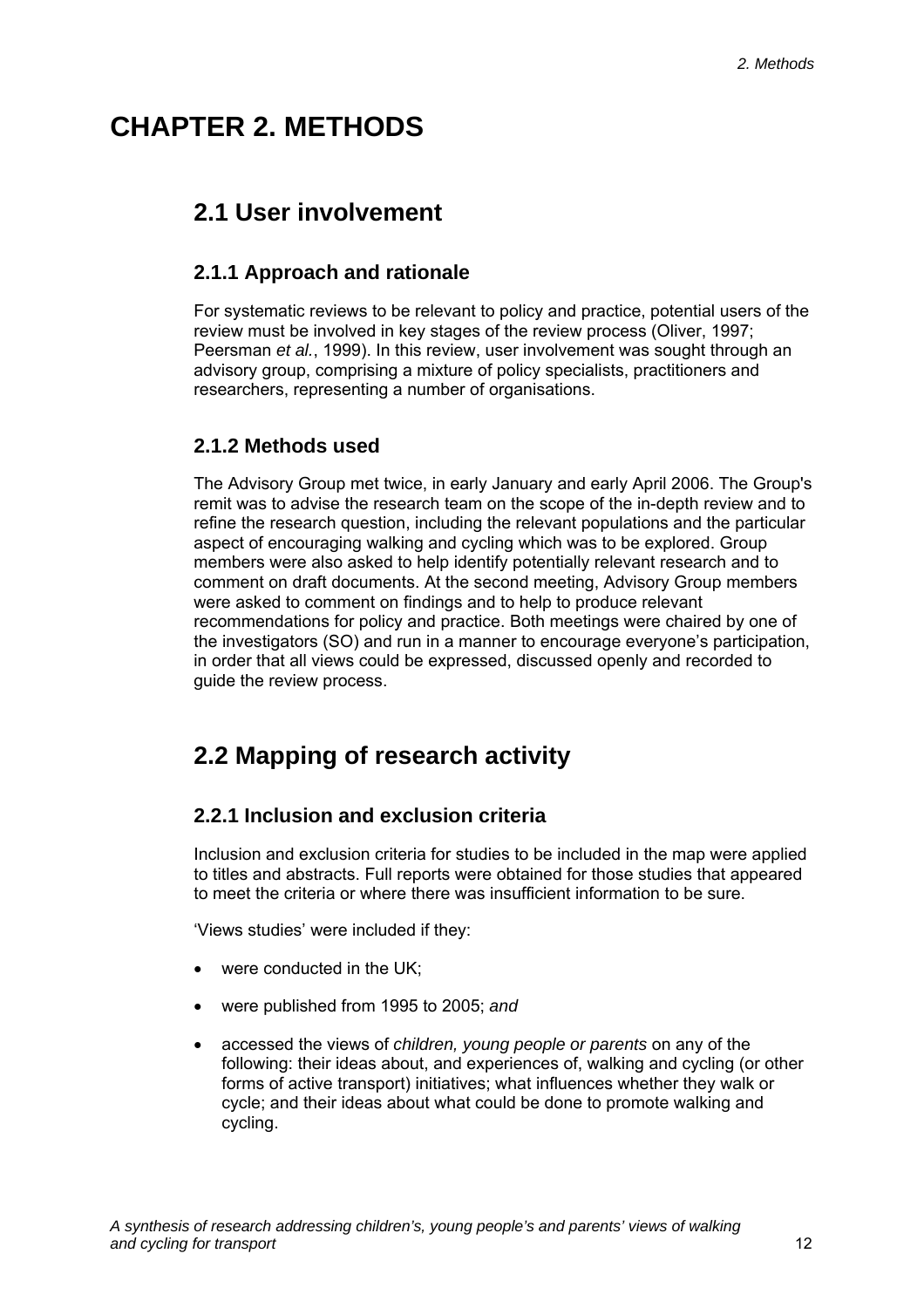# CHAPTER 2. METHODS

## 2.1 User involvement

### 2.1.1 Approach and rationale

For systematic reviews to be relevant to policy and practice, potential users of the review must be involved in key stages of the review process (Oliver, 1997; Peersman *et al.*, 1999). In this review, user involvement was sought through an advisory group, comprising a mixture of policy specialists, practitioners and researchers, representing a number of organisations.

### 2.1.2 Methods used

The Advisory Group met twice, in early January and early April 2006. The Group's remit was to advise the research team on the scope of the in-depth review and to refine the research question, including the relevant populations and the particular aspect of encouraging walking and cycling which was to be explored. Group members were also asked to help identify potentially relevant research and to comment on draft documents. At the second meeting, Advisory Group members were asked to comment on findings and to help to produce relevant recommendations for policy and practice. Both meetings were chaired by one of the investigators (SO) and run in a manner to encourage everyone's participation, in order that all views could be expressed, discussed openly and recorded to guide the review process.

## 2.2 Mapping of research activity

### 2.2.1 Inclusion and exclusion criteria

Inclusion and exclusion criteria for studies to be included in the map were applied to titles and abstracts. Full reports were obtained for those studies that appeared to meet the criteria or where there was insufficient information to be sure.

'Views studies' were included if they:

- were conducted in the UK;
- were published from 1995 to 2005; *and*
- accessed the views of *children, young people or parents* on any of the following: their ideas about, and experiences of, walking and cycling (or other forms of active transport) initiatives; what influences whether they walk or cycle; and their ideas about what could be done to promote walking and cycling.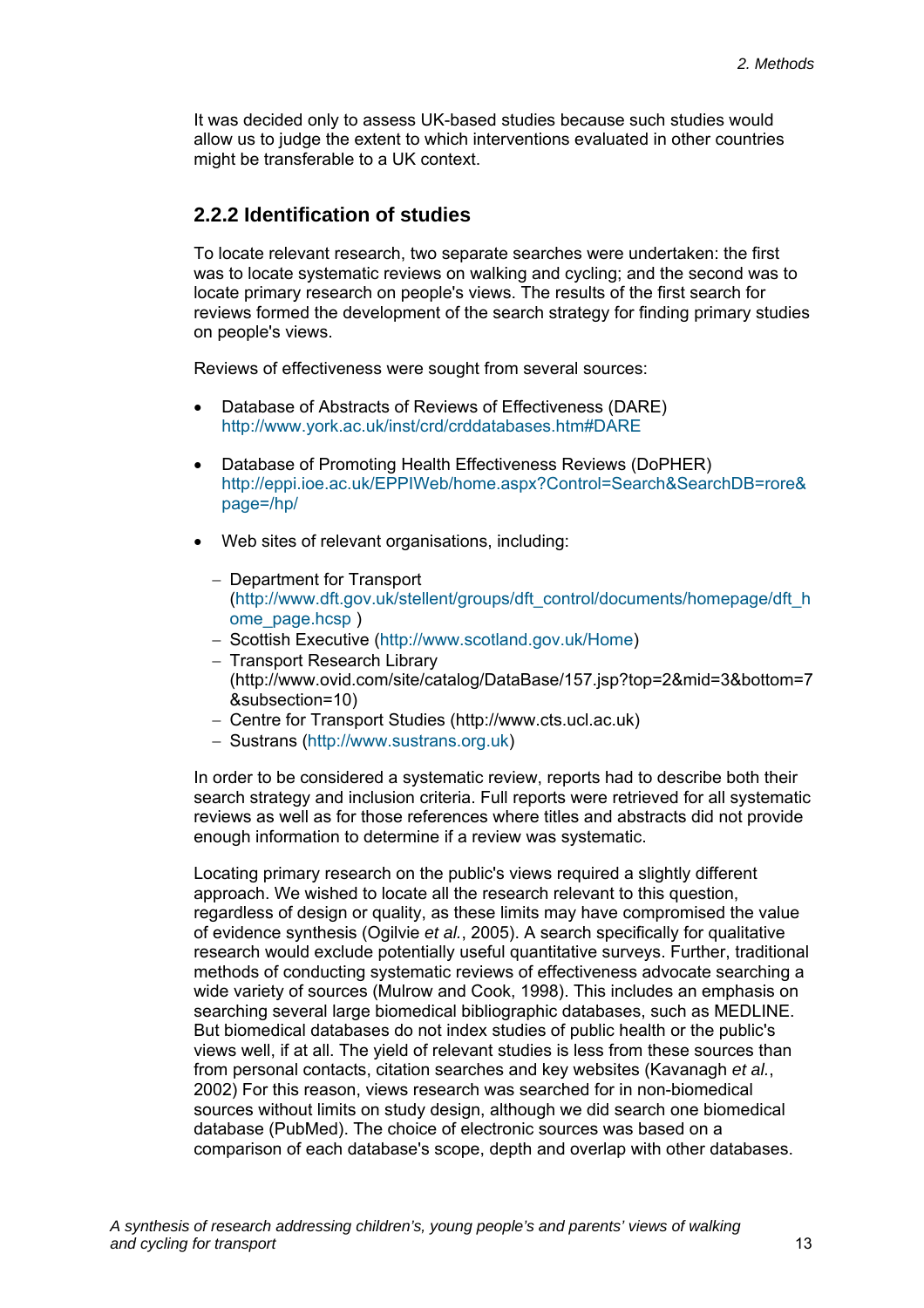It was decided only to assess UK-based studies because such studies would allow us to judge the extent to which interventions evaluated in other countries might be transferable to a UK context.

### 2.2.2 Identification of studies

To locate relevant research, two separate searches were undertaken: the first was to locate systematic reviews on walking and cycling; and the second was to locate primary research on people's views. The results of the first search for reviews formed the development of the search strategy for finding primary studies on people's views.

Reviews of effectiveness were sought from several sources:

- Database of Abstracts of Reviews of Effectiveness (DARE) http://www.york.ac.uk/inst/crd/crddatabases.htm#DARE
- Database of Promoting Health Effectiveness Reviews (DoPHER) http://eppi.ioe.ac.uk/EPPIWeb/home.aspx?Control=Search&SearchDB=rore&page=/hp/
- Web sites of relevant organisations, including:
  - Department for Transport (http://www.dft.gov.uk/stellent/groups/dft_control/documents/homepage/dft_home_page.hcsp )
  - Scottish Executive (http://www.scotland.gov.uk/Home)
  - Transport Research Library (http://www.ovid.com/site/catalog/DataBase/157.jsp?top=2&mid=3&bottom=7&subsection=10)
  - Centre for Transport Studies (http://www.cts.ucl.ac.uk)
  - Sustrans (http://www.sustrans.org.uk)

In order to be considered a systematic review, reports had to describe both their search strategy and inclusion criteria. Full reports were retrieved for all systematic reviews as well as for those references where titles and abstracts did not provide enough information to determine if a review was systematic.

Locating primary research on the public's views required a slightly different approach. We wished to locate all the research relevant to this question, regardless of design or quality, as these limits may have compromised the value of evidence synthesis (Ogilvie *et al.*, 2005). A search specifically for qualitative research would exclude potentially useful quantitative surveys. Further, traditional methods of conducting systematic reviews of effectiveness advocate searching a wide variety of sources (Mulrow and Cook, 1998). This includes an emphasis on searching several large biomedical bibliographic databases, such as MEDLINE. But biomedical databases do not index studies of public health or the public's views well, if at all. The yield of relevant studies is less from these sources than from personal contacts, citation searches and key websites (Kavanagh *et al.*, 2002) For this reason, views research was searched for in non-biomedical sources without limits on study design, although we did search one biomedical database (PubMed). The choice of electronic sources was based on a comparison of each database's scope, depth and overlap with other databases.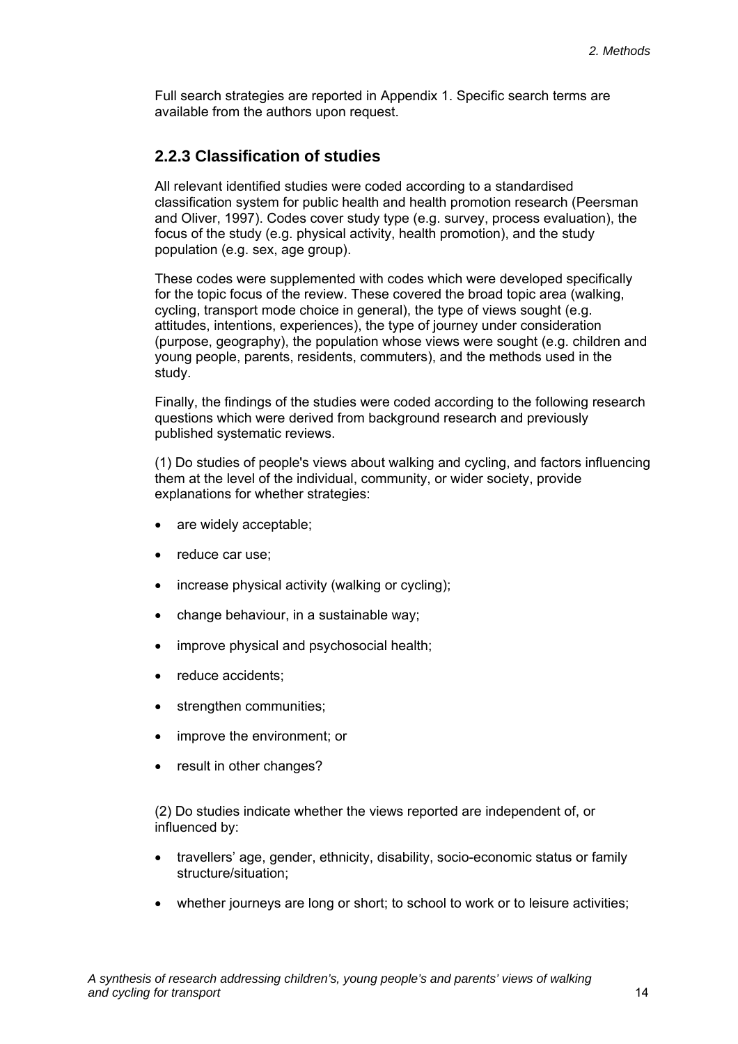Full search strategies are reported in Appendix 1. Specific search terms are available from the authors upon request.

### 2.2.3 Classification of studies

All relevant identified studies were coded according to a standardised classification system for public health and health promotion research (Peersman and Oliver, 1997). Codes cover study type (e.g. survey, process evaluation), the focus of the study (e.g. physical activity, health promotion), and the study population (e.g. sex, age group).

These codes were supplemented with codes which were developed specifically for the topic focus of the review. These covered the broad topic area (walking, cycling, transport mode choice in general), the type of views sought (e.g. attitudes, intentions, experiences), the type of journey under consideration (purpose, geography), the population whose views were sought (e.g. children and young people, parents, residents, commuters), and the methods used in the study.

Finally, the findings of the studies were coded according to the following research questions which were derived from background research and previously published systematic reviews.

(1) Do studies of people's views about walking and cycling, and factors influencing them at the level of the individual, community, or wider society, provide explanations for whether strategies:

- are widely acceptable;
- reduce car use;
- increase physical activity (walking or cycling);
- change behaviour, in a sustainable way;
- improve physical and psychosocial health;
- reduce accidents;
- strengthen communities;
- improve the environment; or
- result in other changes?

(2) Do studies indicate whether the views reported are independent of, or influenced by:

- travellers' age, gender, ethnicity, disability, socio-economic status or family structure/situation;
- whether journeys are long or short; to school to work or to leisure activities;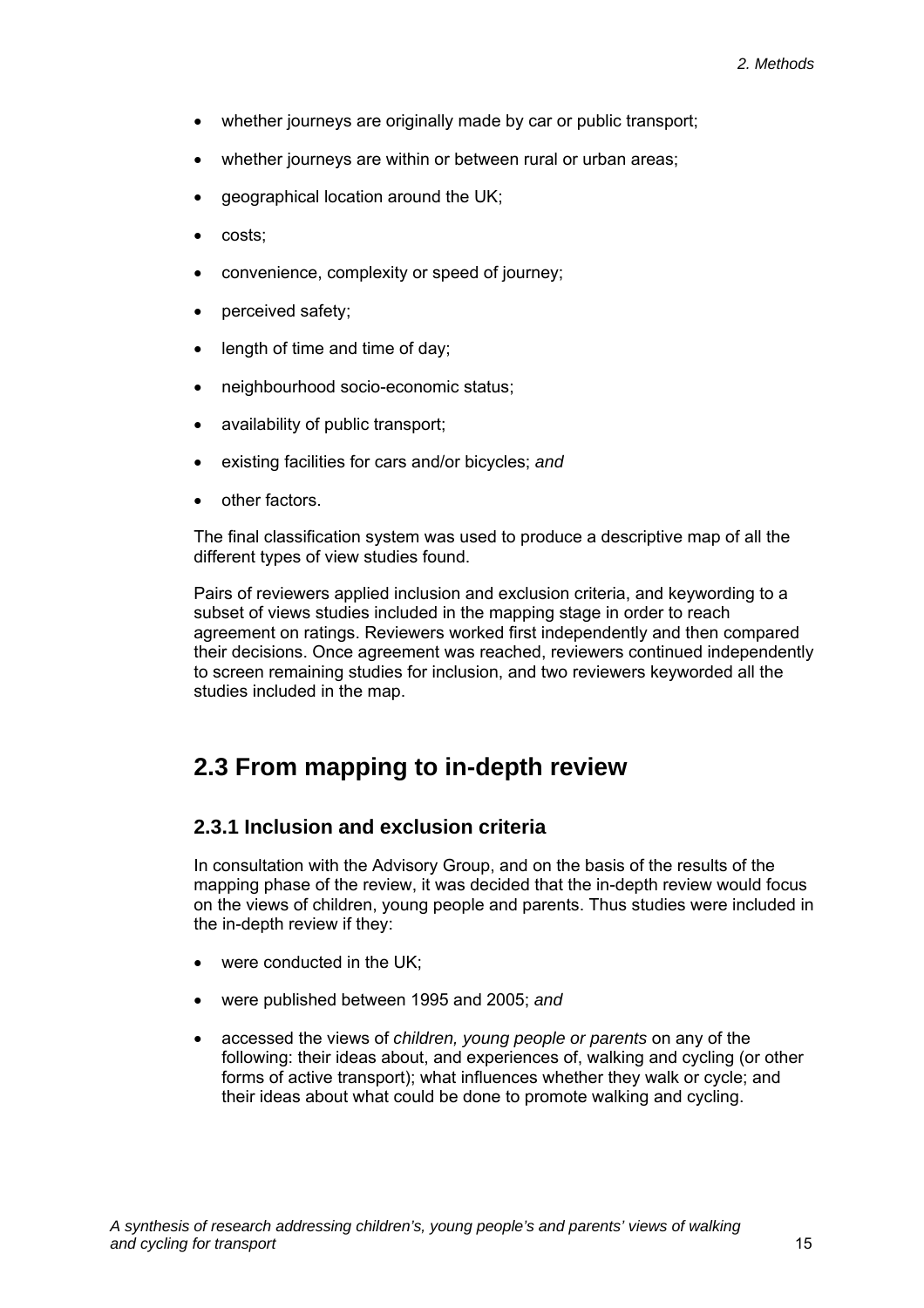- whether journeys are originally made by car or public transport;
- whether journeys are within or between rural or urban areas;
- geographical location around the UK;
- costs;
- convenience, complexity or speed of journey;
- perceived safety;
- length of time and time of day;
- neighbourhood socio-economic status;
- availability of public transport;
- existing facilities for cars and/or bicycles; *and*
- other factors.

The final classification system was used to produce a descriptive map of all the different types of view studies found.

Pairs of reviewers applied inclusion and exclusion criteria, and keywording to a subset of views studies included in the mapping stage in order to reach agreement on ratings. Reviewers worked first independently and then compared their decisions. Once agreement was reached, reviewers continued independently to screen remaining studies for inclusion, and two reviewers keyworded all the studies included in the map.

## 2.3 From mapping to in-depth review

### 2.3.1 Inclusion and exclusion criteria

In consultation with the Advisory Group, and on the basis of the results of the mapping phase of the review, it was decided that the in-depth review would focus on the views of children, young people and parents. Thus studies were included in the in-depth review if they:

- were conducted in the UK;
- were published between 1995 and 2005; *and*
- accessed the views of *children, young people or parents* on any of the following: their ideas about, and experiences of, walking and cycling (or other forms of active transport); what influences whether they walk or cycle; and their ideas about what could be done to promote walking and cycling.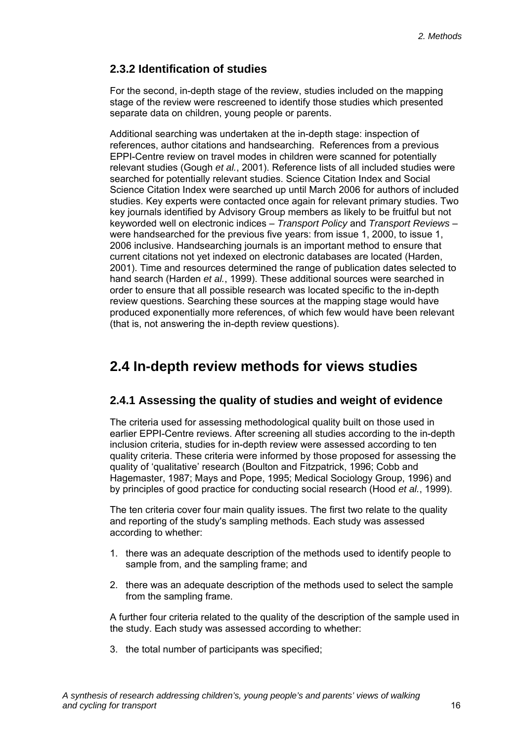### 2.3.2 Identification of studies

For the second, in-depth stage of the review, studies included on the mapping stage of the review were rescreened to identify those studies which presented separate data on children, young people or parents.

Additional searching was undertaken at the in-depth stage: inspection of references, author citations and handsearching. References from a previous EPPI-Centre review on travel modes in children were scanned for potentially relevant studies (Gough *et al.*, 2001). Reference lists of all included studies were searched for potentially relevant studies. Science Citation Index and Social Science Citation Index were searched up until March 2006 for authors of included studies. Key experts were contacted once again for relevant primary studies. Two key journals identified by Advisory Group members as likely to be fruitful but not keyworded well on electronic indices – *Transport Policy* and *Transport Reviews* – were handsearched for the previous five years: from issue 1, 2000, to issue 1, 2006 inclusive. Handsearching journals is an important method to ensure that current citations not yet indexed on electronic databases are located (Harden, 2001). Time and resources determined the range of publication dates selected to hand search (Harden *et al.*, 1999). These additional sources were searched in order to ensure that all possible research was located specific to the in-depth review questions. Searching these sources at the mapping stage would have produced exponentially more references, of which few would have been relevant (that is, not answering the in-depth review questions).

## 2.4 In-depth review methods for views studies

### 2.4.1 Assessing the quality of studies and weight of evidence

The criteria used for assessing methodological quality built on those used in earlier EPPI-Centre reviews. After screening all studies according to the in-depth inclusion criteria, studies for in-depth review were assessed according to ten quality criteria. These criteria were informed by those proposed for assessing the quality of 'qualitative' research (Boulton and Fitzpatrick, 1996; Cobb and Hagemaster, 1987; Mays and Pope, 1995; Medical Sociology Group, 1996) and by principles of good practice for conducting social research (Hood *et al.*, 1999).

The ten criteria cover four main quality issues. The first two relate to the quality and reporting of the study's sampling methods. Each study was assessed according to whether:

1. there was an adequate description of the methods used to identify people to sample from, and the sampling frame; and
2. there was an adequate description of the methods used to select the sample from the sampling frame.

A further four criteria related to the quality of the description of the sample used in the study. Each study was assessed according to whether:

3. the total number of participants was specified;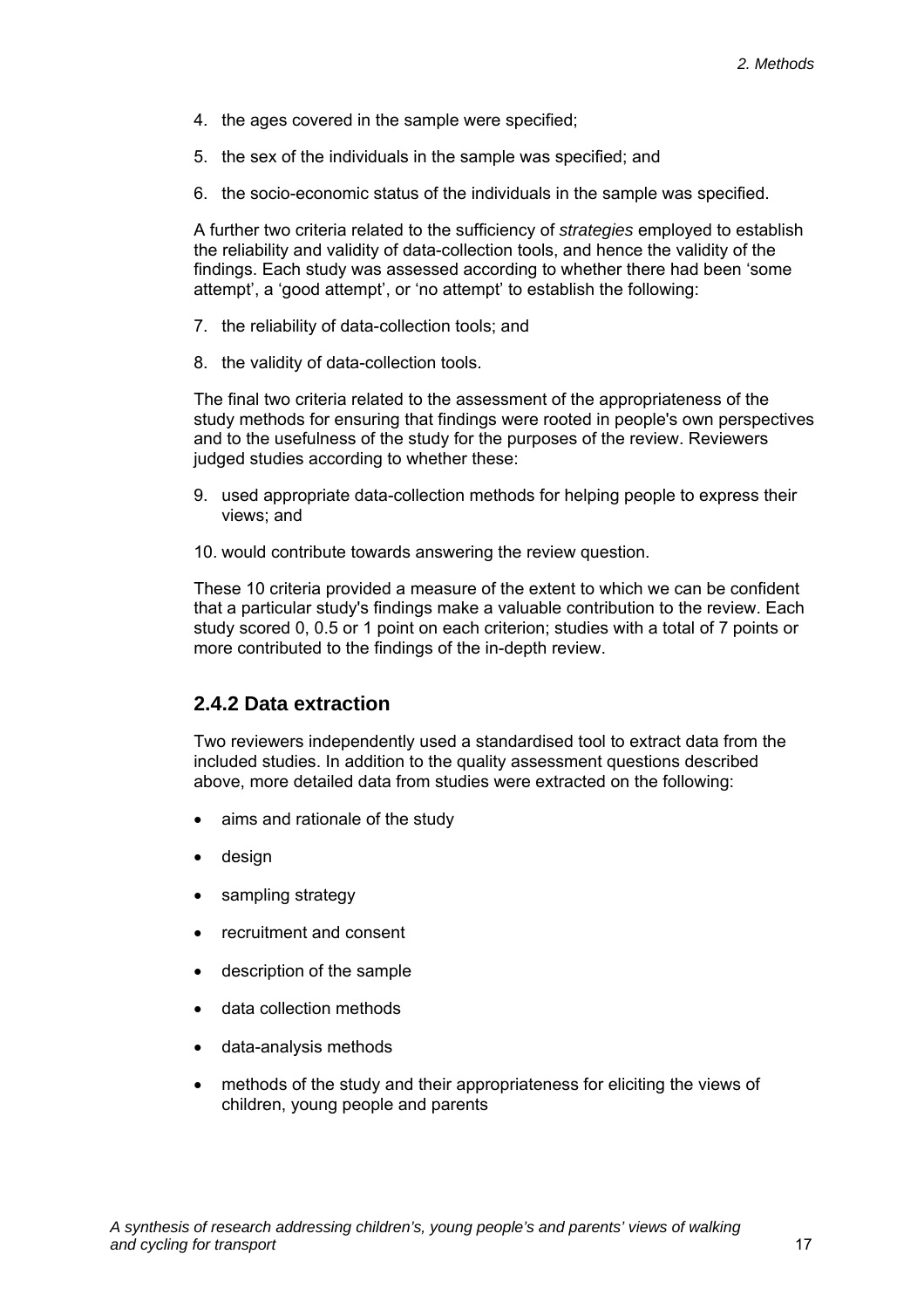4. the ages covered in the sample were specified;

5. the sex of the individuals in the sample was specified; and

6. the socio-economic status of the individuals in the sample was specified.

A further two criteria related to the sufficiency of *strategies* employed to establish the reliability and validity of data-collection tools, and hence the validity of the findings. Each study was assessed according to whether there had been 'some attempt', a 'good attempt', or 'no attempt' to establish the following:

7. the reliability of data-collection tools; and

8. the validity of data-collection tools.

The final two criteria related to the assessment of the appropriateness of the study methods for ensuring that findings were rooted in people's own perspectives and to the usefulness of the study for the purposes of the review. Reviewers judged studies according to whether these:

9. used appropriate data-collection methods for helping people to express their views; and

10. would contribute towards answering the review question.

These 10 criteria provided a measure of the extent to which we can be confident that a particular study's findings make a valuable contribution to the review. Each study scored 0, 0.5 or 1 point on each criterion; studies with a total of 7 points or more contributed to the findings of the in-depth review.

### 2.4.2 Data extraction

Two reviewers independently used a standardised tool to extract data from the included studies. In addition to the quality assessment questions described above, more detailed data from studies were extracted on the following:

- aims and rationale of the study
- design
- sampling strategy
- recruitment and consent
- description of the sample
- data collection methods
- data-analysis methods
- methods of the study and their appropriateness for eliciting the views of children, young people and parents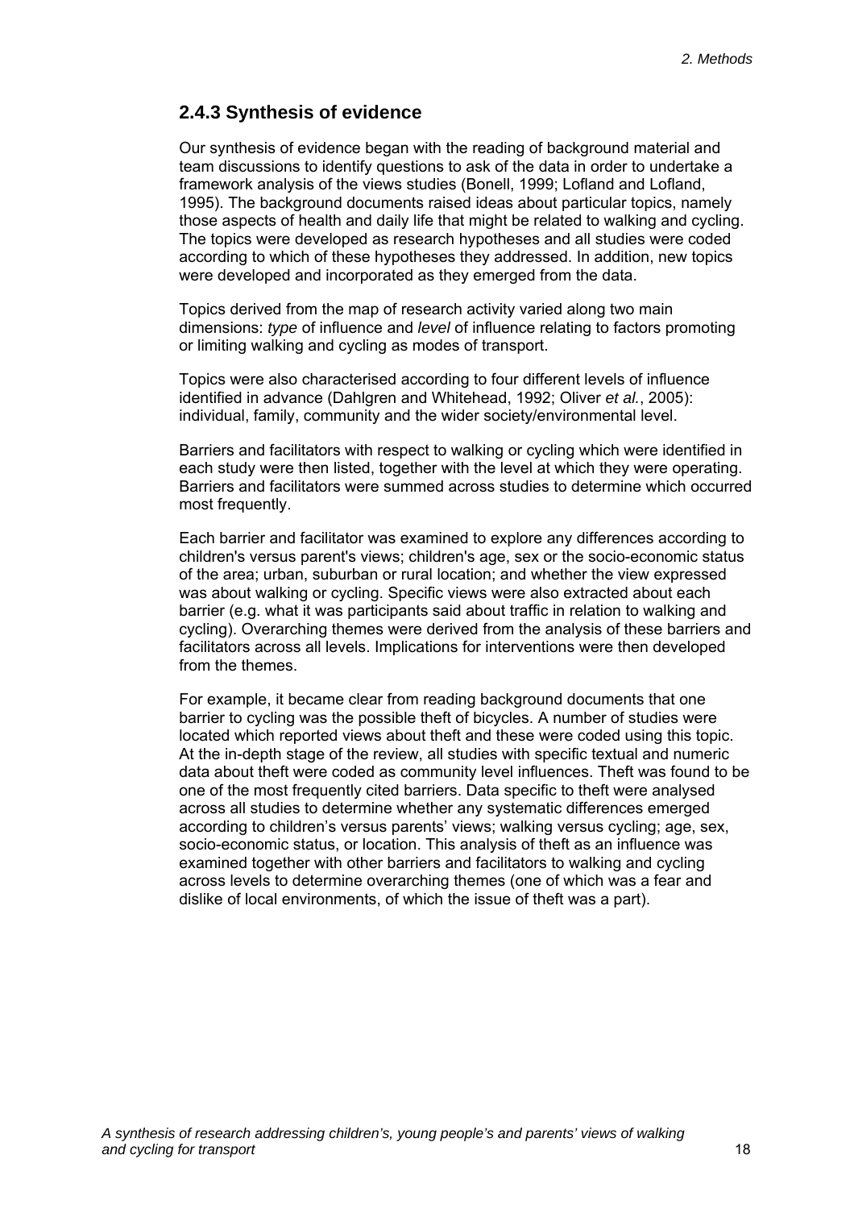### 2.4.3 Synthesis of evidence

Our synthesis of evidence began with the reading of background material and team discussions to identify questions to ask of the data in order to undertake a framework analysis of the views studies (Bonell, 1999; Lofland and Lofland, 1995). The background documents raised ideas about particular topics, namely those aspects of health and daily life that might be related to walking and cycling. The topics were developed as research hypotheses and all studies were coded according to which of these hypotheses they addressed. In addition, new topics were developed and incorporated as they emerged from the data.

Topics derived from the map of research activity varied along two main dimensions: *type* of influence and *level* of influence relating to factors promoting or limiting walking and cycling as modes of transport.

Topics were also characterised according to four different levels of influence identified in advance (Dahlgren and Whitehead, 1992; Oliver *et al.*, 2005): individual, family, community and the wider society/environmental level.

Barriers and facilitators with respect to walking or cycling which were identified in each study were then listed, together with the level at which they were operating. Barriers and facilitators were summed across studies to determine which occurred most frequently.

Each barrier and facilitator was examined to explore any differences according to children's versus parent's views; children's age, sex or the socio-economic status of the area; urban, suburban or rural location; and whether the view expressed was about walking or cycling. Specific views were also extracted about each barrier (e.g. what it was participants said about traffic in relation to walking and cycling). Overarching themes were derived from the analysis of these barriers and facilitators across all levels. Implications for interventions were then developed from the themes.

For example, it became clear from reading background documents that one barrier to cycling was the possible theft of bicycles. A number of studies were located which reported views about theft and these were coded using this topic. At the in-depth stage of the review, all studies with specific textual and numeric data about theft were coded as community level influences. Theft was found to be one of the most frequently cited barriers. Data specific to theft were analysed across all studies to determine whether any systematic differences emerged according to children's versus parents' views; walking versus cycling; age, sex, socio-economic status, or location. This analysis of theft as an influence was examined together with other barriers and facilitators to walking and cycling across levels to determine overarching themes (one of which was a fear and dislike of local environments, of which the issue of theft was a part).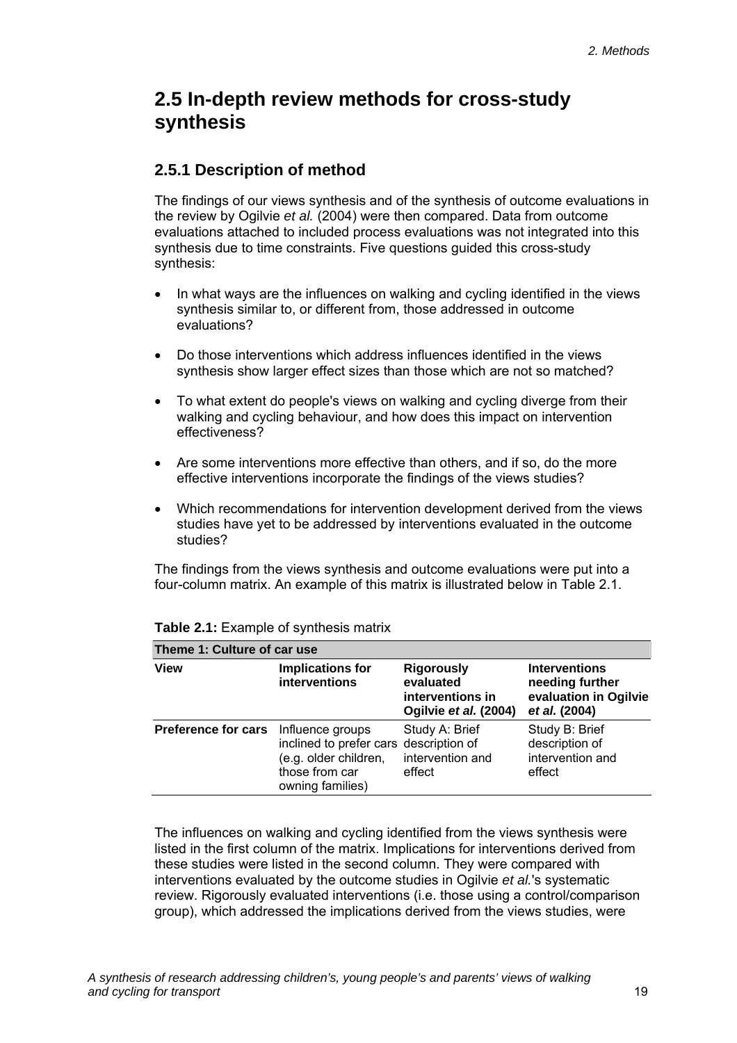## 2.5 In-depth review methods for cross-study synthesis

### 2.5.1 Description of method

The findings of our views synthesis and of the synthesis of outcome evaluations in the review by Ogilvie *et al.* (2004) were then compared. Data from outcome evaluations attached to included process evaluations was not integrated into this synthesis due to time constraints. Five questions guided this cross-study synthesis:

- In what ways are the influences on walking and cycling identified in the views synthesis similar to, or different from, those addressed in outcome evaluations?
- Do those interventions which address influences identified in the views synthesis show larger effect sizes than those which are not so matched?
- To what extent do people's views on walking and cycling diverge from their walking and cycling behaviour, and how does this impact on intervention effectiveness?
- Are some interventions more effective than others, and if so, do the more effective interventions incorporate the findings of the views studies?
- Which recommendations for intervention development derived from the views studies have yet to be addressed by interventions evaluated in the outcome studies?

The findings from the views synthesis and outcome evaluations were put into a four-column matrix. An example of this matrix is illustrated below in Table 2.1.

**Table 2.1:** Example of synthesis matrix

| **Theme 1: Culture of car use** | | | |
|---|---|---|---|
| **View** | **Implications for interventions** | **Rigorously evaluated interventions in Ogilvie *et al.* (2004)** | **Interventions needing further evaluation in Ogilvie *et al.* (2004)** |
| **Preference for cars** | Influence groups inclined to prefer cars (e.g. older children, those from car owning families) | Study A: Brief description of intervention and effect | Study B: Brief description of intervention and effect |

The influences on walking and cycling identified from the views synthesis were listed in the first column of the matrix. Implications for interventions derived from these studies were listed in the second column. They were compared with interventions evaluated by the outcome studies in Ogilvie *et al.*'s systematic review. Rigorously evaluated interventions (i.e. those using a control/comparison group), which addressed the implications derived from the views studies, were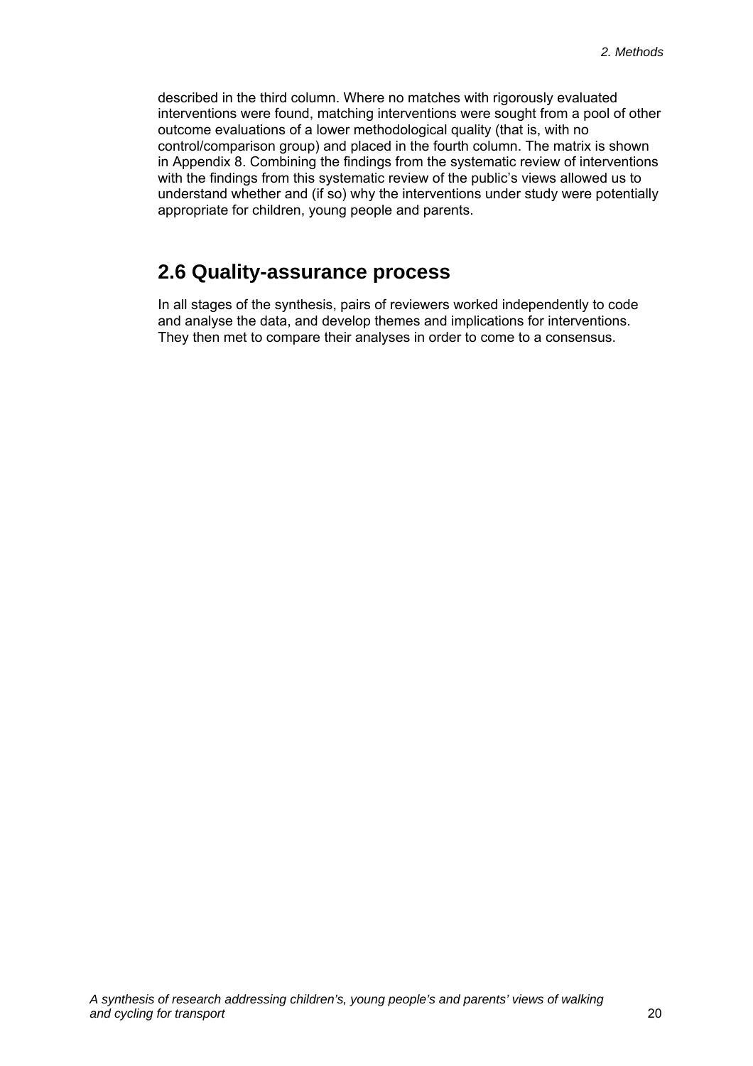described in the third column. Where no matches with rigorously evaluated interventions were found, matching interventions were sought from a pool of other outcome evaluations of a lower methodological quality (that is, with no control/comparison group) and placed in the fourth column. The matrix is shown in Appendix 8. Combining the findings from the systematic review of interventions with the findings from this systematic review of the public's views allowed us to understand whether and (if so) why the interventions under study were potentially appropriate for children, young people and parents.

## 2.6 Quality-assurance process

In all stages of the synthesis, pairs of reviewers worked independently to code and analyse the data, and develop themes and implications for interventions. They then met to compare their analyses in order to come to a consensus.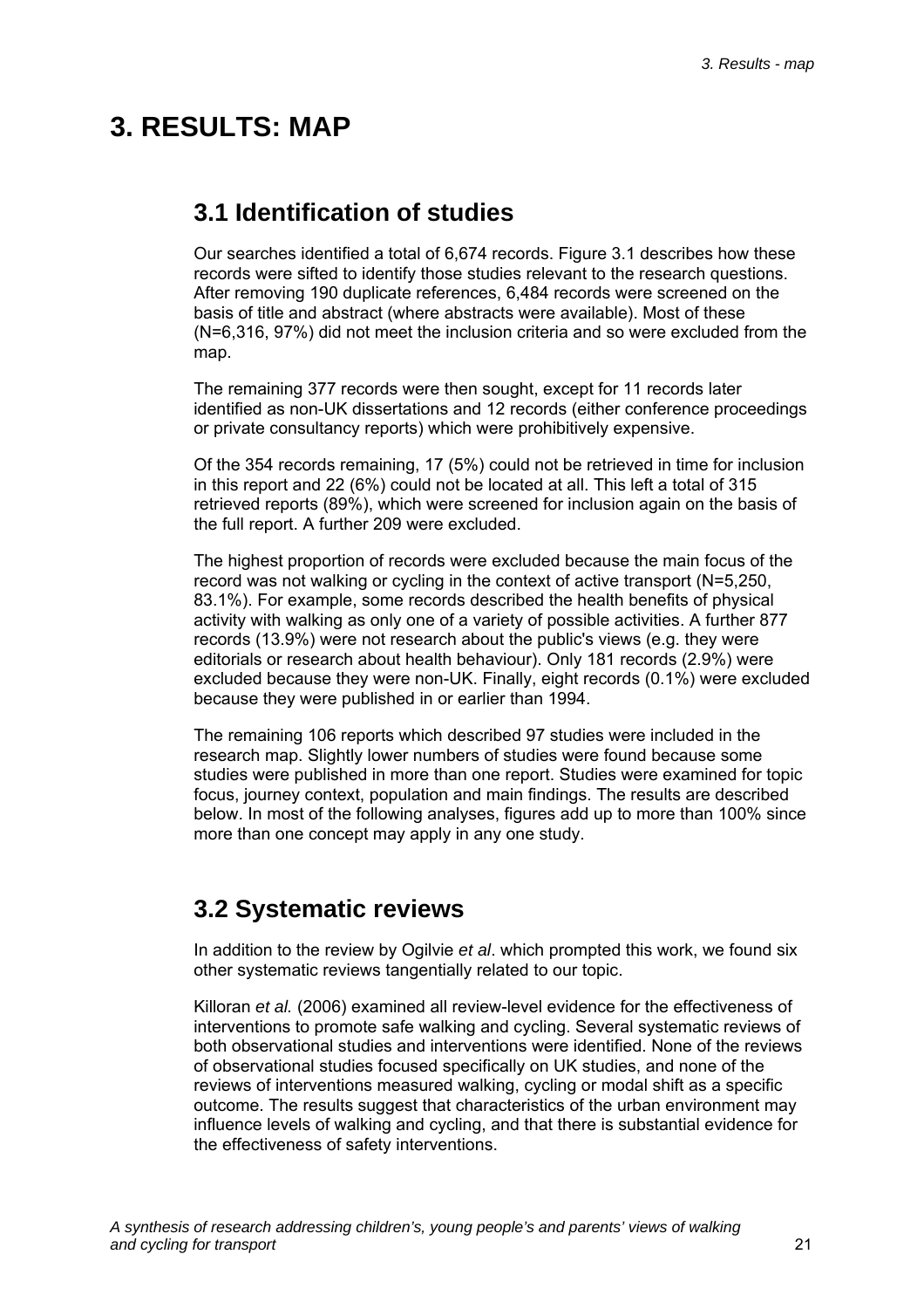# 3. RESULTS: MAP

## 3.1 Identification of studies

Our searches identified a total of 6,674 records. Figure 3.1 describes how these records were sifted to identify those studies relevant to the research questions. After removing 190 duplicate references, 6,484 records were screened on the basis of title and abstract (where abstracts were available). Most of these (N=6,316, 97%) did not meet the inclusion criteria and so were excluded from the map.

The remaining 377 records were then sought, except for 11 records later identified as non-UK dissertations and 12 records (either conference proceedings or private consultancy reports) which were prohibitively expensive.

Of the 354 records remaining, 17 (5%) could not be retrieved in time for inclusion in this report and 22 (6%) could not be located at all. This left a total of 315 retrieved reports (89%), which were screened for inclusion again on the basis of the full report. A further 209 were excluded.

The highest proportion of records were excluded because the main focus of the record was not walking or cycling in the context of active transport (N=5,250, 83.1%). For example, some records described the health benefits of physical activity with walking as only one of a variety of possible activities. A further 877 records (13.9%) were not research about the public's views (e.g. they were editorials or research about health behaviour). Only 181 records (2.9%) were excluded because they were non-UK. Finally, eight records (0.1%) were excluded because they were published in or earlier than 1994.

The remaining 106 reports which described 97 studies were included in the research map. Slightly lower numbers of studies were found because some studies were published in more than one report. Studies were examined for topic focus, journey context, population and main findings. The results are described below. In most of the following analyses, figures add up to more than 100% since more than one concept may apply in any one study.

## 3.2 Systematic reviews

In addition to the review by Ogilvie *et al*. which prompted this work, we found six other systematic reviews tangentially related to our topic.

Killoran *et al.* (2006) examined all review-level evidence for the effectiveness of interventions to promote safe walking and cycling. Several systematic reviews of both observational studies and interventions were identified. None of the reviews of observational studies focused specifically on UK studies, and none of the reviews of interventions measured walking, cycling or modal shift as a specific outcome. The results suggest that characteristics of the urban environment may influence levels of walking and cycling, and that there is substantial evidence for the effectiveness of safety interventions.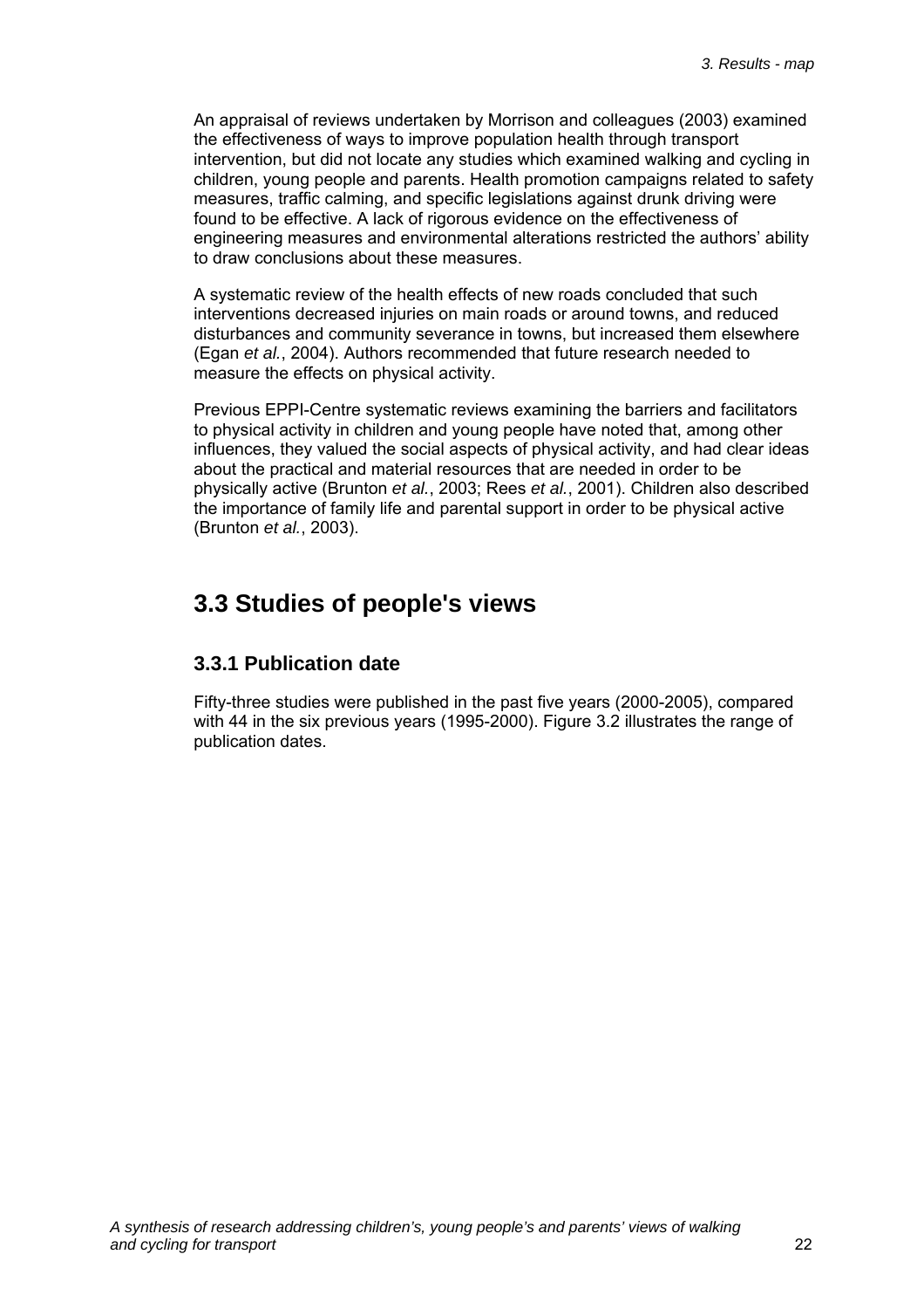An appraisal of reviews undertaken by Morrison and colleagues (2003) examined the effectiveness of ways to improve population health through transport intervention, but did not locate any studies which examined walking and cycling in children, young people and parents. Health promotion campaigns related to safety measures, traffic calming, and specific legislations against drunk driving were found to be effective. A lack of rigorous evidence on the effectiveness of engineering measures and environmental alterations restricted the authors' ability to draw conclusions about these measures.

A systematic review of the health effects of new roads concluded that such interventions decreased injuries on main roads or around towns, and reduced disturbances and community severance in towns, but increased them elsewhere (Egan *et al.*, 2004). Authors recommended that future research needed to measure the effects on physical activity.

Previous EPPI-Centre systematic reviews examining the barriers and facilitators to physical activity in children and young people have noted that, among other influences, they valued the social aspects of physical activity, and had clear ideas about the practical and material resources that are needed in order to be physically active (Brunton *et al.*, 2003; Rees *et al.*, 2001). Children also described the importance of family life and parental support in order to be physical active (Brunton *et al.*, 2003).

## 3.3 Studies of people's views

### 3.3.1 Publication date

Fifty-three studies were published in the past five years (2000-2005), compared with 44 in the six previous years (1995-2000). Figure 3.2 illustrates the range of publication dates.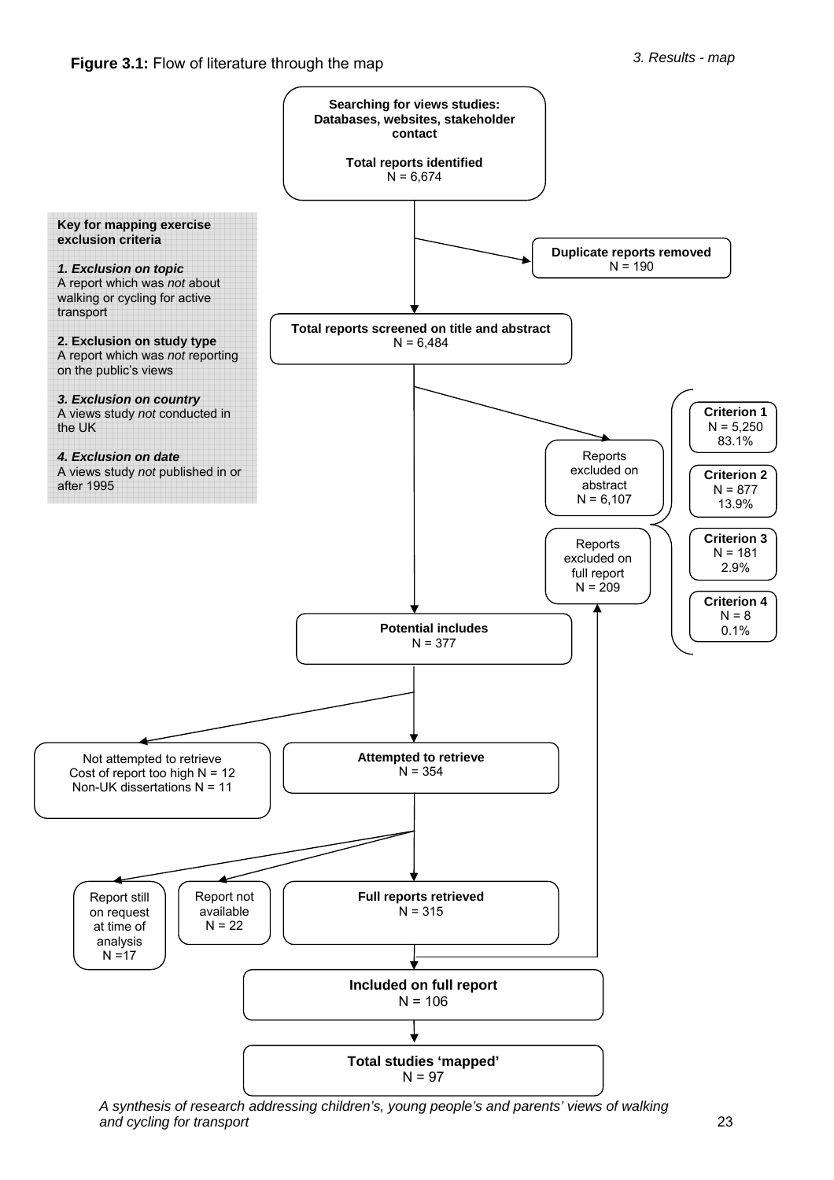**Figure 3.1:** Flow of literature through the map

**Searching for views studies: Databases, websites, stakeholder contact**

**Total reports identified**
N = 6,674

→ **Duplicate reports removed**
N = 190

**Total reports screened on title and abstract**
N = 6,484

→ Reports excluded on abstract
N = 6,107

→ Reports excluded on full report
N = 209

- **Criterion 1**
  N = 5,250
  83.1%
- **Criterion 2**
  N = 877
  13.9%
- **Criterion 3**
  N = 181
  2.9%
- **Criterion 4**
  N = 8
  0.1%

**Key for mapping exercise exclusion criteria**

***1. Exclusion on topic***
A report which was *not* about walking or cycling for active transport

**2. Exclusion on study type**
A report which was *not* reporting on the public's views

***3. Exclusion on country***
A views study *not* conducted in the UK

***4. Exclusion on date***
A views study *not* published in or after 1995

**Potential includes**
N = 377

→ Not attempted to retrieve
Cost of report too high N = 12
Non-UK dissertations N = 11

**Attempted to retrieve**
N = 354

→ Report still on request at time of analysis
N =17

→ Report not available
N = 22

**Full reports retrieved**
N = 315

**Included on full report**
N = 106

**Total studies 'mapped'**
N = 97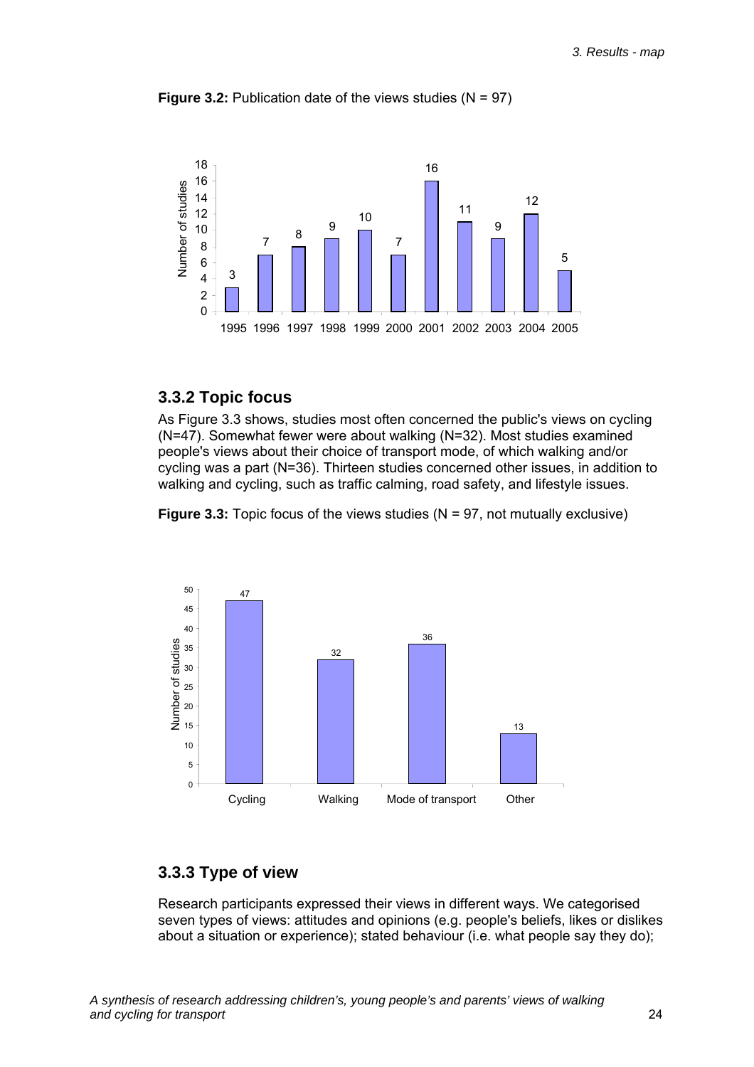**Figure 3.2:** Publication date of the views studies (N = 97)

**3.3.2 Topic focus**

As Figure 3.3 shows, studies most often concerned the public's views on cycling (N=47). Somewhat fewer were about walking (N=32). Most studies examined people's views about their choice of transport mode, of which walking and/or cycling was a part (N=36). Thirteen studies concerned other issues, in addition to walking and cycling, such as traffic calming, road safety, and lifestyle issues.

**Figure 3.3:** Topic focus of the views studies (N = 97, not mutually exclusive)

**3.3.3 Type of view**

Research participants expressed their views in different ways. We categorised seven types of views: attitudes and opinions (e.g. people's beliefs, likes or dislikes about a situation or experience); stated behaviour (i.e. what people say they do);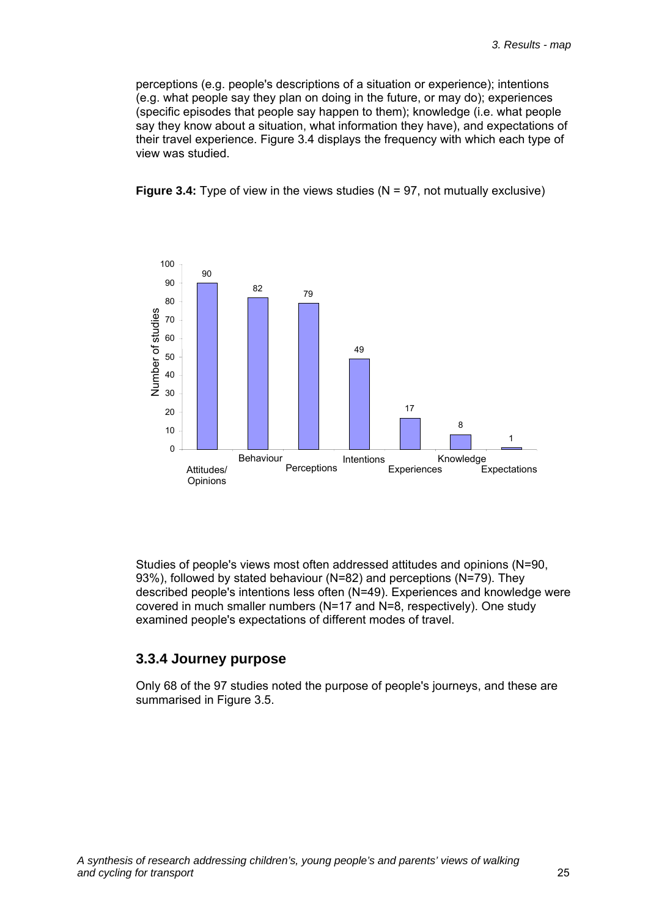perceptions (e.g. people's descriptions of a situation or experience); intentions (e.g. what people say they plan on doing in the future, or may do); experiences (specific episodes that people say happen to them); knowledge (i.e. what people say they know about a situation, what information they have), and expectations of their travel experience. Figure 3.4 displays the frequency with which each type of view was studied.

**Figure 3.4:** Type of view in the views studies (N = 97, not mutually exclusive)

| Type of view | Number of studies |
|---|---|
| Attitudes/ Opinions | 90 |
| Behaviour | 82 |
| Perceptions | 79 |
| Intentions | 49 |
| Experiences | 17 |
| Knowledge | 8 |
| Expectations | 1 |

Studies of people's views most often addressed attitudes and opinions (N=90, 93%), followed by stated behaviour (N=82) and perceptions (N=79). They described people's intentions less often (N=49). Experiences and knowledge were covered in much smaller numbers (N=17 and N=8, respectively). One study examined people's expectations of different modes of travel.

### 3.3.4 Journey purpose

Only 68 of the 97 studies noted the purpose of people's journeys, and these are summarised in Figure 3.5.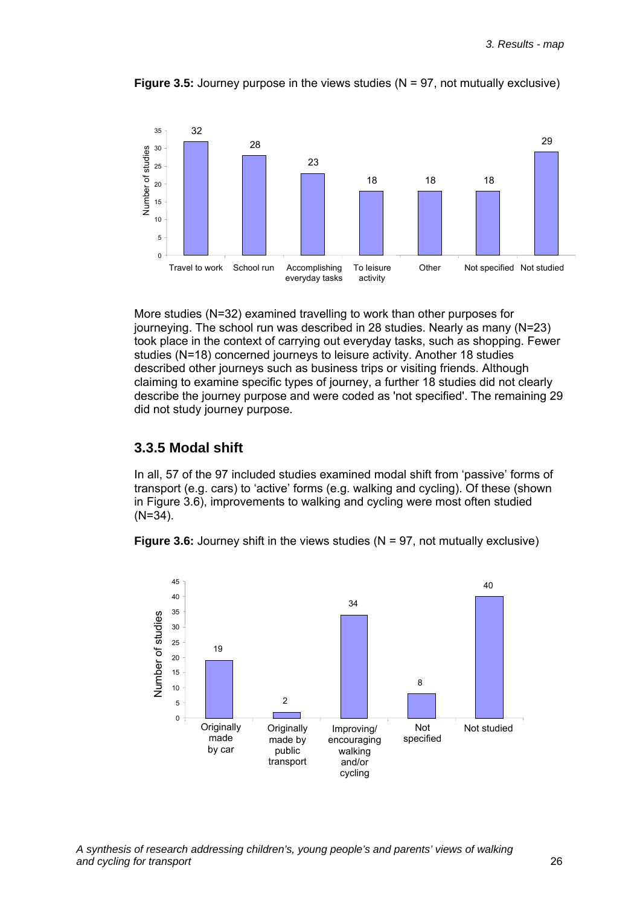**Figure 3.5:** Journey purpose in the views studies (N = 97, not mutually exclusive)

| Journey purpose | Number of studies |
|---|---|
| Travel to work | 32 |
| School run | 28 |
| Accomplishing everyday tasks | 23 |
| To leisure activity | 18 |
| Other | 18 |
| Not specified | 18 |
| Not studied | 29 |

More studies (N=32) examined travelling to work than other purposes for journeying. The school run was described in 28 studies. Nearly as many (N=23) took place in the context of carrying out everyday tasks, such as shopping. Fewer studies (N=18) concerned journeys to leisure activity. Another 18 studies described other journeys such as business trips or visiting friends. Although claiming to examine specific types of journey, a further 18 studies did not clearly describe the journey purpose and were coded as 'not specified'. The remaining 29 did not study journey purpose.

### 3.3.5 Modal shift

In all, 57 of the 97 included studies examined modal shift from 'passive' forms of transport (e.g. cars) to 'active' forms (e.g. walking and cycling). Of these (shown in Figure 3.6), improvements to walking and cycling were most often studied (N=34).

**Figure 3.6:** Journey shift in the views studies (N = 97, not mutually exclusive)

| Journey shift | Number of studies |
|---|---|
| Originally made by car | 19 |
| Originally made by public transport | 2 |
| Improving/ encouraging walking and/or cycling | 34 |
| Not specified | 8 |
| Not studied | 40 |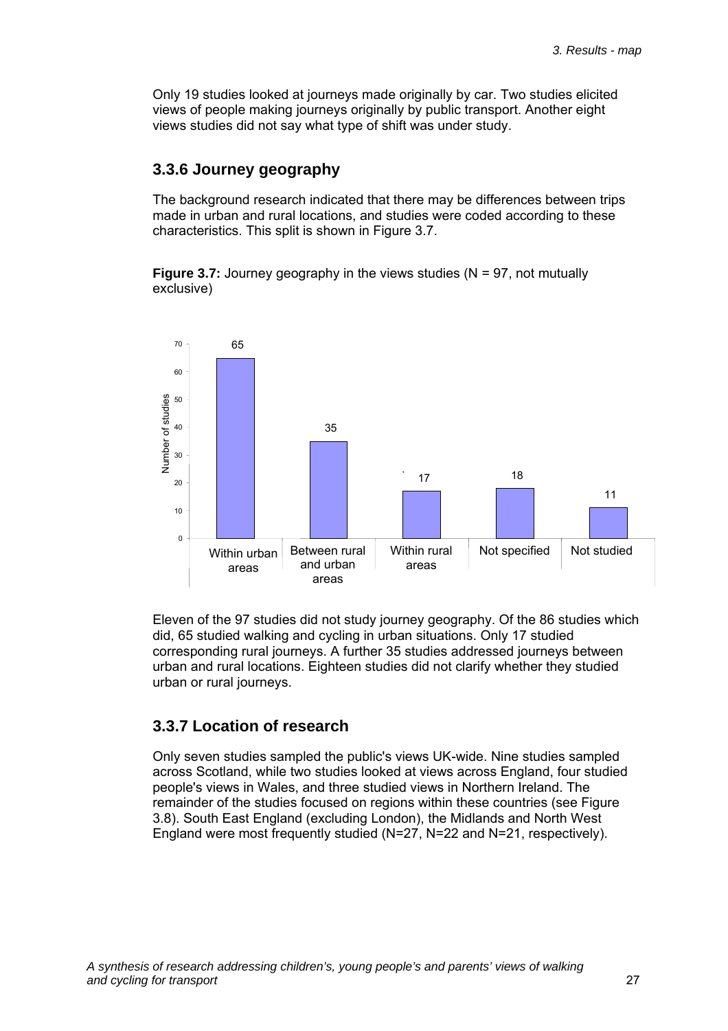Only 19 studies looked at journeys made originally by car. Two studies elicited views of people making journeys originally by public transport. Another eight views studies did not say what type of shift was under study.

### 3.3.6 Journey geography

The background research indicated that there may be differences between trips made in urban and rural locations, and studies were coded according to these characteristics. This split is shown in Figure 3.7.

**Figure 3.7:** Journey geography in the views studies (N = 97, not mutually exclusive)

| Journey geography | Number of studies |
| --- | --- |
| Within urban areas | 65 |
| Between rural and urban areas | 35 |
| Within rural areas | 17 |
| Not specified | 18 |
| Not studied | 11 |

Eleven of the 97 studies did not study journey geography. Of the 86 studies which did, 65 studied walking and cycling in urban situations. Only 17 studied corresponding rural journeys. A further 35 studies addressed journeys between urban and rural locations. Eighteen studies did not clarify whether they studied urban or rural journeys.

### 3.3.7 Location of research

Only seven studies sampled the public's views UK-wide. Nine studies sampled across Scotland, while two studies looked at views across England, four studied people's views in Wales, and three studied views in Northern Ireland. The remainder of the studies focused on regions within these countries (see Figure 3.8). South East England (excluding London), the Midlands and North West England were most frequently studied (N=27, N=22 and N=21, respectively).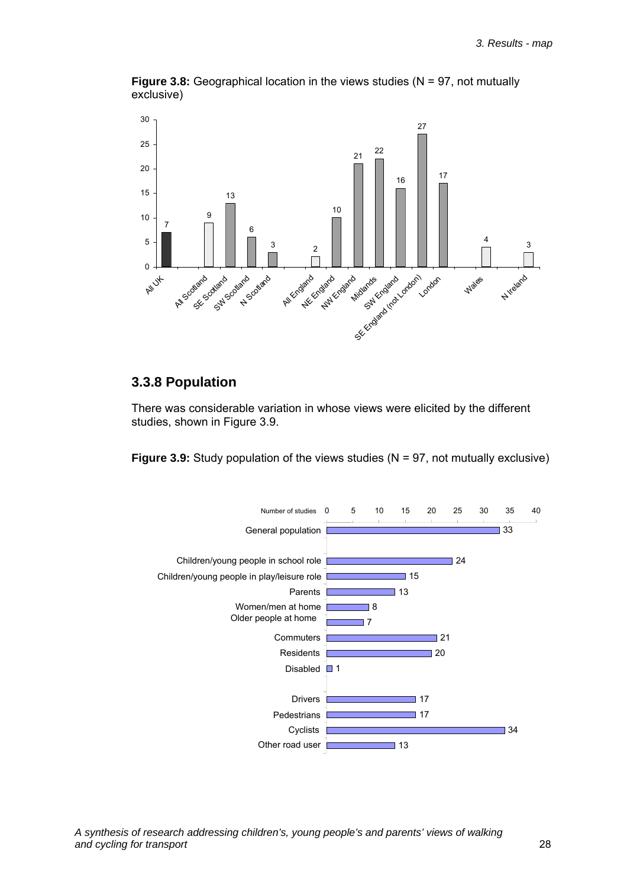**Figure 3.8:** Geographical location in the views studies (N = 97, not mutually exclusive)

| Location | Number of studies |
|---|---|
| All UK | 7 |
| All Scotland | 9 |
| SE Scotland | 13 |
| SW Scotland | 6 |
| N Scotland | 3 |
| All England | 2 |
| NE England | 10 |
| NW England | 21 |
| Midlands | 22 |
| SW England | 16 |
| SE England (not London) | 27 |
| London | 17 |
| Wales | 4 |
| N Ireland | 3 |

### 3.3.8 Population

There was considerable variation in whose views were elicited by the different studies, shown in Figure 3.9.

**Figure 3.9:** Study population of the views studies (N = 97, not mutually exclusive)

| Population | Number of studies |
|---|---|
| General population | 33 |
| Children/young people in school role | 24 |
| Children/young people in play/leisure role | 15 |
| Parents | 13 |
| Women/men at home | 8 |
| Older people at home | 7 |
| Commuters | 21 |
| Residents | 20 |
| Disabled | 1 |
| Drivers | 17 |
| Pedestrians | 17 |
| Cyclists | 34 |
| Other road user | 13 |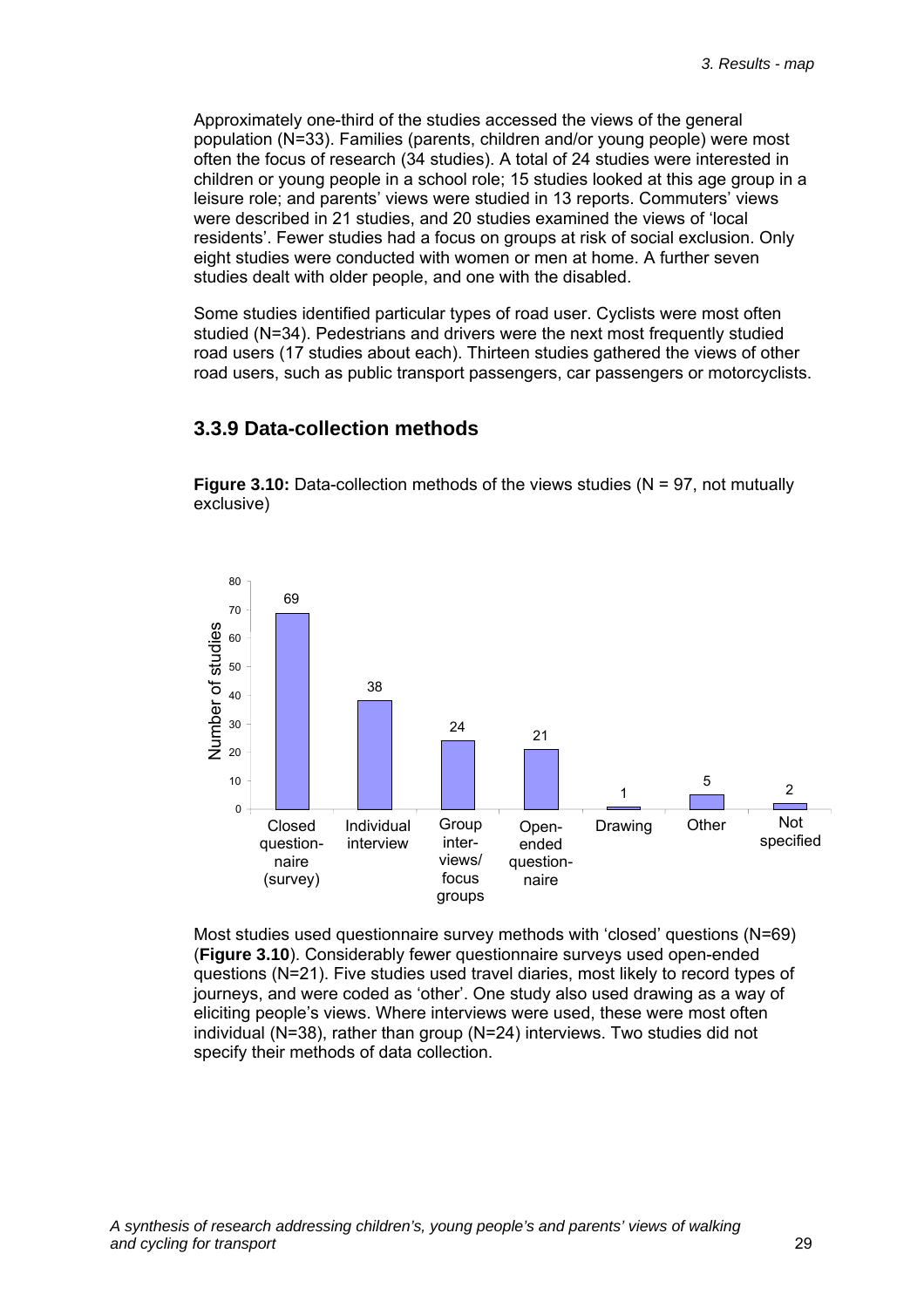Approximately one-third of the studies accessed the views of the general population (N=33). Families (parents, children and/or young people) were most often the focus of research (34 studies). A total of 24 studies were interested in children or young people in a school role; 15 studies looked at this age group in a leisure role; and parents' views were studied in 13 reports. Commuters' views were described in 21 studies, and 20 studies examined the views of 'local residents'. Fewer studies had a focus on groups at risk of social exclusion. Only eight studies were conducted with women or men at home. A further seven studies dealt with older people, and one with the disabled.

Some studies identified particular types of road user. Cyclists were most often studied (N=34). Pedestrians and drivers were the next most frequently studied road users (17 studies about each). Thirteen studies gathered the views of other road users, such as public transport passengers, car passengers or motorcyclists.

## 3.3.9 Data-collection methods

**Figure 3.10:** Data-collection methods of the views studies (N = 97, not mutually exclusive)

| Data-collection method | Number of studies |
|---|---|
| Closed questionnaire (survey) | 69 |
| Individual interview | 38 |
| Group interviews/ focus groups | 24 |
| Open-ended questionnaire | 21 |
| Drawing | 1 |
| Other | 5 |
| Not specified | 2 |

Most studies used questionnaire survey methods with 'closed' questions (N=69) (**Figure 3.10**). Considerably fewer questionnaire surveys used open-ended questions (N=21). Five studies used travel diaries, most likely to record types of journeys, and were coded as 'other'. One study also used drawing as a way of eliciting people's views. Where interviews were used, these were most often individual (N=38), rather than group (N=24) interviews. Two studies did not specify their methods of data collection.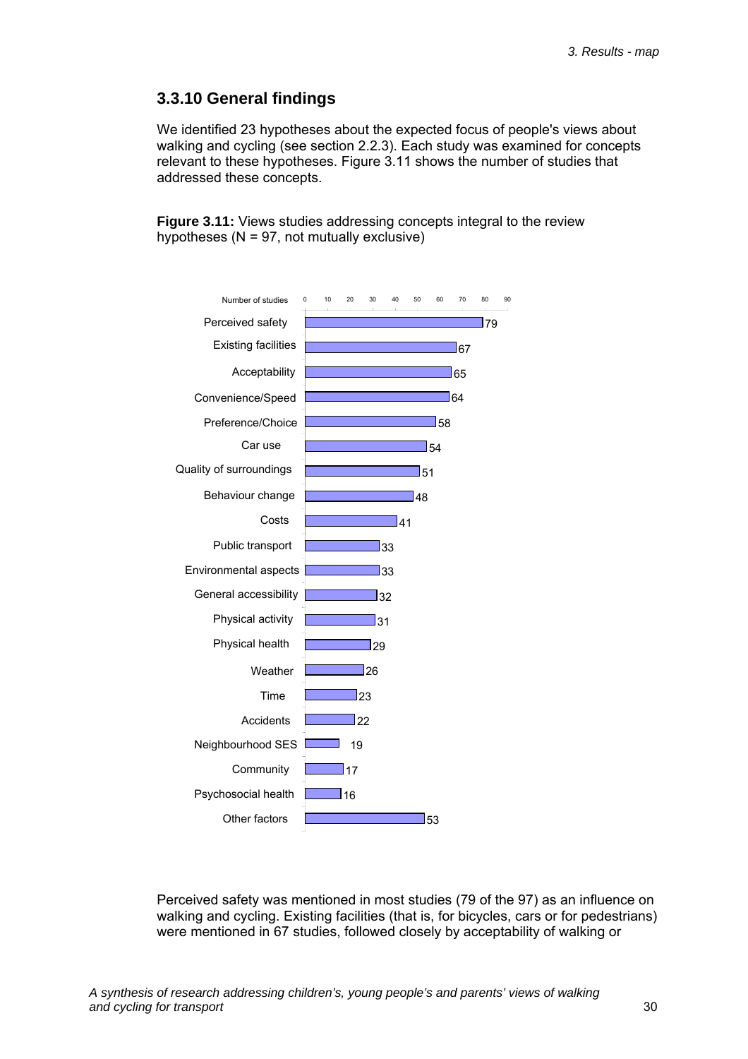### 3.3.10 General findings

We identified 23 hypotheses about the expected focus of people's views about walking and cycling (see section 2.2.3). Each study was examined for concepts relevant to these hypotheses. Figure 3.11 shows the number of studies that addressed these concepts.

**Figure 3.11:** Views studies addressing concepts integral to the review hypotheses (N = 97, not mutually exclusive)

| Concept | Number of studies |
|---|---|
| Perceived safety | 79 |
| Existing facilities | 67 |
| Acceptability | 65 |
| Convenience/Speed | 64 |
| Preference/Choice | 58 |
| Car use | 54 |
| Quality of surroundings | 51 |
| Behaviour change | 48 |
| Costs | 41 |
| Public transport | 33 |
| Environmental aspects | 33 |
| General accessibility | 32 |
| Physical activity | 31 |
| Physical health | 29 |
| Weather | 26 |
| Time | 23 |
| Accidents | 22 |
| Neighbourhood SES | 19 |
| Community | 17 |
| Psychosocial health | 16 |
| Other factors | 53 |

Perceived safety was mentioned in most studies (79 of the 97) as an influence on walking and cycling. Existing facilities (that is, for bicycles, cars or for pedestrians) were mentioned in 67 studies, followed closely by acceptability of walking or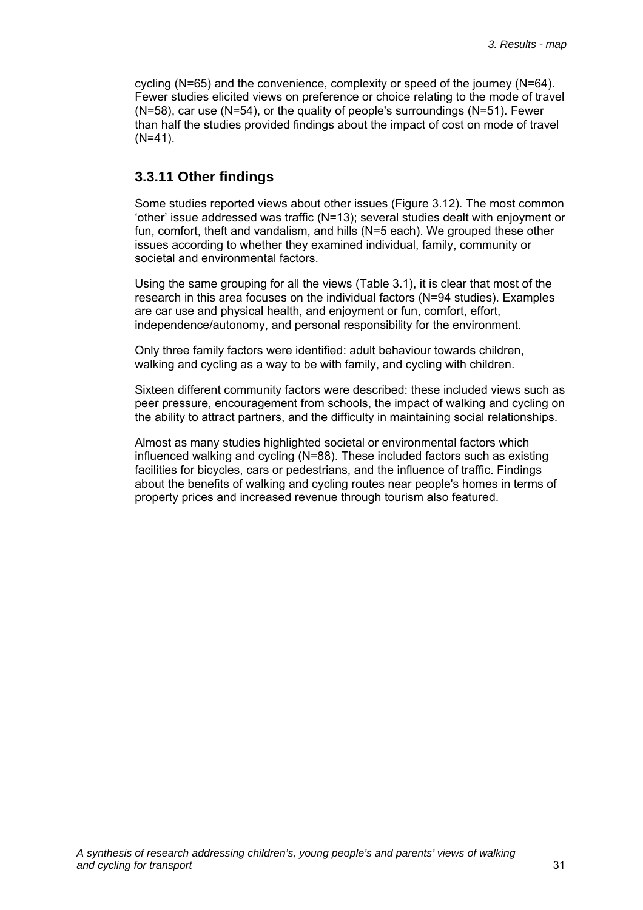cycling (N=65) and the convenience, complexity or speed of the journey (N=64). Fewer studies elicited views on preference or choice relating to the mode of travel (N=58), car use (N=54), or the quality of people's surroundings (N=51). Fewer than half the studies provided findings about the impact of cost on mode of travel (N=41).

### 3.3.11 Other findings

Some studies reported views about other issues (Figure 3.12). The most common 'other' issue addressed was traffic (N=13); several studies dealt with enjoyment or fun, comfort, theft and vandalism, and hills (N=5 each). We grouped these other issues according to whether they examined individual, family, community or societal and environmental factors.

Using the same grouping for all the views (Table 3.1), it is clear that most of the research in this area focuses on the individual factors (N=94 studies). Examples are car use and physical health, and enjoyment or fun, comfort, effort, independence/autonomy, and personal responsibility for the environment.

Only three family factors were identified: adult behaviour towards children, walking and cycling as a way to be with family, and cycling with children.

Sixteen different community factors were described: these included views such as peer pressure, encouragement from schools, the impact of walking and cycling on the ability to attract partners, and the difficulty in maintaining social relationships.

Almost as many studies highlighted societal or environmental factors which influenced walking and cycling (N=88). These included factors such as existing facilities for bicycles, cars or pedestrians, and the influence of traffic. Findings about the benefits of walking and cycling routes near people's homes in terms of property prices and increased revenue through tourism also featured.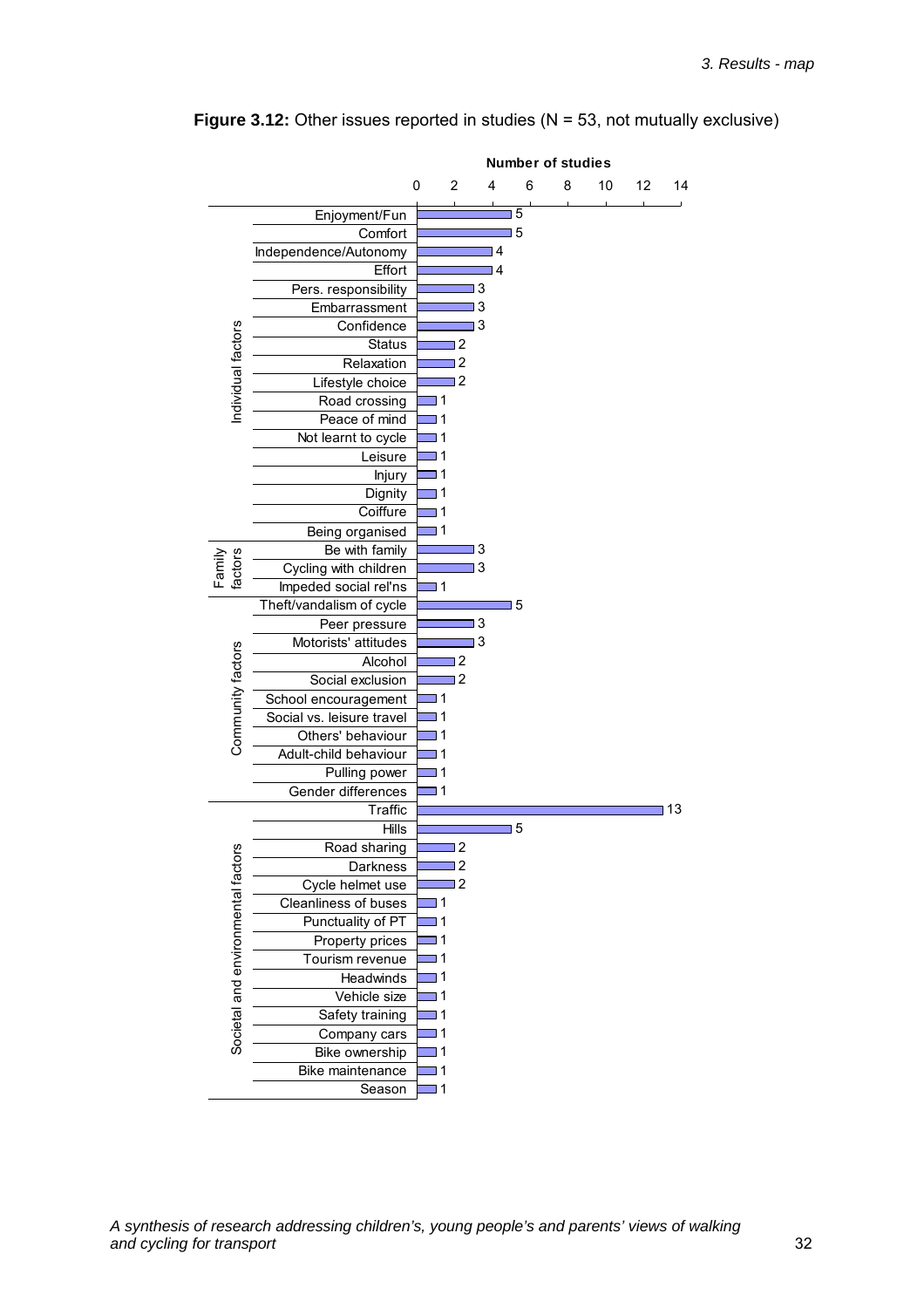**Figure 3.12:** Other issues reported in studies (N = 53, not mutually exclusive)

| Category | Issue | Number of studies |
|---|---|---|
| Individual factors | Enjoyment/Fun | 5 |
| | Comfort | 5 |
| | Independence/Autonomy | 4 |
| | Effort | 4 |
| | Pers. responsibility | 3 |
| | Embarrassment | 3 |
| | Confidence | 3 |
| | Status | 2 |
| | Relaxation | 2 |
| | Lifestyle choice | 2 |
| | Road crossing | 1 |
| | Peace of mind | 1 |
| | Not learnt to cycle | 1 |
| | Leisure | 1 |
| | Injury | 1 |
| | Dignity | 1 |
| | Coiffure | 1 |
| | Being organised | 1 |
| Family factors | Be with family | 3 |
| | Cycling with children | 3 |
| | Impeded social rel'ns | 1 |
| Community factors | Theft/vandalism of cycle | 5 |
| | Peer pressure | 3 |
| | Motorists' attitudes | 3 |
| | Alcohol | 2 |
| | Social exclusion | 2 |
| | School encouragement | 1 |
| | Social vs. leisure travel | 1 |
| | Others' behaviour | 1 |
| | Adult-child behaviour | 1 |
| | Pulling power | 1 |
| | Gender differences | 1 |
| Societal and environmental factors | Traffic | 13 |
| | Hills | 5 |
| | Road sharing | 2 |
| | Darkness | 2 |
| | Cycle helmet use | 2 |
| | Cleanliness of buses | 1 |
| | Punctuality of PT | 1 |
| | Property prices | 1 |
| | Tourism revenue | 1 |
| | Headwinds | 1 |
| | Vehicle size | 1 |
| | Safety training | 1 |
| | Company cars | 1 |
| | Bike ownership | 1 |
| | Bike maintenance | 1 |
| | Season | 1 |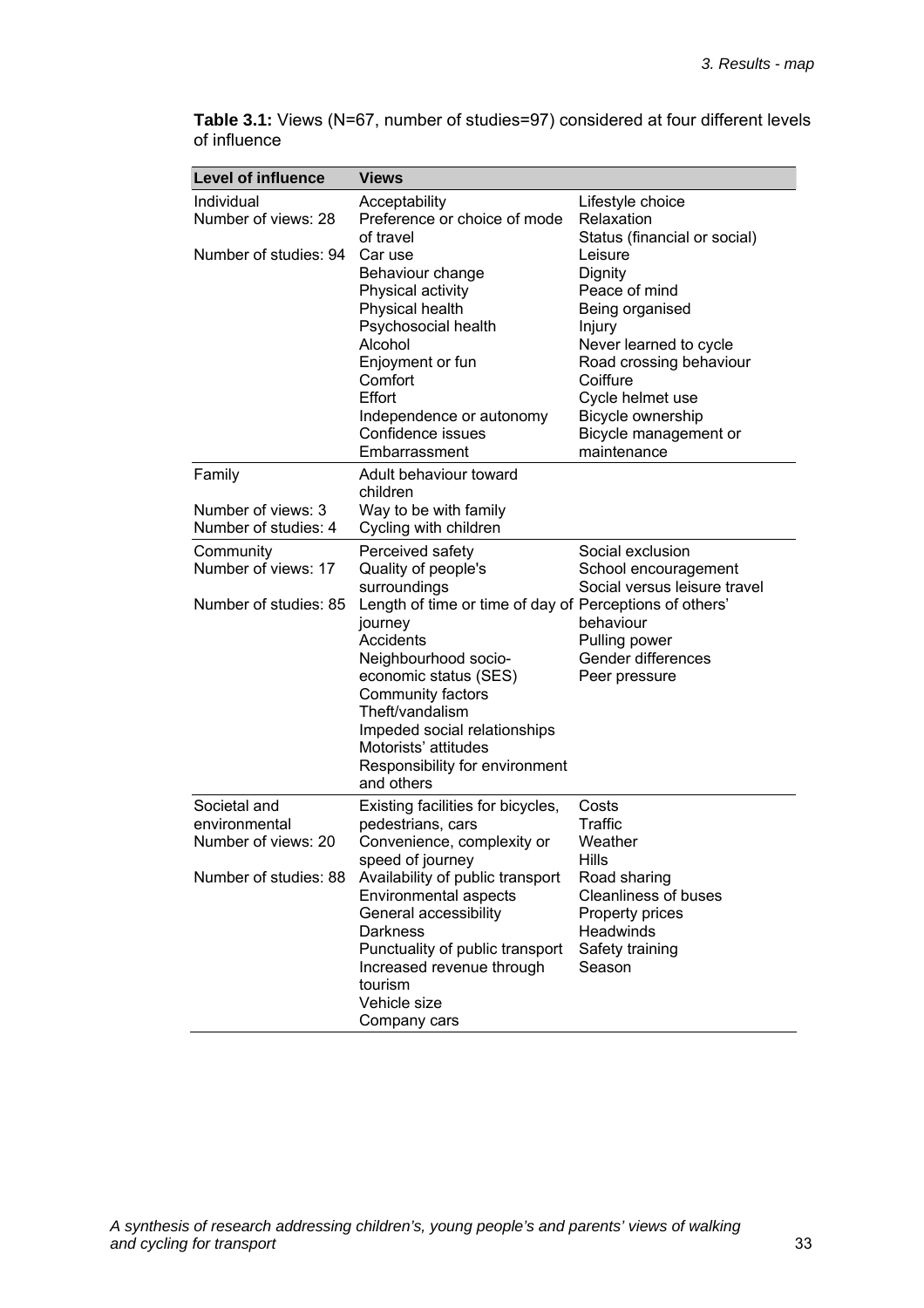**Table 3.1:** Views (N=67, number of studies=97) considered at four different levels of influence

| Level of influence | Views | |
|---|---|---|
| Individual<br>Number of views: 28<br><br>Number of studies: 94 | Acceptability<br>Preference or choice of mode of travel<br>Car use<br>Behaviour change<br>Physical activity<br>Physical health<br>Psychosocial health<br>Alcohol<br>Enjoyment or fun<br>Comfort<br>Effort<br>Independence or autonomy<br>Confidence issues<br>Embarrassment | Lifestyle choice<br>Relaxation<br>Status (financial or social)<br>Leisure<br>Dignity<br>Peace of mind<br>Being organised<br>Injury<br>Never learned to cycle<br>Road crossing behaviour<br>Coiffure<br>Cycle helmet use<br>Bicycle ownership<br>Bicycle management or maintenance |
| Family<br><br>Number of views: 3<br>Number of studies: 4 | Adult behaviour toward children<br>Way to be with family<br>Cycling with children | |
| Community<br>Number of views: 17<br><br>Number of studies: 85 | Perceived safety<br>Quality of people's surroundings<br>Length of time or time of day of journey<br>Accidents<br>Neighbourhood socio-economic status (SES)<br>Community factors<br>Theft/vandalism<br>Impeded social relationships<br>Motorists' attitudes<br>Responsibility for environment and others | Social exclusion<br>School encouragement<br>Social versus leisure travel<br>Perceptions of others' behaviour<br>Pulling power<br>Gender differences<br>Peer pressure |
| Societal and environmental<br>Number of views: 20<br><br>Number of studies: 88 | Existing facilities for bicycles, pedestrians, cars<br>Convenience, complexity or speed of journey<br>Availability of public transport<br>Environmental aspects<br>General accessibility<br>Darkness<br>Punctuality of public transport<br>Increased revenue through tourism<br>Vehicle size<br>Company cars | Costs<br>Traffic<br>Weather<br>Hills<br>Road sharing<br>Cleanliness of buses<br>Property prices<br>Headwinds<br>Safety training<br>Season |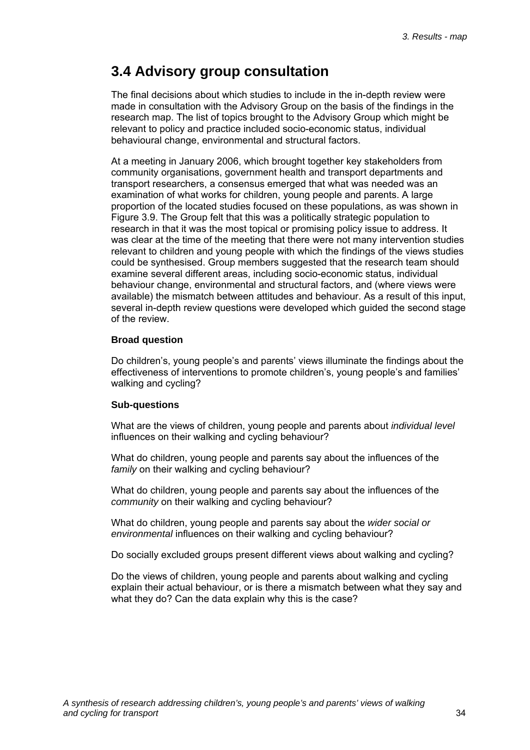## 3.4 Advisory group consultation

The final decisions about which studies to include in the in-depth review were made in consultation with the Advisory Group on the basis of the findings in the research map. The list of topics brought to the Advisory Group which might be relevant to policy and practice included socio-economic status, individual behavioural change, environmental and structural factors.

At a meeting in January 2006, which brought together key stakeholders from community organisations, government health and transport departments and transport researchers, a consensus emerged that what was needed was an examination of what works for children, young people and parents. A large proportion of the located studies focused on these populations, as was shown in Figure 3.9. The Group felt that this was a politically strategic population to research in that it was the most topical or promising policy issue to address. It was clear at the time of the meeting that there were not many intervention studies relevant to children and young people with which the findings of the views studies could be synthesised. Group members suggested that the research team should examine several different areas, including socio-economic status, individual behaviour change, environmental and structural factors, and (where views were available) the mismatch between attitudes and behaviour. As a result of this input, several in-depth review questions were developed which guided the second stage of the review.

**Broad question**

Do children's, young people's and parents' views illuminate the findings about the effectiveness of interventions to promote children's, young people's and families' walking and cycling?

**Sub-questions**

What are the views of children, young people and parents about *individual level* influences on their walking and cycling behaviour?

What do children, young people and parents say about the influences of the *family* on their walking and cycling behaviour?

What do children, young people and parents say about the influences of the *community* on their walking and cycling behaviour?

What do children, young people and parents say about the *wider social or environmental* influences on their walking and cycling behaviour?

Do socially excluded groups present different views about walking and cycling?

Do the views of children, young people and parents about walking and cycling explain their actual behaviour, or is there a mismatch between what they say and what they do? Can the data explain why this is the case?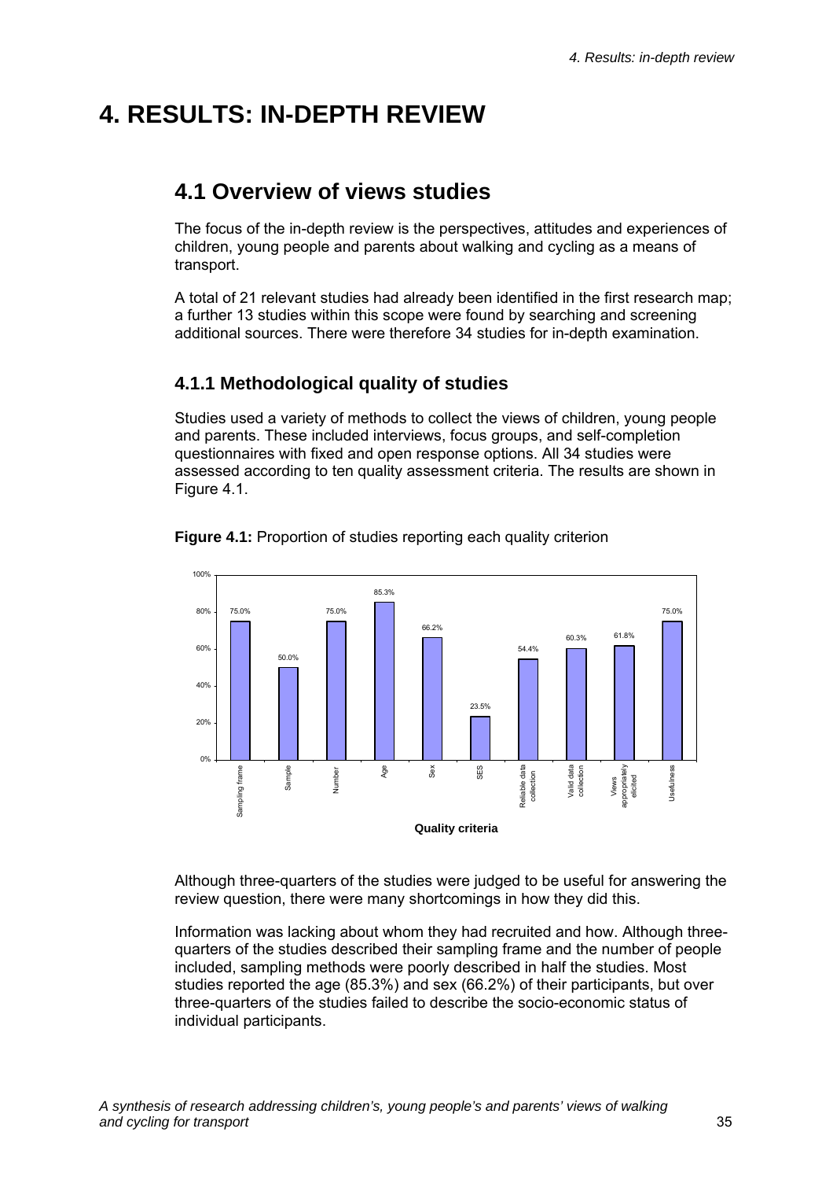# 4. RESULTS: IN-DEPTH REVIEW

## 4.1 Overview of views studies

The focus of the in-depth review is the perspectives, attitudes and experiences of children, young people and parents about walking and cycling as a means of transport.

A total of 21 relevant studies had already been identified in the first research map; a further 13 studies within this scope were found by searching and screening additional sources. There were therefore 34 studies for in-depth examination.

### 4.1.1 Methodological quality of studies

Studies used a variety of methods to collect the views of children, young people and parents. These included interviews, focus groups, and self-completion questionnaires with fixed and open response options. All 34 studies were assessed according to ten quality assessment criteria. The results are shown in Figure 4.1.

**Figure 4.1:** Proportion of studies reporting each quality criterion

| Quality criteria | Proportion of studies |
|---|---|
| Sampling frame | 75.0% |
| Sample | 50.0% |
| Number | 75.0% |
| Age | 85.3% |
| Sex | 66.2% |
| SES | 23.5% |
| Reliable data collection | 54.4% |
| Valid data collection | 60.3% |
| Views appropriately elicited | 61.8% |
| Usefulness | 75.0% |

Although three-quarters of the studies were judged to be useful for answering the review question, there were many shortcomings in how they did this.

Information was lacking about whom they had recruited and how. Although three-quarters of the studies described their sampling frame and the number of people included, sampling methods were poorly described in half the studies. Most studies reported the age (85.3%) and sex (66.2%) of their participants, but over three-quarters of the studies failed to describe the socio-economic status of individual participants.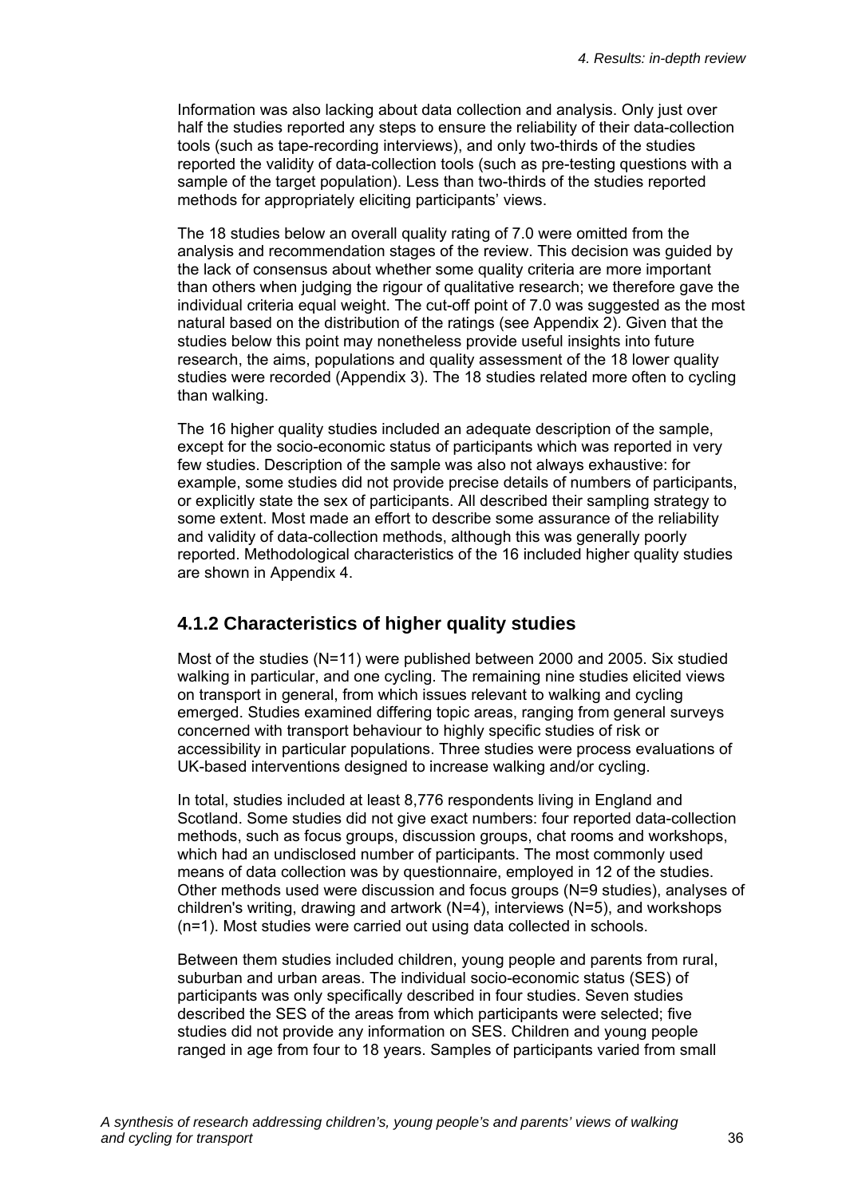Information was also lacking about data collection and analysis. Only just over half the studies reported any steps to ensure the reliability of their data-collection tools (such as tape-recording interviews), and only two-thirds of the studies reported the validity of data-collection tools (such as pre-testing questions with a sample of the target population). Less than two-thirds of the studies reported methods for appropriately eliciting participants' views.

The 18 studies below an overall quality rating of 7.0 were omitted from the analysis and recommendation stages of the review. This decision was guided by the lack of consensus about whether some quality criteria are more important than others when judging the rigour of qualitative research; we therefore gave the individual criteria equal weight. The cut-off point of 7.0 was suggested as the most natural based on the distribution of the ratings (see Appendix 2). Given that the studies below this point may nonetheless provide useful insights into future research, the aims, populations and quality assessment of the 18 lower quality studies were recorded (Appendix 3). The 18 studies related more often to cycling than walking.

The 16 higher quality studies included an adequate description of the sample, except for the socio-economic status of participants which was reported in very few studies. Description of the sample was also not always exhaustive: for example, some studies did not provide precise details of numbers of participants, or explicitly state the sex of participants. All described their sampling strategy to some extent. Most made an effort to describe some assurance of the reliability and validity of data-collection methods, although this was generally poorly reported. Methodological characteristics of the 16 included higher quality studies are shown in Appendix 4.

### 4.1.2 Characteristics of higher quality studies

Most of the studies (N=11) were published between 2000 and 2005. Six studied walking in particular, and one cycling. The remaining nine studies elicited views on transport in general, from which issues relevant to walking and cycling emerged. Studies examined differing topic areas, ranging from general surveys concerned with transport behaviour to highly specific studies of risk or accessibility in particular populations. Three studies were process evaluations of UK-based interventions designed to increase walking and/or cycling.

In total, studies included at least 8,776 respondents living in England and Scotland. Some studies did not give exact numbers: four reported data-collection methods, such as focus groups, discussion groups, chat rooms and workshops, which had an undisclosed number of participants. The most commonly used means of data collection was by questionnaire, employed in 12 of the studies. Other methods used were discussion and focus groups (N=9 studies), analyses of children's writing, drawing and artwork (N=4), interviews (N=5), and workshops (n=1). Most studies were carried out using data collected in schools.

Between them studies included children, young people and parents from rural, suburban and urban areas. The individual socio-economic status (SES) of participants was only specifically described in four studies. Seven studies described the SES of the areas from which participants were selected; five studies did not provide any information on SES. Children and young people ranged in age from four to 18 years. Samples of participants varied from small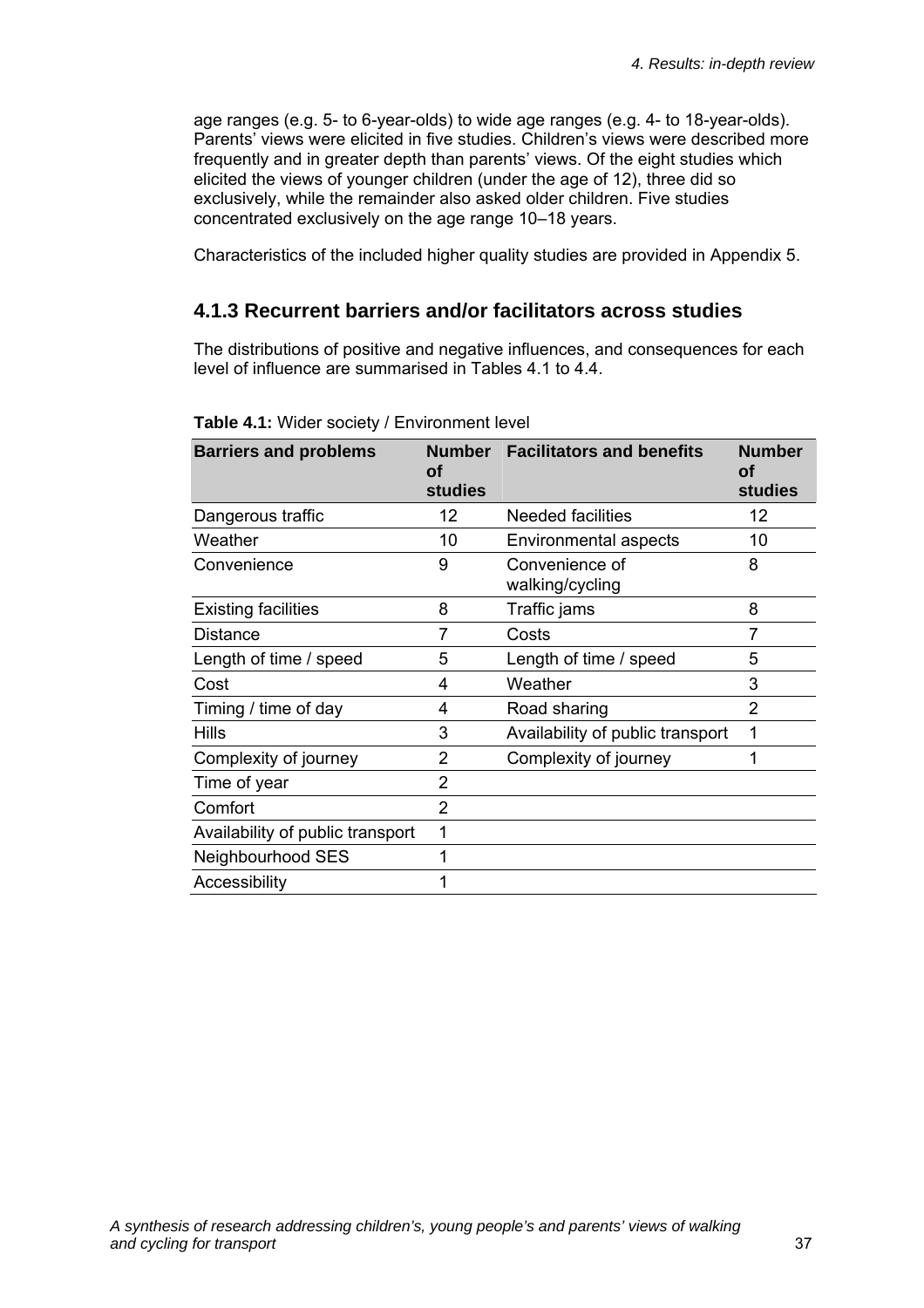age ranges (e.g. 5- to 6-year-olds) to wide age ranges (e.g. 4- to 18-year-olds). Parents' views were elicited in five studies. Children's views were described more frequently and in greater depth than parents' views. Of the eight studies which elicited the views of younger children (under the age of 12), three did so exclusively, while the remainder also asked older children. Five studies concentrated exclusively on the age range 10–18 years.

Characteristics of the included higher quality studies are provided in Appendix 5.

## 4.1.3 Recurrent barriers and/or facilitators across studies

The distributions of positive and negative influences, and consequences for each level of influence are summarised in Tables 4.1 to 4.4.

**Table 4.1:** Wider society / Environment level

| Barriers and problems | Number of studies | Facilitators and benefits | Number of studies |
|---|---|---|---|
| Dangerous traffic | 12 | Needed facilities | 12 |
| Weather | 10 | Environmental aspects | 10 |
| Convenience | 9 | Convenience of walking/cycling | 8 |
| Existing facilities | 8 | Traffic jams | 8 |
| Distance | 7 | Costs | 7 |
| Length of time / speed | 5 | Length of time / speed | 5 |
| Cost | 4 | Weather | 3 |
| Timing / time of day | 4 | Road sharing | 2 |
| Hills | 3 | Availability of public transport | 1 |
| Complexity of journey | 2 | Complexity of journey | 1 |
| Time of year | 2 | | |
| Comfort | 2 | | |
| Availability of public transport | 1 | | |
| Neighbourhood SES | 1 | | |
| Accessibility | 1 | | |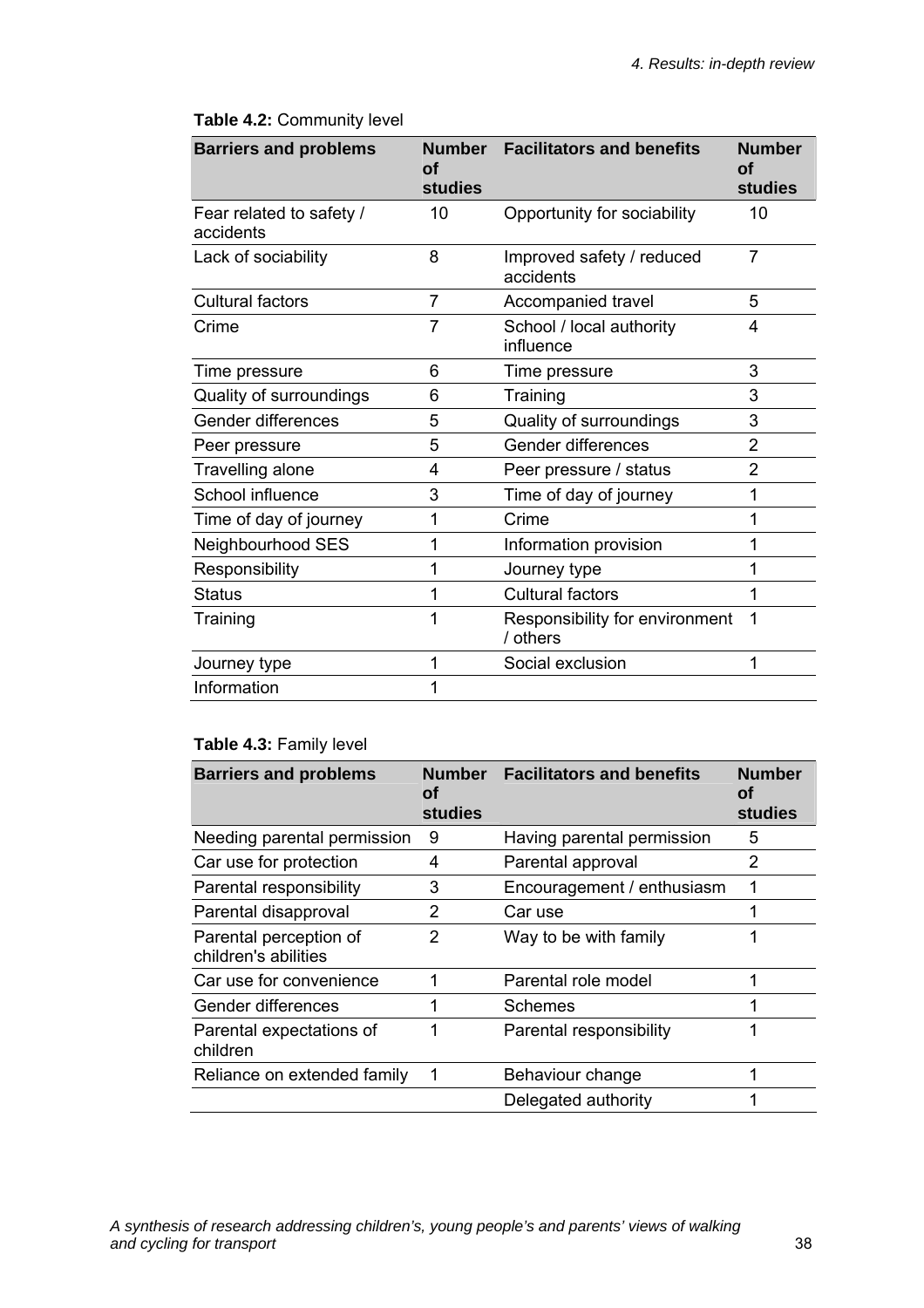**Table 4.2:** Community level

| Barriers and problems | Number of studies | Facilitators and benefits | Number of studies |
|---|---|---|---|
| Fear related to safety / accidents | 10 | Opportunity for sociability | 10 |
| Lack of sociability | 8 | Improved safety / reduced accidents | 7 |
| Cultural factors | 7 | Accompanied travel | 5 |
| Crime | 7 | School / local authority influence | 4 |
| Time pressure | 6 | Time pressure | 3 |
| Quality of surroundings | 6 | Training | 3 |
| Gender differences | 5 | Quality of surroundings | 3 |
| Peer pressure | 5 | Gender differences | 2 |
| Travelling alone | 4 | Peer pressure / status | 2 |
| School influence | 3 | Time of day of journey | 1 |
| Time of day of journey | 1 | Crime | 1 |
| Neighbourhood SES | 1 | Information provision | 1 |
| Responsibility | 1 | Journey type | 1 |
| Status | 1 | Cultural factors | 1 |
| Training | 1 | Responsibility for environment / others | 1 |
| Journey type | 1 | Social exclusion | 1 |
| Information | 1 | | |

**Table 4.3:** Family level

| Barriers and problems | Number of studies | Facilitators and benefits | Number of studies |
|---|---|---|---|
| Needing parental permission | 9 | Having parental permission | 5 |
| Car use for protection | 4 | Parental approval | 2 |
| Parental responsibility | 3 | Encouragement / enthusiasm | 1 |
| Parental disapproval | 2 | Car use | 1 |
| Parental perception of children's abilities | 2 | Way to be with family | 1 |
| Car use for convenience | 1 | Parental role model | 1 |
| Gender differences | 1 | Schemes | 1 |
| Parental expectations of children | 1 | Parental responsibility | 1 |
| Reliance on extended family | 1 | Behaviour change | 1 |
| | | Delegated authority | 1 |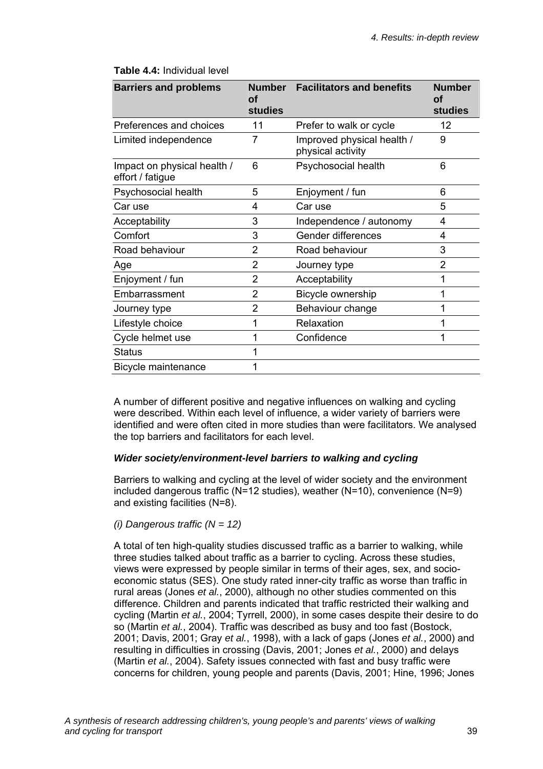**Table 4.4:** Individual level

| Barriers and problems | Number of studies | Facilitators and benefits | Number of studies |
|---|---|---|---|
| Preferences and choices | 11 | Prefer to walk or cycle | 12 |
| Limited independence | 7 | Improved physical health / physical activity | 9 |
| Impact on physical health / effort / fatigue | 6 | Psychosocial health | 6 |
| Psychosocial health | 5 | Enjoyment / fun | 6 |
| Car use | 4 | Car use | 5 |
| Acceptability | 3 | Independence / autonomy | 4 |
| Comfort | 3 | Gender differences | 4 |
| Road behaviour | 2 | Road behaviour | 3 |
| Age | 2 | Journey type | 2 |
| Enjoyment / fun | 2 | Acceptability | 1 |
| Embarrassment | 2 | Bicycle ownership | 1 |
| Journey type | 2 | Behaviour change | 1 |
| Lifestyle choice | 1 | Relaxation | 1 |
| Cycle helmet use | 1 | Confidence | 1 |
| Status | 1 | | |
| Bicycle maintenance | 1 | | |

A number of different positive and negative influences on walking and cycling were described. Within each level of influence, a wider variety of barriers were identified and were often cited in more studies than were facilitators. We analysed the top barriers and facilitators for each level.

### *Wider society/environment-level barriers to walking and cycling*

Barriers to walking and cycling at the level of wider society and the environment included dangerous traffic (N=12 studies), weather (N=10), convenience (N=9) and existing facilities (N=8).

*(i) Dangerous traffic (N = 12)*

A total of ten high-quality studies discussed traffic as a barrier to walking, while three studies talked about traffic as a barrier to cycling. Across these studies, views were expressed by people similar in terms of their ages, sex, and socio-economic status (SES). One study rated inner-city traffic as worse than traffic in rural areas (Jones *et al.*, 2000), although no other studies commented on this difference. Children and parents indicated that traffic restricted their walking and cycling (Martin *et al.*, 2004; Tyrrell, 2000), in some cases despite their desire to do so (Martin *et al.*, 2004). Traffic was described as busy and too fast (Bostock, 2001; Davis, 2001; Gray *et al.*, 1998), with a lack of gaps (Jones *et al.*, 2000) and resulting in difficulties in crossing (Davis, 2001; Jones *et al.*, 2000) and delays (Martin *et al.*, 2004). Safety issues connected with fast and busy traffic were concerns for children, young people and parents (Davis, 2001; Hine, 1996; Jones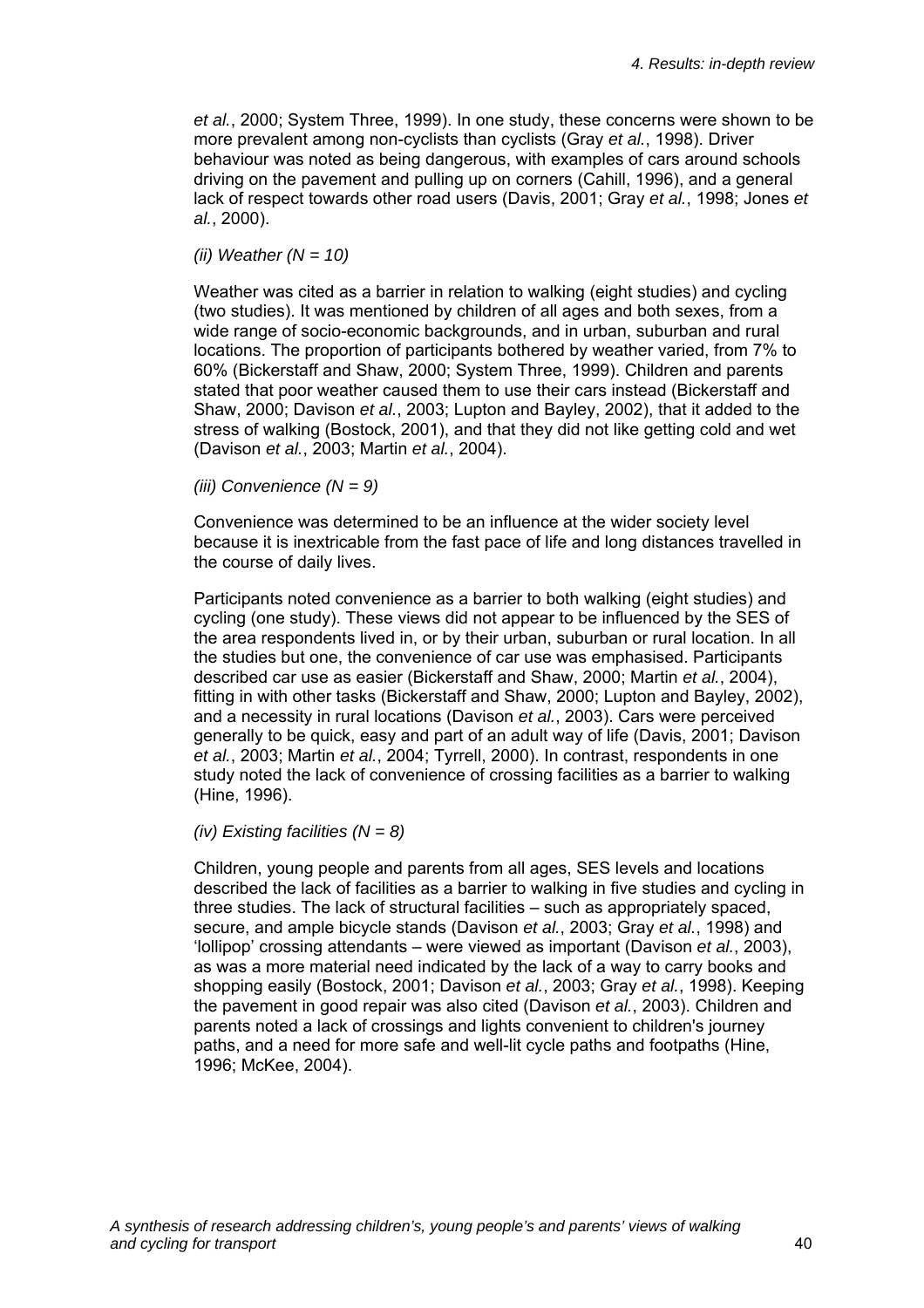*et al.*, 2000; System Three, 1999). In one study, these concerns were shown to be more prevalent among non-cyclists than cyclists (Gray *et al.*, 1998). Driver behaviour was noted as being dangerous, with examples of cars around schools driving on the pavement and pulling up on corners (Cahill, 1996), and a general lack of respect towards other road users (Davis, 2001; Gray *et al.*, 1998; Jones *et al.*, 2000).

*(ii) Weather (N = 10)*

Weather was cited as a barrier in relation to walking (eight studies) and cycling (two studies). It was mentioned by children of all ages and both sexes, from a wide range of socio-economic backgrounds, and in urban, suburban and rural locations. The proportion of participants bothered by weather varied, from 7% to 60% (Bickerstaff and Shaw, 2000; System Three, 1999). Children and parents stated that poor weather caused them to use their cars instead (Bickerstaff and Shaw, 2000; Davison *et al.*, 2003; Lupton and Bayley, 2002), that it added to the stress of walking (Bostock, 2001), and that they did not like getting cold and wet (Davison *et al.*, 2003; Martin *et al.*, 2004).

*(iii) Convenience (N = 9)*

Convenience was determined to be an influence at the wider society level because it is inextricable from the fast pace of life and long distances travelled in the course of daily lives.

Participants noted convenience as a barrier to both walking (eight studies) and cycling (one study). These views did not appear to be influenced by the SES of the area respondents lived in, or by their urban, suburban or rural location. In all the studies but one, the convenience of car use was emphasised. Participants described car use as easier (Bickerstaff and Shaw, 2000; Martin *et al.*, 2004), fitting in with other tasks (Bickerstaff and Shaw, 2000; Lupton and Bayley, 2002), and a necessity in rural locations (Davison *et al.*, 2003). Cars were perceived generally to be quick, easy and part of an adult way of life (Davis, 2001; Davison *et al.*, 2003; Martin *et al.*, 2004; Tyrrell, 2000). In contrast, respondents in one study noted the lack of convenience of crossing facilities as a barrier to walking (Hine, 1996).

*(iv) Existing facilities (N = 8)*

Children, young people and parents from all ages, SES levels and locations described the lack of facilities as a barrier to walking in five studies and cycling in three studies. The lack of structural facilities – such as appropriately spaced, secure, and ample bicycle stands (Davison *et al.*, 2003; Gray *et al.*, 1998) and 'lollipop' crossing attendants – were viewed as important (Davison *et al.*, 2003), as was a more material need indicated by the lack of a way to carry books and shopping easily (Bostock, 2001; Davison *et al.*, 2003; Gray *et al.*, 1998). Keeping the pavement in good repair was also cited (Davison *et al.*, 2003). Children and parents noted a lack of crossings and lights convenient to children's journey paths, and a need for more safe and well-lit cycle paths and footpaths (Hine, 1996; McKee, 2004).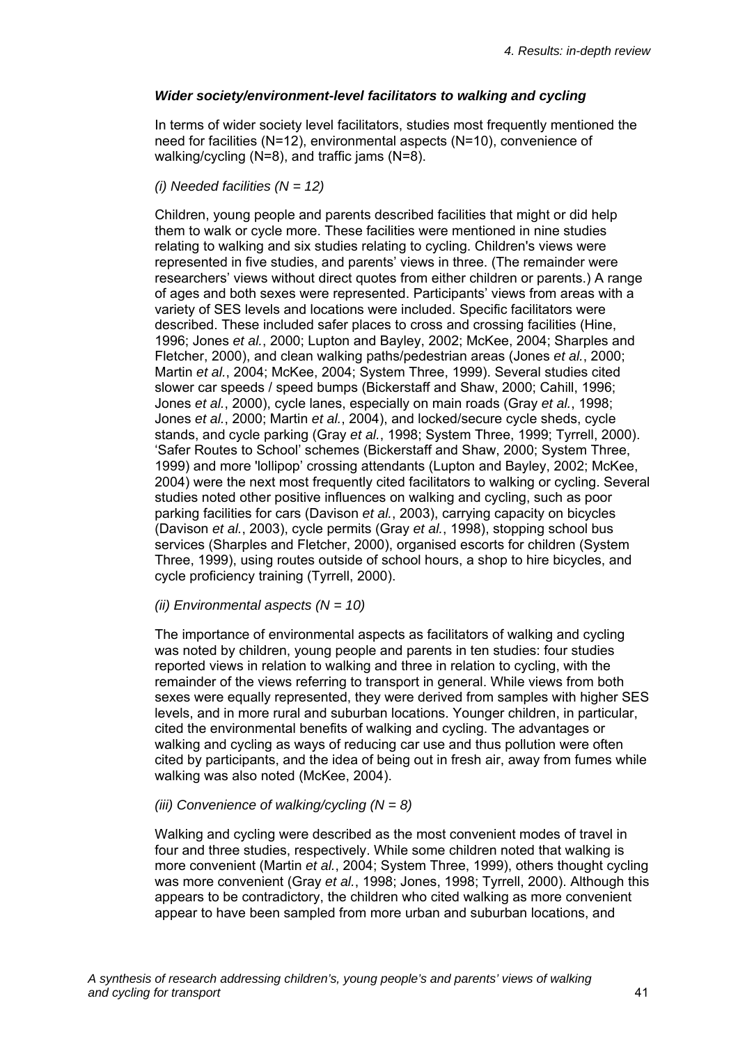### *Wider society/environment-level facilitators to walking and cycling*

In terms of wider society level facilitators, studies most frequently mentioned the need for facilities (N=12), environmental aspects (N=10), convenience of walking/cycling (N=8), and traffic jams (N=8).

*(i) Needed facilities (N = 12)*

Children, young people and parents described facilities that might or did help them to walk or cycle more. These facilities were mentioned in nine studies relating to walking and six studies relating to cycling. Children's views were represented in five studies, and parents' views in three. (The remainder were researchers' views without direct quotes from either children or parents.) A range of ages and both sexes were represented. Participants' views from areas with a variety of SES levels and locations were included. Specific facilitators were described. These included safer places to cross and crossing facilities (Hine, 1996; Jones *et al.*, 2000; Lupton and Bayley, 2002; McKee, 2004; Sharples and Fletcher, 2000), and clean walking paths/pedestrian areas (Jones *et al.*, 2000; Martin *et al.*, 2004; McKee, 2004; System Three, 1999). Several studies cited slower car speeds / speed bumps (Bickerstaff and Shaw, 2000; Cahill, 1996; Jones *et al.*, 2000), cycle lanes, especially on main roads (Gray *et al.*, 1998; Jones *et al.*, 2000; Martin *et al.*, 2004), and locked/secure cycle sheds, cycle stands, and cycle parking (Gray *et al.*, 1998; System Three, 1999; Tyrrell, 2000). 'Safer Routes to School' schemes (Bickerstaff and Shaw, 2000; System Three, 1999) and more 'lollipop' crossing attendants (Lupton and Bayley, 2002; McKee, 2004) were the next most frequently cited facilitators to walking or cycling. Several studies noted other positive influences on walking and cycling, such as poor parking facilities for cars (Davison *et al.*, 2003), carrying capacity on bicycles (Davison *et al.*, 2003), cycle permits (Gray *et al.*, 1998), stopping school bus services (Sharples and Fletcher, 2000), organised escorts for children (System Three, 1999), using routes outside of school hours, a shop to hire bicycles, and cycle proficiency training (Tyrrell, 2000).

*(ii) Environmental aspects (N = 10)*

The importance of environmental aspects as facilitators of walking and cycling was noted by children, young people and parents in ten studies: four studies reported views in relation to walking and three in relation to cycling, with the remainder of the views referring to transport in general. While views from both sexes were equally represented, they were derived from samples with higher SES levels, and in more rural and suburban locations. Younger children, in particular, cited the environmental benefits of walking and cycling. The advantages or walking and cycling as ways of reducing car use and thus pollution were often cited by participants, and the idea of being out in fresh air, away from fumes while walking was also noted (McKee, 2004).

*(iii) Convenience of walking/cycling (N = 8)*

Walking and cycling were described as the most convenient modes of travel in four and three studies, respectively. While some children noted that walking is more convenient (Martin *et al.*, 2004; System Three, 1999), others thought cycling was more convenient (Gray *et al.*, 1998; Jones, 1998; Tyrrell, 2000). Although this appears to be contradictory, the children who cited walking as more convenient appear to have been sampled from more urban and suburban locations, and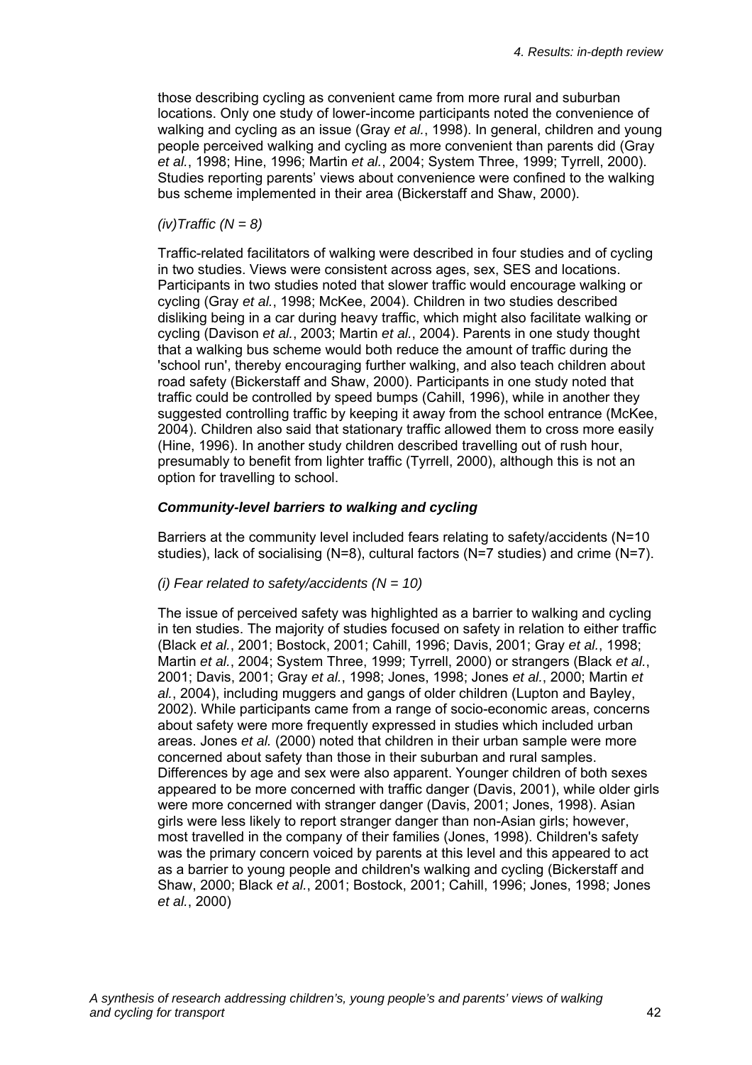those describing cycling as convenient came from more rural and suburban locations. Only one study of lower-income participants noted the convenience of walking and cycling as an issue (Gray *et al.*, 1998). In general, children and young people perceived walking and cycling as more convenient than parents did (Gray *et al.*, 1998; Hine, 1996; Martin *et al.*, 2004; System Three, 1999; Tyrrell, 2000). Studies reporting parents' views about convenience were confined to the walking bus scheme implemented in their area (Bickerstaff and Shaw, 2000).

*(iv)Traffic (N = 8)*

Traffic-related facilitators of walking were described in four studies and of cycling in two studies. Views were consistent across ages, sex, SES and locations. Participants in two studies noted that slower traffic would encourage walking or cycling (Gray *et al.*, 1998; McKee, 2004). Children in two studies described disliking being in a car during heavy traffic, which might also facilitate walking or cycling (Davison *et al.*, 2003; Martin *et al.*, 2004). Parents in one study thought that a walking bus scheme would both reduce the amount of traffic during the 'school run', thereby encouraging further walking, and also teach children about road safety (Bickerstaff and Shaw, 2000). Participants in one study noted that traffic could be controlled by speed bumps (Cahill, 1996), while in another they suggested controlling traffic by keeping it away from the school entrance (McKee, 2004). Children also said that stationary traffic allowed them to cross more easily (Hine, 1996). In another study children described travelling out of rush hour, presumably to benefit from lighter traffic (Tyrrell, 2000), although this is not an option for travelling to school.

### *Community-level barriers to walking and cycling*

Barriers at the community level included fears relating to safety/accidents (N=10 studies), lack of socialising (N=8), cultural factors (N=7 studies) and crime (N=7).

*(i) Fear related to safety/accidents (N = 10)*

The issue of perceived safety was highlighted as a barrier to walking and cycling in ten studies. The majority of studies focused on safety in relation to either traffic (Black *et al.*, 2001; Bostock, 2001; Cahill, 1996; Davis, 2001; Gray *et al.*, 1998; Martin *et al.*, 2004; System Three, 1999; Tyrrell, 2000) or strangers (Black *et al.*, 2001; Davis, 2001; Gray *et al.*, 1998; Jones, 1998; Jones *et al.*, 2000; Martin *et al.*, 2004), including muggers and gangs of older children (Lupton and Bayley, 2002). While participants came from a range of socio-economic areas, concerns about safety were more frequently expressed in studies which included urban areas. Jones *et al.* (2000) noted that children in their urban sample were more concerned about safety than those in their suburban and rural samples. Differences by age and sex were also apparent. Younger children of both sexes appeared to be more concerned with traffic danger (Davis, 2001), while older girls were more concerned with stranger danger (Davis, 2001; Jones, 1998). Asian girls were less likely to report stranger danger than non-Asian girls; however, most travelled in the company of their families (Jones, 1998). Children's safety was the primary concern voiced by parents at this level and this appeared to act as a barrier to young people and children's walking and cycling (Bickerstaff and Shaw, 2000; Black *et al.*, 2001; Bostock, 2001; Cahill, 1996; Jones, 1998; Jones *et al.*, 2000)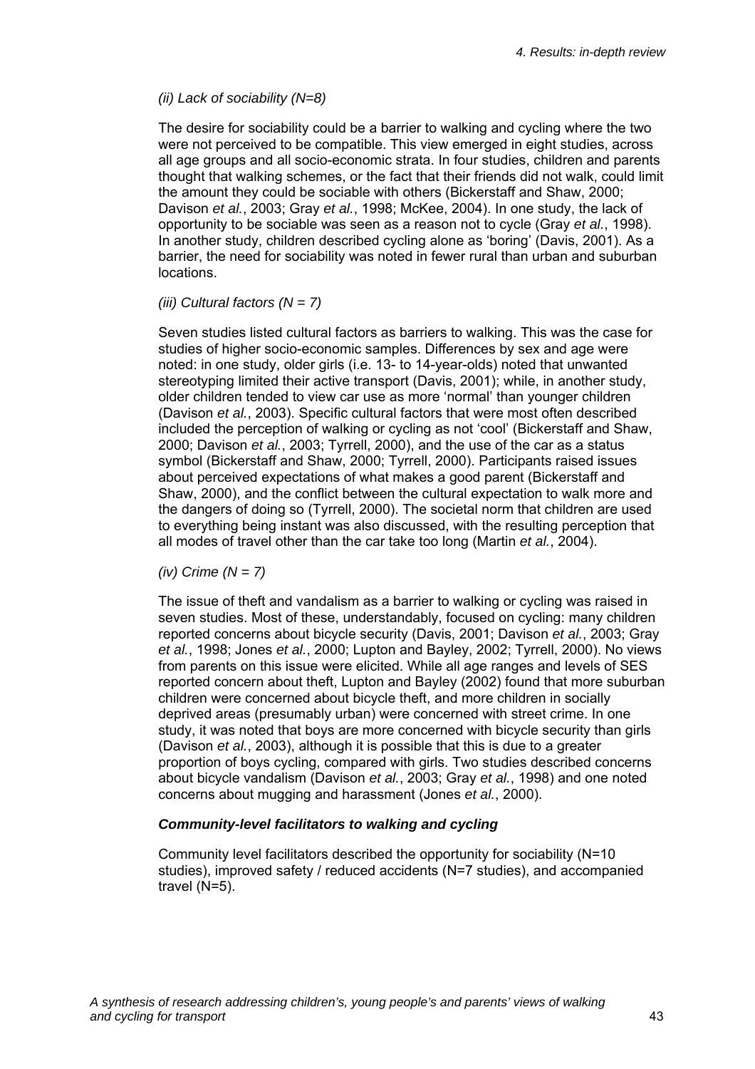*(ii) Lack of sociability (N=8)*

The desire for sociability could be a barrier to walking and cycling where the two were not perceived to be compatible. This view emerged in eight studies, across all age groups and all socio-economic strata. In four studies, children and parents thought that walking schemes, or the fact that their friends did not walk, could limit the amount they could be sociable with others (Bickerstaff and Shaw, 2000; Davison *et al.*, 2003; Gray *et al.*, 1998; McKee, 2004). In one study, the lack of opportunity to be sociable was seen as a reason not to cycle (Gray *et al.*, 1998). In another study, children described cycling alone as 'boring' (Davis, 2001). As a barrier, the need for sociability was noted in fewer rural than urban and suburban locations.

*(iii) Cultural factors (N = 7)*

Seven studies listed cultural factors as barriers to walking. This was the case for studies of higher socio-economic samples. Differences by sex and age were noted: in one study, older girls (i.e. 13- to 14-year-olds) noted that unwanted stereotyping limited their active transport (Davis, 2001); while, in another study, older children tended to view car use as more 'normal' than younger children (Davison *et al.*, 2003). Specific cultural factors that were most often described included the perception of walking or cycling as not 'cool' (Bickerstaff and Shaw, 2000; Davison *et al.*, 2003; Tyrrell, 2000), and the use of the car as a status symbol (Bickerstaff and Shaw, 2000; Tyrrell, 2000). Participants raised issues about perceived expectations of what makes a good parent (Bickerstaff and Shaw, 2000), and the conflict between the cultural expectation to walk more and the dangers of doing so (Tyrrell, 2000). The societal norm that children are used to everything being instant was also discussed, with the resulting perception that all modes of travel other than the car take too long (Martin *et al.*, 2004).

*(iv) Crime (N = 7)*

The issue of theft and vandalism as a barrier to walking or cycling was raised in seven studies. Most of these, understandably, focused on cycling: many children reported concerns about bicycle security (Davis, 2001; Davison *et al.*, 2003; Gray *et al.*, 1998; Jones *et al.*, 2000; Lupton and Bayley, 2002; Tyrrell, 2000). No views from parents on this issue were elicited. While all age ranges and levels of SES reported concern about theft, Lupton and Bayley (2002) found that more suburban children were concerned about bicycle theft, and more children in socially deprived areas (presumably urban) were concerned with street crime. In one study, it was noted that boys are more concerned with bicycle security than girls (Davison *et al.*, 2003), although it is possible that this is due to a greater proportion of boys cycling, compared with girls. Two studies described concerns about bicycle vandalism (Davison *et al.*, 2003; Gray *et al.*, 1998) and one noted concerns about mugging and harassment (Jones *et al.*, 2000).

***Community-level facilitators to walking and cycling***

Community level facilitators described the opportunity for sociability (N=10 studies), improved safety / reduced accidents (N=7 studies), and accompanied travel (N=5).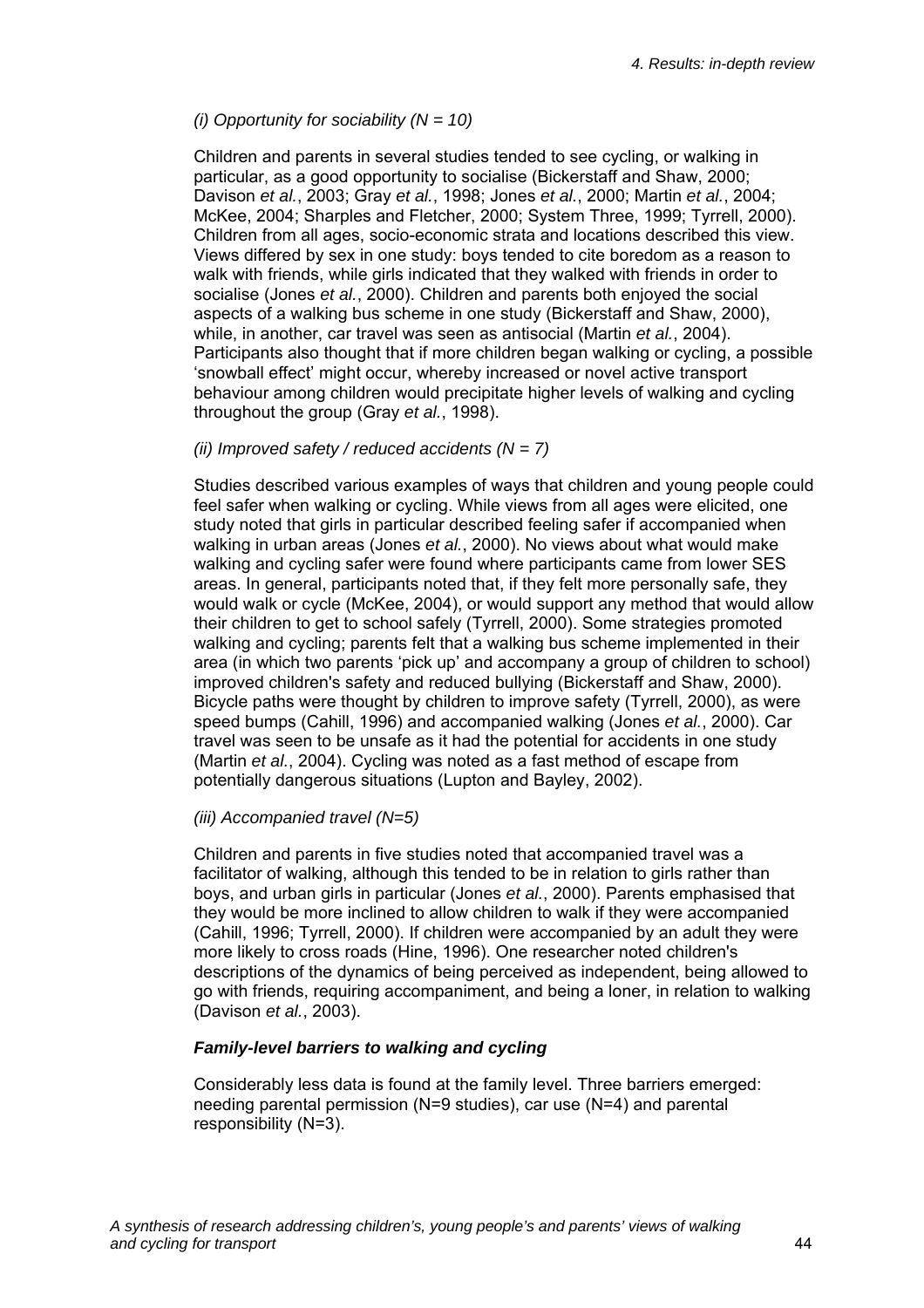*(i) Opportunity for sociability (N = 10)*

Children and parents in several studies tended to see cycling, or walking in particular, as a good opportunity to socialise (Bickerstaff and Shaw, 2000; Davison *et al.*, 2003; Gray *et al.*, 1998; Jones *et al.*, 2000; Martin *et al.*, 2004; McKee, 2004; Sharples and Fletcher, 2000; System Three, 1999; Tyrrell, 2000). Children from all ages, socio-economic strata and locations described this view. Views differed by sex in one study: boys tended to cite boredom as a reason to walk with friends, while girls indicated that they walked with friends in order to socialise (Jones *et al.*, 2000). Children and parents both enjoyed the social aspects of a walking bus scheme in one study (Bickerstaff and Shaw, 2000), while, in another, car travel was seen as antisocial (Martin *et al.*, 2004). Participants also thought that if more children began walking or cycling, a possible 'snowball effect' might occur, whereby increased or novel active transport behaviour among children would precipitate higher levels of walking and cycling throughout the group (Gray *et al.*, 1998).

*(ii) Improved safety / reduced accidents (N = 7)*

Studies described various examples of ways that children and young people could feel safer when walking or cycling. While views from all ages were elicited, one study noted that girls in particular described feeling safer if accompanied when walking in urban areas (Jones *et al.*, 2000). No views about what would make walking and cycling safer were found where participants came from lower SES areas. In general, participants noted that, if they felt more personally safe, they would walk or cycle (McKee, 2004), or would support any method that would allow their children to get to school safely (Tyrrell, 2000). Some strategies promoted walking and cycling; parents felt that a walking bus scheme implemented in their area (in which two parents 'pick up' and accompany a group of children to school) improved children's safety and reduced bullying (Bickerstaff and Shaw, 2000). Bicycle paths were thought by children to improve safety (Tyrrell, 2000), as were speed bumps (Cahill, 1996) and accompanied walking (Jones *et al.*, 2000). Car travel was seen to be unsafe as it had the potential for accidents in one study (Martin *et al.*, 2004). Cycling was noted as a fast method of escape from potentially dangerous situations (Lupton and Bayley, 2002).

*(iii) Accompanied travel (N=5)*

Children and parents in five studies noted that accompanied travel was a facilitator of walking, although this tended to be in relation to girls rather than boys, and urban girls in particular (Jones *et al.*, 2000). Parents emphasised that they would be more inclined to allow children to walk if they were accompanied (Cahill, 1996; Tyrrell, 2000). If children were accompanied by an adult they were more likely to cross roads (Hine, 1996). One researcher noted children's descriptions of the dynamics of being perceived as independent, being allowed to go with friends, requiring accompaniment, and being a loner, in relation to walking (Davison *et al.*, 2003).

***Family-level barriers to walking and cycling***

Considerably less data is found at the family level. Three barriers emerged: needing parental permission (N=9 studies), car use (N=4) and parental responsibility (N=3).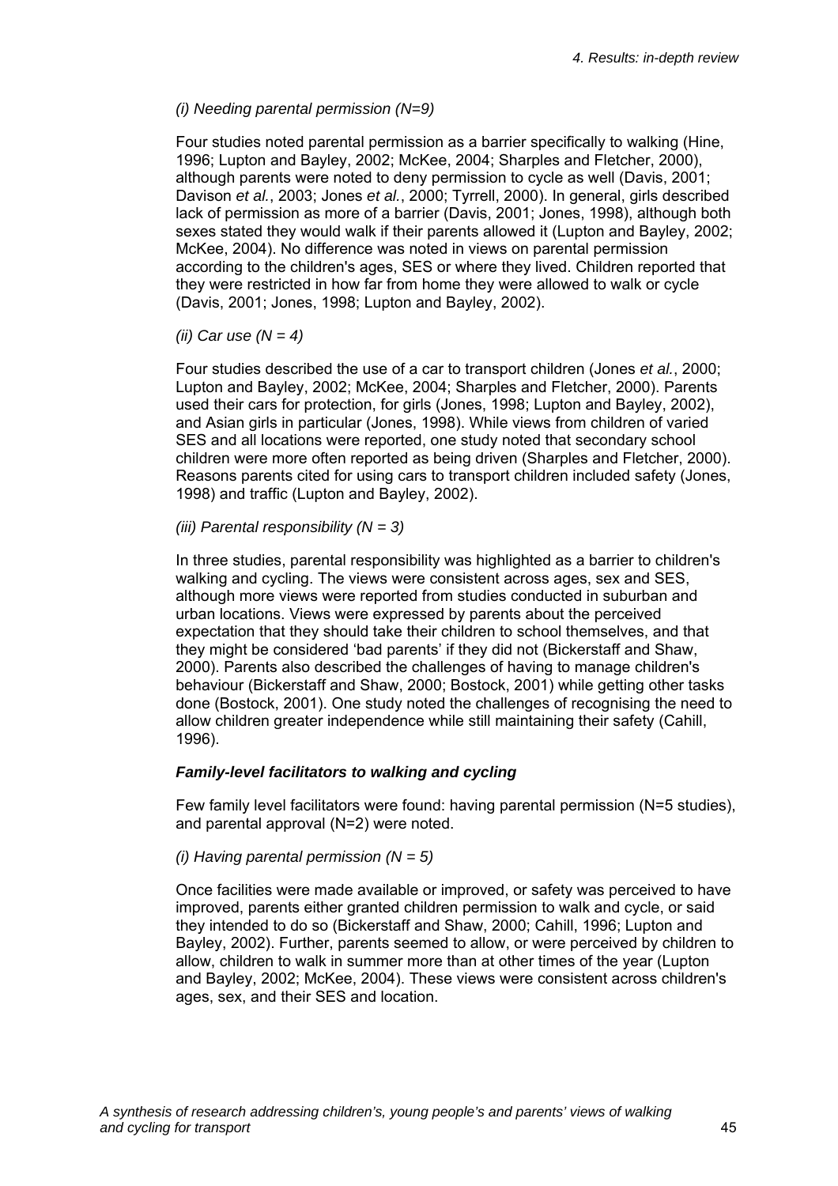*(i) Needing parental permission (N=9)*

Four studies noted parental permission as a barrier specifically to walking (Hine, 1996; Lupton and Bayley, 2002; McKee, 2004; Sharples and Fletcher, 2000), although parents were noted to deny permission to cycle as well (Davis, 2001; Davison *et al.*, 2003; Jones *et al.*, 2000; Tyrrell, 2000). In general, girls described lack of permission as more of a barrier (Davis, 2001; Jones, 1998), although both sexes stated they would walk if their parents allowed it (Lupton and Bayley, 2002; McKee, 2004). No difference was noted in views on parental permission according to the children's ages, SES or where they lived. Children reported that they were restricted in how far from home they were allowed to walk or cycle (Davis, 2001; Jones, 1998; Lupton and Bayley, 2002).

*(ii) Car use (N = 4)*

Four studies described the use of a car to transport children (Jones *et al.*, 2000; Lupton and Bayley, 2002; McKee, 2004; Sharples and Fletcher, 2000). Parents used their cars for protection, for girls (Jones, 1998; Lupton and Bayley, 2002), and Asian girls in particular (Jones, 1998). While views from children of varied SES and all locations were reported, one study noted that secondary school children were more often reported as being driven (Sharples and Fletcher, 2000). Reasons parents cited for using cars to transport children included safety (Jones, 1998) and traffic (Lupton and Bayley, 2002).

*(iii) Parental responsibility (N = 3)*

In three studies, parental responsibility was highlighted as a barrier to children's walking and cycling. The views were consistent across ages, sex and SES, although more views were reported from studies conducted in suburban and urban locations. Views were expressed by parents about the perceived expectation that they should take their children to school themselves, and that they might be considered 'bad parents' if they did not (Bickerstaff and Shaw, 2000). Parents also described the challenges of having to manage children's behaviour (Bickerstaff and Shaw, 2000; Bostock, 2001) while getting other tasks done (Bostock, 2001). One study noted the challenges of recognising the need to allow children greater independence while still maintaining their safety (Cahill, 1996).

***Family-level facilitators to walking and cycling***

Few family level facilitators were found: having parental permission (N=5 studies), and parental approval (N=2) were noted.

*(i) Having parental permission (N = 5)*

Once facilities were made available or improved, or safety was perceived to have improved, parents either granted children permission to walk and cycle, or said they intended to do so (Bickerstaff and Shaw, 2000; Cahill, 1996; Lupton and Bayley, 2002). Further, parents seemed to allow, or were perceived by children to allow, children to walk in summer more than at other times of the year (Lupton and Bayley, 2002; McKee, 2004). These views were consistent across children's ages, sex, and their SES and location.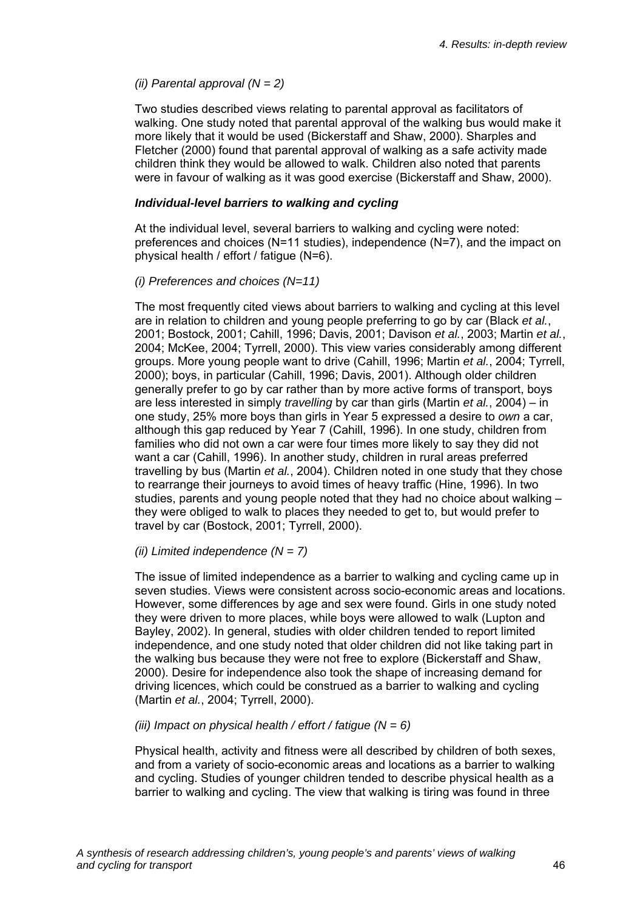*(ii) Parental approval (N = 2)*

Two studies described views relating to parental approval as facilitators of walking. One study noted that parental approval of the walking bus would make it more likely that it would be used (Bickerstaff and Shaw, 2000). Sharples and Fletcher (2000) found that parental approval of walking as a safe activity made children think they would be allowed to walk. Children also noted that parents were in favour of walking as it was good exercise (Bickerstaff and Shaw, 2000).

***Individual-level barriers to walking and cycling***

At the individual level, several barriers to walking and cycling were noted: preferences and choices (N=11 studies), independence (N=7), and the impact on physical health / effort / fatigue (N=6).

*(i) Preferences and choices (N=11)*

The most frequently cited views about barriers to walking and cycling at this level are in relation to children and young people preferring to go by car (Black *et al.*, 2001; Bostock, 2001; Cahill, 1996; Davis, 2001; Davison *et al.*, 2003; Martin *et al.*, 2004; McKee, 2004; Tyrrell, 2000). This view varies considerably among different groups. More young people want to drive (Cahill, 1996; Martin *et al.*, 2004; Tyrrell, 2000); boys, in particular (Cahill, 1996; Davis, 2001). Although older children generally prefer to go by car rather than by more active forms of transport, boys are less interested in simply *travelling* by car than girls (Martin *et al.*, 2004) – in one study, 25% more boys than girls in Year 5 expressed a desire to *own* a car, although this gap reduced by Year 7 (Cahill, 1996). In one study, children from families who did not own a car were four times more likely to say they did not want a car (Cahill, 1996). In another study, children in rural areas preferred travelling by bus (Martin *et al.*, 2004). Children noted in one study that they chose to rearrange their journeys to avoid times of heavy traffic (Hine, 1996). In two studies, parents and young people noted that they had no choice about walking – they were obliged to walk to places they needed to get to, but would prefer to travel by car (Bostock, 2001; Tyrrell, 2000).

*(ii) Limited independence (N = 7)*

The issue of limited independence as a barrier to walking and cycling came up in seven studies. Views were consistent across socio-economic areas and locations. However, some differences by age and sex were found. Girls in one study noted they were driven to more places, while boys were allowed to walk (Lupton and Bayley, 2002). In general, studies with older children tended to report limited independence, and one study noted that older children did not like taking part in the walking bus because they were not free to explore (Bickerstaff and Shaw, 2000). Desire for independence also took the shape of increasing demand for driving licences, which could be construed as a barrier to walking and cycling (Martin *et al.*, 2004; Tyrrell, 2000).

*(iii) Impact on physical health / effort / fatigue (N = 6)*

Physical health, activity and fitness were all described by children of both sexes, and from a variety of socio-economic areas and locations as a barrier to walking and cycling. Studies of younger children tended to describe physical health as a barrier to walking and cycling. The view that walking is tiring was found in three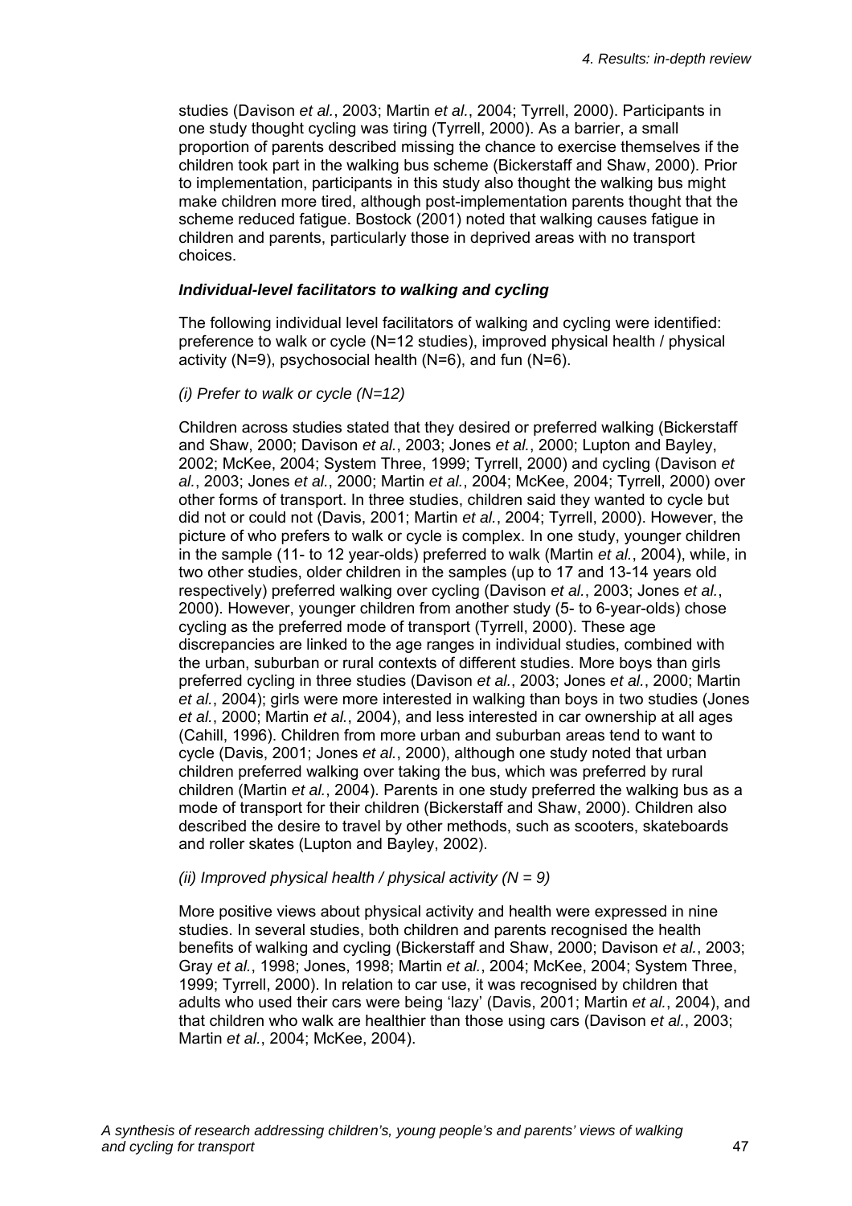studies (Davison *et al.*, 2003; Martin *et al.*, 2004; Tyrrell, 2000). Participants in one study thought cycling was tiring (Tyrrell, 2000). As a barrier, a small proportion of parents described missing the chance to exercise themselves if the children took part in the walking bus scheme (Bickerstaff and Shaw, 2000). Prior to implementation, participants in this study also thought the walking bus might make children more tired, although post-implementation parents thought that the scheme reduced fatigue. Bostock (2001) noted that walking causes fatigue in children and parents, particularly those in deprived areas with no transport choices.

### *Individual-level facilitators to walking and cycling*

The following individual level facilitators of walking and cycling were identified: preference to walk or cycle (N=12 studies), improved physical health / physical activity (N=9), psychosocial health (N=6), and fun (N=6).

*(i) Prefer to walk or cycle (N=12)*

Children across studies stated that they desired or preferred walking (Bickerstaff and Shaw, 2000; Davison *et al.*, 2003; Jones *et al.*, 2000; Lupton and Bayley, 2002; McKee, 2004; System Three, 1999; Tyrrell, 2000) and cycling (Davison *et al.*, 2003; Jones *et al.*, 2000; Martin *et al.*, 2004; McKee, 2004; Tyrrell, 2000) over other forms of transport. In three studies, children said they wanted to cycle but did not or could not (Davis, 2001; Martin *et al.*, 2004; Tyrrell, 2000). However, the picture of who prefers to walk or cycle is complex. In one study, younger children in the sample (11- to 12 year-olds) preferred to walk (Martin *et al.*, 2004), while, in two other studies, older children in the samples (up to 17 and 13-14 years old respectively) preferred walking over cycling (Davison *et al.*, 2003; Jones *et al.*, 2000). However, younger children from another study (5- to 6-year-olds) chose cycling as the preferred mode of transport (Tyrrell, 2000). These age discrepancies are linked to the age ranges in individual studies, combined with the urban, suburban or rural contexts of different studies. More boys than girls preferred cycling in three studies (Davison *et al.*, 2003; Jones *et al.*, 2000; Martin *et al.*, 2004); girls were more interested in walking than boys in two studies (Jones *et al.*, 2000; Martin *et al.*, 2004), and less interested in car ownership at all ages (Cahill, 1996). Children from more urban and suburban areas tend to want to cycle (Davis, 2001; Jones *et al.*, 2000), although one study noted that urban children preferred walking over taking the bus, which was preferred by rural children (Martin *et al.*, 2004). Parents in one study preferred the walking bus as a mode of transport for their children (Bickerstaff and Shaw, 2000). Children also described the desire to travel by other methods, such as scooters, skateboards and roller skates (Lupton and Bayley, 2002).

*(ii) Improved physical health / physical activity (N = 9)*

More positive views about physical activity and health were expressed in nine studies. In several studies, both children and parents recognised the health benefits of walking and cycling (Bickerstaff and Shaw, 2000; Davison *et al.*, 2003; Gray *et al.*, 1998; Jones, 1998; Martin *et al.*, 2004; McKee, 2004; System Three, 1999; Tyrrell, 2000). In relation to car use, it was recognised by children that adults who used their cars were being 'lazy' (Davis, 2001; Martin *et al.*, 2004), and that children who walk are healthier than those using cars (Davison *et al.*, 2003; Martin *et al.*, 2004; McKee, 2004).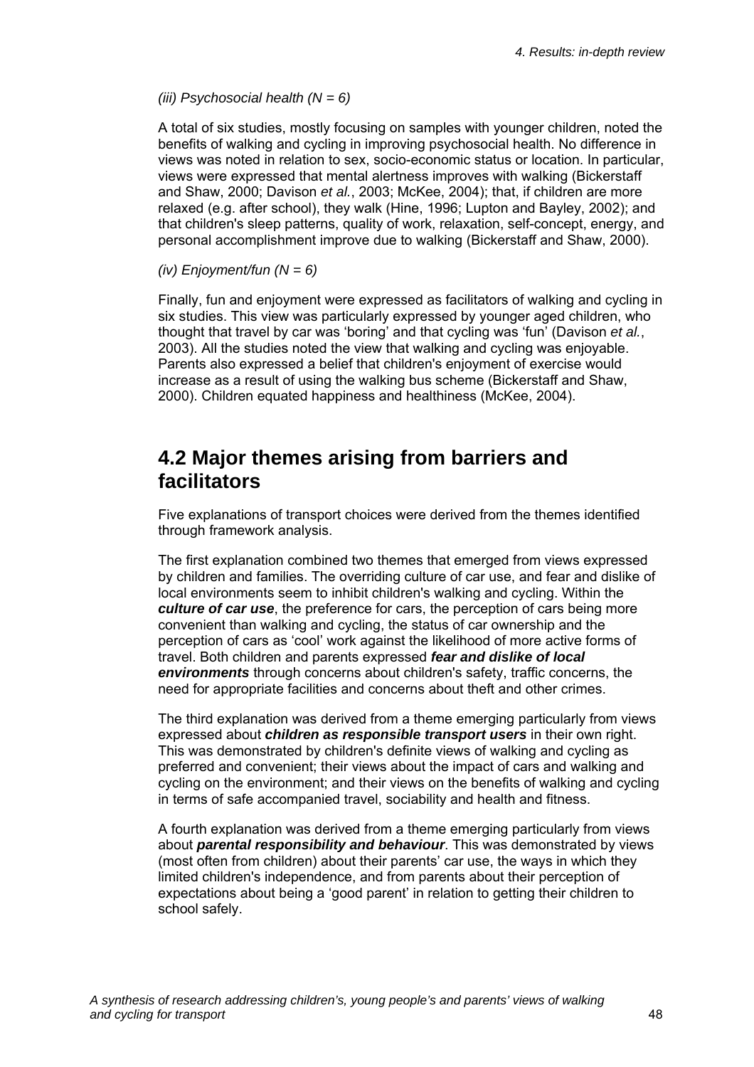*(iii) Psychosocial health (N = 6)*

A total of six studies, mostly focusing on samples with younger children, noted the benefits of walking and cycling in improving psychosocial health. No difference in views was noted in relation to sex, socio-economic status or location. In particular, views were expressed that mental alertness improves with walking (Bickerstaff and Shaw, 2000; Davison *et al.*, 2003; McKee, 2004); that, if children are more relaxed (e.g. after school), they walk (Hine, 1996; Lupton and Bayley, 2002); and that children's sleep patterns, quality of work, relaxation, self-concept, energy, and personal accomplishment improve due to walking (Bickerstaff and Shaw, 2000).

*(iv) Enjoyment/fun (N = 6)*

Finally, fun and enjoyment were expressed as facilitators of walking and cycling in six studies. This view was particularly expressed by younger aged children, who thought that travel by car was 'boring' and that cycling was 'fun' (Davison *et al.*, 2003). All the studies noted the view that walking and cycling was enjoyable. Parents also expressed a belief that children's enjoyment of exercise would increase as a result of using the walking bus scheme (Bickerstaff and Shaw, 2000). Children equated happiness and healthiness (McKee, 2004).

## 4.2 Major themes arising from barriers and facilitators

Five explanations of transport choices were derived from the themes identified through framework analysis.

The first explanation combined two themes that emerged from views expressed by children and families. The overriding culture of car use, and fear and dislike of local environments seem to inhibit children's walking and cycling. Within the ***culture of car use***, the preference for cars, the perception of cars being more convenient than walking and cycling, the status of car ownership and the perception of cars as 'cool' work against the likelihood of more active forms of travel. Both children and parents expressed ***fear and dislike of local environments*** through concerns about children's safety, traffic concerns, the need for appropriate facilities and concerns about theft and other crimes.

The third explanation was derived from a theme emerging particularly from views expressed about ***children as responsible transport users*** in their own right. This was demonstrated by children's definite views of walking and cycling as preferred and convenient; their views about the impact of cars and walking and cycling on the environment; and their views on the benefits of walking and cycling in terms of safe accompanied travel, sociability and health and fitness.

A fourth explanation was derived from a theme emerging particularly from views about ***parental responsibility and behaviour***. This was demonstrated by views (most often from children) about their parents' car use, the ways in which they limited children's independence, and from parents about their perception of expectations about being a 'good parent' in relation to getting their children to school safely.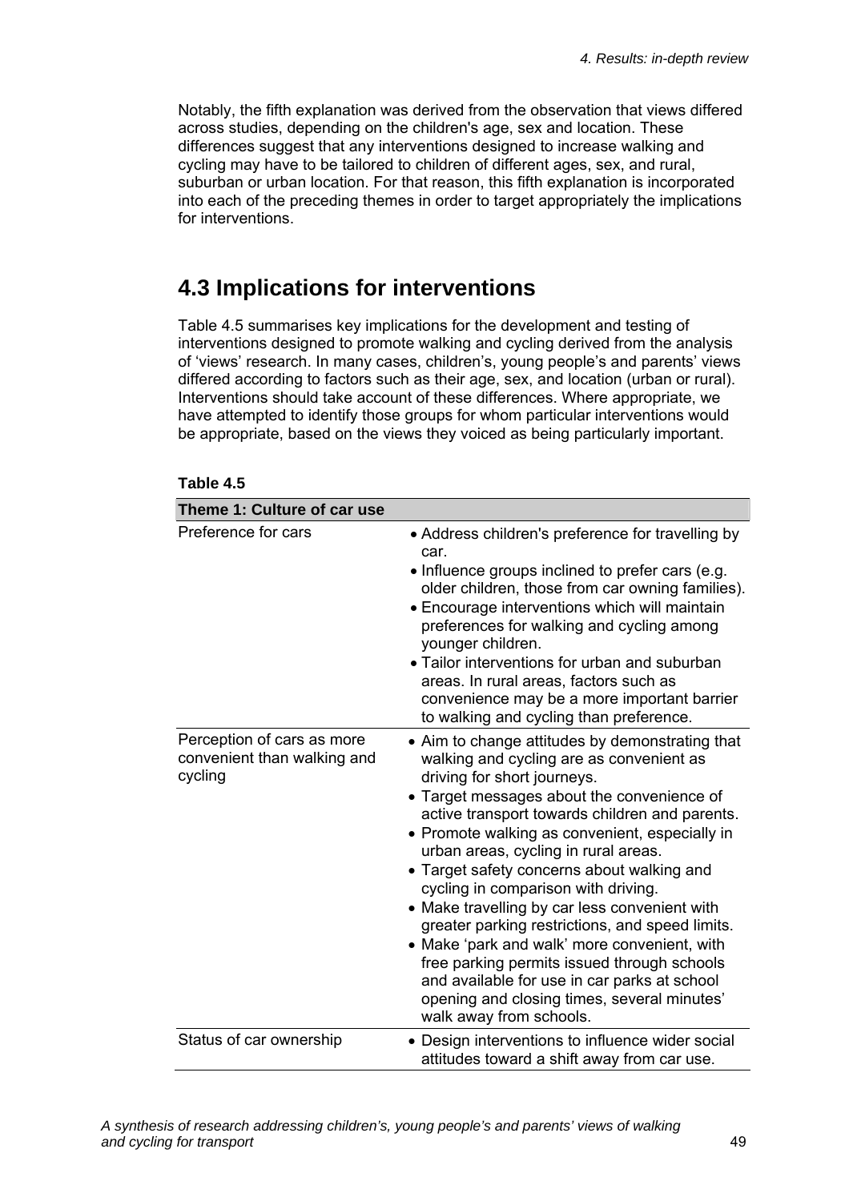Notably, the fifth explanation was derived from the observation that views differed across studies, depending on the children's age, sex and location. These differences suggest that any interventions designed to increase walking and cycling may have to be tailored to children of different ages, sex, and rural, suburban or urban location. For that reason, this fifth explanation is incorporated into each of the preceding themes in order to target appropriately the implications for interventions.

## 4.3 Implications for interventions

Table 4.5 summarises key implications for the development and testing of interventions designed to promote walking and cycling derived from the analysis of 'views' research. In many cases, children's, young people's and parents' views differed according to factors such as their age, sex, and location (urban or rural). Interventions should take account of these differences. Where appropriate, we have attempted to identify those groups for whom particular interventions would be appropriate, based on the views they voiced as being particularly important.

**Table 4.5**

| **Theme 1: Culture of car use** | |
|---|---|
| Preference for cars | • Address children's preference for travelling by car.<br>• Influence groups inclined to prefer cars (e.g. older children, those from car owning families).<br>• Encourage interventions which will maintain preferences for walking and cycling among younger children.<br>• Tailor interventions for urban and suburban areas. In rural areas, factors such as convenience may be a more important barrier to walking and cycling than preference. |
| Perception of cars as more convenient than walking and cycling | • Aim to change attitudes by demonstrating that walking and cycling are as convenient as driving for short journeys.<br>• Target messages about the convenience of active transport towards children and parents.<br>• Promote walking as convenient, especially in urban areas, cycling in rural areas.<br>• Target safety concerns about walking and cycling in comparison with driving.<br>• Make travelling by car less convenient with greater parking restrictions, and speed limits.<br>• Make 'park and walk' more convenient, with free parking permits issued through schools and available for use in car parks at school opening and closing times, several minutes' walk away from schools. |
| Status of car ownership | • Design interventions to influence wider social attitudes toward a shift away from car use. |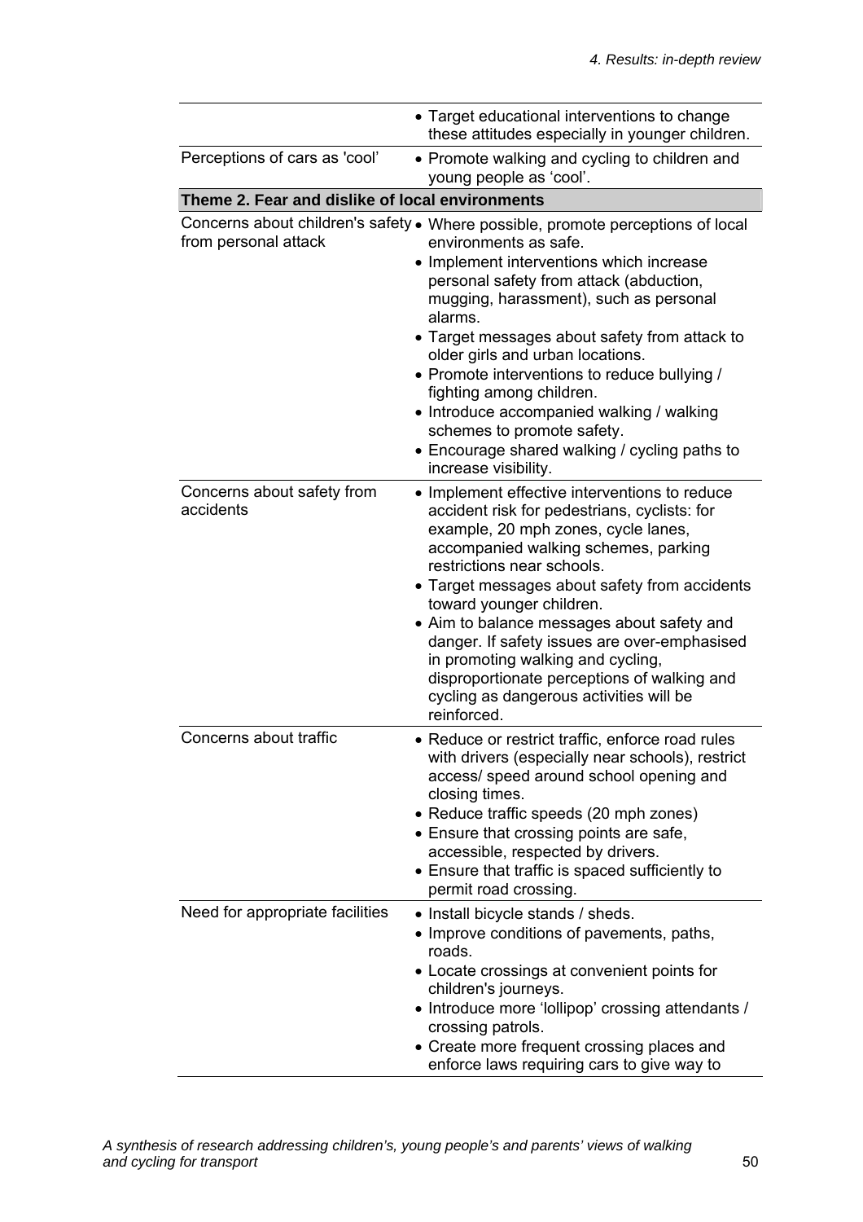| | |
|---|---|
| | • Target educational interventions to change these attitudes especially in younger children. |
| Perceptions of cars as 'cool' | • Promote walking and cycling to children and young people as 'cool'. |
| **Theme 2. Fear and dislike of local environments** | |
| Concerns about children's safety from personal attack | • Where possible, promote perceptions of local environments as safe.<br>• Implement interventions which increase personal safety from attack (abduction, mugging, harassment), such as personal alarms.<br>• Target messages about safety from attack to older girls and urban locations.<br>• Promote interventions to reduce bullying / fighting among children.<br>• Introduce accompanied walking / walking schemes to promote safety.<br>• Encourage shared walking / cycling paths to increase visibility. |
| Concerns about safety from accidents | • Implement effective interventions to reduce accident risk for pedestrians, cyclists: for example, 20 mph zones, cycle lanes, accompanied walking schemes, parking restrictions near schools.<br>• Target messages about safety from accidents toward younger children.<br>• Aim to balance messages about safety and danger. If safety issues are over-emphasised in promoting walking and cycling, disproportionate perceptions of walking and cycling as dangerous activities will be reinforced. |
| Concerns about traffic | • Reduce or restrict traffic, enforce road rules with drivers (especially near schools), restrict access/ speed around school opening and closing times.<br>• Reduce traffic speeds (20 mph zones)<br>• Ensure that crossing points are safe, accessible, respected by drivers.<br>• Ensure that traffic is spaced sufficiently to permit road crossing. |
| Need for appropriate facilities | • Install bicycle stands / sheds.<br>• Improve conditions of pavements, paths, roads.<br>• Locate crossings at convenient points for children's journeys.<br>• Introduce more 'lollipop' crossing attendants / crossing patrols.<br>• Create more frequent crossing places and enforce laws requiring cars to give way to |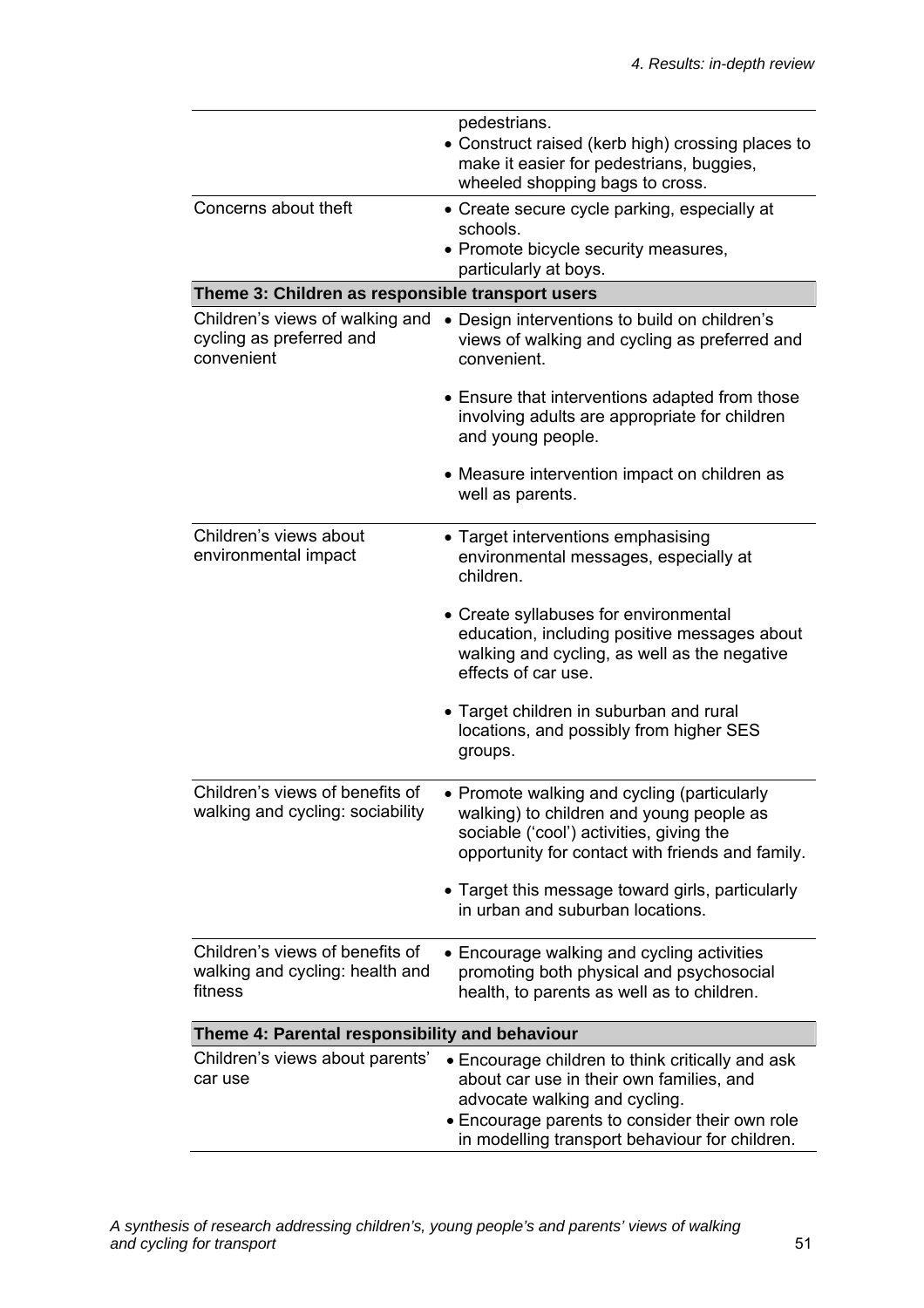| | |
|---|---|
| | pedestrians.<br>• Construct raised (kerb high) crossing places to make it easier for pedestrians, buggies, wheeled shopping bags to cross. |
| Concerns about theft | • Create secure cycle parking, especially at schools.<br>• Promote bicycle security measures, particularly at boys. |
| **Theme 3: Children as responsible transport users** | |
| Children's views of walking and cycling as preferred and convenient | • Design interventions to build on children's views of walking and cycling as preferred and convenient.<br>• Ensure that interventions adapted from those involving adults are appropriate for children and young people.<br>• Measure intervention impact on children as well as parents. |
| Children's views about environmental impact | • Target interventions emphasising environmental messages, especially at children.<br>• Create syllabuses for environmental education, including positive messages about walking and cycling, as well as the negative effects of car use.<br>• Target children in suburban and rural locations, and possibly from higher SES groups. |
| Children's views of benefits of walking and cycling: sociability | • Promote walking and cycling (particularly walking) to children and young people as sociable ('cool') activities, giving the opportunity for contact with friends and family.<br>• Target this message toward girls, particularly in urban and suburban locations. |
| Children's views of benefits of walking and cycling: health and fitness | • Encourage walking and cycling activities promoting both physical and psychosocial health, to parents as well as to children. |
| **Theme 4: Parental responsibility and behaviour** | |
| Children's views about parents' car use | • Encourage children to think critically and ask about car use in their own families, and advocate walking and cycling.<br>• Encourage parents to consider their own role in modelling transport behaviour for children. |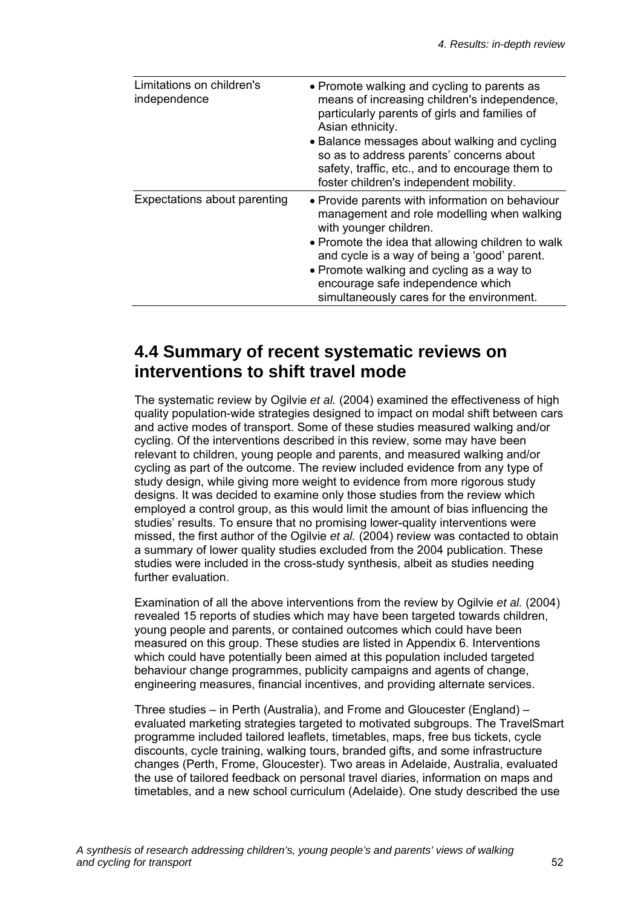| Limitations on children's independence | • Promote walking and cycling to parents as means of increasing children's independence, particularly parents of girls and families of Asian ethnicity.<br>• Balance messages about walking and cycling so as to address parents' concerns about safety, traffic, etc., and to encourage them to foster children's independent mobility. |
|---|---|
| Expectations about parenting | • Provide parents with information on behaviour management and role modelling when walking with younger children.<br>• Promote the idea that allowing children to walk and cycle is a way of being a 'good' parent.<br>• Promote walking and cycling as a way to encourage safe independence which simultaneously cares for the environment. |

## 4.4 Summary of recent systematic reviews on interventions to shift travel mode

The systematic review by Ogilvie *et al.* (2004) examined the effectiveness of high quality population-wide strategies designed to impact on modal shift between cars and active modes of transport. Some of these studies measured walking and/or cycling. Of the interventions described in this review, some may have been relevant to children, young people and parents, and measured walking and/or cycling as part of the outcome. The review included evidence from any type of study design, while giving more weight to evidence from more rigorous study designs. It was decided to examine only those studies from the review which employed a control group, as this would limit the amount of bias influencing the studies' results. To ensure that no promising lower-quality interventions were missed, the first author of the Ogilvie *et al.* (2004) review was contacted to obtain a summary of lower quality studies excluded from the 2004 publication. These studies were included in the cross-study synthesis, albeit as studies needing further evaluation.

Examination of all the above interventions from the review by Ogilvie *et al.* (2004) revealed 15 reports of studies which may have been targeted towards children, young people and parents, or contained outcomes which could have been measured on this group. These studies are listed in Appendix 6. Interventions which could have potentially been aimed at this population included targeted behaviour change programmes, publicity campaigns and agents of change, engineering measures, financial incentives, and providing alternate services.

Three studies – in Perth (Australia), and Frome and Gloucester (England) – evaluated marketing strategies targeted to motivated subgroups. The TravelSmart programme included tailored leaflets, timetables, maps, free bus tickets, cycle discounts, cycle training, walking tours, branded gifts, and some infrastructure changes (Perth, Frome, Gloucester). Two areas in Adelaide, Australia, evaluated the use of tailored feedback on personal travel diaries, information on maps and timetables, and a new school curriculum (Adelaide). One study described the use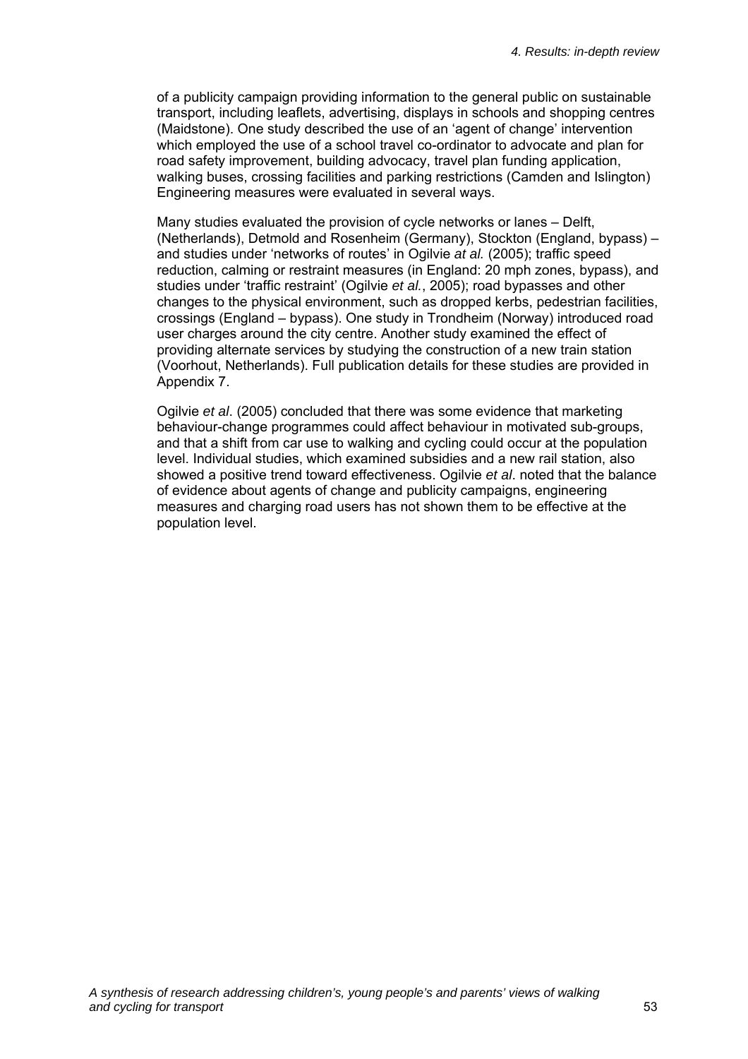of a publicity campaign providing information to the general public on sustainable transport, including leaflets, advertising, displays in schools and shopping centres (Maidstone). One study described the use of an 'agent of change' intervention which employed the use of a school travel co-ordinator to advocate and plan for road safety improvement, building advocacy, travel plan funding application, walking buses, crossing facilities and parking restrictions (Camden and Islington) Engineering measures were evaluated in several ways.

Many studies evaluated the provision of cycle networks or lanes – Delft, (Netherlands), Detmold and Rosenheim (Germany), Stockton (England, bypass) – and studies under 'networks of routes' in Ogilvie *at al.* (2005); traffic speed reduction, calming or restraint measures (in England: 20 mph zones, bypass), and studies under 'traffic restraint' (Ogilvie *et al.*, 2005); road bypasses and other changes to the physical environment, such as dropped kerbs, pedestrian facilities, crossings (England – bypass). One study in Trondheim (Norway) introduced road user charges around the city centre. Another study examined the effect of providing alternate services by studying the construction of a new train station (Voorhout, Netherlands). Full publication details for these studies are provided in Appendix 7.

Ogilvie *et al*. (2005) concluded that there was some evidence that marketing behaviour-change programmes could affect behaviour in motivated sub-groups, and that a shift from car use to walking and cycling could occur at the population level. Individual studies, which examined subsidies and a new rail station, also showed a positive trend toward effectiveness. Ogilvie *et al*. noted that the balance of evidence about agents of change and publicity campaigns, engineering measures and charging road users has not shown them to be effective at the population level.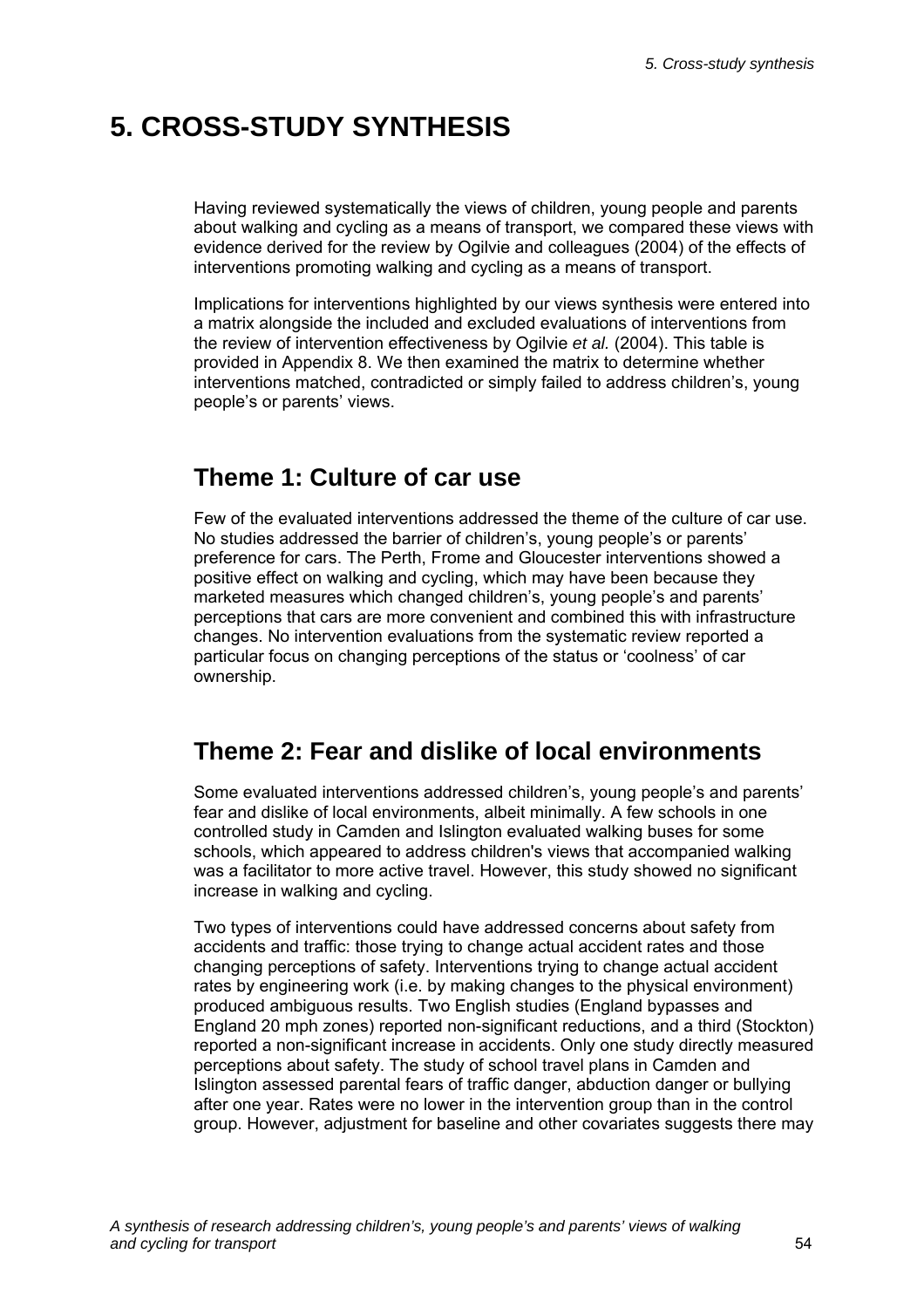# 5. CROSS-STUDY SYNTHESIS

Having reviewed systematically the views of children, young people and parents about walking and cycling as a means of transport, we compared these views with evidence derived for the review by Ogilvie and colleagues (2004) of the effects of interventions promoting walking and cycling as a means of transport.

Implications for interventions highlighted by our views synthesis were entered into a matrix alongside the included and excluded evaluations of interventions from the review of intervention effectiveness by Ogilvie *et al.* (2004). This table is provided in Appendix 8. We then examined the matrix to determine whether interventions matched, contradicted or simply failed to address children's, young people's or parents' views.

## Theme 1: Culture of car use

Few of the evaluated interventions addressed the theme of the culture of car use. No studies addressed the barrier of children's, young people's or parents' preference for cars. The Perth, Frome and Gloucester interventions showed a positive effect on walking and cycling, which may have been because they marketed measures which changed children's, young people's and parents' perceptions that cars are more convenient and combined this with infrastructure changes. No intervention evaluations from the systematic review reported a particular focus on changing perceptions of the status or 'coolness' of car ownership.

## Theme 2: Fear and dislike of local environments

Some evaluated interventions addressed children's, young people's and parents' fear and dislike of local environments, albeit minimally. A few schools in one controlled study in Camden and Islington evaluated walking buses for some schools, which appeared to address children's views that accompanied walking was a facilitator to more active travel. However, this study showed no significant increase in walking and cycling.

Two types of interventions could have addressed concerns about safety from accidents and traffic: those trying to change actual accident rates and those changing perceptions of safety. Interventions trying to change actual accident rates by engineering work (i.e. by making changes to the physical environment) produced ambiguous results. Two English studies (England bypasses and England 20 mph zones) reported non-significant reductions, and a third (Stockton) reported a non-significant increase in accidents. Only one study directly measured perceptions about safety. The study of school travel plans in Camden and Islington assessed parental fears of traffic danger, abduction danger or bullying after one year. Rates were no lower in the intervention group than in the control group. However, adjustment for baseline and other covariates suggests there may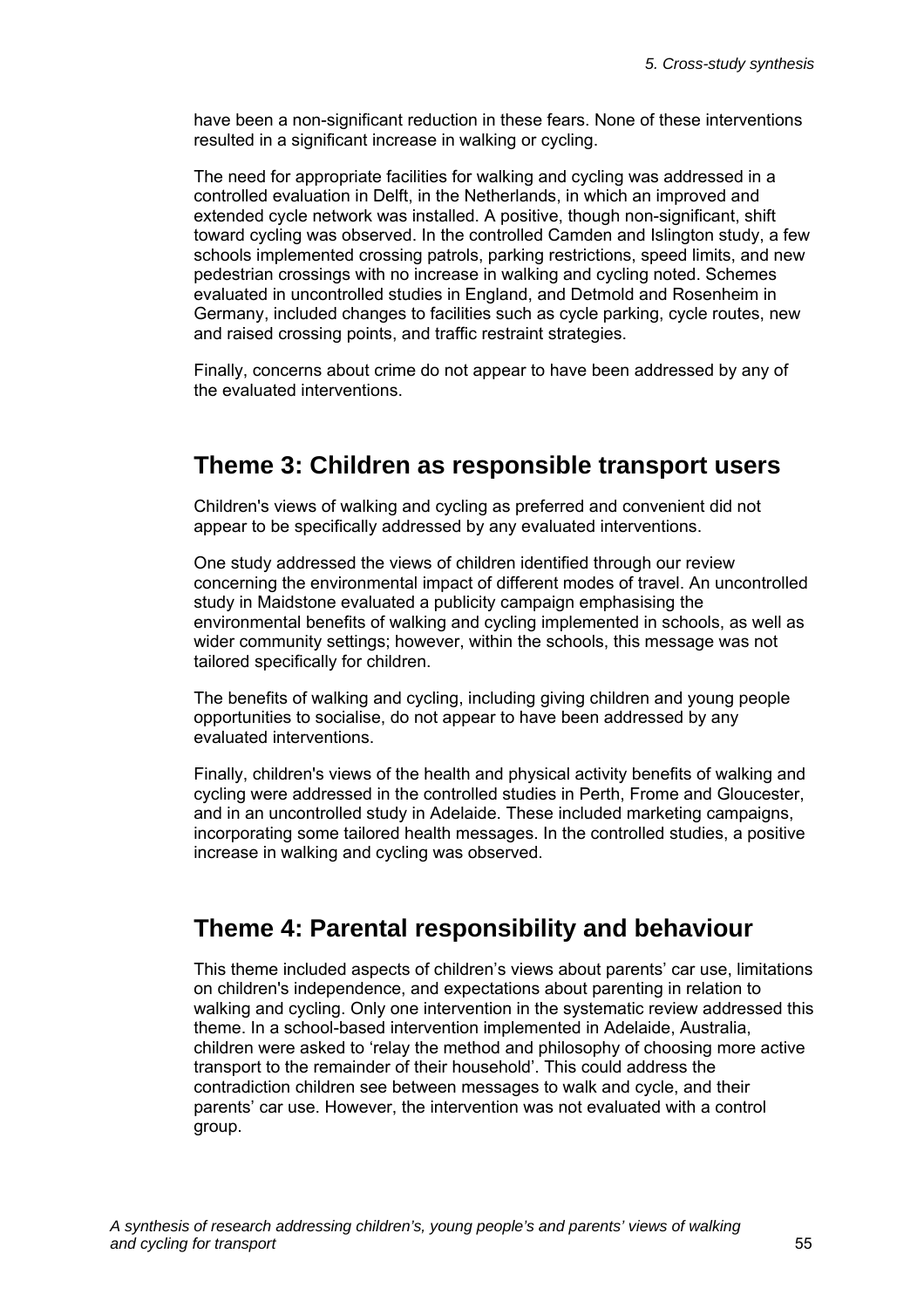have been a non-significant reduction in these fears. None of these interventions resulted in a significant increase in walking or cycling.

The need for appropriate facilities for walking and cycling was addressed in a controlled evaluation in Delft, in the Netherlands, in which an improved and extended cycle network was installed. A positive, though non-significant, shift toward cycling was observed. In the controlled Camden and Islington study, a few schools implemented crossing patrols, parking restrictions, speed limits, and new pedestrian crossings with no increase in walking and cycling noted. Schemes evaluated in uncontrolled studies in England, and Detmold and Rosenheim in Germany, included changes to facilities such as cycle parking, cycle routes, new and raised crossing points, and traffic restraint strategies.

Finally, concerns about crime do not appear to have been addressed by any of the evaluated interventions.

## Theme 3: Children as responsible transport users

Children's views of walking and cycling as preferred and convenient did not appear to be specifically addressed by any evaluated interventions.

One study addressed the views of children identified through our review concerning the environmental impact of different modes of travel. An uncontrolled study in Maidstone evaluated a publicity campaign emphasising the environmental benefits of walking and cycling implemented in schools, as well as wider community settings; however, within the schools, this message was not tailored specifically for children.

The benefits of walking and cycling, including giving children and young people opportunities to socialise, do not appear to have been addressed by any evaluated interventions.

Finally, children's views of the health and physical activity benefits of walking and cycling were addressed in the controlled studies in Perth, Frome and Gloucester, and in an uncontrolled study in Adelaide. These included marketing campaigns, incorporating some tailored health messages. In the controlled studies, a positive increase in walking and cycling was observed.

## Theme 4: Parental responsibility and behaviour

This theme included aspects of children's views about parents' car use, limitations on children's independence, and expectations about parenting in relation to walking and cycling. Only one intervention in the systematic review addressed this theme. In a school-based intervention implemented in Adelaide, Australia, children were asked to 'relay the method and philosophy of choosing more active transport to the remainder of their household'. This could address the contradiction children see between messages to walk and cycle, and their parents' car use. However, the intervention was not evaluated with a control group.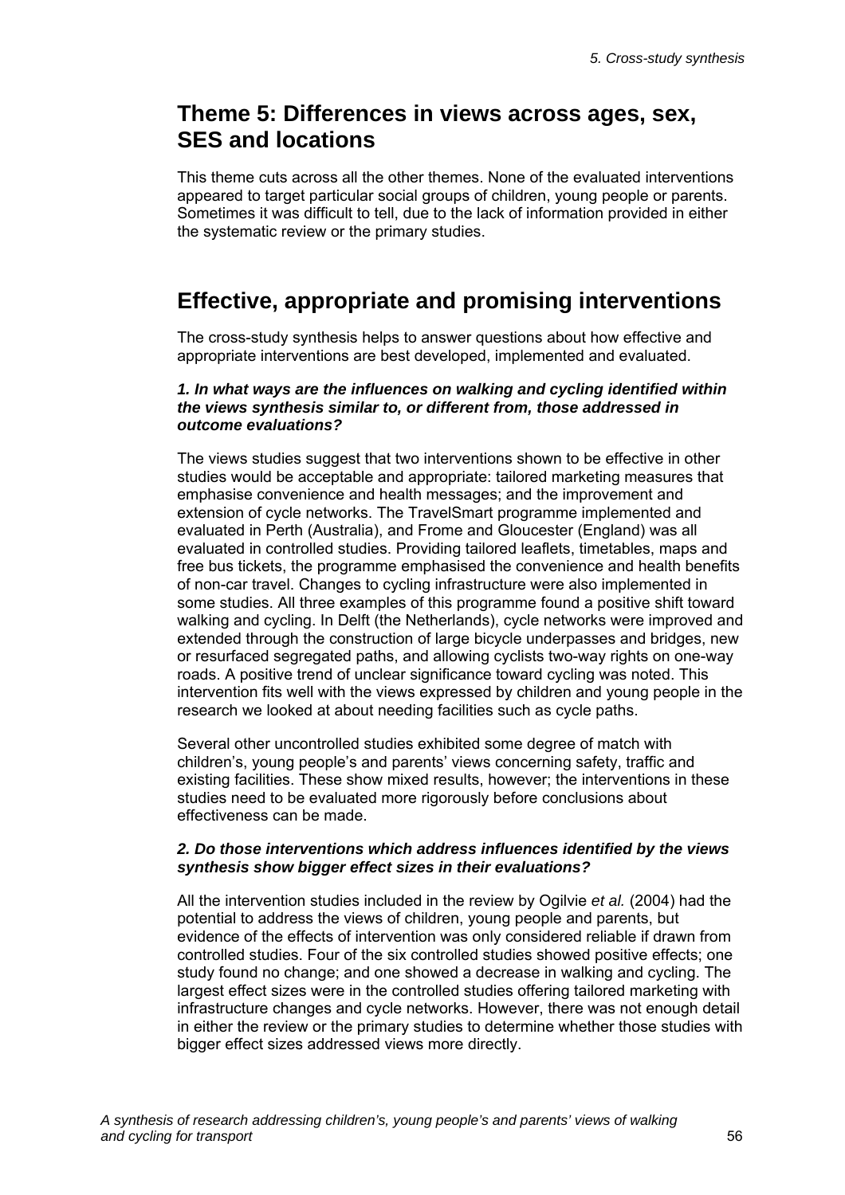## Theme 5: Differences in views across ages, sex, SES and locations

This theme cuts across all the other themes. None of the evaluated interventions appeared to target particular social groups of children, young people or parents. Sometimes it was difficult to tell, due to the lack of information provided in either the systematic review or the primary studies.

# Effective, appropriate and promising interventions

The cross-study synthesis helps to answer questions about how effective and appropriate interventions are best developed, implemented and evaluated.

#### *1. In what ways are the influences on walking and cycling identified within the views synthesis similar to, or different from, those addressed in outcome evaluations?*

The views studies suggest that two interventions shown to be effective in other studies would be acceptable and appropriate: tailored marketing measures that emphasise convenience and health messages; and the improvement and extension of cycle networks. The TravelSmart programme implemented and evaluated in Perth (Australia), and Frome and Gloucester (England) was all evaluated in controlled studies. Providing tailored leaflets, timetables, maps and free bus tickets, the programme emphasised the convenience and health benefits of non-car travel. Changes to cycling infrastructure were also implemented in some studies. All three examples of this programme found a positive shift toward walking and cycling. In Delft (the Netherlands), cycle networks were improved and extended through the construction of large bicycle underpasses and bridges, new or resurfaced segregated paths, and allowing cyclists two-way rights on one-way roads. A positive trend of unclear significance toward cycling was noted. This intervention fits well with the views expressed by children and young people in the research we looked at about needing facilities such as cycle paths.

Several other uncontrolled studies exhibited some degree of match with children's, young people's and parents' views concerning safety, traffic and existing facilities. These show mixed results, however; the interventions in these studies need to be evaluated more rigorously before conclusions about effectiveness can be made.

#### *2. Do those interventions which address influences identified by the views synthesis show bigger effect sizes in their evaluations?*

All the intervention studies included in the review by Ogilvie *et al.* (2004) had the potential to address the views of children, young people and parents, but evidence of the effects of intervention was only considered reliable if drawn from controlled studies. Four of the six controlled studies showed positive effects; one study found no change; and one showed a decrease in walking and cycling. The largest effect sizes were in the controlled studies offering tailored marketing with infrastructure changes and cycle networks. However, there was not enough detail in either the review or the primary studies to determine whether those studies with bigger effect sizes addressed views more directly.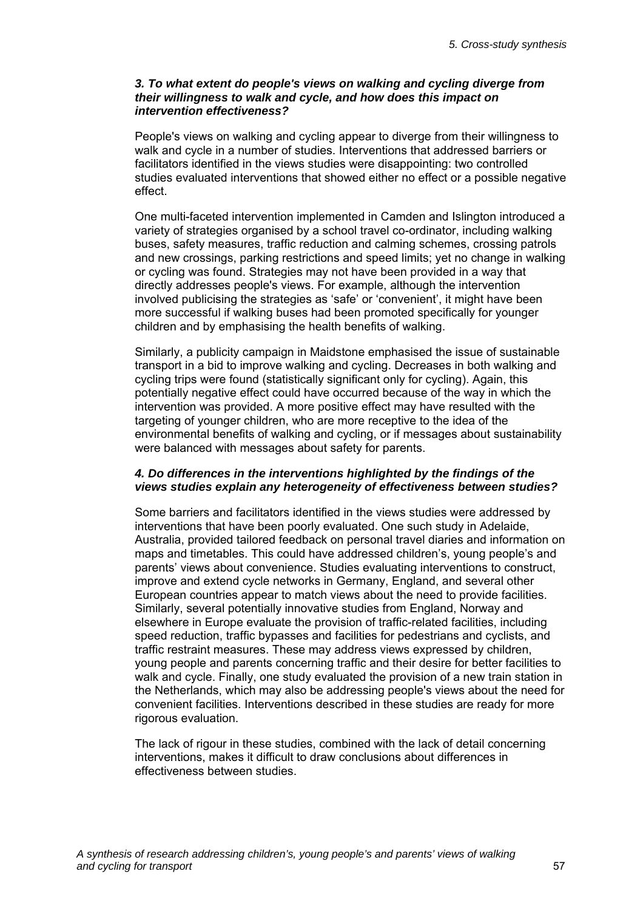### *3. To what extent do people's views on walking and cycling diverge from their willingness to walk and cycle, and how does this impact on intervention effectiveness?*

People's views on walking and cycling appear to diverge from their willingness to walk and cycle in a number of studies. Interventions that addressed barriers or facilitators identified in the views studies were disappointing: two controlled studies evaluated interventions that showed either no effect or a possible negative effect.

One multi-faceted intervention implemented in Camden and Islington introduced a variety of strategies organised by a school travel co-ordinator, including walking buses, safety measures, traffic reduction and calming schemes, crossing patrols and new crossings, parking restrictions and speed limits; yet no change in walking or cycling was found. Strategies may not have been provided in a way that directly addresses people's views. For example, although the intervention involved publicising the strategies as 'safe' or 'convenient', it might have been more successful if walking buses had been promoted specifically for younger children and by emphasising the health benefits of walking.

Similarly, a publicity campaign in Maidstone emphasised the issue of sustainable transport in a bid to improve walking and cycling. Decreases in both walking and cycling trips were found (statistically significant only for cycling). Again, this potentially negative effect could have occurred because of the way in which the intervention was provided. A more positive effect may have resulted with the targeting of younger children, who are more receptive to the idea of the environmental benefits of walking and cycling, or if messages about sustainability were balanced with messages about safety for parents.

### *4. Do differences in the interventions highlighted by the findings of the views studies explain any heterogeneity of effectiveness between studies?*

Some barriers and facilitators identified in the views studies were addressed by interventions that have been poorly evaluated. One such study in Adelaide, Australia, provided tailored feedback on personal travel diaries and information on maps and timetables. This could have addressed children's, young people's and parents' views about convenience. Studies evaluating interventions to construct, improve and extend cycle networks in Germany, England, and several other European countries appear to match views about the need to provide facilities. Similarly, several potentially innovative studies from England, Norway and elsewhere in Europe evaluate the provision of traffic-related facilities, including speed reduction, traffic bypasses and facilities for pedestrians and cyclists, and traffic restraint measures. These may address views expressed by children, young people and parents concerning traffic and their desire for better facilities to walk and cycle. Finally, one study evaluated the provision of a new train station in the Netherlands, which may also be addressing people's views about the need for convenient facilities. Interventions described in these studies are ready for more rigorous evaluation.

The lack of rigour in these studies, combined with the lack of detail concerning interventions, makes it difficult to draw conclusions about differences in effectiveness between studies.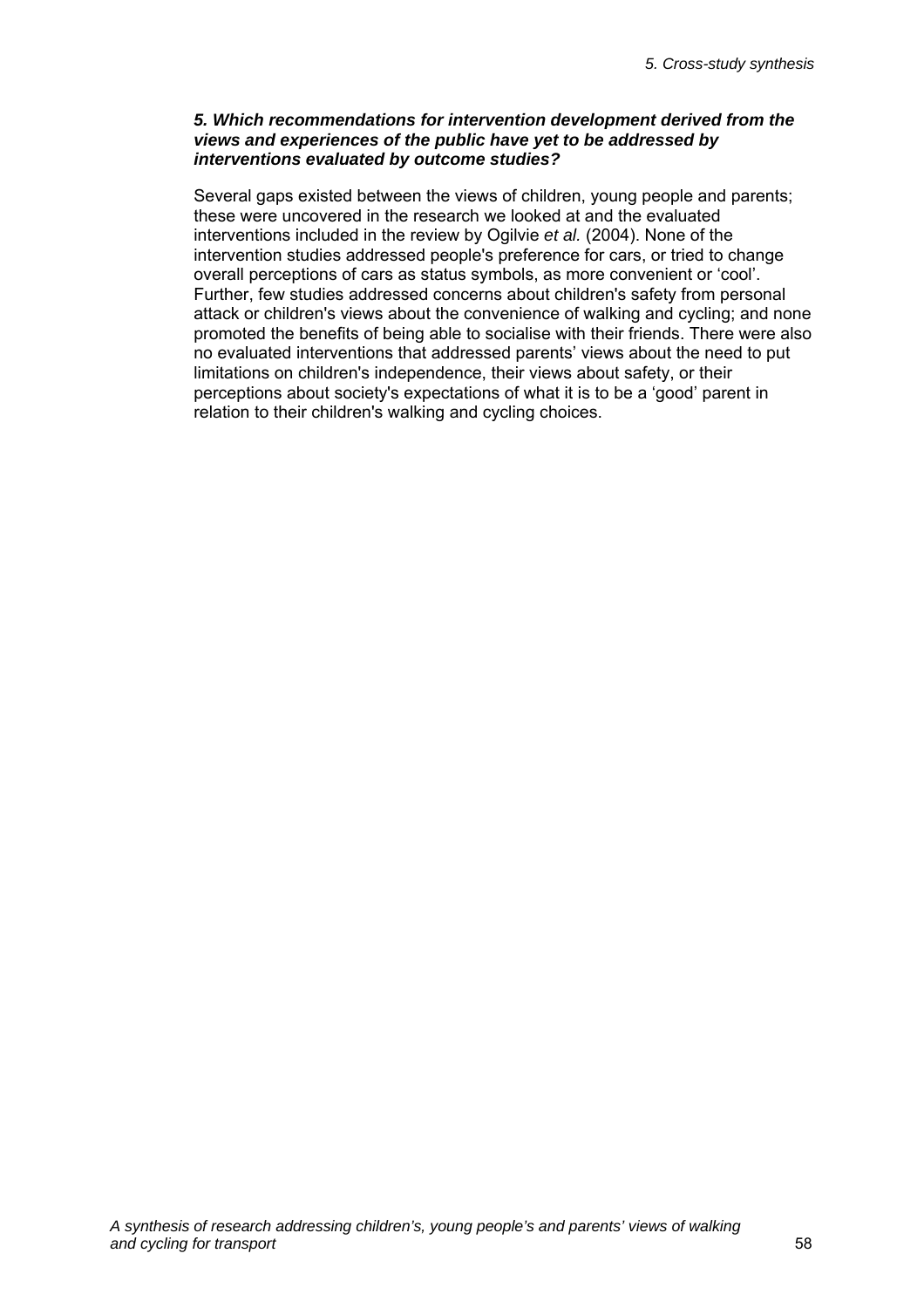### *5. Which recommendations for intervention development derived from the views and experiences of the public have yet to be addressed by interventions evaluated by outcome studies?*

Several gaps existed between the views of children, young people and parents; these were uncovered in the research we looked at and the evaluated interventions included in the review by Ogilvie *et al.* (2004). None of the intervention studies addressed people's preference for cars, or tried to change overall perceptions of cars as status symbols, as more convenient or 'cool'. Further, few studies addressed concerns about children's safety from personal attack or children's views about the convenience of walking and cycling; and none promoted the benefits of being able to socialise with their friends. There were also no evaluated interventions that addressed parents' views about the need to put limitations on children's independence, their views about safety, or their perceptions about society's expectations of what it is to be a 'good' parent in relation to their children's walking and cycling choices.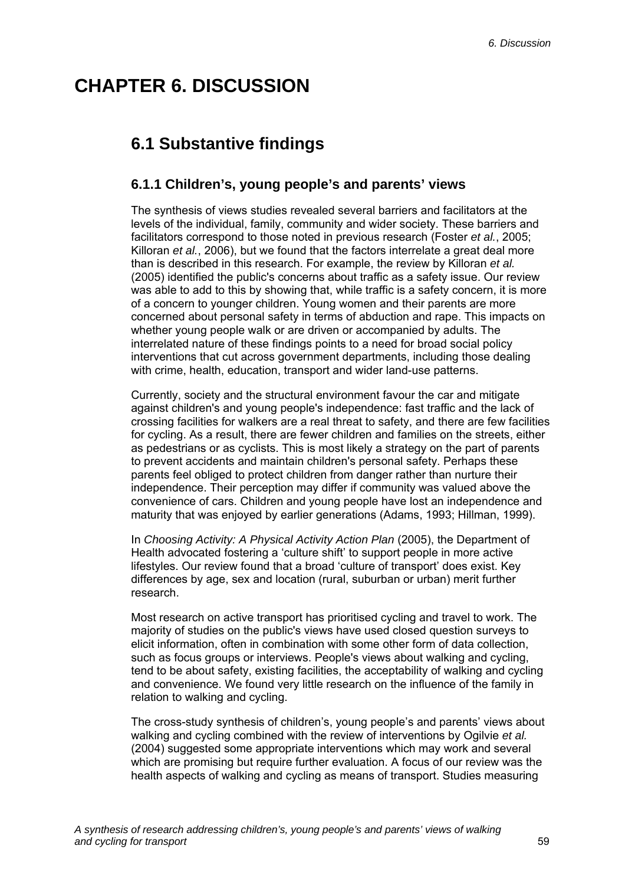# CHAPTER 6. DISCUSSION

## 6.1 Substantive findings

### 6.1.1 Children's, young people's and parents' views

The synthesis of views studies revealed several barriers and facilitators at the levels of the individual, family, community and wider society. These barriers and facilitators correspond to those noted in previous research (Foster *et al.*, 2005; Killoran *et al.*, 2006), but we found that the factors interrelate a great deal more than is described in this research. For example, the review by Killoran *et al.* (2005) identified the public's concerns about traffic as a safety issue. Our review was able to add to this by showing that, while traffic is a safety concern, it is more of a concern to younger children. Young women and their parents are more concerned about personal safety in terms of abduction and rape. This impacts on whether young people walk or are driven or accompanied by adults. The interrelated nature of these findings points to a need for broad social policy interventions that cut across government departments, including those dealing with crime, health, education, transport and wider land-use patterns.

Currently, society and the structural environment favour the car and mitigate against children's and young people's independence: fast traffic and the lack of crossing facilities for walkers are a real threat to safety, and there are few facilities for cycling. As a result, there are fewer children and families on the streets, either as pedestrians or as cyclists. This is most likely a strategy on the part of parents to prevent accidents and maintain children's personal safety. Perhaps these parents feel obliged to protect children from danger rather than nurture their independence. Their perception may differ if community was valued above the convenience of cars. Children and young people have lost an independence and maturity that was enjoyed by earlier generations (Adams, 1993; Hillman, 1999).

In *Choosing Activity: A Physical Activity Action Plan* (2005), the Department of Health advocated fostering a 'culture shift' to support people in more active lifestyles. Our review found that a broad 'culture of transport' does exist. Key differences by age, sex and location (rural, suburban or urban) merit further research.

Most research on active transport has prioritised cycling and travel to work. The majority of studies on the public's views have used closed question surveys to elicit information, often in combination with some other form of data collection, such as focus groups or interviews. People's views about walking and cycling, tend to be about safety, existing facilities, the acceptability of walking and cycling and convenience. We found very little research on the influence of the family in relation to walking and cycling.

The cross-study synthesis of children's, young people's and parents' views about walking and cycling combined with the review of interventions by Ogilvie *et al.* (2004) suggested some appropriate interventions which may work and several which are promising but require further evaluation. A focus of our review was the health aspects of walking and cycling as means of transport. Studies measuring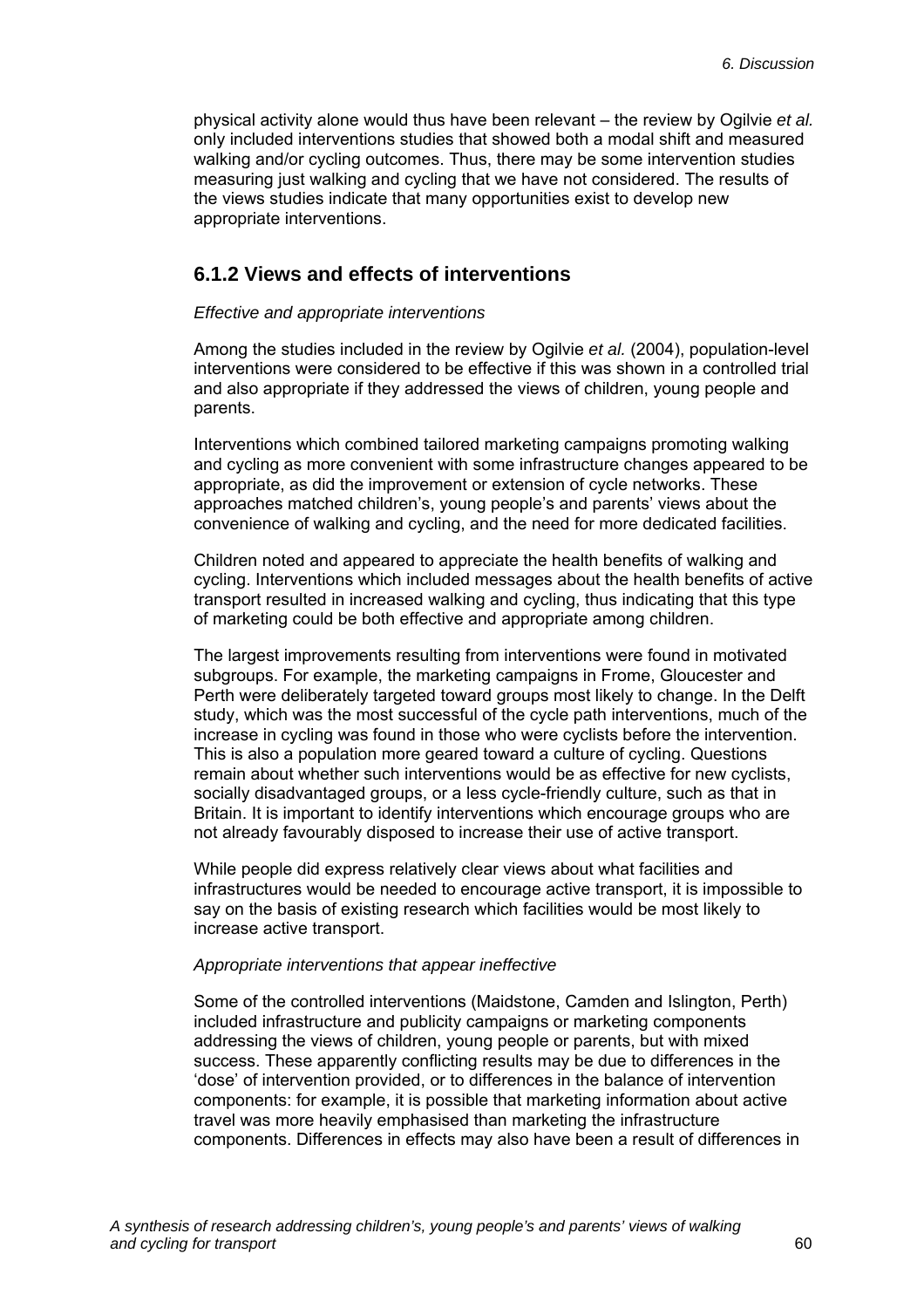physical activity alone would thus have been relevant – the review by Ogilvie *et al.* only included interventions studies that showed both a modal shift and measured walking and/or cycling outcomes. Thus, there may be some intervention studies measuring just walking and cycling that we have not considered. The results of the views studies indicate that many opportunities exist to develop new appropriate interventions.

## 6.1.2 Views and effects of interventions

*Effective and appropriate interventions*

Among the studies included in the review by Ogilvie *et al.* (2004), population-level interventions were considered to be effective if this was shown in a controlled trial and also appropriate if they addressed the views of children, young people and parents.

Interventions which combined tailored marketing campaigns promoting walking and cycling as more convenient with some infrastructure changes appeared to be appropriate, as did the improvement or extension of cycle networks. These approaches matched children's, young people's and parents' views about the convenience of walking and cycling, and the need for more dedicated facilities.

Children noted and appeared to appreciate the health benefits of walking and cycling. Interventions which included messages about the health benefits of active transport resulted in increased walking and cycling, thus indicating that this type of marketing could be both effective and appropriate among children.

The largest improvements resulting from interventions were found in motivated subgroups. For example, the marketing campaigns in Frome, Gloucester and Perth were deliberately targeted toward groups most likely to change. In the Delft study, which was the most successful of the cycle path interventions, much of the increase in cycling was found in those who were cyclists before the intervention. This is also a population more geared toward a culture of cycling. Questions remain about whether such interventions would be as effective for new cyclists, socially disadvantaged groups, or a less cycle-friendly culture, such as that in Britain. It is important to identify interventions which encourage groups who are not already favourably disposed to increase their use of active transport.

While people did express relatively clear views about what facilities and infrastructures would be needed to encourage active transport, it is impossible to say on the basis of existing research which facilities would be most likely to increase active transport.

*Appropriate interventions that appear ineffective*

Some of the controlled interventions (Maidstone, Camden and Islington, Perth) included infrastructure and publicity campaigns or marketing components addressing the views of children, young people or parents, but with mixed success. These apparently conflicting results may be due to differences in the 'dose' of intervention provided, or to differences in the balance of intervention components: for example, it is possible that marketing information about active travel was more heavily emphasised than marketing the infrastructure components. Differences in effects may also have been a result of differences in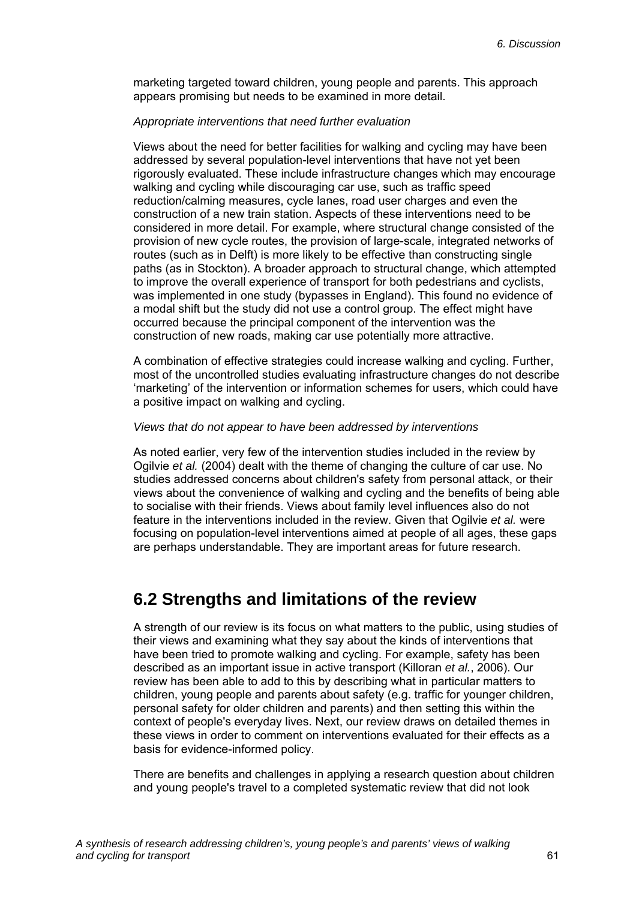marketing targeted toward children, young people and parents. This approach appears promising but needs to be examined in more detail.

*Appropriate interventions that need further evaluation*

Views about the need for better facilities for walking and cycling may have been addressed by several population-level interventions that have not yet been rigorously evaluated. These include infrastructure changes which may encourage walking and cycling while discouraging car use, such as traffic speed reduction/calming measures, cycle lanes, road user charges and even the construction of a new train station. Aspects of these interventions need to be considered in more detail. For example, where structural change consisted of the provision of new cycle routes, the provision of large-scale, integrated networks of routes (such as in Delft) is more likely to be effective than constructing single paths (as in Stockton). A broader approach to structural change, which attempted to improve the overall experience of transport for both pedestrians and cyclists, was implemented in one study (bypasses in England). This found no evidence of a modal shift but the study did not use a control group. The effect might have occurred because the principal component of the intervention was the construction of new roads, making car use potentially more attractive.

A combination of effective strategies could increase walking and cycling. Further, most of the uncontrolled studies evaluating infrastructure changes do not describe 'marketing' of the intervention or information schemes for users, which could have a positive impact on walking and cycling.

*Views that do not appear to have been addressed by interventions*

As noted earlier, very few of the intervention studies included in the review by Ogilvie *et al.* (2004) dealt with the theme of changing the culture of car use. No studies addressed concerns about children's safety from personal attack, or their views about the convenience of walking and cycling and the benefits of being able to socialise with their friends. Views about family level influences also do not feature in the interventions included in the review. Given that Ogilvie *et al.* were focusing on population-level interventions aimed at people of all ages, these gaps are perhaps understandable. They are important areas for future research.

## 6.2 Strengths and limitations of the review

A strength of our review is its focus on what matters to the public, using studies of their views and examining what they say about the kinds of interventions that have been tried to promote walking and cycling. For example, safety has been described as an important issue in active transport (Killoran *et al.*, 2006). Our review has been able to add to this by describing what in particular matters to children, young people and parents about safety (e.g. traffic for younger children, personal safety for older children and parents) and then setting this within the context of people's everyday lives. Next, our review draws on detailed themes in these views in order to comment on interventions evaluated for their effects as a basis for evidence-informed policy.

There are benefits and challenges in applying a research question about children and young people's travel to a completed systematic review that did not look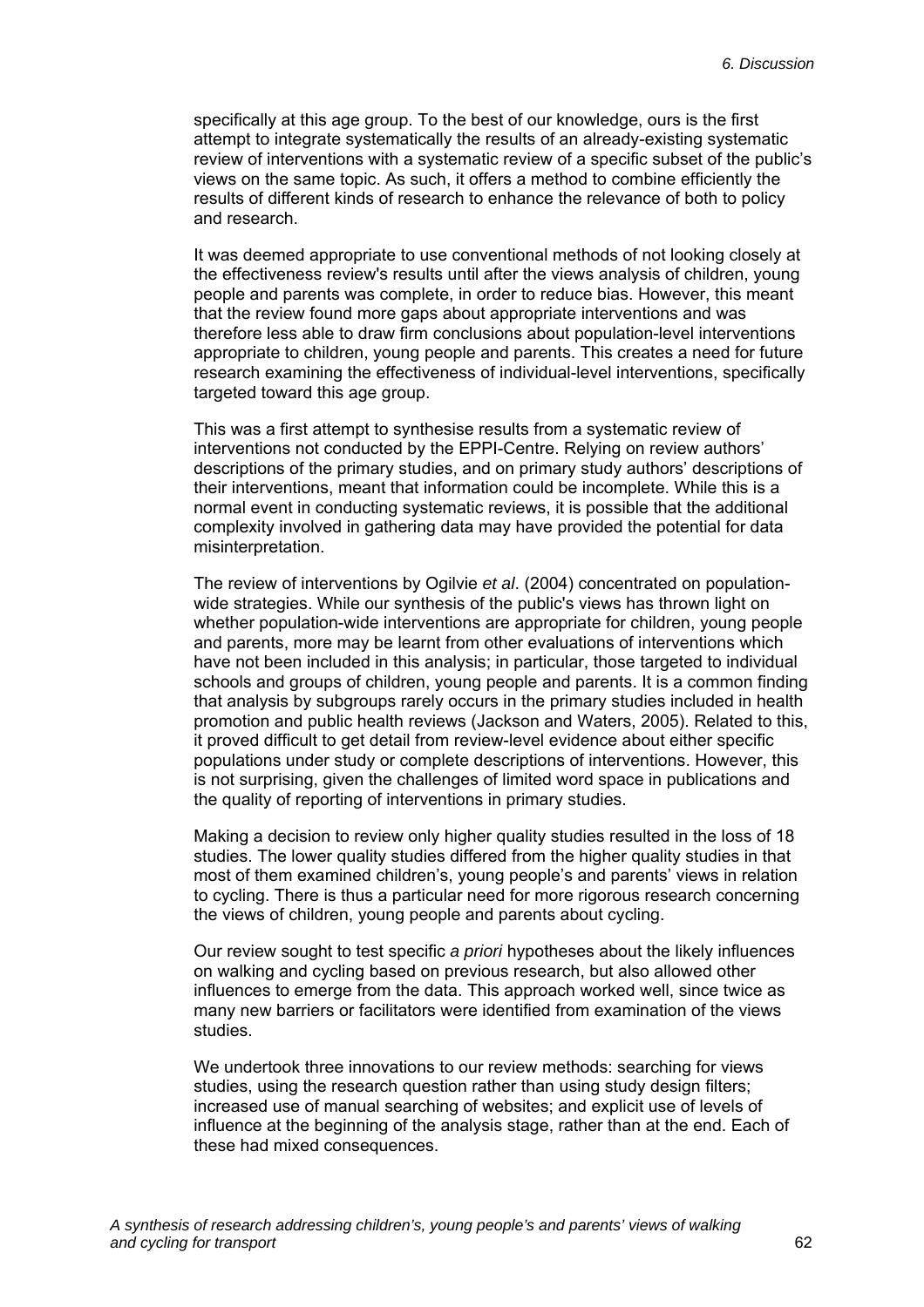specifically at this age group. To the best of our knowledge, ours is the first attempt to integrate systematically the results of an already-existing systematic review of interventions with a systematic review of a specific subset of the public's views on the same topic. As such, it offers a method to combine efficiently the results of different kinds of research to enhance the relevance of both to policy and research.

It was deemed appropriate to use conventional methods of not looking closely at the effectiveness review's results until after the views analysis of children, young people and parents was complete, in order to reduce bias. However, this meant that the review found more gaps about appropriate interventions and was therefore less able to draw firm conclusions about population-level interventions appropriate to children, young people and parents. This creates a need for future research examining the effectiveness of individual-level interventions, specifically targeted toward this age group.

This was a first attempt to synthesise results from a systematic review of interventions not conducted by the EPPI-Centre. Relying on review authors' descriptions of the primary studies, and on primary study authors' descriptions of their interventions, meant that information could be incomplete. While this is a normal event in conducting systematic reviews, it is possible that the additional complexity involved in gathering data may have provided the potential for data misinterpretation.

The review of interventions by Ogilvie *et al*. (2004) concentrated on population-wide strategies. While our synthesis of the public's views has thrown light on whether population-wide interventions are appropriate for children, young people and parents, more may be learnt from other evaluations of interventions which have not been included in this analysis; in particular, those targeted to individual schools and groups of children, young people and parents. It is a common finding that analysis by subgroups rarely occurs in the primary studies included in health promotion and public health reviews (Jackson and Waters, 2005). Related to this, it proved difficult to get detail from review-level evidence about either specific populations under study or complete descriptions of interventions. However, this is not surprising, given the challenges of limited word space in publications and the quality of reporting of interventions in primary studies.

Making a decision to review only higher quality studies resulted in the loss of 18 studies. The lower quality studies differed from the higher quality studies in that most of them examined children's, young people's and parents' views in relation to cycling. There is thus a particular need for more rigorous research concerning the views of children, young people and parents about cycling.

Our review sought to test specific *a priori* hypotheses about the likely influences on walking and cycling based on previous research, but also allowed other influences to emerge from the data. This approach worked well, since twice as many new barriers or facilitators were identified from examination of the views studies.

We undertook three innovations to our review methods: searching for views studies, using the research question rather than using study design filters; increased use of manual searching of websites; and explicit use of levels of influence at the beginning of the analysis stage, rather than at the end. Each of these had mixed consequences.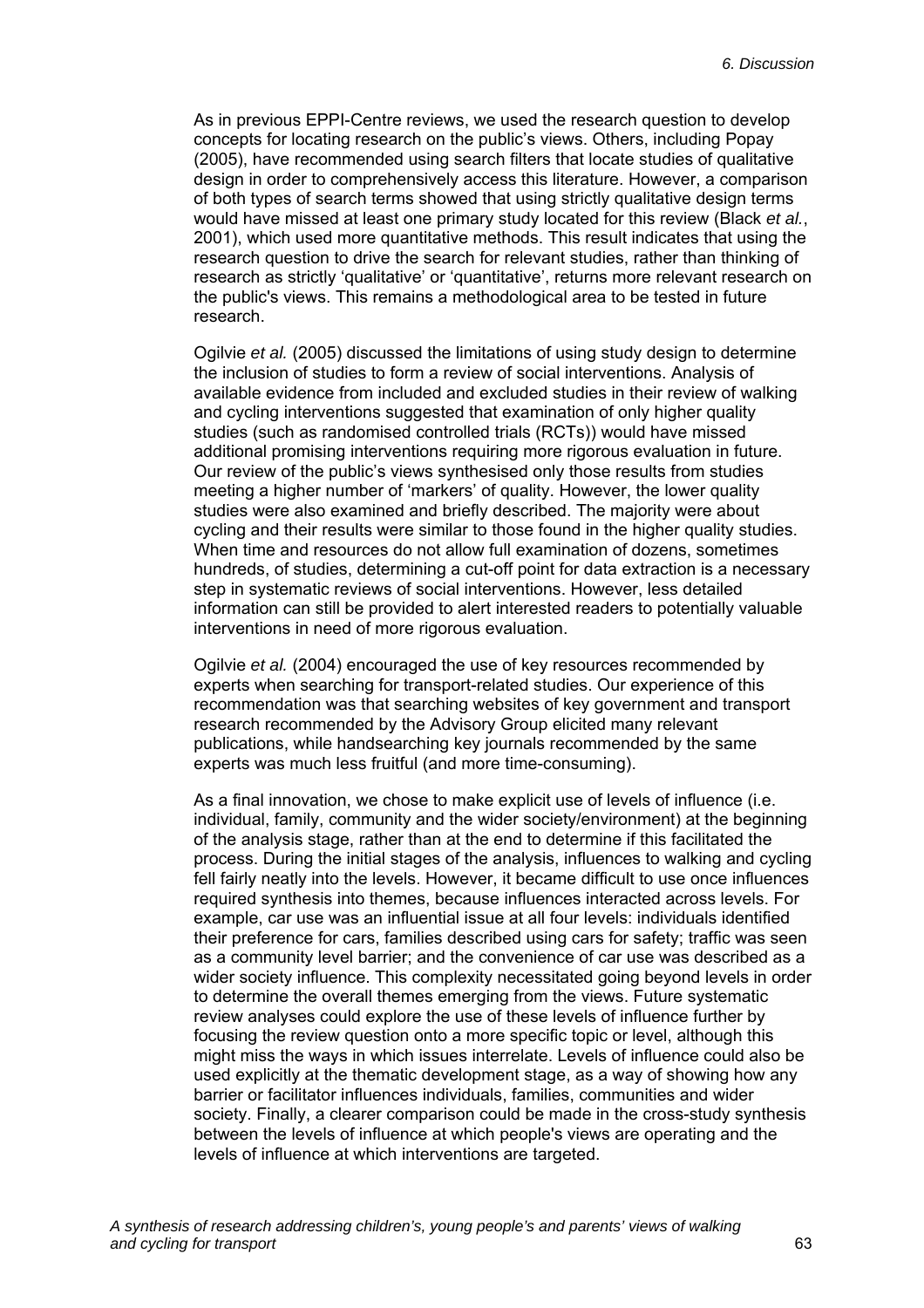As in previous EPPI-Centre reviews, we used the research question to develop concepts for locating research on the public's views. Others, including Popay (2005), have recommended using search filters that locate studies of qualitative design in order to comprehensively access this literature. However, a comparison of both types of search terms showed that using strictly qualitative design terms would have missed at least one primary study located for this review (Black *et al.*, 2001), which used more quantitative methods. This result indicates that using the research question to drive the search for relevant studies, rather than thinking of research as strictly 'qualitative' or 'quantitative', returns more relevant research on the public's views. This remains a methodological area to be tested in future research.

Ogilvie *et al.* (2005) discussed the limitations of using study design to determine the inclusion of studies to form a review of social interventions. Analysis of available evidence from included and excluded studies in their review of walking and cycling interventions suggested that examination of only higher quality studies (such as randomised controlled trials (RCTs)) would have missed additional promising interventions requiring more rigorous evaluation in future. Our review of the public's views synthesised only those results from studies meeting a higher number of 'markers' of quality. However, the lower quality studies were also examined and briefly described. The majority were about cycling and their results were similar to those found in the higher quality studies. When time and resources do not allow full examination of dozens, sometimes hundreds, of studies, determining a cut-off point for data extraction is a necessary step in systematic reviews of social interventions. However, less detailed information can still be provided to alert interested readers to potentially valuable interventions in need of more rigorous evaluation.

Ogilvie *et al.* (2004) encouraged the use of key resources recommended by experts when searching for transport-related studies. Our experience of this recommendation was that searching websites of key government and transport research recommended by the Advisory Group elicited many relevant publications, while handsearching key journals recommended by the same experts was much less fruitful (and more time-consuming).

As a final innovation, we chose to make explicit use of levels of influence (i.e. individual, family, community and the wider society/environment) at the beginning of the analysis stage, rather than at the end to determine if this facilitated the process. During the initial stages of the analysis, influences to walking and cycling fell fairly neatly into the levels. However, it became difficult to use once influences required synthesis into themes, because influences interacted across levels. For example, car use was an influential issue at all four levels: individuals identified their preference for cars, families described using cars for safety; traffic was seen as a community level barrier; and the convenience of car use was described as a wider society influence. This complexity necessitated going beyond levels in order to determine the overall themes emerging from the views. Future systematic review analyses could explore the use of these levels of influence further by focusing the review question onto a more specific topic or level, although this might miss the ways in which issues interrelate. Levels of influence could also be used explicitly at the thematic development stage, as a way of showing how any barrier or facilitator influences individuals, families, communities and wider society. Finally, a clearer comparison could be made in the cross-study synthesis between the levels of influence at which people's views are operating and the levels of influence at which interventions are targeted.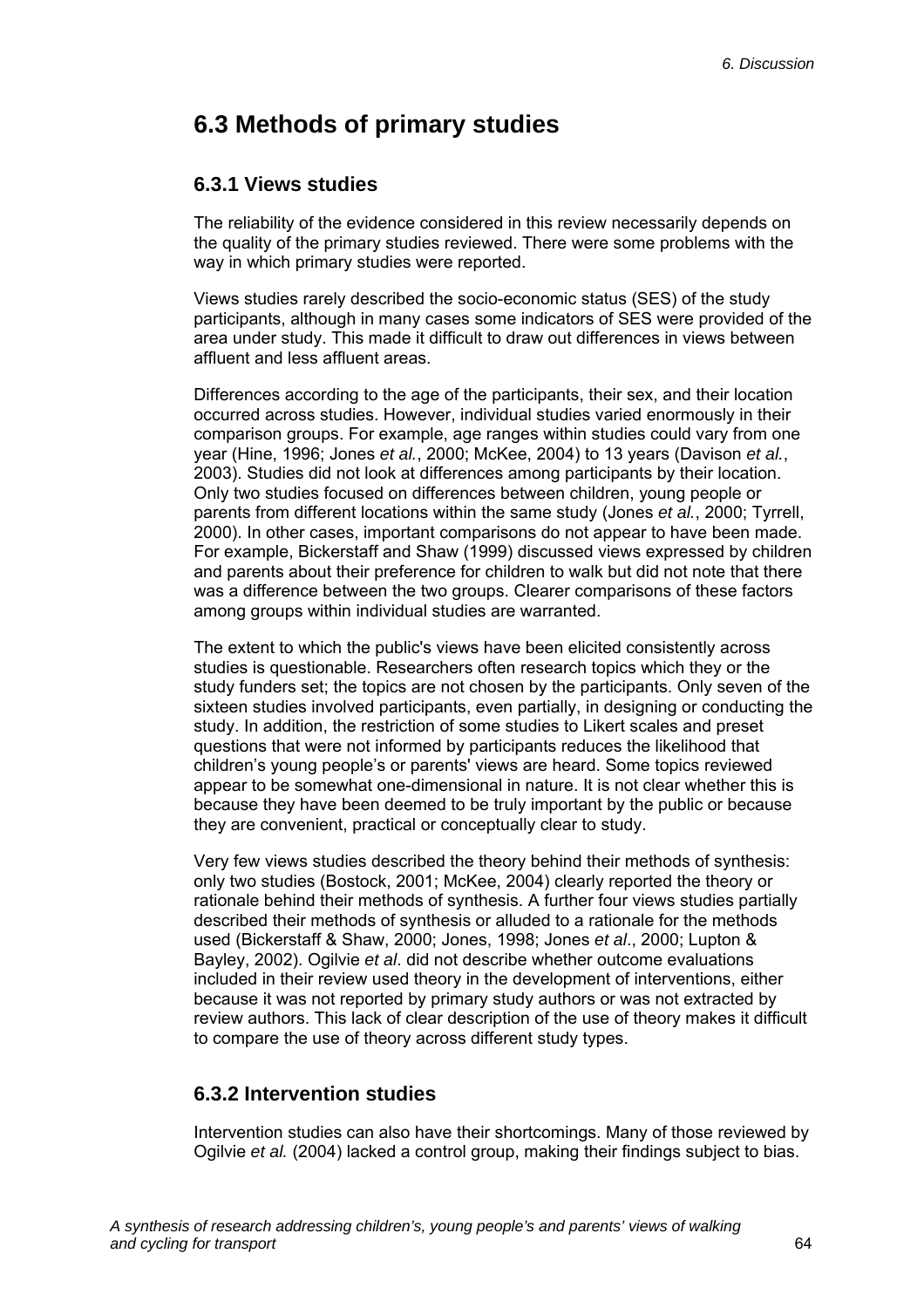## 6.3 Methods of primary studies

### 6.3.1 Views studies

The reliability of the evidence considered in this review necessarily depends on the quality of the primary studies reviewed. There were some problems with the way in which primary studies were reported.

Views studies rarely described the socio-economic status (SES) of the study participants, although in many cases some indicators of SES were provided of the area under study. This made it difficult to draw out differences in views between affluent and less affluent areas.

Differences according to the age of the participants, their sex, and their location occurred across studies. However, individual studies varied enormously in their comparison groups. For example, age ranges within studies could vary from one year (Hine, 1996; Jones *et al.*, 2000; McKee, 2004) to 13 years (Davison *et al.*, 2003). Studies did not look at differences among participants by their location. Only two studies focused on differences between children, young people or parents from different locations within the same study (Jones *et al.*, 2000; Tyrrell, 2000). In other cases, important comparisons do not appear to have been made. For example, Bickerstaff and Shaw (1999) discussed views expressed by children and parents about their preference for children to walk but did not note that there was a difference between the two groups. Clearer comparisons of these factors among groups within individual studies are warranted.

The extent to which the public's views have been elicited consistently across studies is questionable. Researchers often research topics which they or the study funders set; the topics are not chosen by the participants. Only seven of the sixteen studies involved participants, even partially, in designing or conducting the study. In addition, the restriction of some studies to Likert scales and preset questions that were not informed by participants reduces the likelihood that children's young people's or parents' views are heard. Some topics reviewed appear to be somewhat one-dimensional in nature. It is not clear whether this is because they have been deemed to be truly important by the public or because they are convenient, practical or conceptually clear to study.

Very few views studies described the theory behind their methods of synthesis: only two studies (Bostock, 2001; McKee, 2004) clearly reported the theory or rationale behind their methods of synthesis. A further four views studies partially described their methods of synthesis or alluded to a rationale for the methods used (Bickerstaff & Shaw, 2000; Jones, 1998; Jones *et al*., 2000; Lupton & Bayley, 2002). Ogilvie *et al*. did not describe whether outcome evaluations included in their review used theory in the development of interventions, either because it was not reported by primary study authors or was not extracted by review authors. This lack of clear description of the use of theory makes it difficult to compare the use of theory across different study types.

### 6.3.2 Intervention studies

Intervention studies can also have their shortcomings. Many of those reviewed by Ogilvie *et al.* (2004) lacked a control group, making their findings subject to bias.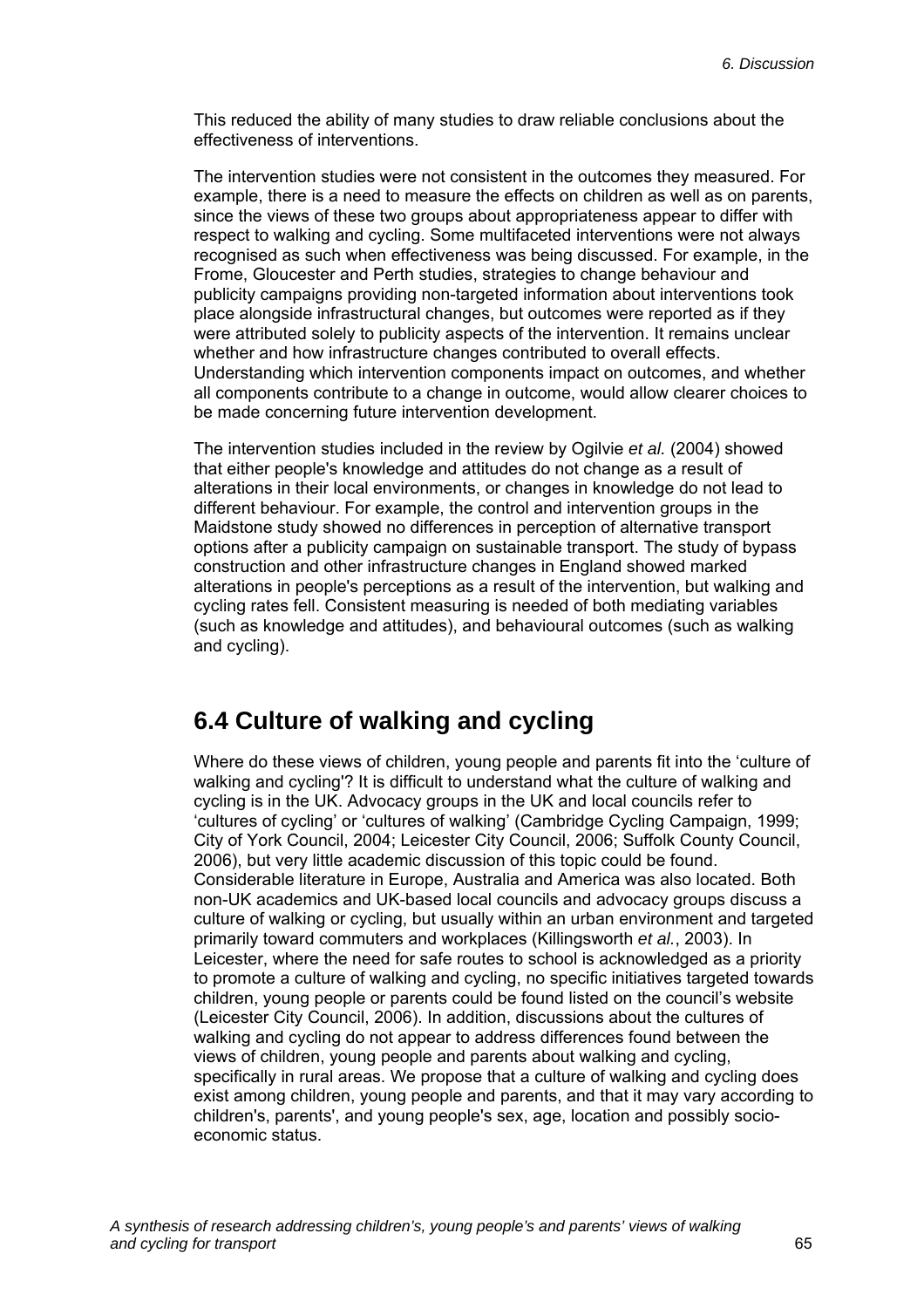This reduced the ability of many studies to draw reliable conclusions about the effectiveness of interventions.

The intervention studies were not consistent in the outcomes they measured. For example, there is a need to measure the effects on children as well as on parents, since the views of these two groups about appropriateness appear to differ with respect to walking and cycling. Some multifaceted interventions were not always recognised as such when effectiveness was being discussed. For example, in the Frome, Gloucester and Perth studies, strategies to change behaviour and publicity campaigns providing non-targeted information about interventions took place alongside infrastructural changes, but outcomes were reported as if they were attributed solely to publicity aspects of the intervention. It remains unclear whether and how infrastructure changes contributed to overall effects. Understanding which intervention components impact on outcomes, and whether all components contribute to a change in outcome, would allow clearer choices to be made concerning future intervention development.

The intervention studies included in the review by Ogilvie *et al.* (2004) showed that either people's knowledge and attitudes do not change as a result of alterations in their local environments, or changes in knowledge do not lead to different behaviour. For example, the control and intervention groups in the Maidstone study showed no differences in perception of alternative transport options after a publicity campaign on sustainable transport. The study of bypass construction and other infrastructure changes in England showed marked alterations in people's perceptions as a result of the intervention, but walking and cycling rates fell. Consistent measuring is needed of both mediating variables (such as knowledge and attitudes), and behavioural outcomes (such as walking and cycling).

## 6.4 Culture of walking and cycling

Where do these views of children, young people and parents fit into the 'culture of walking and cycling'? It is difficult to understand what the culture of walking and cycling is in the UK. Advocacy groups in the UK and local councils refer to 'cultures of cycling' or 'cultures of walking' (Cambridge Cycling Campaign, 1999; City of York Council, 2004; Leicester City Council, 2006; Suffolk County Council, 2006), but very little academic discussion of this topic could be found. Considerable literature in Europe, Australia and America was also located. Both non-UK academics and UK-based local councils and advocacy groups discuss a culture of walking or cycling, but usually within an urban environment and targeted primarily toward commuters and workplaces (Killingsworth *et al.*, 2003). In Leicester, where the need for safe routes to school is acknowledged as a priority to promote a culture of walking and cycling, no specific initiatives targeted towards children, young people or parents could be found listed on the council's website (Leicester City Council, 2006). In addition, discussions about the cultures of walking and cycling do not appear to address differences found between the views of children, young people and parents about walking and cycling, specifically in rural areas. We propose that a culture of walking and cycling does exist among children, young people and parents, and that it may vary according to children's, parents', and young people's sex, age, location and possibly socio-economic status.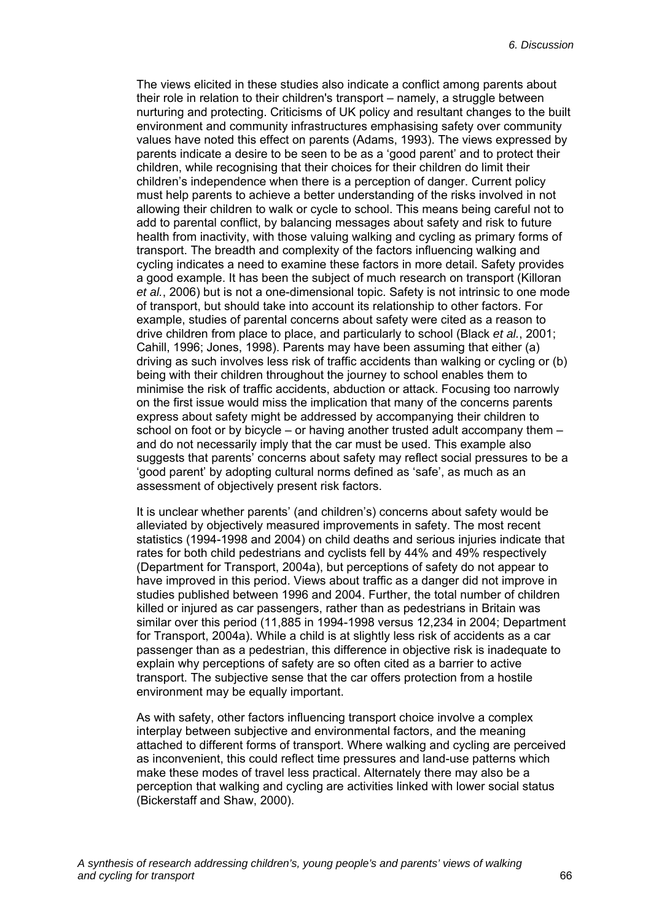The views elicited in these studies also indicate a conflict among parents about their role in relation to their children's transport – namely, a struggle between nurturing and protecting. Criticisms of UK policy and resultant changes to the built environment and community infrastructures emphasising safety over community values have noted this effect on parents (Adams, 1993). The views expressed by parents indicate a desire to be seen to be as a 'good parent' and to protect their children, while recognising that their choices for their children do limit their children's independence when there is a perception of danger. Current policy must help parents to achieve a better understanding of the risks involved in not allowing their children to walk or cycle to school. This means being careful not to add to parental conflict, by balancing messages about safety and risk to future health from inactivity, with those valuing walking and cycling as primary forms of transport. The breadth and complexity of the factors influencing walking and cycling indicates a need to examine these factors in more detail. Safety provides a good example. It has been the subject of much research on transport (Killoran *et al.*, 2006) but is not a one-dimensional topic. Safety is not intrinsic to one mode of transport, but should take into account its relationship to other factors. For example, studies of parental concerns about safety were cited as a reason to drive children from place to place, and particularly to school (Black *et al.*, 2001; Cahill, 1996; Jones, 1998). Parents may have been assuming that either (a) driving as such involves less risk of traffic accidents than walking or cycling or (b) being with their children throughout the journey to school enables them to minimise the risk of traffic accidents, abduction or attack. Focusing too narrowly on the first issue would miss the implication that many of the concerns parents express about safety might be addressed by accompanying their children to school on foot or by bicycle – or having another trusted adult accompany them – and do not necessarily imply that the car must be used. This example also suggests that parents' concerns about safety may reflect social pressures to be a 'good parent' by adopting cultural norms defined as 'safe', as much as an assessment of objectively present risk factors.

It is unclear whether parents' (and children's) concerns about safety would be alleviated by objectively measured improvements in safety. The most recent statistics (1994-1998 and 2004) on child deaths and serious injuries indicate that rates for both child pedestrians and cyclists fell by 44% and 49% respectively (Department for Transport, 2004a), but perceptions of safety do not appear to have improved in this period. Views about traffic as a danger did not improve in studies published between 1996 and 2004. Further, the total number of children killed or injured as car passengers, rather than as pedestrians in Britain was similar over this period (11,885 in 1994-1998 versus 12,234 in 2004; Department for Transport, 2004a). While a child is at slightly less risk of accidents as a car passenger than as a pedestrian, this difference in objective risk is inadequate to explain why perceptions of safety are so often cited as a barrier to active transport. The subjective sense that the car offers protection from a hostile environment may be equally important.

As with safety, other factors influencing transport choice involve a complex interplay between subjective and environmental factors, and the meaning attached to different forms of transport. Where walking and cycling are perceived as inconvenient, this could reflect time pressures and land-use patterns which make these modes of travel less practical. Alternately there may also be a perception that walking and cycling are activities linked with lower social status (Bickerstaff and Shaw, 2000).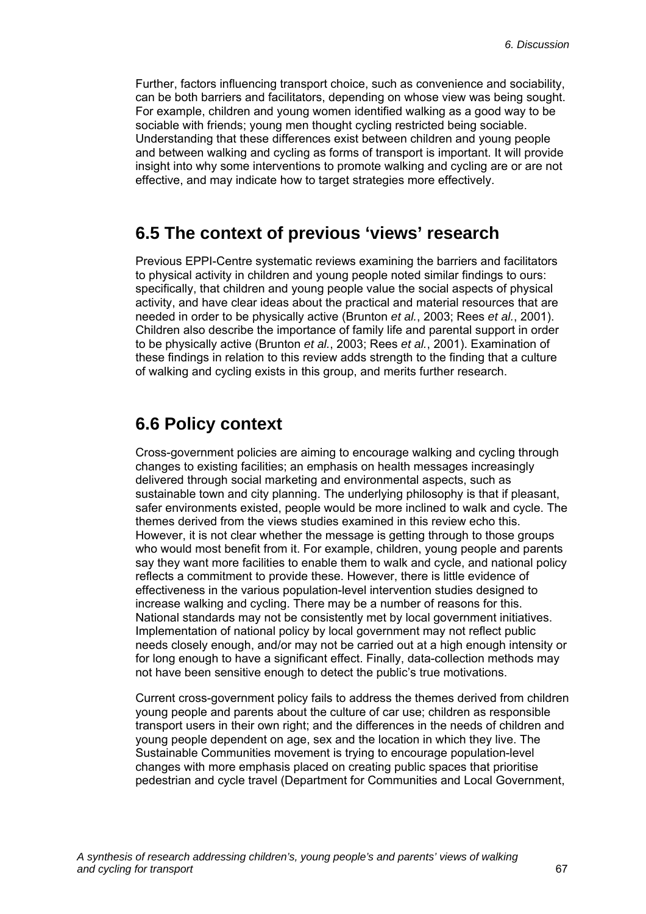Further, factors influencing transport choice, such as convenience and sociability, can be both barriers and facilitators, depending on whose view was being sought. For example, children and young women identified walking as a good way to be sociable with friends; young men thought cycling restricted being sociable. Understanding that these differences exist between children and young people and between walking and cycling as forms of transport is important. It will provide insight into why some interventions to promote walking and cycling are or are not effective, and may indicate how to target strategies more effectively.

## 6.5 The context of previous 'views' research

Previous EPPI-Centre systematic reviews examining the barriers and facilitators to physical activity in children and young people noted similar findings to ours: specifically, that children and young people value the social aspects of physical activity, and have clear ideas about the practical and material resources that are needed in order to be physically active (Brunton *et al.*, 2003; Rees *et al.*, 2001). Children also describe the importance of family life and parental support in order to be physically active (Brunton *et al.*, 2003; Rees *et al.*, 2001). Examination of these findings in relation to this review adds strength to the finding that a culture of walking and cycling exists in this group, and merits further research.

## 6.6 Policy context

Cross-government policies are aiming to encourage walking and cycling through changes to existing facilities; an emphasis on health messages increasingly delivered through social marketing and environmental aspects, such as sustainable town and city planning. The underlying philosophy is that if pleasant, safer environments existed, people would be more inclined to walk and cycle. The themes derived from the views studies examined in this review echo this. However, it is not clear whether the message is getting through to those groups who would most benefit from it. For example, children, young people and parents say they want more facilities to enable them to walk and cycle, and national policy reflects a commitment to provide these. However, there is little evidence of effectiveness in the various population-level intervention studies designed to increase walking and cycling. There may be a number of reasons for this. National standards may not be consistently met by local government initiatives. Implementation of national policy by local government may not reflect public needs closely enough, and/or may not be carried out at a high enough intensity or for long enough to have a significant effect. Finally, data-collection methods may not have been sensitive enough to detect the public's true motivations.

Current cross-government policy fails to address the themes derived from children young people and parents about the culture of car use; children as responsible transport users in their own right; and the differences in the needs of children and young people dependent on age, sex and the location in which they live. The Sustainable Communities movement is trying to encourage population-level changes with more emphasis placed on creating public spaces that prioritise pedestrian and cycle travel (Department for Communities and Local Government,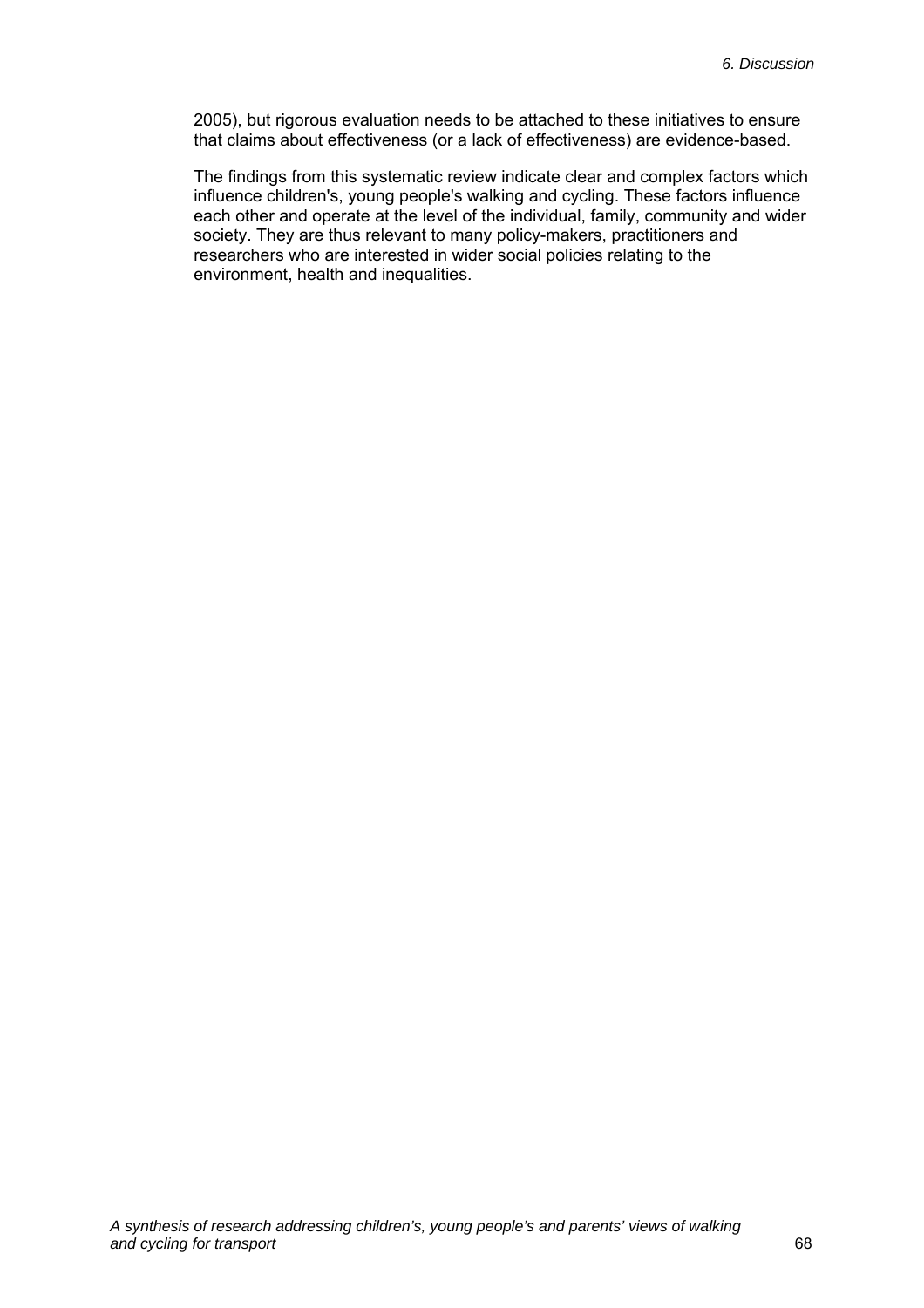2005), but rigorous evaluation needs to be attached to these initiatives to ensure that claims about effectiveness (or a lack of effectiveness) are evidence-based.

The findings from this systematic review indicate clear and complex factors which influence children's, young people's walking and cycling. These factors influence each other and operate at the level of the individual, family, community and wider society. They are thus relevant to many policy-makers, practitioners and researchers who are interested in wider social policies relating to the environment, health and inequalities.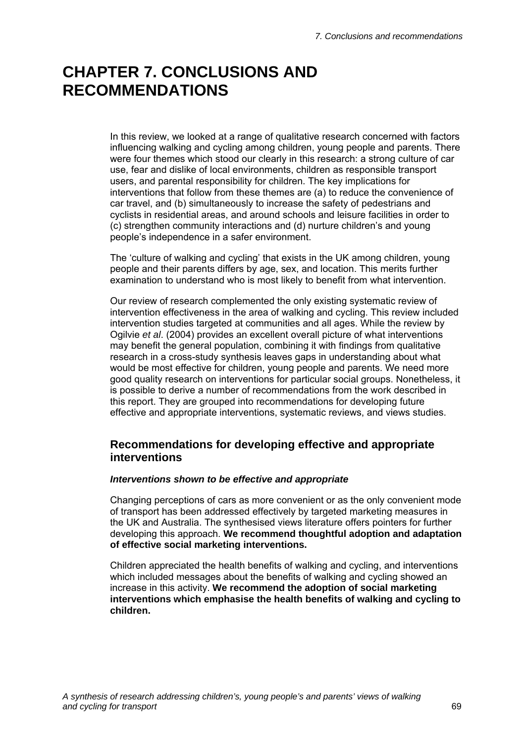# CHAPTER 7. CONCLUSIONS AND RECOMMENDATIONS

In this review, we looked at a range of qualitative research concerned with factors influencing walking and cycling among children, young people and parents. There were four themes which stood our clearly in this research: a strong culture of car use, fear and dislike of local environments, children as responsible transport users, and parental responsibility for children. The key implications for interventions that follow from these themes are (a) to reduce the convenience of car travel, and (b) simultaneously to increase the safety of pedestrians and cyclists in residential areas, and around schools and leisure facilities in order to (c) strengthen community interactions and (d) nurture children's and young people's independence in a safer environment.

The 'culture of walking and cycling' that exists in the UK among children, young people and their parents differs by age, sex, and location. This merits further examination to understand who is most likely to benefit from what intervention.

Our review of research complemented the only existing systematic review of intervention effectiveness in the area of walking and cycling. This review included intervention studies targeted at communities and all ages. While the review by Ogilvie *et al*. (2004) provides an excellent overall picture of what interventions may benefit the general population, combining it with findings from qualitative research in a cross-study synthesis leaves gaps in understanding about what would be most effective for children, young people and parents. We need more good quality research on interventions for particular social groups. Nonetheless, it is possible to derive a number of recommendations from the work described in this report. They are grouped into recommendations for developing future effective and appropriate interventions, systematic reviews, and views studies.

## Recommendations for developing effective and appropriate interventions

### *Interventions shown to be effective and appropriate*

Changing perceptions of cars as more convenient or as the only convenient mode of transport has been addressed effectively by targeted marketing measures in the UK and Australia. The synthesised views literature offers pointers for further developing this approach. **We recommend thoughtful adoption and adaptation of effective social marketing interventions.**

Children appreciated the health benefits of walking and cycling, and interventions which included messages about the benefits of walking and cycling showed an increase in this activity. **We recommend the adoption of social marketing interventions which emphasise the health benefits of walking and cycling to children.**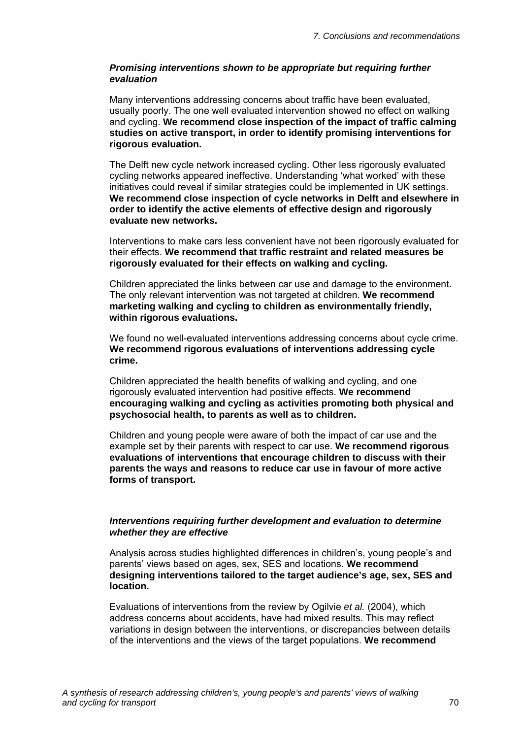#### *Promising interventions shown to be appropriate but requiring further evaluation*

Many interventions addressing concerns about traffic have been evaluated, usually poorly. The one well evaluated intervention showed no effect on walking and cycling. **We recommend close inspection of the impact of traffic calming studies on active transport, in order to identify promising interventions for rigorous evaluation.**

The Delft new cycle network increased cycling. Other less rigorously evaluated cycling networks appeared ineffective. Understanding 'what worked' with these initiatives could reveal if similar strategies could be implemented in UK settings. **We recommend close inspection of cycle networks in Delft and elsewhere in order to identify the active elements of effective design and rigorously evaluate new networks.**

Interventions to make cars less convenient have not been rigorously evaluated for their effects. **We recommend that traffic restraint and related measures be rigorously evaluated for their effects on walking and cycling.**

Children appreciated the links between car use and damage to the environment. The only relevant intervention was not targeted at children. **We recommend marketing walking and cycling to children as environmentally friendly, within rigorous evaluations.**

We found no well-evaluated interventions addressing concerns about cycle crime. **We recommend rigorous evaluations of interventions addressing cycle crime.**

Children appreciated the health benefits of walking and cycling, and one rigorously evaluated intervention had positive effects. **We recommend encouraging walking and cycling as activities promoting both physical and psychosocial health, to parents as well as to children.**

Children and young people were aware of both the impact of car use and the example set by their parents with respect to car use. **We recommend rigorous evaluations of interventions that encourage children to discuss with their parents the ways and reasons to reduce car use in favour of more active forms of transport.**

#### *Interventions requiring further development and evaluation to determine whether they are effective*

Analysis across studies highlighted differences in children's, young people's and parents' views based on ages, sex, SES and locations. **We recommend designing interventions tailored to the target audience's age, sex, SES and location.**

Evaluations of interventions from the review by Ogilvie *et al.* (2004), which address concerns about accidents, have had mixed results. This may reflect variations in design between the interventions, or discrepancies between details of the interventions and the views of the target populations. **We recommend**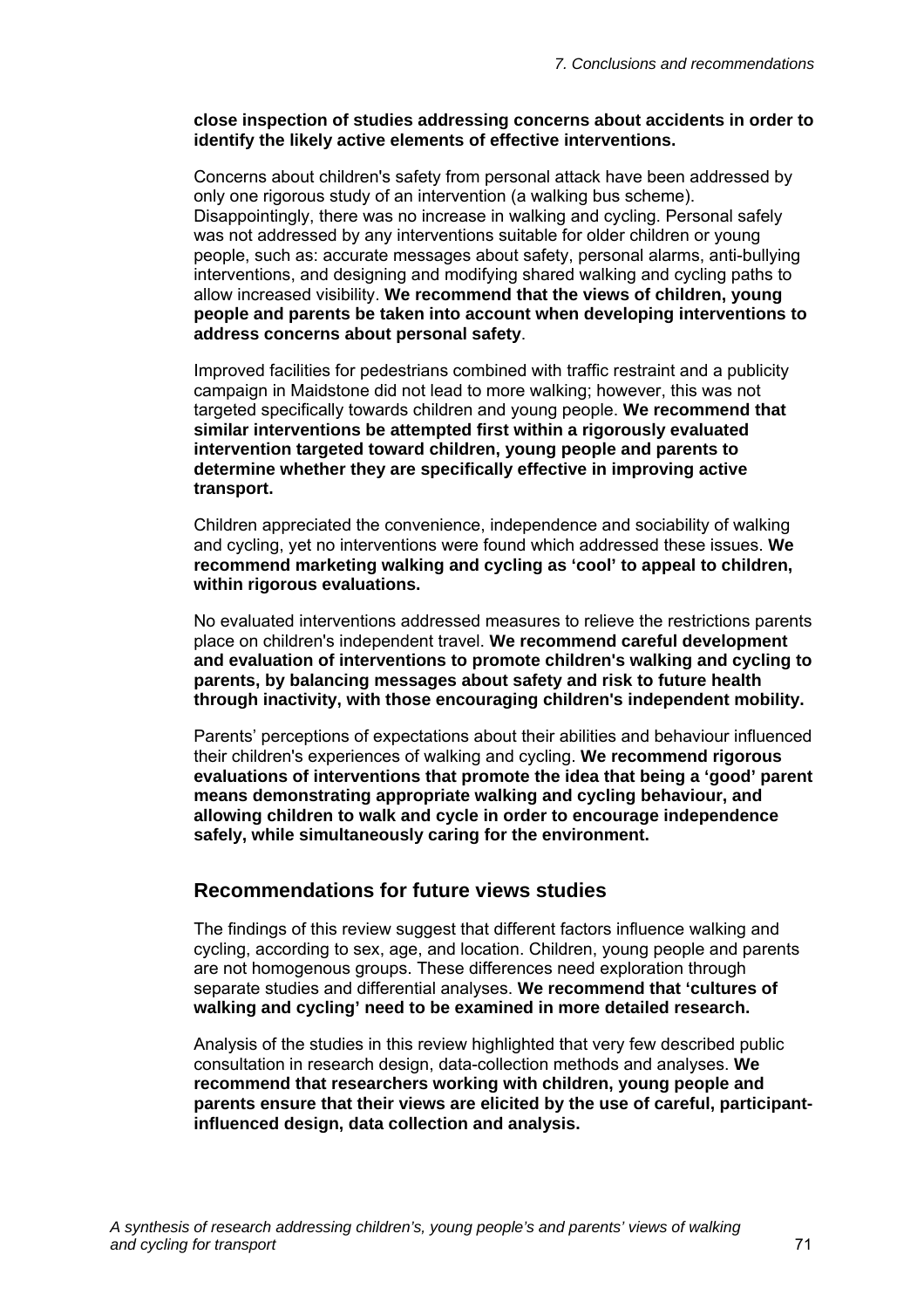**close inspection of studies addressing concerns about accidents in order to identify the likely active elements of effective interventions.**

Concerns about children's safety from personal attack have been addressed by only one rigorous study of an intervention (a walking bus scheme). Disappointingly, there was no increase in walking and cycling. Personal safely was not addressed by any interventions suitable for older children or young people, such as: accurate messages about safety, personal alarms, anti-bullying interventions, and designing and modifying shared walking and cycling paths to allow increased visibility. **We recommend that the views of children, young people and parents be taken into account when developing interventions to address concerns about personal safety**.

Improved facilities for pedestrians combined with traffic restraint and a publicity campaign in Maidstone did not lead to more walking; however, this was not targeted specifically towards children and young people. **We recommend that similar interventions be attempted first within a rigorously evaluated intervention targeted toward children, young people and parents to determine whether they are specifically effective in improving active transport.**

Children appreciated the convenience, independence and sociability of walking and cycling, yet no interventions were found which addressed these issues. **We recommend marketing walking and cycling as 'cool' to appeal to children, within rigorous evaluations.**

No evaluated interventions addressed measures to relieve the restrictions parents place on children's independent travel. **We recommend careful development and evaluation of interventions to promote children's walking and cycling to parents, by balancing messages about safety and risk to future health through inactivity, with those encouraging children's independent mobility.**

Parents' perceptions of expectations about their abilities and behaviour influenced their children's experiences of walking and cycling. **We recommend rigorous evaluations of interventions that promote the idea that being a 'good' parent means demonstrating appropriate walking and cycling behaviour, and allowing children to walk and cycle in order to encourage independence safely, while simultaneously caring for the environment.**

## Recommendations for future views studies

The findings of this review suggest that different factors influence walking and cycling, according to sex, age, and location. Children, young people and parents are not homogenous groups. These differences need exploration through separate studies and differential analyses. **We recommend that 'cultures of walking and cycling' need to be examined in more detailed research.**

Analysis of the studies in this review highlighted that very few described public consultation in research design, data-collection methods and analyses. **We recommend that researchers working with children, young people and parents ensure that their views are elicited by the use of careful, participant-influenced design, data collection and analysis.**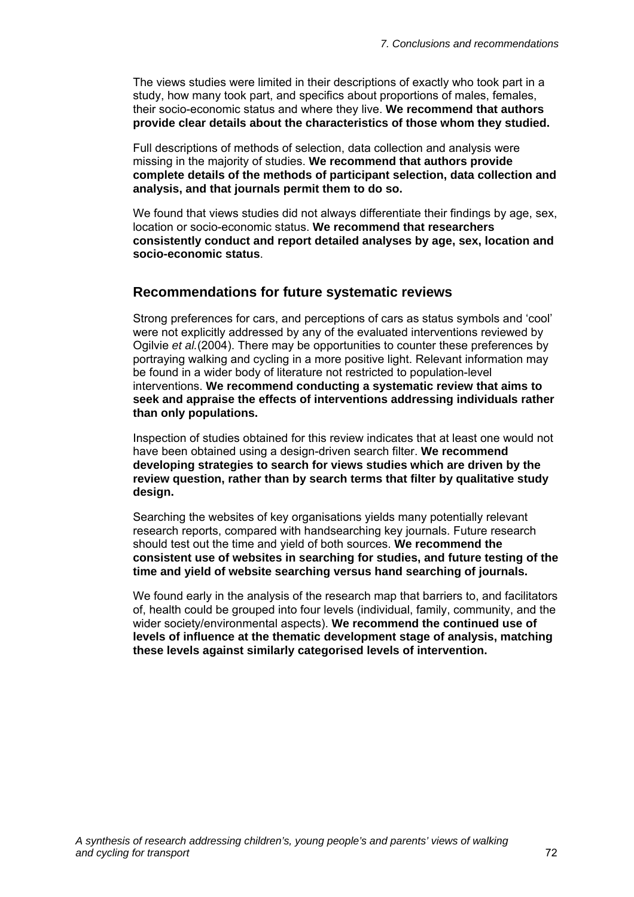The views studies were limited in their descriptions of exactly who took part in a study, how many took part, and specifics about proportions of males, females, their socio-economic status and where they live. **We recommend that authors provide clear details about the characteristics of those whom they studied.**

Full descriptions of methods of selection, data collection and analysis were missing in the majority of studies. **We recommend that authors provide complete details of the methods of participant selection, data collection and analysis, and that journals permit them to do so.**

We found that views studies did not always differentiate their findings by age, sex, location or socio-economic status. **We recommend that researchers consistently conduct and report detailed analyses by age, sex, location and socio-economic status**.

## Recommendations for future systematic reviews

Strong preferences for cars, and perceptions of cars as status symbols and 'cool' were not explicitly addressed by any of the evaluated interventions reviewed by Ogilvie *et al.*(2004). There may be opportunities to counter these preferences by portraying walking and cycling in a more positive light. Relevant information may be found in a wider body of literature not restricted to population-level interventions. **We recommend conducting a systematic review that aims to seek and appraise the effects of interventions addressing individuals rather than only populations.**

Inspection of studies obtained for this review indicates that at least one would not have been obtained using a design-driven search filter. **We recommend developing strategies to search for views studies which are driven by the review question, rather than by search terms that filter by qualitative study design.**

Searching the websites of key organisations yields many potentially relevant research reports, compared with handsearching key journals. Future research should test out the time and yield of both sources. **We recommend the consistent use of websites in searching for studies, and future testing of the time and yield of website searching versus hand searching of journals.**

We found early in the analysis of the research map that barriers to, and facilitators of, health could be grouped into four levels (individual, family, community, and the wider society/environmental aspects). **We recommend the continued use of levels of influence at the thematic development stage of analysis, matching these levels against similarly categorised levels of intervention.**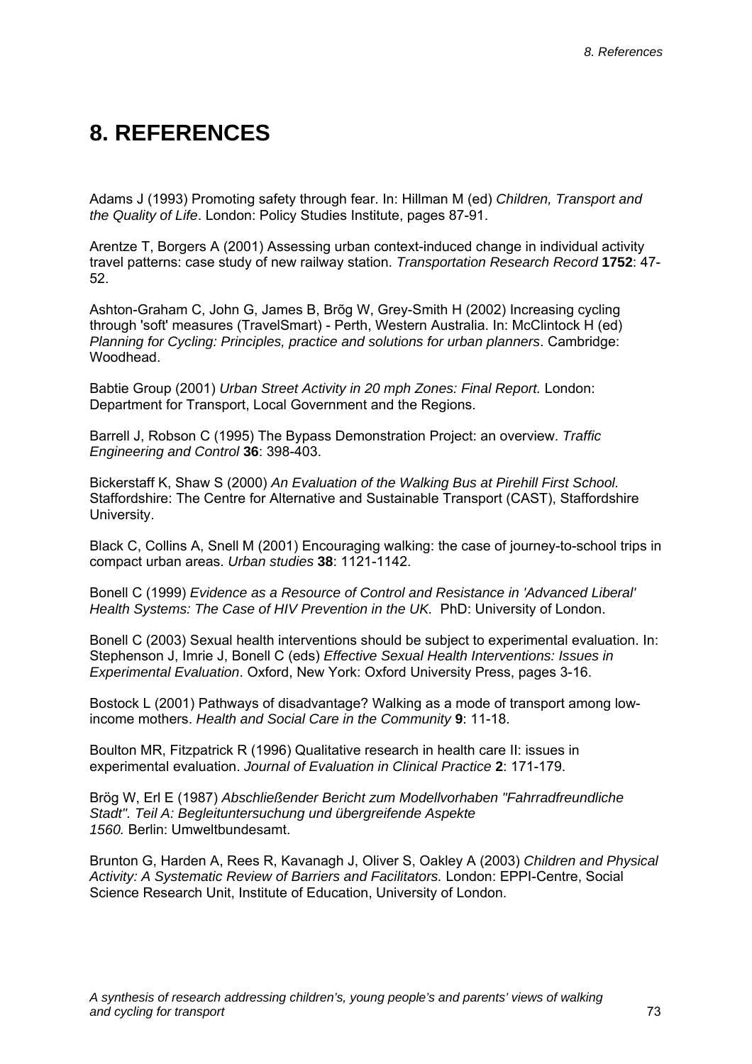# 8. REFERENCES

Adams J (1993) Promoting safety through fear. In: Hillman M (ed) *Children, Transport and the Quality of Life*. London: Policy Studies Institute, pages 87-91.

Arentze T, Borgers A (2001) Assessing urban context-induced change in individual activity travel patterns: case study of new railway station. *Transportation Research Record* **1752**: 47-52.

Ashton-Graham C, John G, James B, Brõg W, Grey-Smith H (2002) Increasing cycling through 'soft' measures (TravelSmart) - Perth, Western Australia. In: McClintock H (ed) *Planning for Cycling: Principles, practice and solutions for urban planners*. Cambridge: Woodhead.

Babtie Group (2001) *Urban Street Activity in 20 mph Zones: Final Report.* London: Department for Transport, Local Government and the Regions.

Barrell J, Robson C (1995) The Bypass Demonstration Project: an overview. *Traffic Engineering and Control* **36**: 398-403.

Bickerstaff K, Shaw S (2000) *An Evaluation of the Walking Bus at Pirehill First School.* Staffordshire: The Centre for Alternative and Sustainable Transport (CAST), Staffordshire University.

Black C, Collins A, Snell M (2001) Encouraging walking: the case of journey-to-school trips in compact urban areas. *Urban studies* **38**: 1121-1142.

Bonell C (1999) *Evidence as a Resource of Control and Resistance in 'Advanced Liberal' Health Systems: The Case of HIV Prevention in the UK.* PhD: University of London.

Bonell C (2003) Sexual health interventions should be subject to experimental evaluation. In: Stephenson J, Imrie J, Bonell C (eds) *Effective Sexual Health Interventions: Issues in Experimental Evaluation*. Oxford, New York: Oxford University Press, pages 3-16.

Bostock L (2001) Pathways of disadvantage? Walking as a mode of transport among low-income mothers. *Health and Social Care in the Community* **9**: 11-18.

Boulton MR, Fitzpatrick R (1996) Qualitative research in health care II: issues in experimental evaluation. *Journal of Evaluation in Clinical Practice* **2**: 171-179.

Brög W, Erl E (1987) *Abschließender Bericht zum Modellvorhaben "Fahrradfreundliche Stadt". Teil A: Begleituntersuchung und übergreifende Aspekte 1560.* Berlin: Umweltbundesamt.

Brunton G, Harden A, Rees R, Kavanagh J, Oliver S, Oakley A (2003) *Children and Physical Activity: A Systematic Review of Barriers and Facilitators.* London: EPPI-Centre, Social Science Research Unit, Institute of Education, University of London.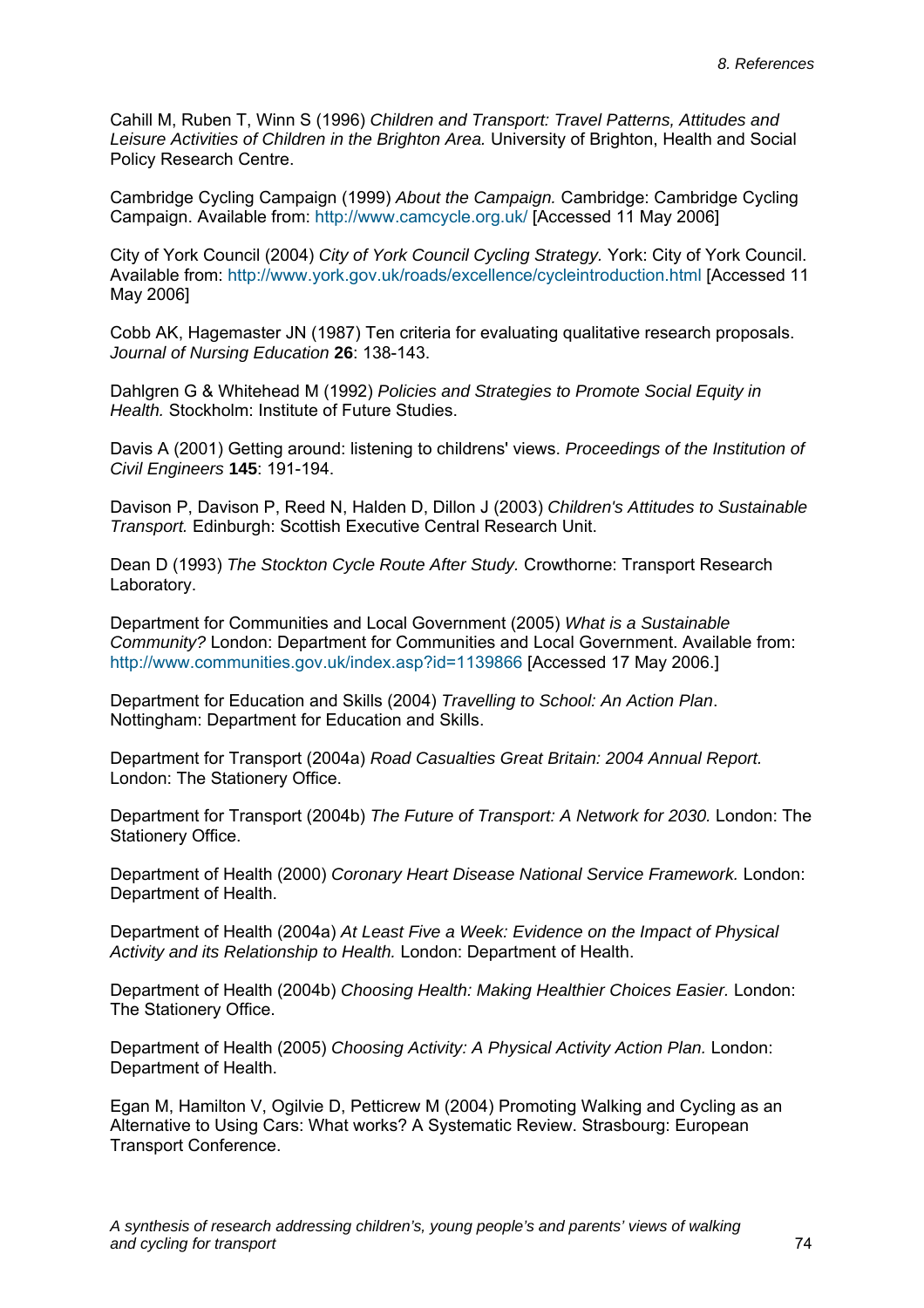Cahill M, Ruben T, Winn S (1996) *Children and Transport: Travel Patterns, Attitudes and Leisure Activities of Children in the Brighton Area.* University of Brighton, Health and Social Policy Research Centre.

Cambridge Cycling Campaign (1999) *About the Campaign.* Cambridge: Cambridge Cycling Campaign. Available from: http://www.camcycle.org.uk/ [Accessed 11 May 2006]

City of York Council (2004) *City of York Council Cycling Strategy.* York: City of York Council. Available from: http://www.york.gov.uk/roads/excellence/cycleintroduction.html [Accessed 11 May 2006]

Cobb AK, Hagemaster JN (1987) Ten criteria for evaluating qualitative research proposals. *Journal of Nursing Education* **26**: 138-143.

Dahlgren G & Whitehead M (1992) *Policies and Strategies to Promote Social Equity in Health.* Stockholm: Institute of Future Studies.

Davis A (2001) Getting around: listening to childrens' views. *Proceedings of the Institution of Civil Engineers* **145**: 191-194.

Davison P, Davison P, Reed N, Halden D, Dillon J (2003) *Children's Attitudes to Sustainable Transport.* Edinburgh: Scottish Executive Central Research Unit.

Dean D (1993) *The Stockton Cycle Route After Study.* Crowthorne: Transport Research Laboratory.

Department for Communities and Local Government (2005) *What is a Sustainable Community?* London: Department for Communities and Local Government. Available from: http://www.communities.gov.uk/index.asp?id=1139866 [Accessed 17 May 2006.]

Department for Education and Skills (2004) *Travelling to School: An Action Plan*. Nottingham: Department for Education and Skills.

Department for Transport (2004a) *Road Casualties Great Britain: 2004 Annual Report.* London: The Stationery Office.

Department for Transport (2004b) *The Future of Transport: A Network for 2030.* London: The Stationery Office.

Department of Health (2000) *Coronary Heart Disease National Service Framework.* London: Department of Health.

Department of Health (2004a) *At Least Five a Week: Evidence on the Impact of Physical Activity and its Relationship to Health.* London: Department of Health.

Department of Health (2004b) *Choosing Health: Making Healthier Choices Easier.* London: The Stationery Office.

Department of Health (2005) *Choosing Activity: A Physical Activity Action Plan.* London: Department of Health.

Egan M, Hamilton V, Ogilvie D, Petticrew M (2004) Promoting Walking and Cycling as an Alternative to Using Cars: What works? A Systematic Review. Strasbourg: European Transport Conference.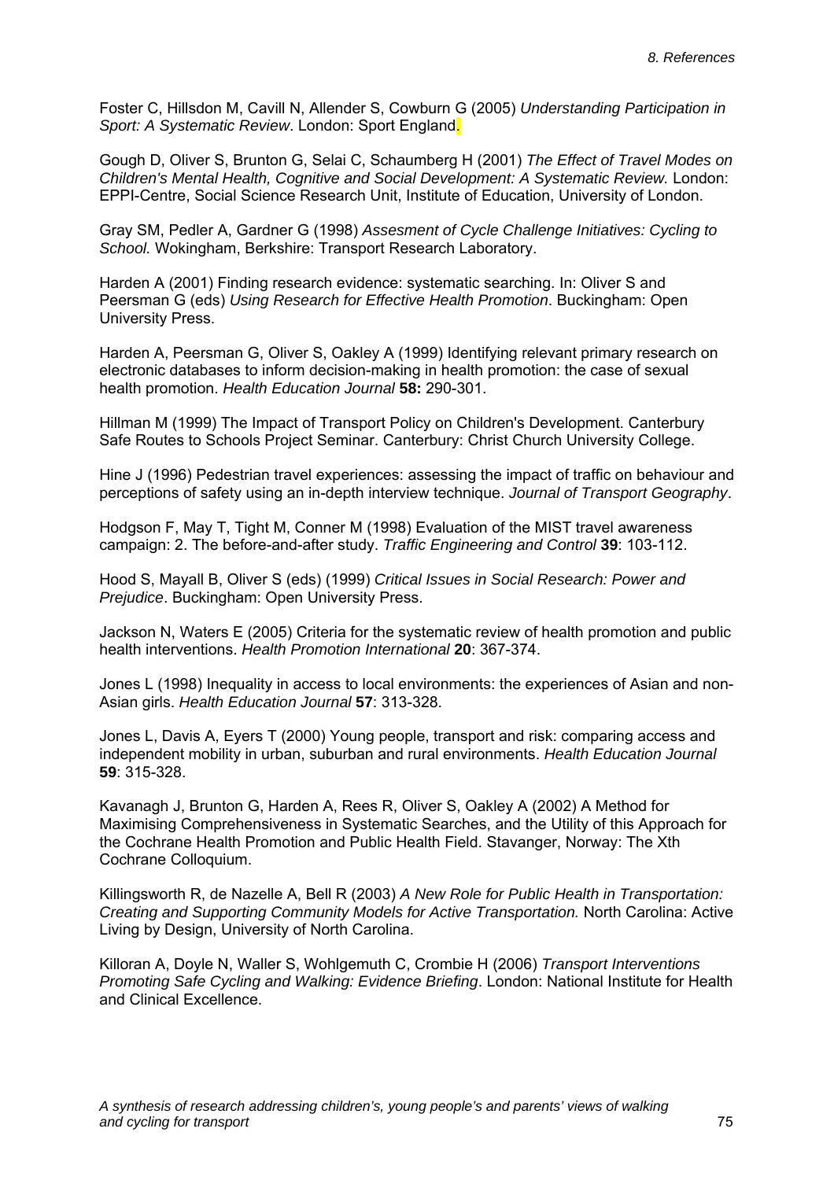Foster C, Hillsdon M, Cavill N, Allender S, Cowburn G (2005) *Understanding Participation in Sport: A Systematic Review*. London: Sport England.

Gough D, Oliver S, Brunton G, Selai C, Schaumberg H (2001) *The Effect of Travel Modes on Children's Mental Health, Cognitive and Social Development: A Systematic Review.* London: EPPI-Centre, Social Science Research Unit, Institute of Education, University of London.

Gray SM, Pedler A, Gardner G (1998) *Assesment of Cycle Challenge Initiatives: Cycling to School.* Wokingham, Berkshire: Transport Research Laboratory.

Harden A (2001) Finding research evidence: systematic searching. In: Oliver S and Peersman G (eds) *Using Research for Effective Health Promotion*. Buckingham: Open University Press.

Harden A, Peersman G, Oliver S, Oakley A (1999) Identifying relevant primary research on electronic databases to inform decision-making in health promotion: the case of sexual health promotion. *Health Education Journal* **58:** 290-301.

Hillman M (1999) The Impact of Transport Policy on Children's Development. Canterbury Safe Routes to Schools Project Seminar. Canterbury: Christ Church University College.

Hine J (1996) Pedestrian travel experiences: assessing the impact of traffic on behaviour and perceptions of safety using an in-depth interview technique. *Journal of Transport Geography*.

Hodgson F, May T, Tight M, Conner M (1998) Evaluation of the MIST travel awareness campaign: 2. The before-and-after study. *Traffic Engineering and Control* **39**: 103-112.

Hood S, Mayall B, Oliver S (eds) (1999) *Critical Issues in Social Research: Power and Prejudice*. Buckingham: Open University Press.

Jackson N, Waters E (2005) Criteria for the systematic review of health promotion and public health interventions. *Health Promotion International* **20**: 367-374.

Jones L (1998) Inequality in access to local environments: the experiences of Asian and non-Asian girls. *Health Education Journal* **57**: 313-328.

Jones L, Davis A, Eyers T (2000) Young people, transport and risk: comparing access and independent mobility in urban, suburban and rural environments. *Health Education Journal* **59**: 315-328.

Kavanagh J, Brunton G, Harden A, Rees R, Oliver S, Oakley A (2002) A Method for Maximising Comprehensiveness in Systematic Searches, and the Utility of this Approach for the Cochrane Health Promotion and Public Health Field. Stavanger, Norway: The Xth Cochrane Colloquium.

Killingsworth R, de Nazelle A, Bell R (2003) *A New Role for Public Health in Transportation: Creating and Supporting Community Models for Active Transportation.* North Carolina: Active Living by Design, University of North Carolina.

Killoran A, Doyle N, Waller S, Wohlgemuth C, Crombie H (2006) *Transport Interventions Promoting Safe Cycling and Walking: Evidence Briefing*. London: National Institute for Health and Clinical Excellence.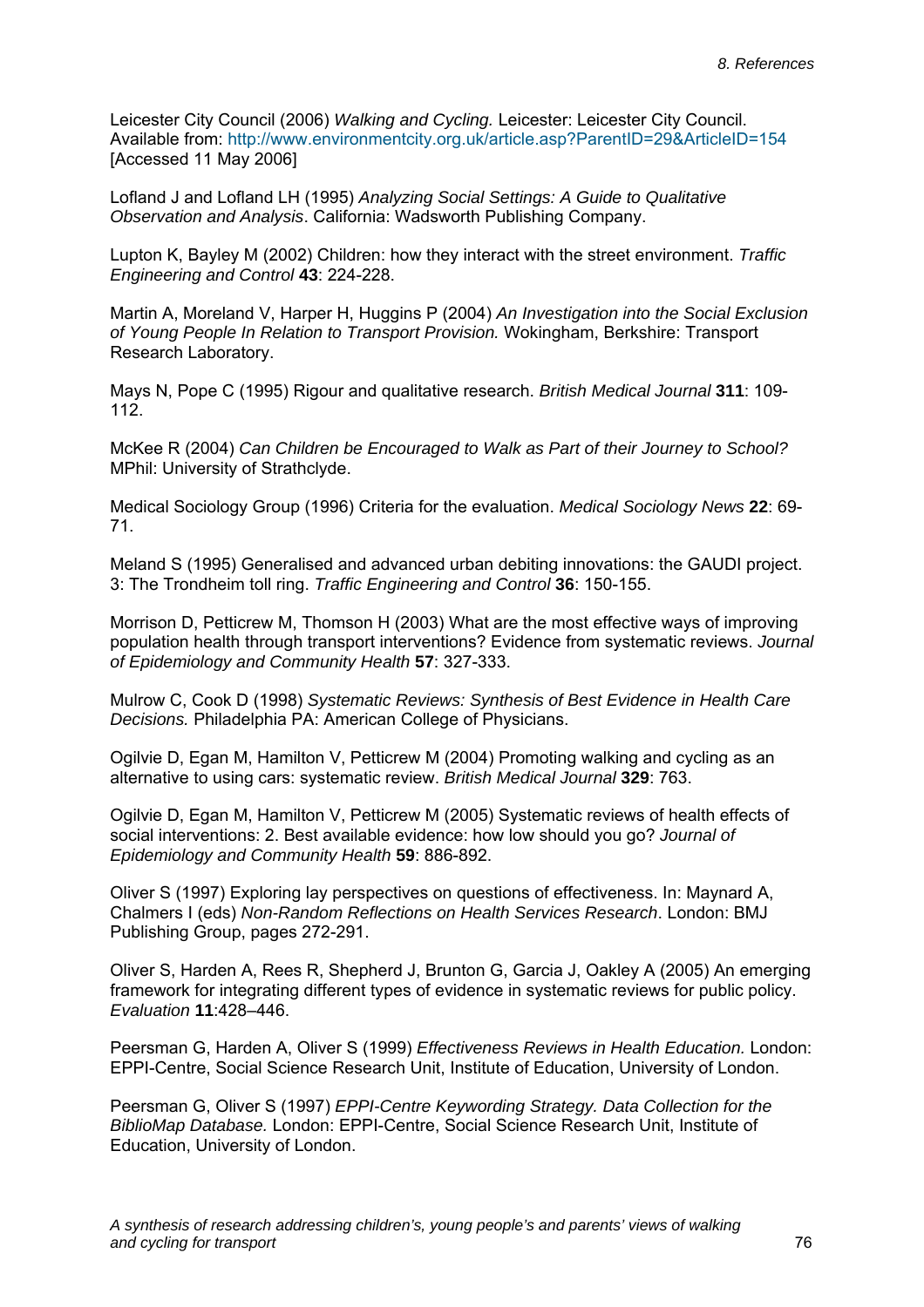Leicester City Council (2006) *Walking and Cycling.* Leicester: Leicester City Council. Available from: http://www.environmentcity.org.uk/article.asp?ParentID=29&ArticleID=154 [Accessed 11 May 2006]

Lofland J and Lofland LH (1995) *Analyzing Social Settings: A Guide to Qualitative Observation and Analysis*. California: Wadsworth Publishing Company.

Lupton K, Bayley M (2002) Children: how they interact with the street environment. *Traffic Engineering and Control* **43**: 224-228.

Martin A, Moreland V, Harper H, Huggins P (2004) *An Investigation into the Social Exclusion of Young People In Relation to Transport Provision.* Wokingham, Berkshire: Transport Research Laboratory.

Mays N, Pope C (1995) Rigour and qualitative research. *British Medical Journal* **311**: 109-112.

McKee R (2004) *Can Children be Encouraged to Walk as Part of their Journey to School?* MPhil: University of Strathclyde.

Medical Sociology Group (1996) Criteria for the evaluation. *Medical Sociology News* **22**: 69-71.

Meland S (1995) Generalised and advanced urban debiting innovations: the GAUDI project. 3: The Trondheim toll ring. *Traffic Engineering and Control* **36**: 150-155.

Morrison D, Petticrew M, Thomson H (2003) What are the most effective ways of improving population health through transport interventions? Evidence from systematic reviews. *Journal of Epidemiology and Community Health* **57**: 327-333.

Mulrow C, Cook D (1998) *Systematic Reviews: Synthesis of Best Evidence in Health Care Decisions.* Philadelphia PA: American College of Physicians.

Ogilvie D, Egan M, Hamilton V, Petticrew M (2004) Promoting walking and cycling as an alternative to using cars: systematic review. *British Medical Journal* **329**: 763.

Ogilvie D, Egan M, Hamilton V, Petticrew M (2005) Systematic reviews of health effects of social interventions: 2. Best available evidence: how low should you go? *Journal of Epidemiology and Community Health* **59**: 886-892.

Oliver S (1997) Exploring lay perspectives on questions of effectiveness. In: Maynard A, Chalmers I (eds) *Non-Random Reflections on Health Services Research*. London: BMJ Publishing Group, pages 272-291.

Oliver S, Harden A, Rees R, Shepherd J, Brunton G, Garcia J, Oakley A (2005) An emerging framework for integrating different types of evidence in systematic reviews for public policy. *Evaluation* **11**:428–446.

Peersman G, Harden A, Oliver S (1999) *Effectiveness Reviews in Health Education.* London: EPPI-Centre, Social Science Research Unit, Institute of Education, University of London.

Peersman G, Oliver S (1997) *EPPI-Centre Keywording Strategy. Data Collection for the BiblioMap Database.* London: EPPI-Centre, Social Science Research Unit, Institute of Education, University of London.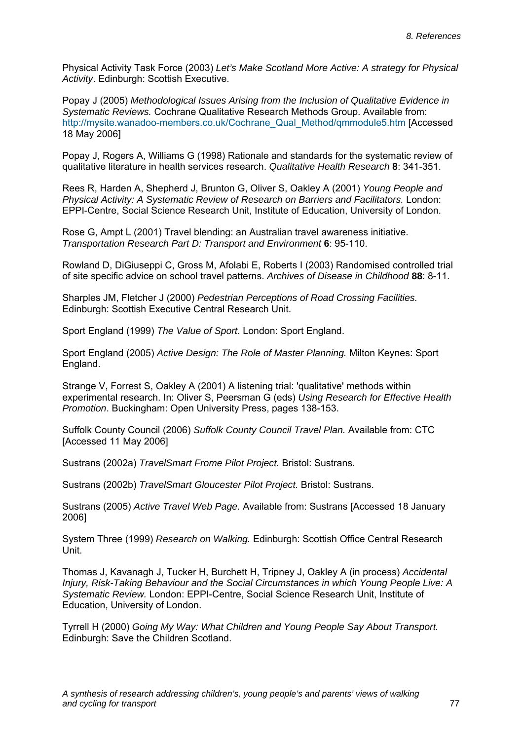Physical Activity Task Force (2003) *Let's Make Scotland More Active: A strategy for Physical Activity*. Edinburgh: Scottish Executive.

Popay J (2005) *Methodological Issues Arising from the Inclusion of Qualitative Evidence in Systematic Reviews.* Cochrane Qualitative Research Methods Group. Available from: http://mysite.wanadoo-members.co.uk/Cochrane_Qual_Method/qmmodule5.htm [Accessed 18 May 2006]

Popay J, Rogers A, Williams G (1998) Rationale and standards for the systematic review of qualitative literature in health services research. *Qualitative Health Research* **8**: 341-351.

Rees R, Harden A, Shepherd J, Brunton G, Oliver S, Oakley A (2001) *Young People and Physical Activity: A Systematic Review of Research on Barriers and Facilitators.* London: EPPI-Centre, Social Science Research Unit, Institute of Education, University of London.

Rose G, Ampt L (2001) Travel blending: an Australian travel awareness initiative. *Transportation Research Part D: Transport and Environment* **6**: 95-110.

Rowland D, DiGiuseppi C, Gross M, Afolabi E, Roberts I (2003) Randomised controlled trial of site specific advice on school travel patterns. *Archives of Disease in Childhood* **88**: 8-11.

Sharples JM, Fletcher J (2000) *Pedestrian Perceptions of Road Crossing Facilities.* Edinburgh: Scottish Executive Central Research Unit.

Sport England (1999) *The Value of Sport*. London: Sport England.

Sport England (2005) *Active Design: The Role of Master Planning.* Milton Keynes: Sport England.

Strange V, Forrest S, Oakley A (2001) A listening trial: 'qualitative' methods within experimental research. In: Oliver S, Peersman G (eds) *Using Research for Effective Health Promotion*. Buckingham: Open University Press, pages 138-153.

Suffolk County Council (2006) *Suffolk County Council Travel Plan.* Available from: CTC [Accessed 11 May 2006]

Sustrans (2002a) *TravelSmart Frome Pilot Project.* Bristol: Sustrans.

Sustrans (2002b) *TravelSmart Gloucester Pilot Project.* Bristol: Sustrans.

Sustrans (2005) *Active Travel Web Page.* Available from: Sustrans [Accessed 18 January 2006]

System Three (1999) *Research on Walking.* Edinburgh: Scottish Office Central Research Unit.

Thomas J, Kavanagh J, Tucker H, Burchett H, Tripney J, Oakley A (in process) *Accidental Injury, Risk-Taking Behaviour and the Social Circumstances in which Young People Live: A Systematic Review.* London: EPPI-Centre, Social Science Research Unit, Institute of Education, University of London.

Tyrrell H (2000) *Going My Way: What Children and Young People Say About Transport.* Edinburgh: Save the Children Scotland.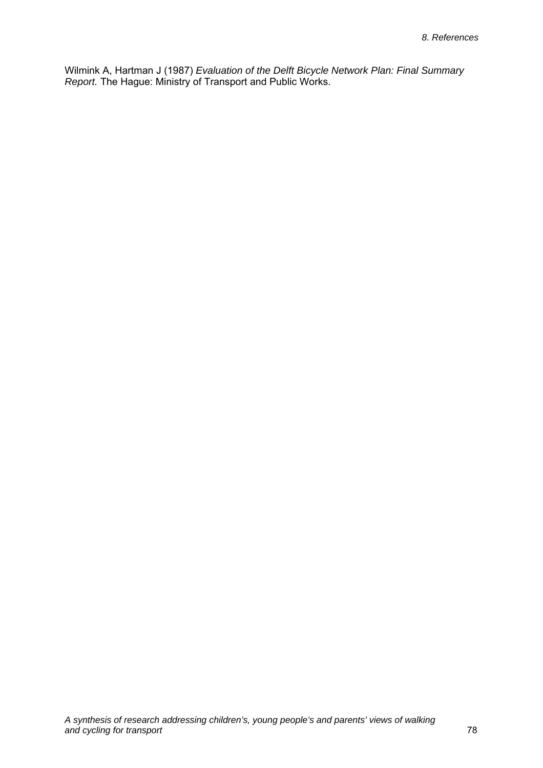Wilmink A, Hartman J (1987) *Evaluation of the Delft Bicycle Network Plan: Final Summary Report.* The Hague: Ministry of Transport and Public Works.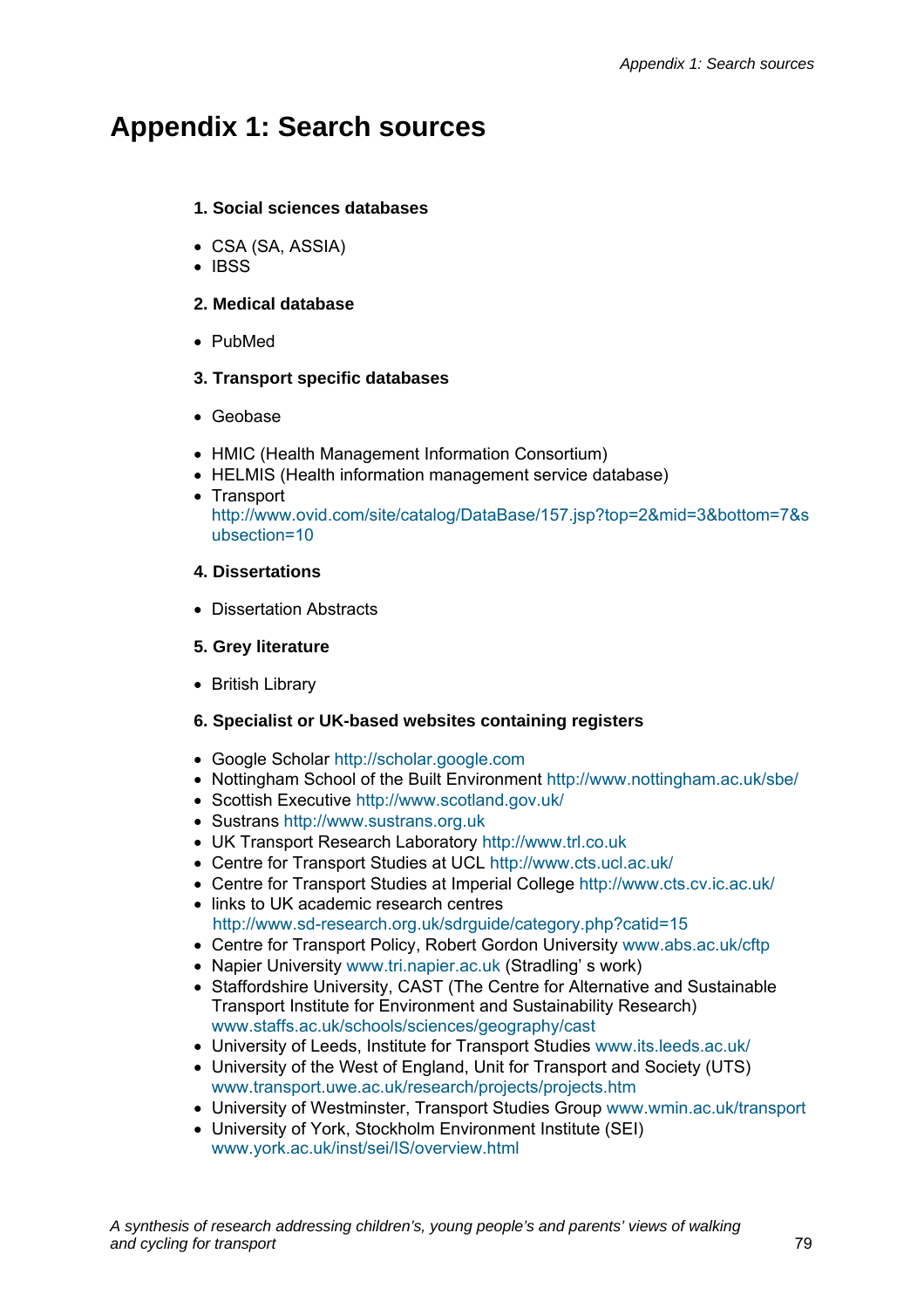# Appendix 1: Search sources

**1. Social sciences databases**

- CSA (SA, ASSIA)
- IBSS

**2. Medical database**

- PubMed

**3. Transport specific databases**

- Geobase

- HMIC (Health Management Information Consortium)
- HELMIS (Health information management service database)
- Transport http://www.ovid.com/site/catalog/DataBase/157.jsp?top=2&mid=3&bottom=7&subsection=10

**4. Dissertations**

- Dissertation Abstracts

**5. Grey literature**

- British Library

**6. Specialist or UK-based websites containing registers**

- Google Scholar http://scholar.google.com
- Nottingham School of the Built Environment http://www.nottingham.ac.uk/sbe/
- Scottish Executive http://www.scotland.gov.uk/
- Sustrans http://www.sustrans.org.uk
- UK Transport Research Laboratory http://www.trl.co.uk
- Centre for Transport Studies at UCL http://www.cts.ucl.ac.uk/
- Centre for Transport Studies at Imperial College http://www.cts.cv.ic.ac.uk/
- links to UK academic research centres http://www.sd-research.org.uk/sdrguide/category.php?catid=15
- Centre for Transport Policy, Robert Gordon University www.abs.ac.uk/cftp
- Napier University www.tri.napier.ac.uk (Stradling' s work)
- Staffordshire University, CAST (The Centre for Alternative and Sustainable Transport Institute for Environment and Sustainability Research) www.staffs.ac.uk/schools/sciences/geography/cast
- University of Leeds, Institute for Transport Studies www.its.leeds.ac.uk/
- University of the West of England, Unit for Transport and Society (UTS) www.transport.uwe.ac.uk/research/projects/projects.htm
- University of Westminster, Transport Studies Group www.wmin.ac.uk/transport
- University of York, Stockholm Environment Institute (SEI) www.york.ac.uk/inst/sei/IS/overview.html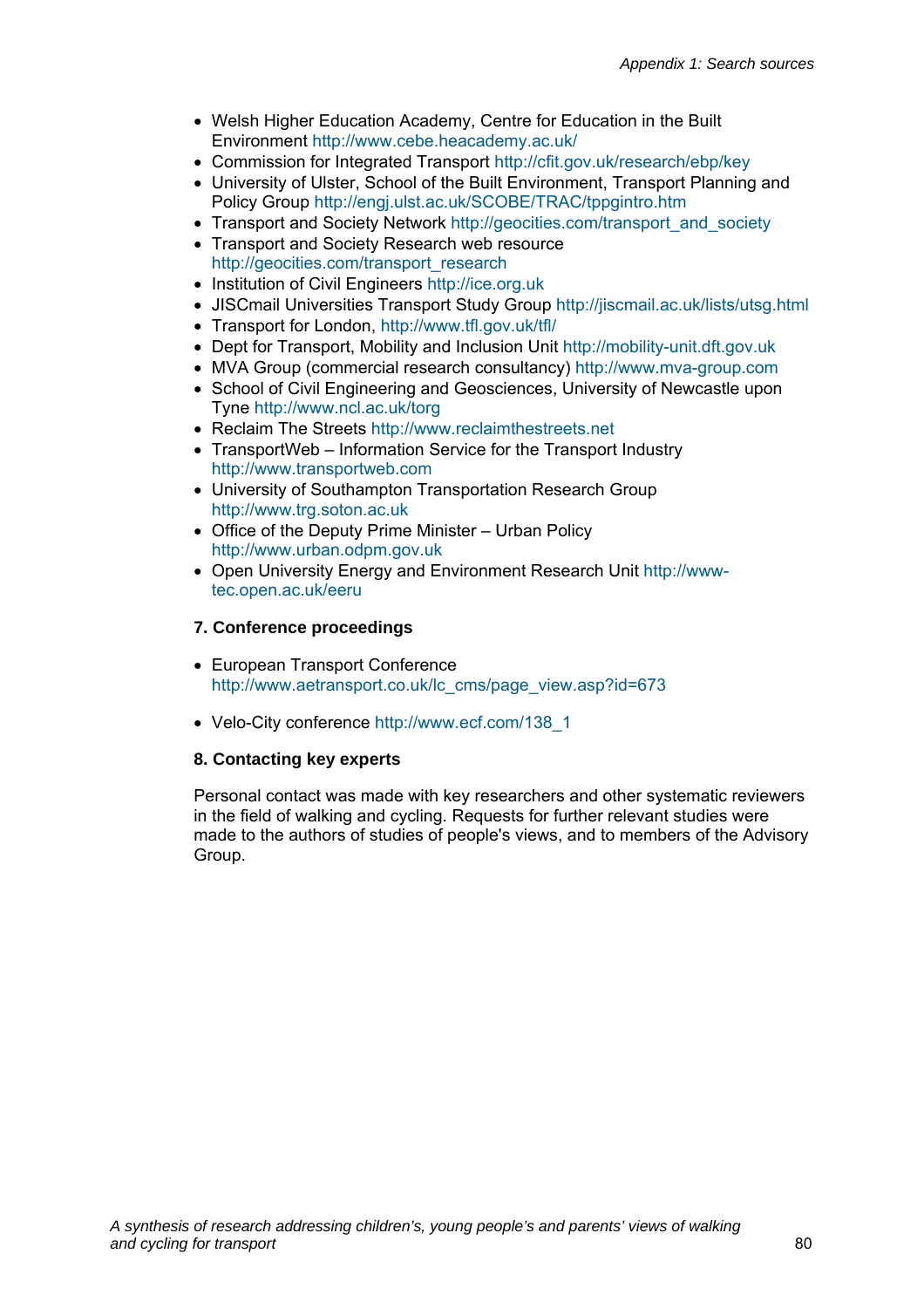- Welsh Higher Education Academy, Centre for Education in the Built Environment http://www.cebe.heacademy.ac.uk/
- Commission for Integrated Transport http://cfit.gov.uk/research/ebp/key
- University of Ulster, School of the Built Environment, Transport Planning and Policy Group http://engj.ulst.ac.uk/SCOBE/TRAC/tppgintro.htm
- Transport and Society Network http://geocities.com/transport_and_society
- Transport and Society Research web resource http://geocities.com/transport_research
- Institution of Civil Engineers http://ice.org.uk
- JISCmail Universities Transport Study Group http://jiscmail.ac.uk/lists/utsg.html
- Transport for London, http://www.tfl.gov.uk/tfl/
- Dept for Transport, Mobility and Inclusion Unit http://mobility-unit.dft.gov.uk
- MVA Group (commercial research consultancy) http://www.mva-group.com
- School of Civil Engineering and Geosciences, University of Newcastle upon Tyne http://www.ncl.ac.uk/torg
- Reclaim The Streets http://www.reclaimthestreets.net
- TransportWeb – Information Service for the Transport Industry http://www.transportweb.com
- University of Southampton Transportation Research Group http://www.trg.soton.ac.uk
- Office of the Deputy Prime Minister – Urban Policy http://www.urban.odpm.gov.uk
- Open University Energy and Environment Research Unit http://www-tec.open.ac.uk/eeru

**7. Conference proceedings**

- European Transport Conference http://www.aetransport.co.uk/lc_cms/page_view.asp?id=673

- Velo-City conference http://www.ecf.com/138_1

**8. Contacting key experts**

Personal contact was made with key researchers and other systematic reviewers in the field of walking and cycling. Requests for further relevant studies were made to the authors of studies of people's views, and to members of the Advisory Group.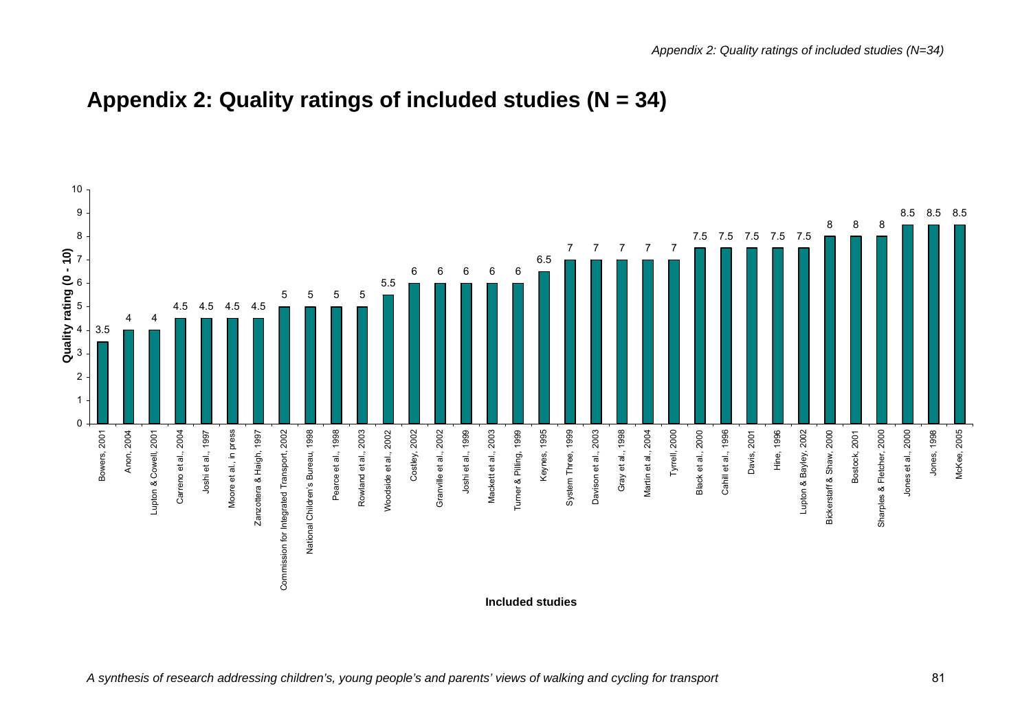## Appendix 2: Quality ratings of included studies (N = 34)

| Included studies | Quality rating (0 - 10) |
|---|---|
| Bowers, 2001 | 3.5 |
| Anon, 2004 | 4 |
| Lupton & Cowell, 2001 | 4 |
| Carreno et al., 2004 | 4.5 |
| Joshi et al., 1997 | 4.5 |
| Moore et al., in press | 4.5 |
| Zanzottera & Haigh, 1997 | 4.5 |
| Commission for Integrated Transport, 2002 | 5 |
| National Children's Bureau, 1998 | 5 |
| Pearce et al., 1998 | 5 |
| Rowland et al., 2003 | 5 |
| Woodside et al., 2002 | 5.5 |
| Costley, 2002 | 6 |
| Granville et al., 2002 | 6 |
| Joshi et al., 1999 | 6 |
| Mackett et al., 2003 | 6 |
| Turner & Pilling, 1999 | 6 |
| Keynes, 1995 | 6.5 |
| System Three, 1999 | 7 |
| Davison et al., 2003 | 7 |
| Gray et al., 1998 | 7 |
| Martin et al., 2004 | 7 |
| Tyrrell, 2000 | 7 |
| Black et al., 2000 | 7.5 |
| Cahill et al., 1996 | 7.5 |
| Davis, 2001 | 7.5 |
| Hine, 1996 | 7.5 |
| Lupton & Bayley, 2002 | 7.5 |
| Bickerstaff & Shaw, 2000 | 8 |
| Bostock, 2001 | 8 |
| Sharples & Fletcher, 2000 | 8 |
| Jones et al., 2000 | 8.5 |
| Jones, 1998 | 8.5 |
| McKee, 2005 | 8.5 |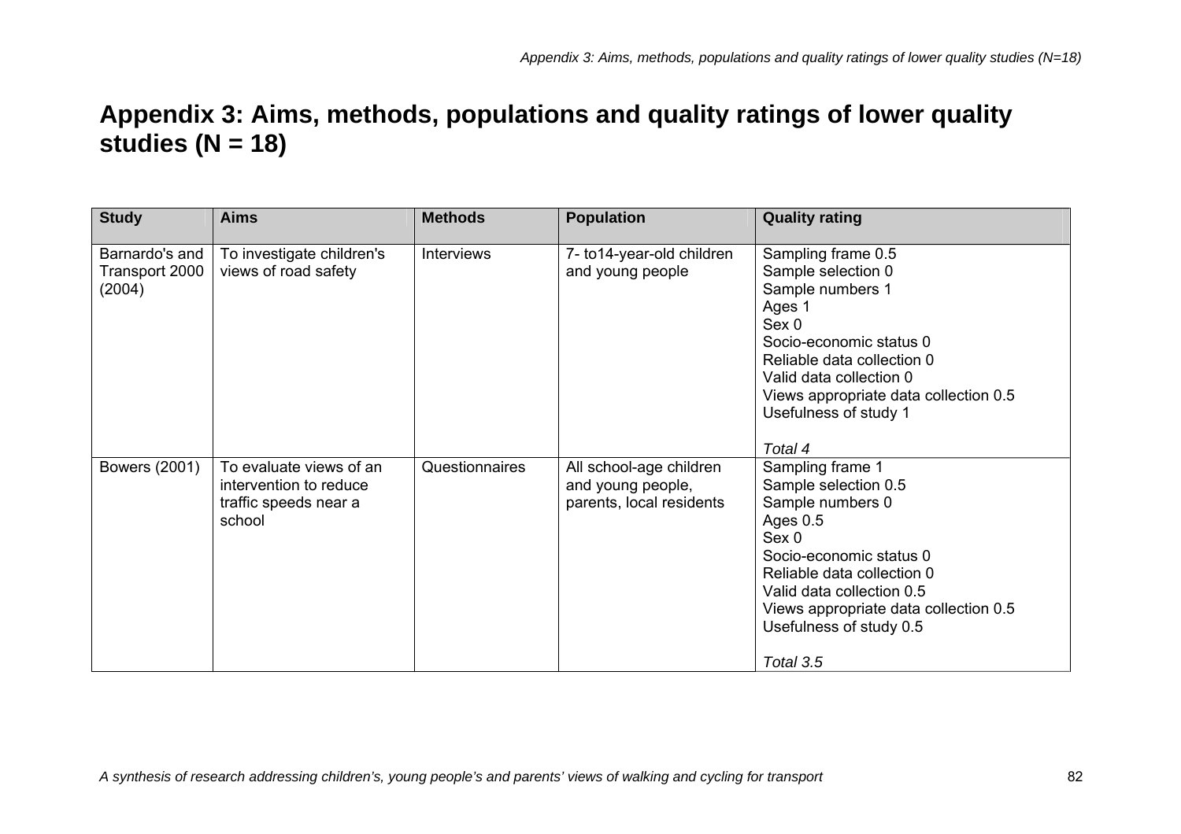# Appendix 3: Aims, methods, populations and quality ratings of lower quality studies (N = 18)

| Study | Aims | Methods | Population | Quality rating |
|---|---|---|---|---|
| Barnardo's and Transport 2000 (2004) | To investigate children's views of road safety | Interviews | 7- to14-year-old children and young people | Sampling frame 0.5<br>Sample selection 0<br>Sample numbers 1<br>Ages 1<br>Sex 0<br>Socio-economic status 0<br>Reliable data collection 0<br>Valid data collection 0<br>Views appropriate data collection 0.5<br>Usefulness of study 1<br><br>*Total 4* |
| Bowers (2001) | To evaluate views of an intervention to reduce traffic speeds near a school | Questionnaires | All school-age children and young people, parents, local residents | Sampling frame 1<br>Sample selection 0.5<br>Sample numbers 0<br>Ages 0.5<br>Sex 0<br>Socio-economic status 0<br>Reliable data collection 0<br>Valid data collection 0.5<br>Views appropriate data collection 0.5<br>Usefulness of study 0.5<br><br>*Total 3.5* |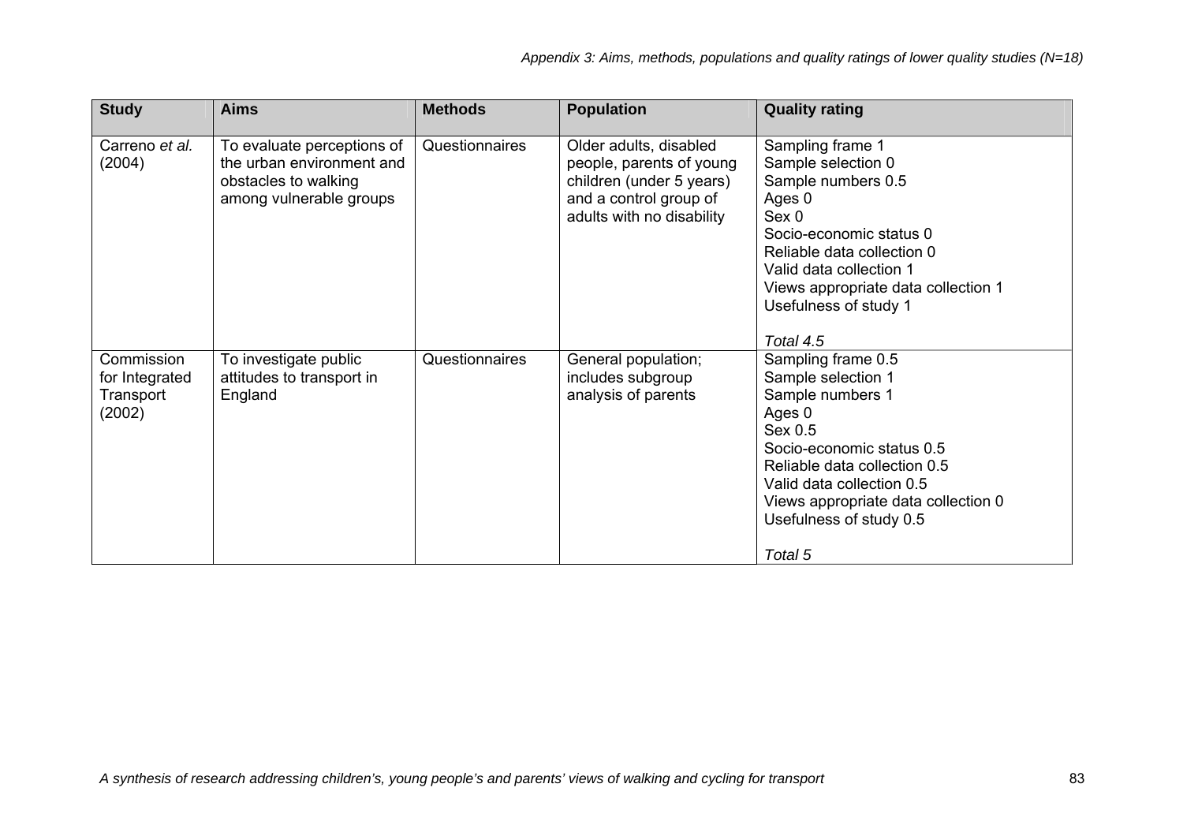*Appendix 3: Aims, methods, populations and quality ratings of lower quality studies (N=18)*

| Study | Aims | Methods | Population | Quality rating |
|---|---|---|---|---|
| Carreno *et al.* (2004) | To evaluate perceptions of the urban environment and obstacles to walking among vulnerable groups | Questionnaires | Older adults, disabled people, parents of young children (under 5 years) and a control group of adults with no disability | Sampling frame 1<br>Sample selection 0<br>Sample numbers 0.5<br>Ages 0<br>Sex 0<br>Socio-economic status 0<br>Reliable data collection 0<br>Valid data collection 1<br>Views appropriate data collection 1<br>Usefulness of study 1<br><br>*Total 4.5* |
| Commission for Integrated Transport (2002) | To investigate public attitudes to transport in England | Questionnaires | General population; includes subgroup analysis of parents | Sampling frame 0.5<br>Sample selection 1<br>Sample numbers 1<br>Ages 0<br>Sex 0.5<br>Socio-economic status 0.5<br>Reliable data collection 0.5<br>Valid data collection 0.5<br>Views appropriate data collection 0<br>Usefulness of study 0.5<br><br>*Total 5* |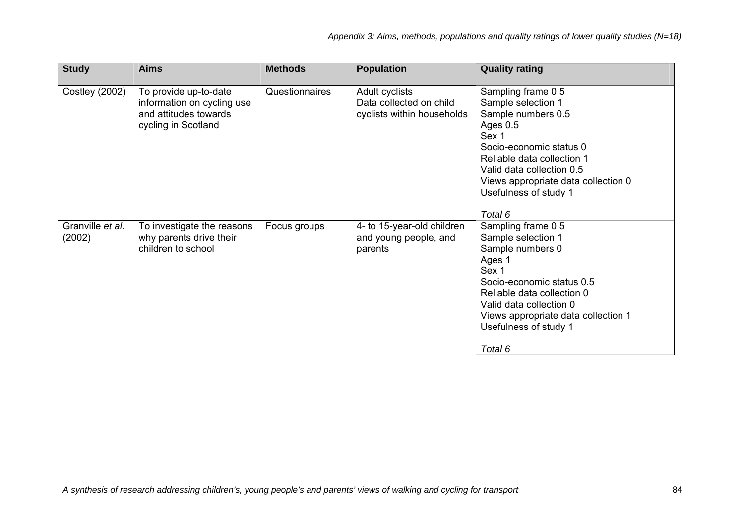| Study | Aims | Methods | Population | Quality rating |
|---|---|---|---|---|
| Costley (2002) | To provide up-to-date information on cycling use and attitudes towards cycling in Scotland | Questionnaires | Adult cyclists<br>Data collected on child cyclists within households | Sampling frame 0.5<br>Sample selection 1<br>Sample numbers 0.5<br>Ages 0.5<br>Sex 1<br>Socio-economic status 0<br>Reliable data collection 1<br>Valid data collection 0.5<br>Views appropriate data collection 0<br>Usefulness of study 1<br><br>*Total 6* |
| Granville *et al.* (2002) | To investigate the reasons why parents drive their children to school | Focus groups | 4- to 15-year-old children and young people, and parents | Sampling frame 0.5<br>Sample selection 1<br>Sample numbers 0<br>Ages 1<br>Sex 1<br>Socio-economic status 0.5<br>Reliable data collection 0<br>Valid data collection 0<br>Views appropriate data collection 1<br>Usefulness of study 1<br><br>*Total 6* |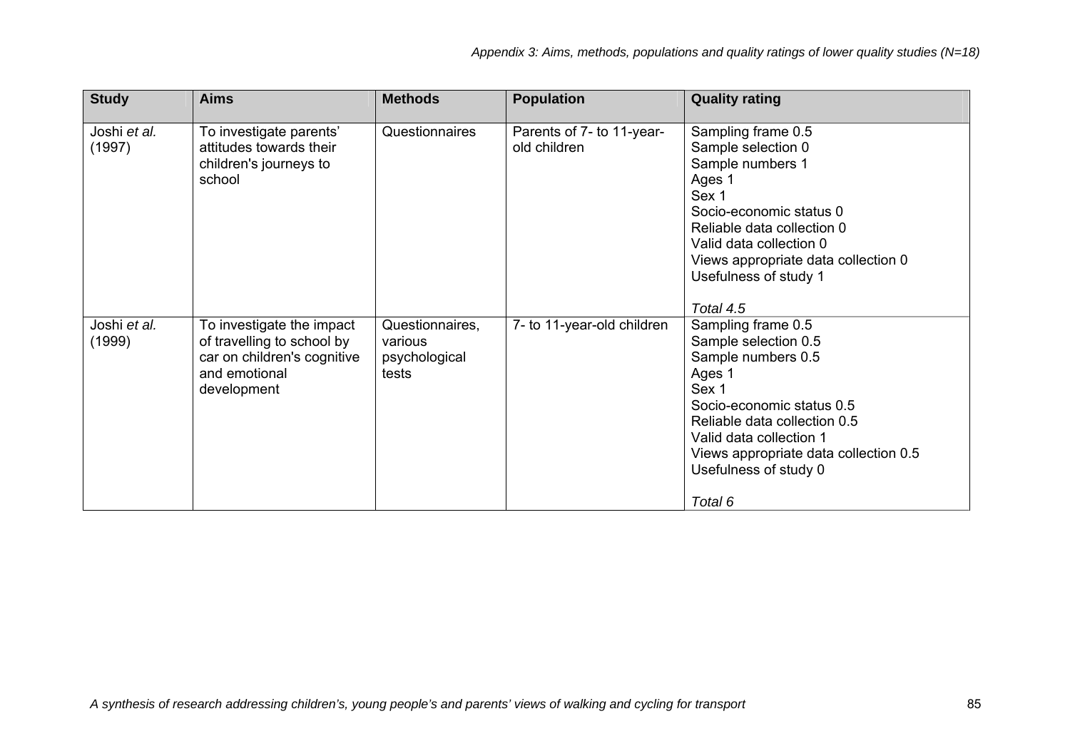*Appendix 3: Aims, methods, populations and quality ratings of lower quality studies (N=18)*

| Study | Aims | Methods | Population | Quality rating |
|---|---|---|---|---|
| Joshi *et al.* (1997) | To investigate parents' attitudes towards their children's journeys to school | Questionnaires | Parents of 7- to 11-year-old children | Sampling frame 0.5<br>Sample selection 0<br>Sample numbers 1<br>Ages 1<br>Sex 1<br>Socio-economic status 0<br>Reliable data collection 0<br>Valid data collection 0<br>Views appropriate data collection 0<br>Usefulness of study 1<br><br>*Total 4.5* |
| Joshi *et al.* (1999) | To investigate the impact of travelling to school by car on children's cognitive and emotional development | Questionnaires, various psychological tests | 7- to 11-year-old children | Sampling frame 0.5<br>Sample selection 0.5<br>Sample numbers 0.5<br>Ages 1<br>Sex 1<br>Socio-economic status 0.5<br>Reliable data collection 0.5<br>Valid data collection 1<br>Views appropriate data collection 0.5<br>Usefulness of study 0<br><br>*Total 6* |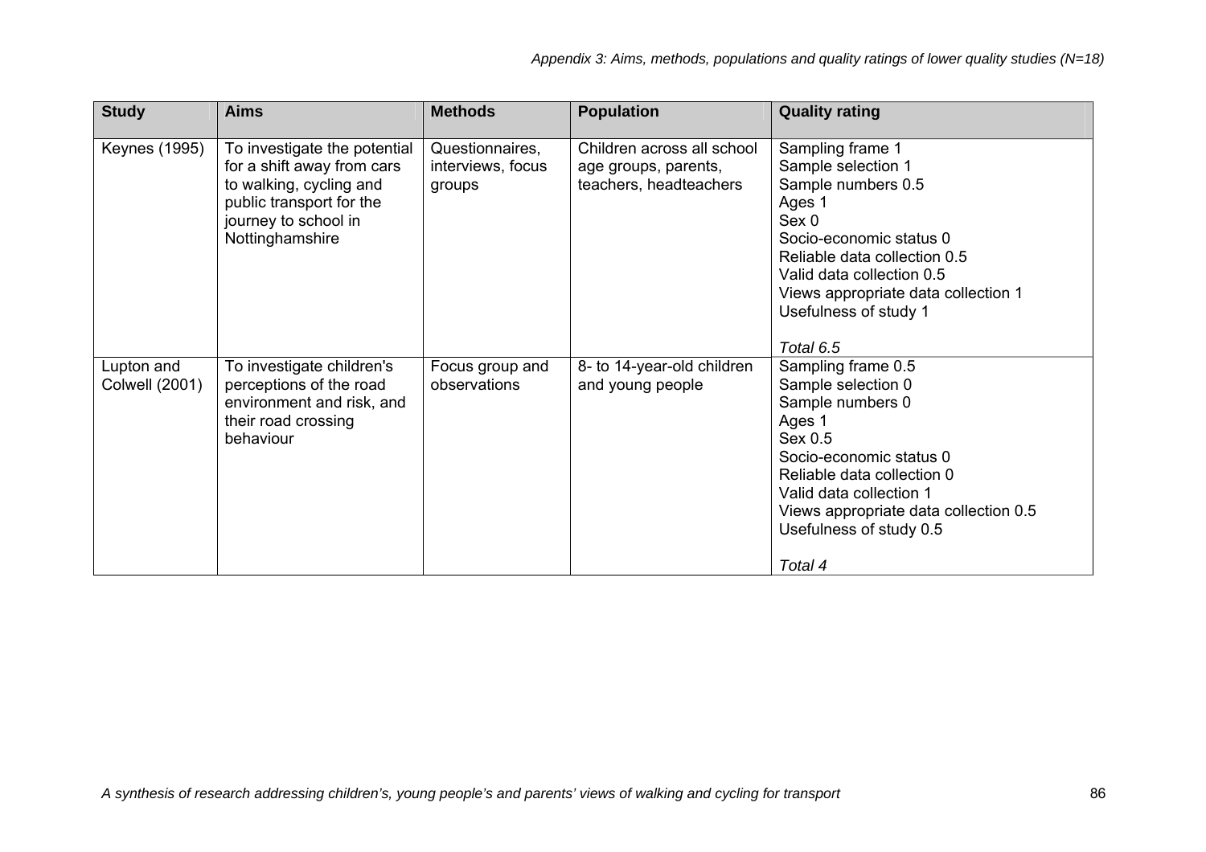*Appendix 3: Aims, methods, populations and quality ratings of lower quality studies (N=18)*

| Study | Aims | Methods | Population | Quality rating |
|---|---|---|---|---|
| Keynes (1995) | To investigate the potential for a shift away from cars to walking, cycling and public transport for the journey to school in Nottinghamshire | Questionnaires, interviews, focus groups | Children across all school age groups, parents, teachers, headteachers | Sampling frame 1<br>Sample selection 1<br>Sample numbers 0.5<br>Ages 1<br>Sex 0<br>Socio-economic status 0<br>Reliable data collection 0.5<br>Valid data collection 0.5<br>Views appropriate data collection 1<br>Usefulness of study 1<br><br>*Total 6.5* |
| Lupton and Colwell (2001) | To investigate children's perceptions of the road environment and risk, and their road crossing behaviour | Focus group and observations | 8- to 14-year-old children and young people | Sampling frame 0.5<br>Sample selection 0<br>Sample numbers 0<br>Ages 1<br>Sex 0.5<br>Socio-economic status 0<br>Reliable data collection 0<br>Valid data collection 1<br>Views appropriate data collection 0.5<br>Usefulness of study 0.5<br><br>*Total 4* |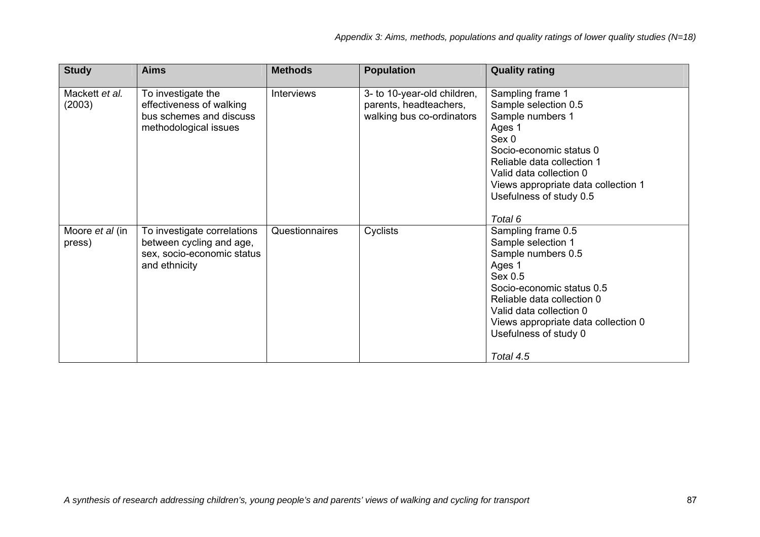*Appendix 3: Aims, methods, populations and quality ratings of lower quality studies (N=18)*

| Study | Aims | Methods | Population | Quality rating |
|---|---|---|---|---|
| Mackett *et al.* (2003) | To investigate the effectiveness of walking bus schemes and discuss methodological issues | Interviews | 3- to 10-year-old children, parents, headteachers, walking bus co-ordinators | Sampling frame 1<br>Sample selection 0.5<br>Sample numbers 1<br>Ages 1<br>Sex 0<br>Socio-economic status 0<br>Reliable data collection 1<br>Valid data collection 0<br>Views appropriate data collection 1<br>Usefulness of study 0.5<br><br>*Total 6* |
| Moore *et al* (in press) | To investigate correlations between cycling and age, sex, socio-economic status and ethnicity | Questionnaires | Cyclists | Sampling frame 0.5<br>Sample selection 1<br>Sample numbers 0.5<br>Ages 1<br>Sex 0.5<br>Socio-economic status 0.5<br>Reliable data collection 0<br>Valid data collection 0<br>Views appropriate data collection 0<br>Usefulness of study 0<br><br>*Total 4.5* |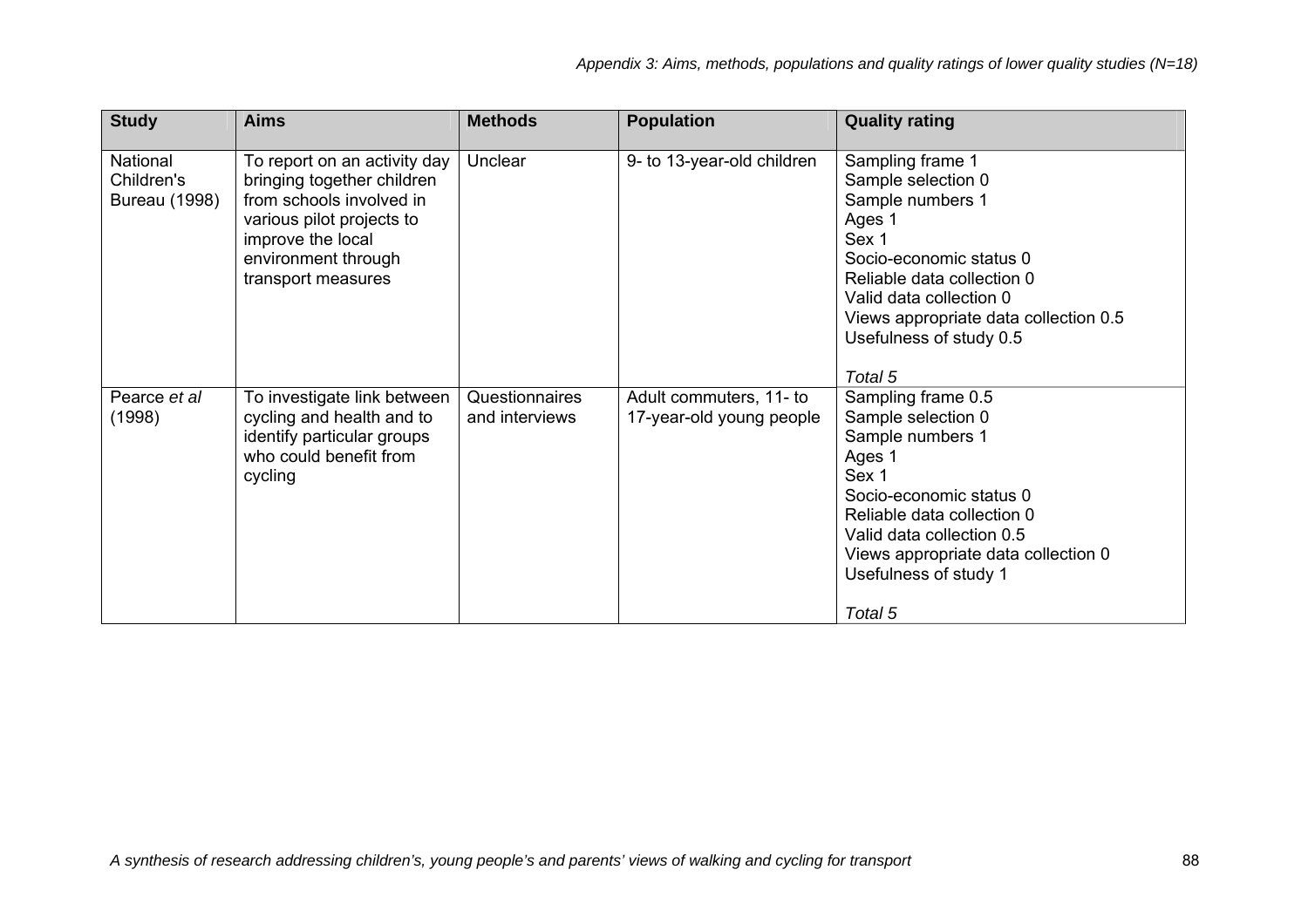| Study | Aims | Methods | Population | Quality rating |
|---|---|---|---|---|
| National Children's Bureau (1998) | To report on an activity day bringing together children from schools involved in various pilot projects to improve the local environment through transport measures | Unclear | 9- to 13-year-old children | Sampling frame 1<br>Sample selection 0<br>Sample numbers 1<br>Ages 1<br>Sex 1<br>Socio-economic status 0<br>Reliable data collection 0<br>Valid data collection 0<br>Views appropriate data collection 0.5<br>Usefulness of study 0.5<br><br>*Total 5* |
| Pearce *et al* (1998) | To investigate link between cycling and health and to identify particular groups who could benefit from cycling | Questionnaires and interviews | Adult commuters, 11- to 17-year-old young people | Sampling frame 0.5<br>Sample selection 0<br>Sample numbers 1<br>Ages 1<br>Sex 1<br>Socio-economic status 0<br>Reliable data collection 0<br>Valid data collection 0.5<br>Views appropriate data collection 0<br>Usefulness of study 1<br><br>*Total 5* |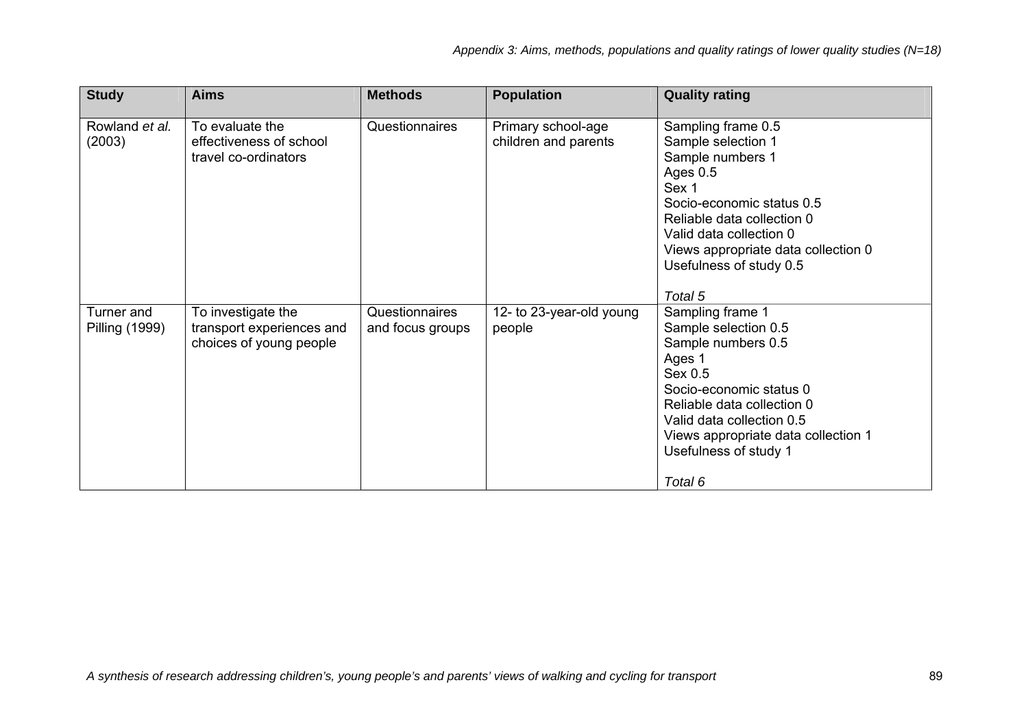| Study | Aims | Methods | Population | Quality rating |
|---|---|---|---|---|
| Rowland *et al.* (2003) | To evaluate the effectiveness of school travel co-ordinators | Questionnaires | Primary school-age children and parents | Sampling frame 0.5<br>Sample selection 1<br>Sample numbers 1<br>Ages 0.5<br>Sex 1<br>Socio-economic status 0.5<br>Reliable data collection 0<br>Valid data collection 0<br>Views appropriate data collection 0<br>Usefulness of study 0.5<br><br>*Total 5* |
| Turner and Pilling (1999) | To investigate the transport experiences and choices of young people | Questionnaires and focus groups | 12- to 23-year-old young people | Sampling frame 1<br>Sample selection 0.5<br>Sample numbers 0.5<br>Ages 1<br>Sex 0.5<br>Socio-economic status 0<br>Reliable data collection 0<br>Valid data collection 0.5<br>Views appropriate data collection 1<br>Usefulness of study 1<br><br>*Total 6* |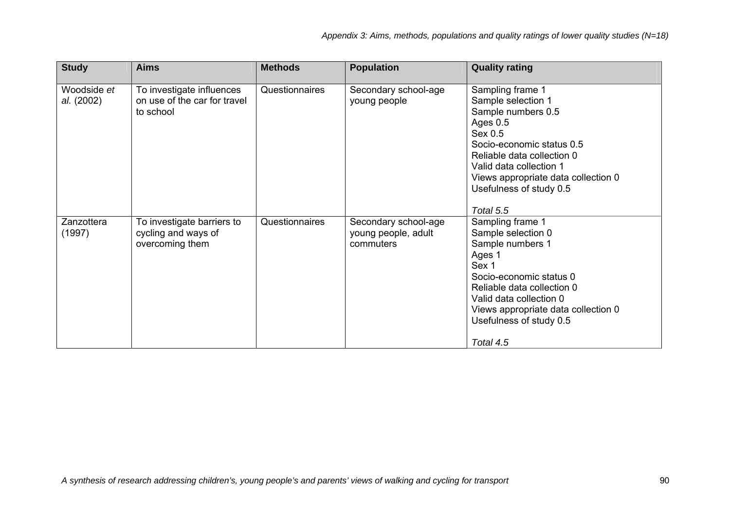*Appendix 3: Aims, methods, populations and quality ratings of lower quality studies (N=18)*

| Study | Aims | Methods | Population | Quality rating |
|---|---|---|---|---|
| Woodside *et al.* (2002) | To investigate influences on use of the car for travel to school | Questionnaires | Secondary school-age young people | Sampling frame 1<br>Sample selection 1<br>Sample numbers 0.5<br>Ages 0.5<br>Sex 0.5<br>Socio-economic status 0.5<br>Reliable data collection 0<br>Valid data collection 1<br>Views appropriate data collection 0<br>Usefulness of study 0.5<br><br>*Total 5.5* |
| Zanzottera (1997) | To investigate barriers to cycling and ways of overcoming them | Questionnaires | Secondary school-age young people, adult commuters | Sampling frame 1<br>Sample selection 0<br>Sample numbers 1<br>Ages 1<br>Sex 1<br>Socio-economic status 0<br>Reliable data collection 0<br>Valid data collection 0<br>Views appropriate data collection 0<br>Usefulness of study 0.5<br><br>*Total 4.5* |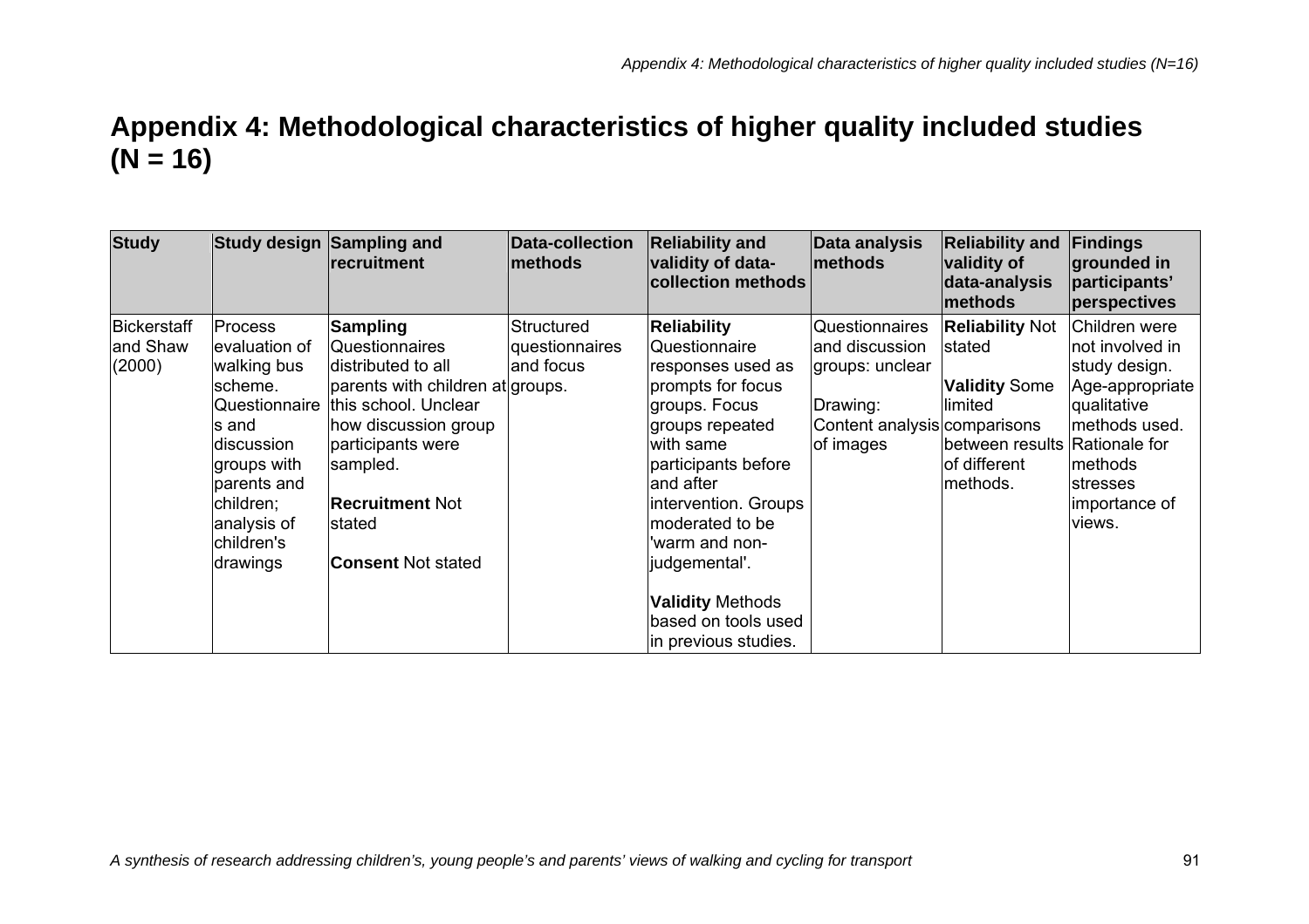# Appendix 4: Methodological characteristics of higher quality included studies (N = 16)

| Study | Study design | Sampling and recruitment | Data-collection methods | Reliability and validity of data-collection methods | Data analysis methods | Reliability and validity of data-analysis methods | Findings grounded in participants' perspectives |
|---|---|---|---|---|---|---|---|
| Bickerstaff and Shaw (2000) | Process evaluation of walking bus scheme. Questionnaires and discussion groups with parents and children; analysis of children's drawings | **Sampling** Questionnaires distributed to all parents with children at this school. Unclear how discussion group participants were sampled.<br><br>**Recruitment** Not stated<br><br>**Consent** Not stated | Structured questionnaires and focus groups. | **Reliability** Questionnaire responses used as prompts for focus groups. Focus groups repeated with same participants before and after intervention. Groups moderated to be 'warm and non-judgemental'.<br><br>**Validity** Methods based on tools used in previous studies. | Questionnaires and discussion groups: unclear<br><br>Drawing: Content analysis of images | **Reliability** Not stated<br><br>**Validity** Some limited comparisons between results of different methods. | Children were not involved in study design. Age-appropriate qualitative methods used. Rationale for methods stresses importance of views. |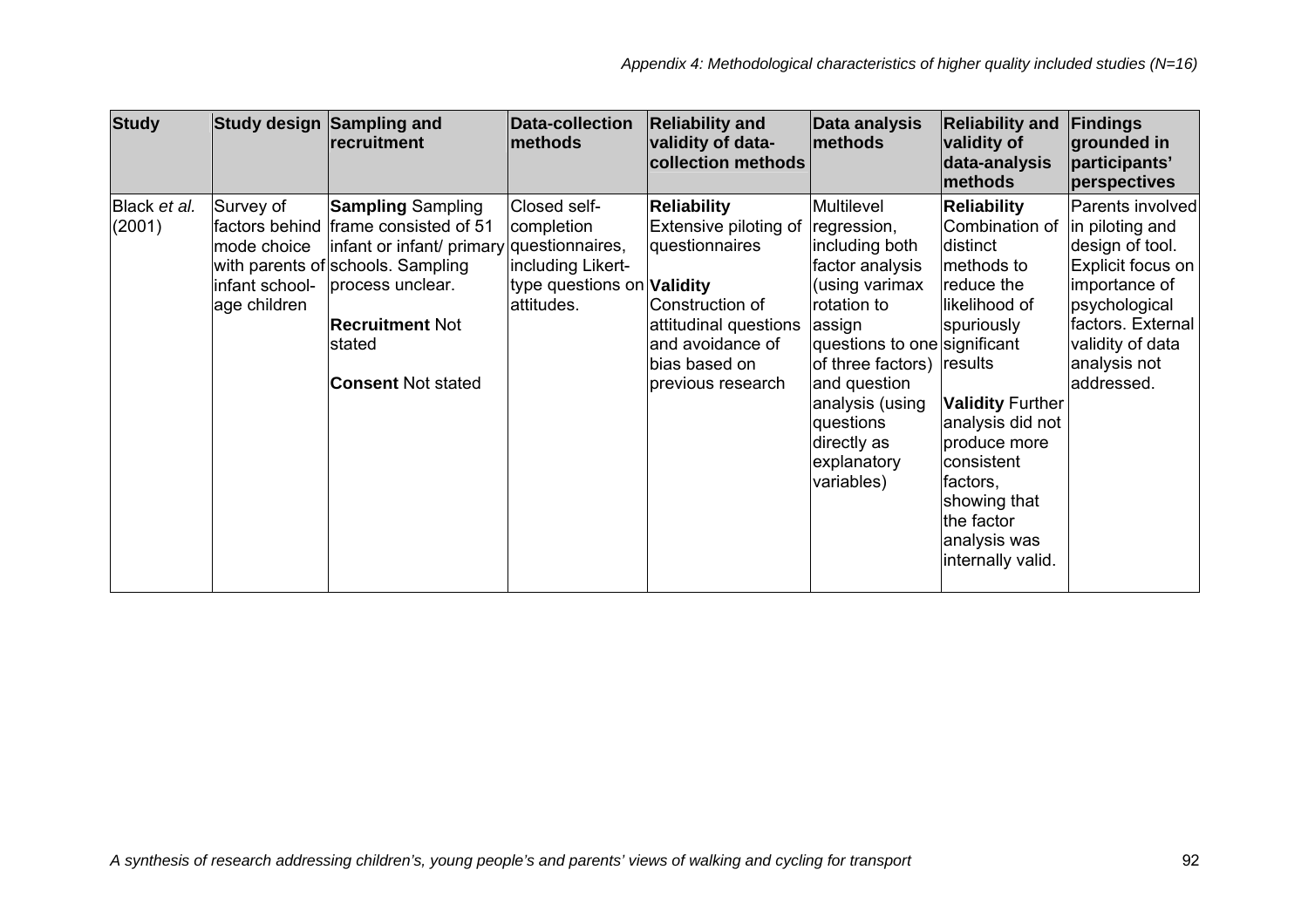*Appendix 4: Methodological characteristics of higher quality included studies (N=16)*

| Study | Study design | Sampling and recruitment | Data-collection methods | Reliability and validity of data-collection methods | Data analysis methods | Reliability and validity of data-analysis methods | Findings grounded in participants' perspectives |
|---|---|---|---|---|---|---|---|
| Black *et al.* (2001) | Survey of factors behind mode choice with parents of infant school-age children | **Sampling** Sampling frame consisted of 51 infant or infant/ primary schools. Sampling process unclear. **Recruitment** Not stated **Consent** Not stated | Closed self-completion questionnaires, including Likert-type questions on attitudes. | **Reliability** Extensive piloting of questionnaires **Validity** Construction of attitudinal questions and avoidance of bias based on previous research | Multilevel regression, including both factor analysis (using varimax rotation to assign questions to one of three factors) and question analysis (using questions directly as explanatory variables) | **Reliability** Combination of distinct methods to reduce the likelihood of spuriously significant results **Validity** Further analysis did not produce more consistent factors, showing that the factor analysis was internally valid. | Parents involved in piloting and design of tool. Explicit focus on importance of psychological factors. External validity of data analysis not addressed. |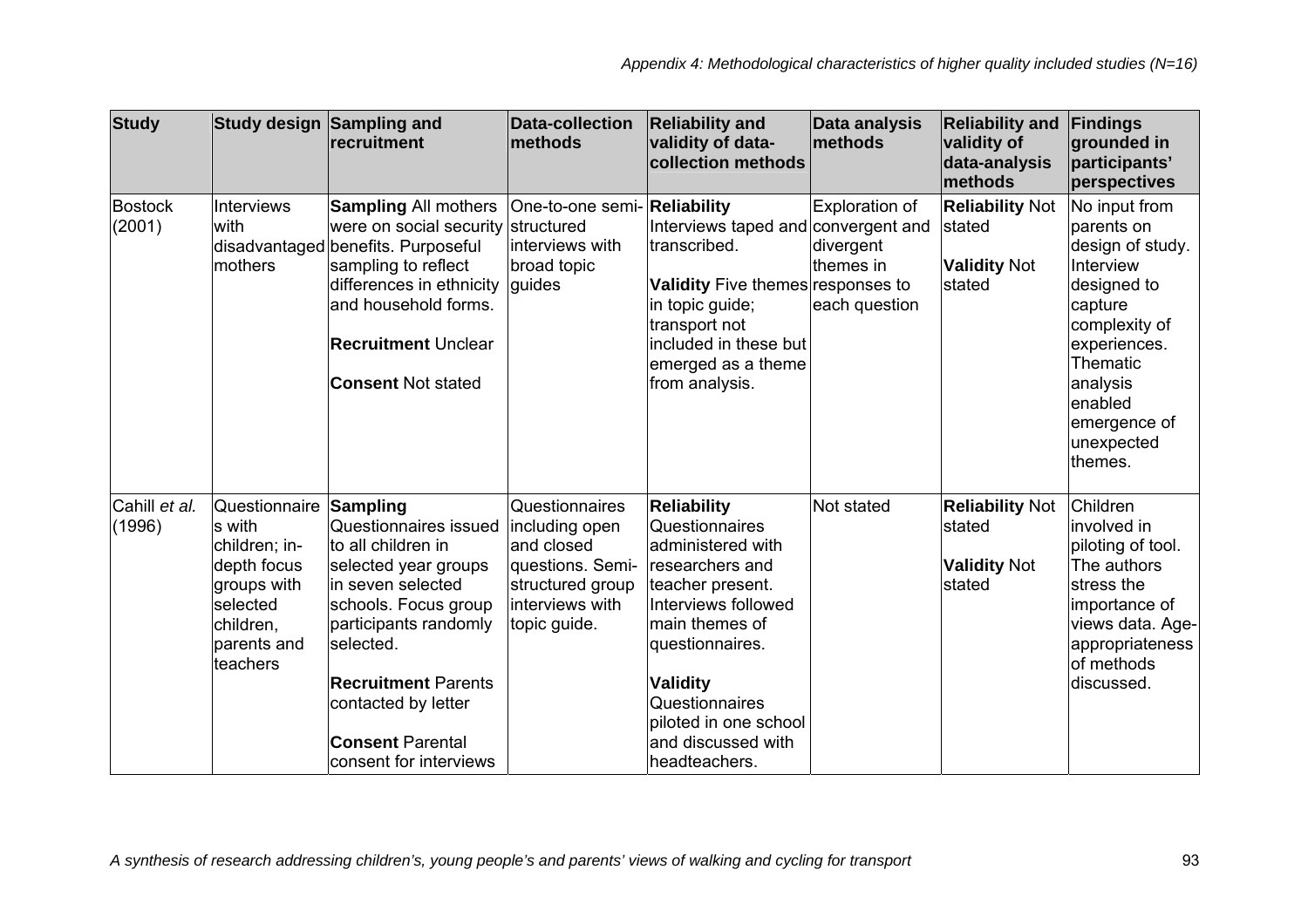| Study | Study design | Sampling and recruitment | Data-collection methods | Reliability and validity of data-collection methods | Data analysis methods | Reliability and validity of data-analysis methods | Findings grounded in participants' perspectives |
|---|---|---|---|---|---|---|---|
| Bostock (2001) | Interviews with disadvantaged mothers | **Sampling** All mothers were on social security benefits. Purposeful sampling to reflect differences in ethnicity and household forms.<br><br>**Recruitment** Unclear<br><br>**Consent** Not stated | One-to-one semi-structured interviews with broad topic guides | **Reliability** Interviews taped and transcribed.<br><br>**Validity** Five themes in topic guide; transport not included in these but emerged as a theme from analysis. | Exploration of convergent and divergent themes in responses to each question | **Reliability** Not stated<br><br>**Validity** Not stated | No input from parents on design of study. Interview designed to capture complexity of experiences. Thematic analysis enabled emergence of unexpected themes. |
| Cahill *et al.* (1996) | Questionnaires with children; in-depth focus groups with selected children, parents and teachers | **Sampling** Questionnaires issued to all children in selected year groups in seven selected schools. Focus group participants randomly selected.<br><br>**Recruitment** Parents contacted by letter<br><br>**Consent** Parental consent for interviews | Questionnaires including open and closed questions. Semi-structured group interviews with topic guide. | **Reliability** Questionnaires administered with researchers and teacher present. Interviews followed main themes of questionnaires.<br><br>**Validity** Questionnaires piloted in one school and discussed with headteachers. | Not stated | **Reliability** Not stated<br><br>**Validity** Not stated | Children involved in piloting of tool. The authors stress the importance of views data. Age-appropriateness of methods discussed. |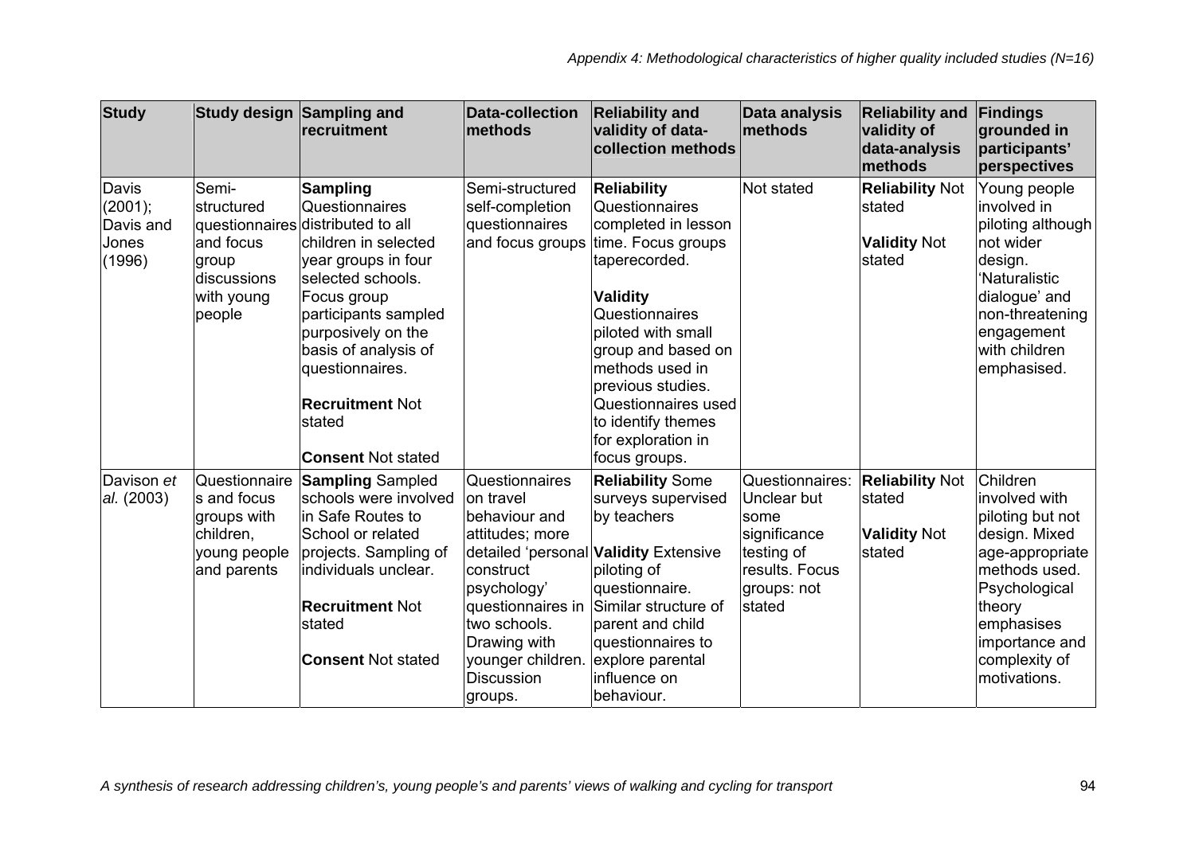*Appendix 4: Methodological characteristics of higher quality included studies (N=16)*

| Study | Study design | Sampling and recruitment | Data-collection methods | Reliability and validity of data-collection methods | Data analysis methods | Reliability and validity of data-analysis methods | Findings grounded in participants' perspectives |
|---|---|---|---|---|---|---|---|
| Davis (2001); Davis and Jones (1996) | Semi-structured questionnaires and focus group discussions with young people | **Sampling** Questionnaires distributed to all children in selected year groups in four selected schools. Focus group participants sampled purposively on the basis of analysis of questionnaires.<br><br>**Recruitment** Not stated<br><br>**Consent** Not stated | Semi-structured self-completion questionnaires and focus groups | **Reliability** Questionnaires completed in lesson time. Focus groups taperecorded.<br><br>**Validity** Questionnaires piloted with small group and based on methods used in previous studies. Questionnaires used to identify themes for exploration in focus groups. | Not stated | **Reliability** Not stated<br><br>**Validity** Not stated | Young people involved in piloting although not wider design. 'Naturalistic dialogue' and non-threatening engagement with children emphasised. |
| Davison *et al.* (2003) | Questionnaires and focus groups with children, young people and parents | **Sampling** Sampled schools were involved in Safe Routes to School or related projects. Sampling of individuals unclear.<br><br>**Recruitment** Not stated<br><br>**Consent** Not stated | Questionnaires on travel behaviour and attitudes; more detailed 'personal construct psychology' questionnaires in two schools. Drawing with younger children. Discussion groups. | **Reliability** Some surveys supervised by teachers<br><br>**Validity** Extensive piloting of questionnaire. Similar structure of parent and child questionnaires to explore parental influence on behaviour. | Questionnaires: Unclear but some significance testing of results. Focus groups: not stated | **Reliability** Not stated<br><br>**Validity** Not stated | Children involved with piloting but not design. Mixed age-appropriate methods used. Psychological theory emphasises importance and complexity of motivations. |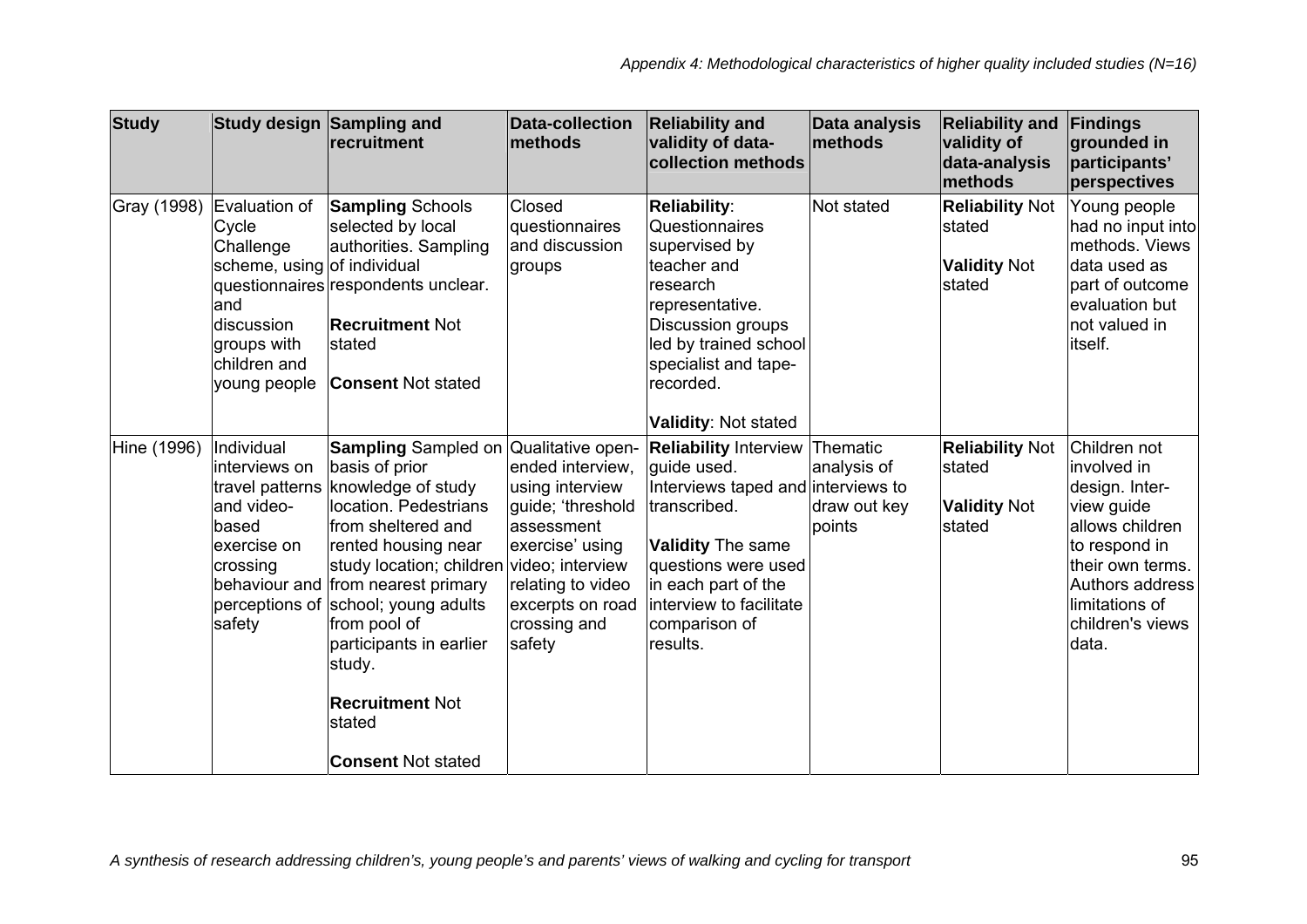*Appendix 4: Methodological characteristics of higher quality included studies (N=16)*

| Study | Study design | Sampling and recruitment | Data-collection methods | Reliability and validity of data-collection methods | Data analysis methods | Reliability and validity of data-analysis methods | Findings grounded in participants' perspectives |
|---|---|---|---|---|---|---|---|
| Gray (1998) | Evaluation of Cycle Challenge scheme, using questionnaires and discussion groups with children and young people | **Sampling** Schools selected by local authorities. Sampling of individual respondents unclear.<br><br>**Recruitment** Not stated<br><br>**Consent** Not stated | Closed questionnaires and discussion groups | **Reliability**: Questionnaires supervised by teacher and research representative. Discussion groups led by trained school specialist and tape-recorded.<br><br>**Validity**: Not stated | Not stated | **Reliability** Not stated<br><br>**Validity** Not stated | Young people had no input into methods. Views data used as part of outcome evaluation but not valued in itself. |
| Hine (1996) | Individual interviews on travel patterns and video-based exercise on crossing behaviour and perceptions of safety | **Sampling** Sampled on basis of prior knowledge of study location. Pedestrians from sheltered and rented housing near study location; children from nearest primary school; young adults from pool of participants in earlier study.<br><br>**Recruitment** Not stated<br><br>**Consent** Not stated | Qualitative open-ended interview, using interview guide; 'threshold assessment exercise' using video; interview relating to video excerpts on road crossing and safety | **Reliability** Interview guide used. Interviews taped and transcribed.<br><br>**Validity** The same questions were used in each part of the interview to facilitate comparison of results. | Thematic analysis of interviews to draw out key points | **Reliability** Not stated<br><br>**Validity** Not stated | Children not involved in design. Interview guide allows children to respond in their own terms. Authors address limitations of children's views data. |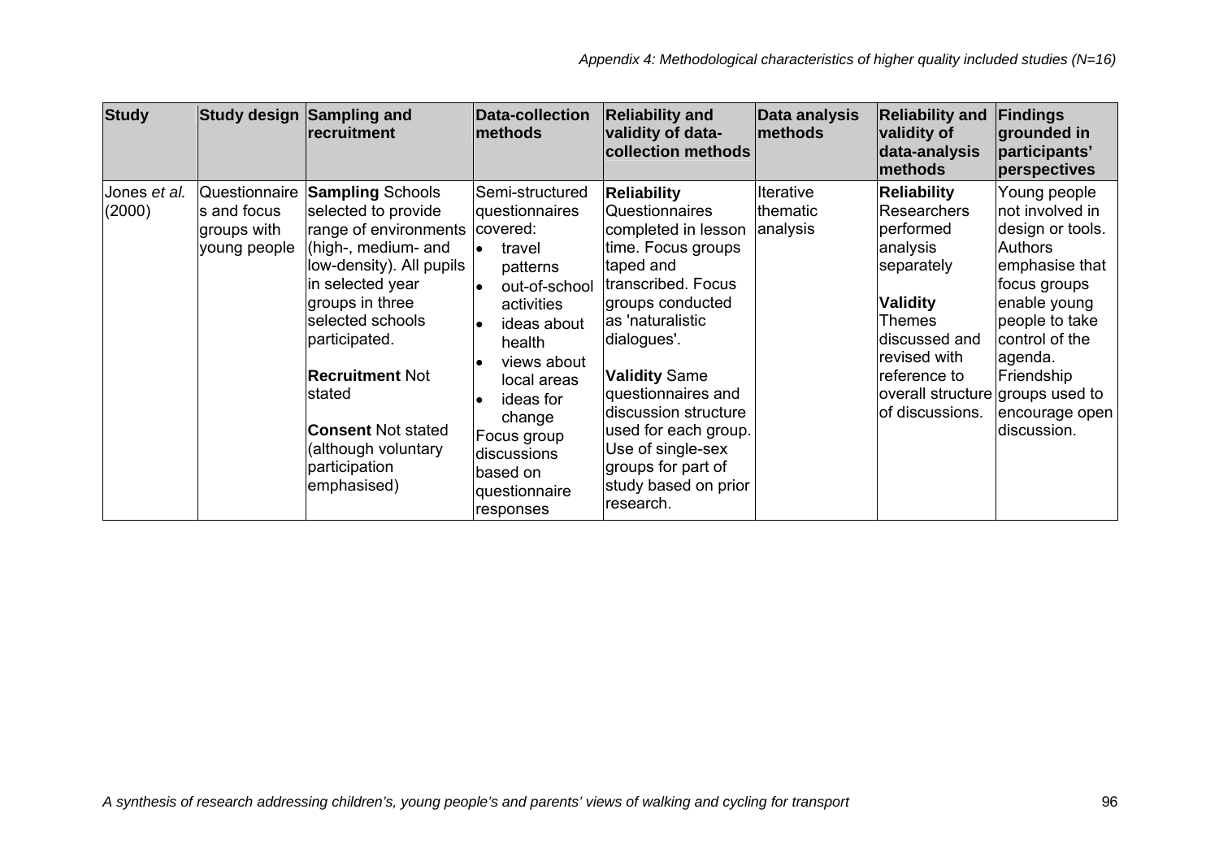| Study | Study design | Sampling and recruitment | Data-collection methods | Reliability and validity of data-collection methods | Data analysis methods | Reliability and validity of data-analysis methods | Findings grounded in participants' perspectives |
|---|---|---|---|---|---|---|---|
| Jones *et al.* (2000) | Questionnaires and focus groups with young people | **Sampling** Schools selected to provide range of environments (high-, medium- and low-density). All pupils in selected year groups in three selected schools participated.<br><br>**Recruitment** Not stated<br><br>**Consent** Not stated (although voluntary participation emphasised) | Semi-structured questionnaires covered:<br>• travel patterns<br>• out-of-school activities<br>• ideas about health<br>• views about local areas<br>• ideas for change<br>Focus group discussions based on questionnaire responses | **Reliability** Questionnaires completed in lesson time. Focus groups taped and transcribed. Focus groups conducted as 'naturalistic dialogues'.<br><br>**Validity** Same questionnaires and discussion structure used for each group. Use of single-sex groups for part of study based on prior research. | Iterative thematic analysis | **Reliability** Researchers performed analysis separately<br><br>**Validity** Themes discussed and revised with reference to overall structure of discussions. | Young people not involved in design or tools. Authors emphasise that focus groups enable young people to take control of the agenda. Friendship groups used to encourage open discussion. |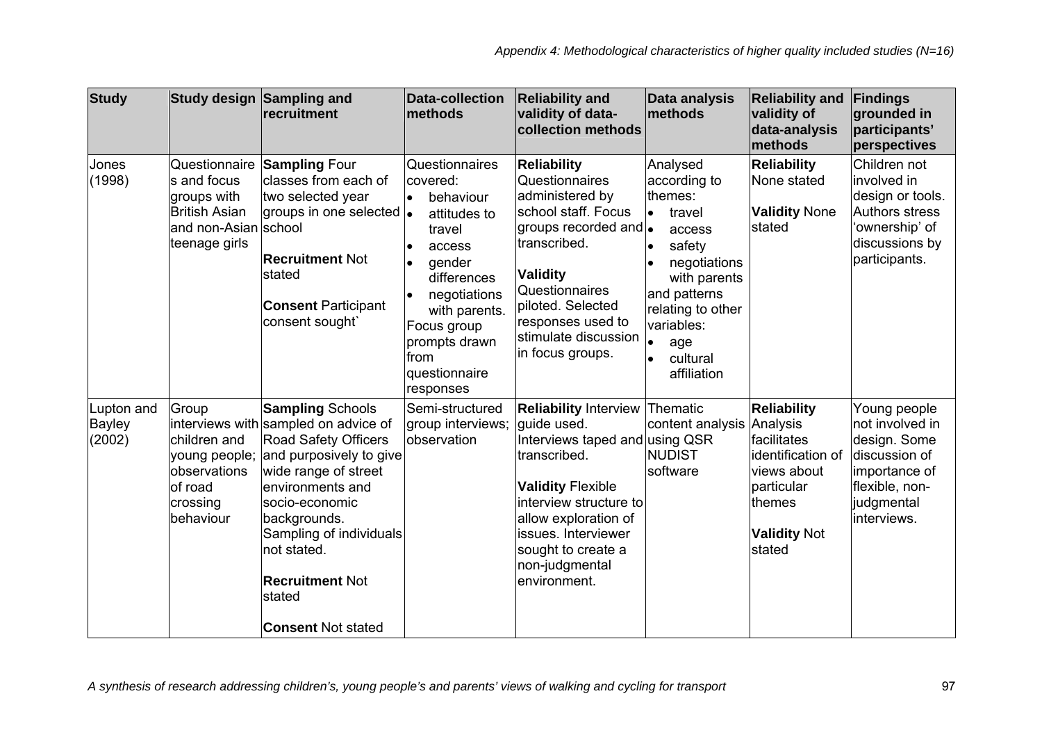*Appendix 4: Methodological characteristics of higher quality included studies (N=16)*

| Study | Study design | Sampling and recruitment | Data-collection methods | Reliability and validity of data-collection methods | Data analysis methods | Reliability and validity of data-analysis methods | Findings grounded in participants' perspectives |
|---|---|---|---|---|---|---|---|
| Jones (1998) | Questionnaires and focus groups with British Asian and non-Asian teenage girls | **Sampling** Four classes from each of two selected year groups in one selected school<br><br>**Recruitment** Not stated<br><br>**Consent** Participant consent sought` | Questionnaires covered:<br>• behaviour<br>• attitudes to travel<br>• access<br>• gender differences<br>• negotiations with parents.<br>Focus group prompts drawn from questionnaire responses | **Reliability** Questionnaires administered by school staff. Focus groups recorded and transcribed.<br><br>**Validity** Questionnaires piloted. Selected responses used to stimulate discussion in focus groups. | Analysed according to themes:<br>• travel<br>• access<br>• safety<br>• negotiations with parents<br>and patterns relating to other variables:<br>• age<br>• cultural affiliation | **Reliability** None stated<br><br>**Validity** None stated | Children not involved in design or tools. Authors stress 'ownership' of discussions by participants. |
| Lupton and Bayley (2002) | Group interviews with children and young people; observations of road crossing behaviour | **Sampling** Schools sampled on advice of Road Safety Officers and purposively to give wide range of street environments and socio-economic backgrounds. Sampling of individuals not stated.<br><br>**Recruitment** Not stated<br><br>**Consent** Not stated | Semi-structured group interviews; observation | **Reliability** Interview guide used. Interviews taped and transcribed.<br><br>**Validity** Flexible interview structure to allow exploration of issues. Interviewer sought to create a non-judgmental environment. | Thematic content analysis using QSR NUDIST software | **Reliability** Analysis facilitates identification of views about particular themes<br><br>**Validity** Not stated | Young people not involved in design. Some discussion of importance of flexible, non-judgmental interviews. |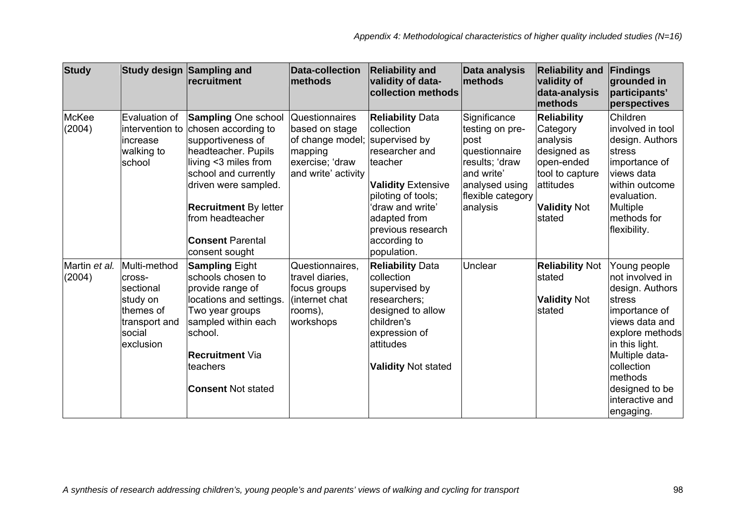| Study | Study design | Sampling and recruitment | Data-collection methods | Reliability and validity of data-collection methods | Data analysis methods | Reliability and validity of data-analysis methods | Findings grounded in participants' perspectives |
|---|---|---|---|---|---|---|---|
| McKee (2004) | Evaluation of intervention to increase walking to school | **Sampling** One school chosen according to supportiveness of headteacher. Pupils living <3 miles from school and currently driven were sampled.<br><br>**Recruitment** By letter from headteacher<br><br>**Consent** Parental consent sought | Questionnaires based on stage of change model; mapping exercise; 'draw and write' activity | **Reliability** Data collection supervised by researcher and teacher<br><br>**Validity** Extensive piloting of tools; 'draw and write' adapted from previous research according to population. | Significance testing on pre-post questionnaire results; 'draw and write' analysed using flexible category analysis | **Reliability** Category analysis designed as open-ended tool to capture attitudes<br><br>**Validity** Not stated | Children involved in tool design. Authors stress importance of views data within outcome evaluation. Multiple methods for flexibility. |
| Martin *et al.* (2004) | Multi-method cross-sectional study on themes of transport and social exclusion | **Sampling** Eight schools chosen to provide range of locations and settings. Two year groups sampled within each school.<br><br>**Recruitment** Via teachers<br><br>**Consent** Not stated | Questionnaires, travel diaries, focus groups (internet chat rooms), workshops | **Reliability** Data collection supervised by researchers; designed to allow children's expression of attitudes<br><br>**Validity** Not stated | Unclear | **Reliability** Not stated<br><br>**Validity** Not stated | Young people not involved in design. Authors stress importance of views data and explore methods in this light. Multiple data-collection methods designed to be interactive and engaging. |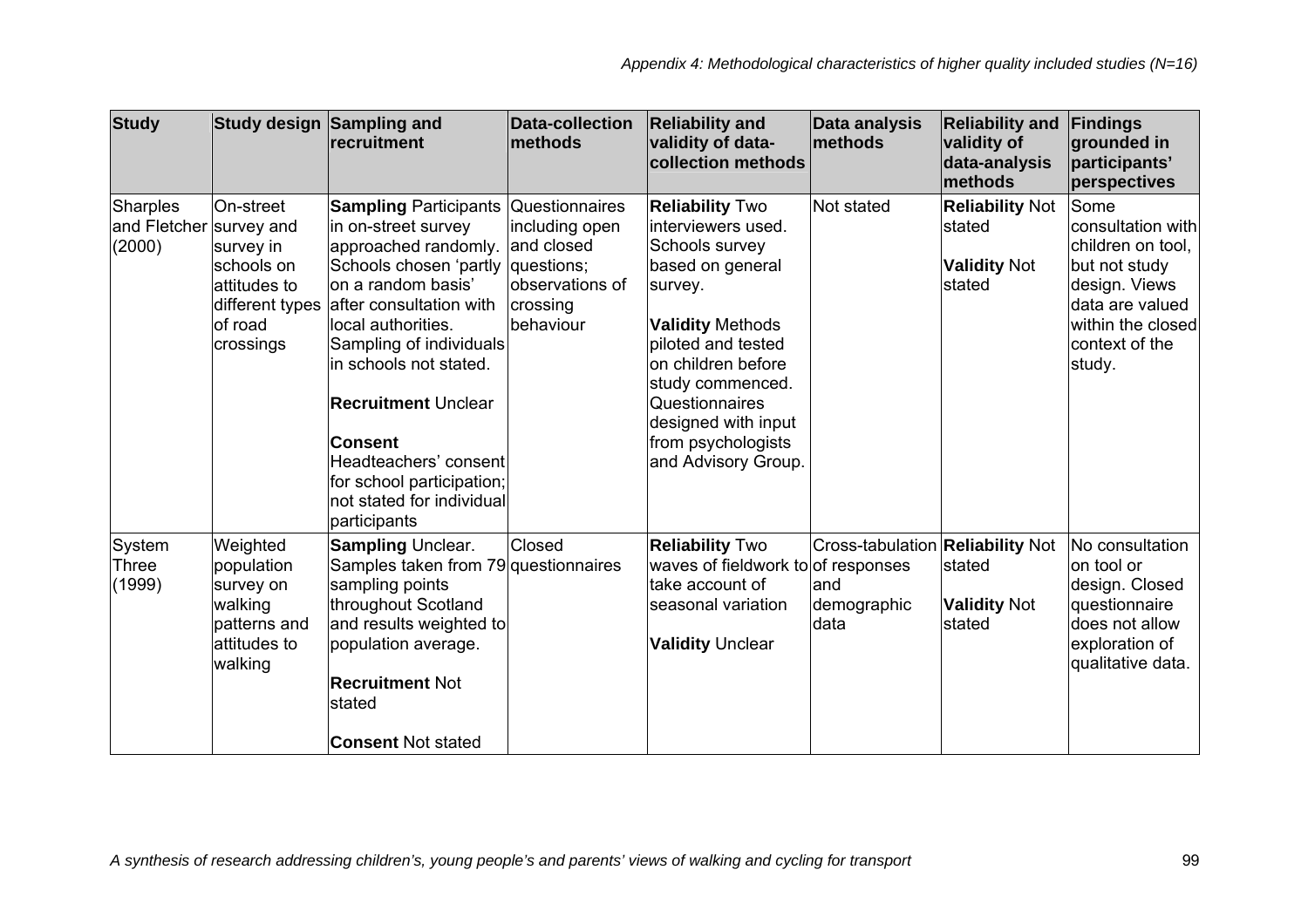*Appendix 4: Methodological characteristics of higher quality included studies (N=16)*

| Study | Study design | Sampling and recruitment | Data-collection methods | Reliability and validity of data-collection methods | Data analysis methods | Reliability and validity of data-analysis methods | Findings grounded in participants' perspectives |
|---|---|---|---|---|---|---|---|
| Sharples and Fletcher (2000) | On-street survey and survey in schools on attitudes to different types of road crossings | **Sampling** Participants in on-street survey approached randomly. Schools chosen 'partly on a random basis' after consultation with local authorities. Sampling of individuals in schools not stated.<br><br>**Recruitment** Unclear<br><br>**Consent** Headteachers' consent for school participation; not stated for individual participants | Questionnaires including open and closed questions; observations of crossing behaviour | **Reliability** Two interviewers used. Schools survey based on general survey.<br><br>**Validity** Methods piloted and tested on children before study commenced. Questionnaires designed with input from psychologists and Advisory Group. | Not stated | **Reliability** Not stated<br><br>**Validity** Not stated | Some consultation with children on tool, but not study design. Views data are valued within the closed context of the study. |
| System Three (1999) | Weighted population survey on walking patterns and attitudes to walking | **Sampling** Unclear. Samples taken from 79 sampling points throughout Scotland and results weighted to population average.<br><br>**Recruitment** Not stated<br><br>**Consent** Not stated | Closed questionnaires | **Reliability** Two waves of fieldwork to take account of seasonal variation<br><br>**Validity** Unclear | Cross-tabulation of responses and demographic data | **Reliability** Not stated<br><br>**Validity** Not stated | No consultation on tool or design. Closed questionnaire does not allow exploration of qualitative data. |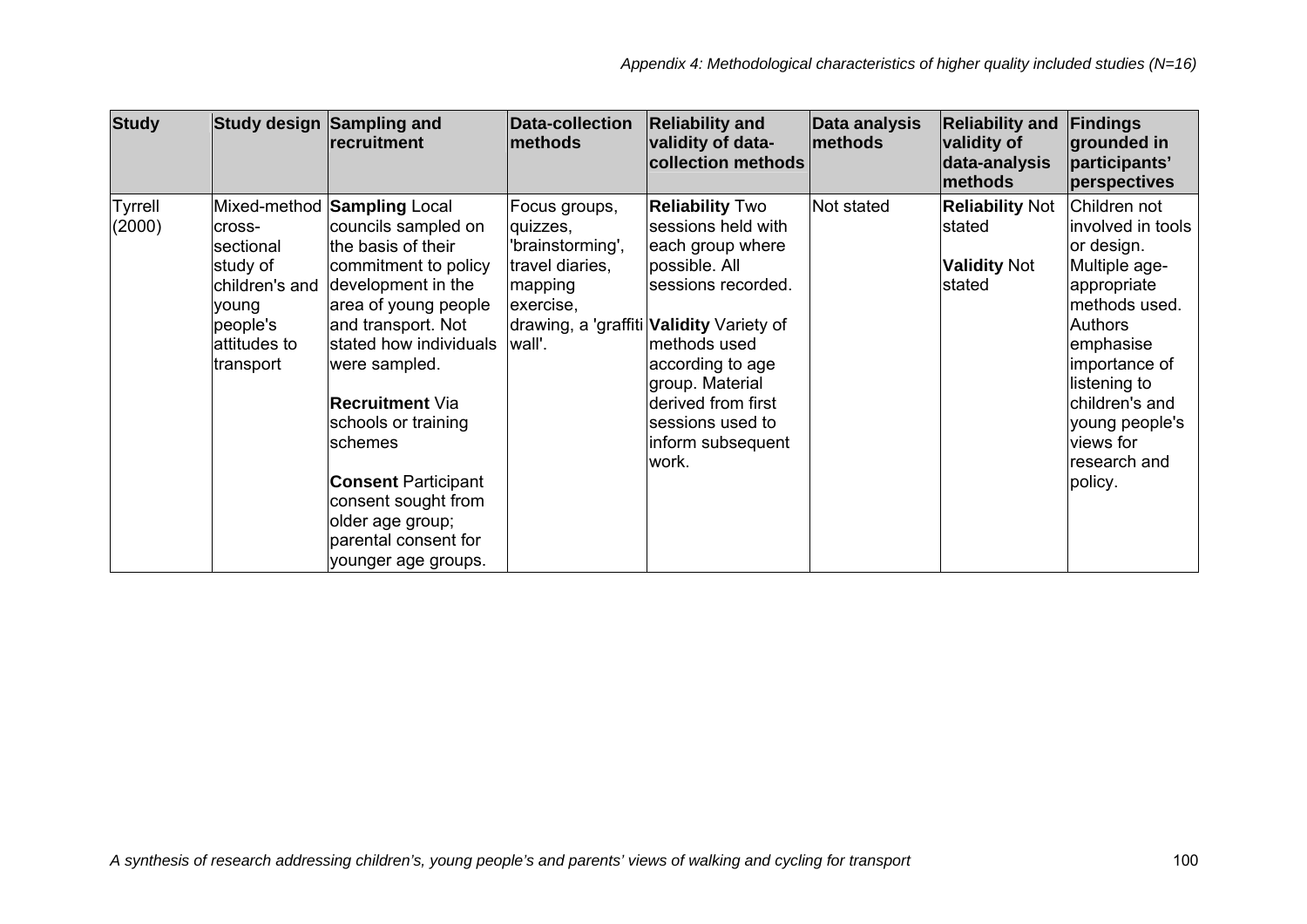| Study | Study design | Sampling and recruitment | Data-collection methods | Reliability and validity of data-collection methods | Data analysis methods | Reliability and validity of data-analysis methods | Findings grounded in participants' perspectives |
|---|---|---|---|---|---|---|---|
| Tyrrell (2000) | Mixed-method cross-sectional study of children's and young people's attitudes to transport | **Sampling** Local councils sampled on the basis of their commitment to policy development in the area of young people and transport. Not stated how individuals were sampled.<br><br>**Recruitment** Via schools or training schemes<br><br>**Consent** Participant consent sought from older age group; parental consent for younger age groups. | Focus groups, quizzes, 'brainstorming', travel diaries, mapping exercise, drawing, a 'graffiti wall'. | **Reliability** Two sessions held with each group where possible. All sessions recorded.<br><br>**Validity** Variety of methods used according to age group. Material derived from first sessions used to inform subsequent work. | Not stated | **Reliability** Not stated<br><br>**Validity** Not stated | Children not involved in tools or design. Multiple age-appropriate methods used. Authors emphasise importance of listening to children's and young people's views for research and policy. |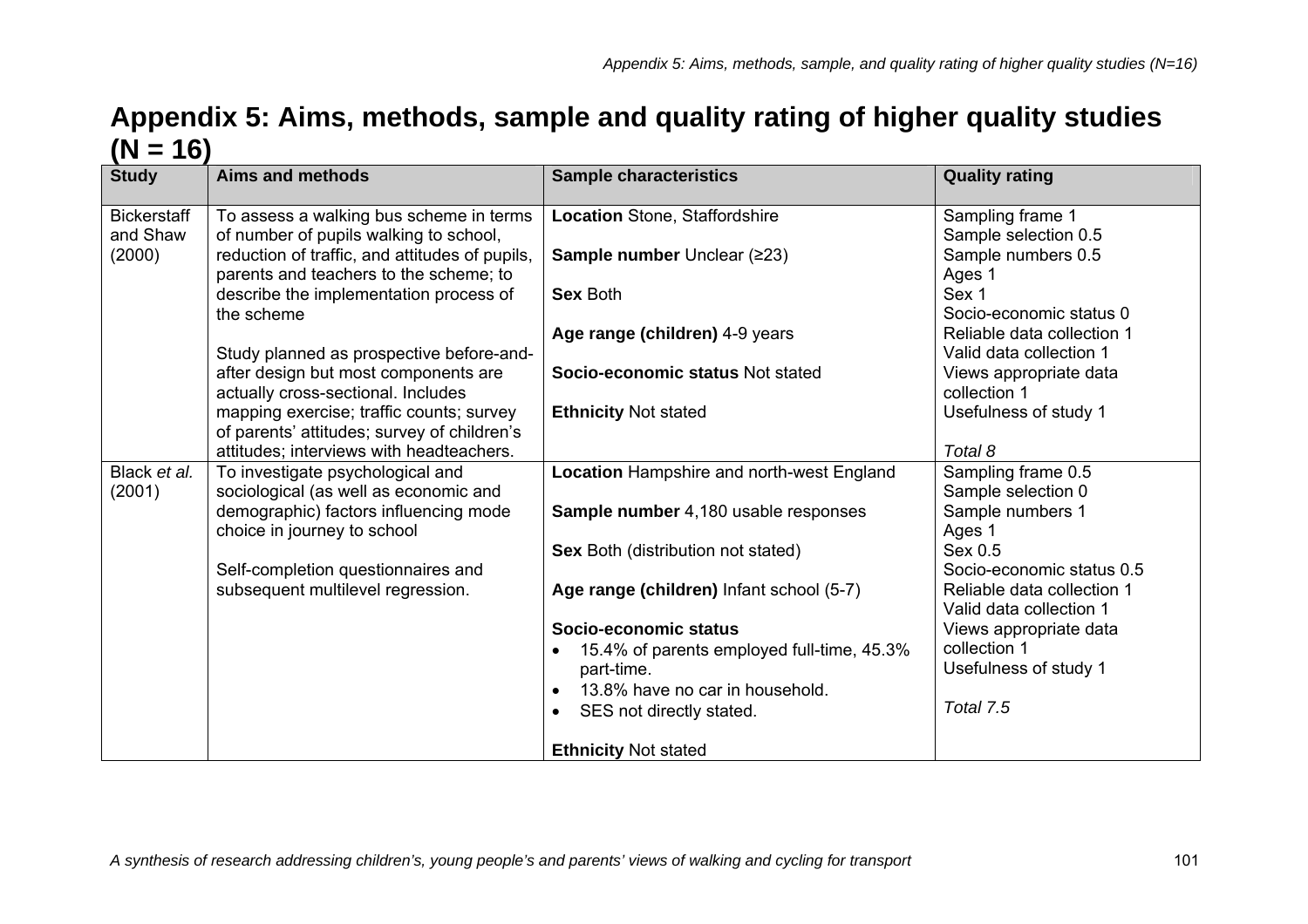# Appendix 5: Aims, methods, sample and quality rating of higher quality studies (N = 16)

| Study | Aims and methods | Sample characteristics | Quality rating |
|---|---|---|---|
| Bickerstaff and Shaw (2000) | To assess a walking bus scheme in terms of number of pupils walking to school, reduction of traffic, and attitudes of pupils, parents and teachers to the scheme; to describe the implementation process of the scheme<br><br>Study planned as prospective before-and-after design but most components are actually cross-sectional. Includes mapping exercise; traffic counts; survey of parents' attitudes; survey of children's attitudes; interviews with headteachers. | **Location** Stone, Staffordshire<br><br>**Sample number** Unclear (≥23)<br><br>**Sex** Both<br><br>**Age range (children)** 4-9 years<br><br>**Socio-economic status** Not stated<br><br>**Ethnicity** Not stated | Sampling frame 1<br>Sample selection 0.5<br>Sample numbers 0.5<br>Ages 1<br>Sex 1<br>Socio-economic status 0<br>Reliable data collection 1<br>Valid data collection 1<br>Views appropriate data collection 1<br>Usefulness of study 1<br><br>*Total 8* |
| Black *et al.* (2001) | To investigate psychological and sociological (as well as economic and demographic) factors influencing mode choice in journey to school<br><br>Self-completion questionnaires and subsequent multilevel regression. | **Location** Hampshire and north-west England<br><br>**Sample number** 4,180 usable responses<br><br>**Sex** Both (distribution not stated)<br><br>**Age range (children)** Infant school (5-7)<br><br>**Socio-economic status**<br>• 15.4% of parents employed full-time, 45.3% part-time.<br>• 13.8% have no car in household.<br>• SES not directly stated.<br><br>**Ethnicity** Not stated | Sampling frame 0.5<br>Sample selection 0<br>Sample numbers 1<br>Ages 1<br>Sex 0.5<br>Socio-economic status 0.5<br>Reliable data collection 1<br>Valid data collection 1<br>Views appropriate data collection 1<br>Usefulness of study 1<br><br>*Total 7.5* |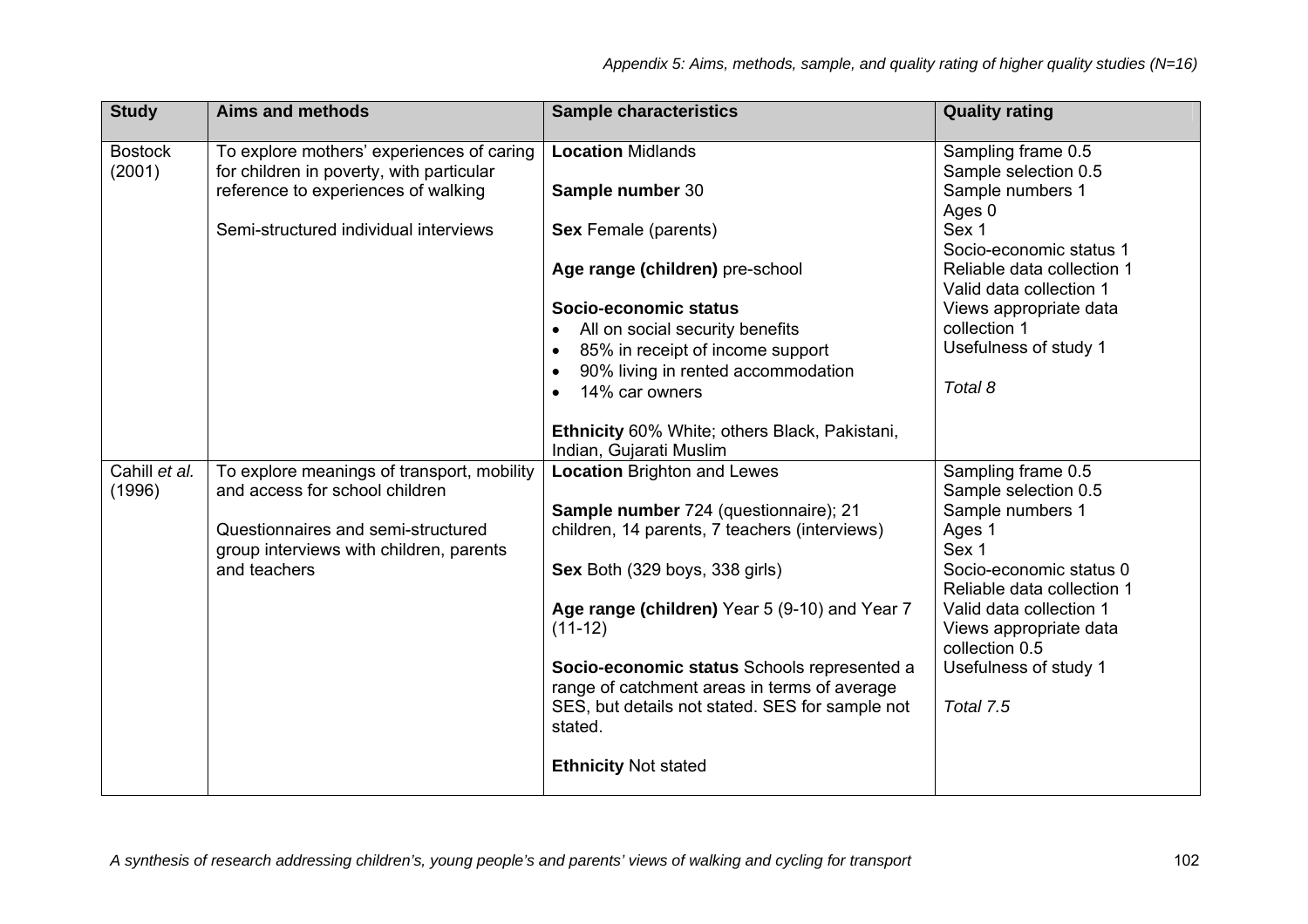*Appendix 5: Aims, methods, sample, and quality rating of higher quality studies (N=16)*

| Study | Aims and methods | Sample characteristics | Quality rating |
|---|---|---|---|
| Bostock (2001) | To explore mothers' experiences of caring for children in poverty, with particular reference to experiences of walking<br><br>Semi-structured individual interviews | **Location** Midlands<br><br>**Sample number** 30<br><br>**Sex** Female (parents)<br><br>**Age range (children)** pre-school<br><br>**Socio-economic status**<br>• All on social security benefits<br>• 85% in receipt of income support<br>• 90% living in rented accommodation<br>• 14% car owners<br><br>**Ethnicity** 60% White; others Black, Pakistani, Indian, Gujarati Muslim | Sampling frame 0.5<br>Sample selection 0.5<br>Sample numbers 1<br>Ages 0<br>Sex 1<br>Socio-economic status 1<br>Reliable data collection 1<br>Valid data collection 1<br>Views appropriate data collection 1<br>Usefulness of study 1<br><br>*Total 8* |
| Cahill *et al.* (1996) | To explore meanings of transport, mobility and access for school children<br><br>Questionnaires and semi-structured group interviews with children, parents and teachers | **Location** Brighton and Lewes<br><br>**Sample number** 724 (questionnaire); 21 children, 14 parents, 7 teachers (interviews)<br><br>**Sex** Both (329 boys, 338 girls)<br><br>**Age range (children)** Year 5 (9-10) and Year 7 (11-12)<br><br>**Socio-economic status** Schools represented a range of catchment areas in terms of average SES, but details not stated. SES for sample not stated.<br><br>**Ethnicity** Not stated | Sampling frame 0.5<br>Sample selection 0.5<br>Sample numbers 1<br>Ages 1<br>Sex 1<br>Socio-economic status 0<br>Reliable data collection 1<br>Valid data collection 1<br>Views appropriate data collection 0.5<br>Usefulness of study 1<br><br>*Total 7.5* |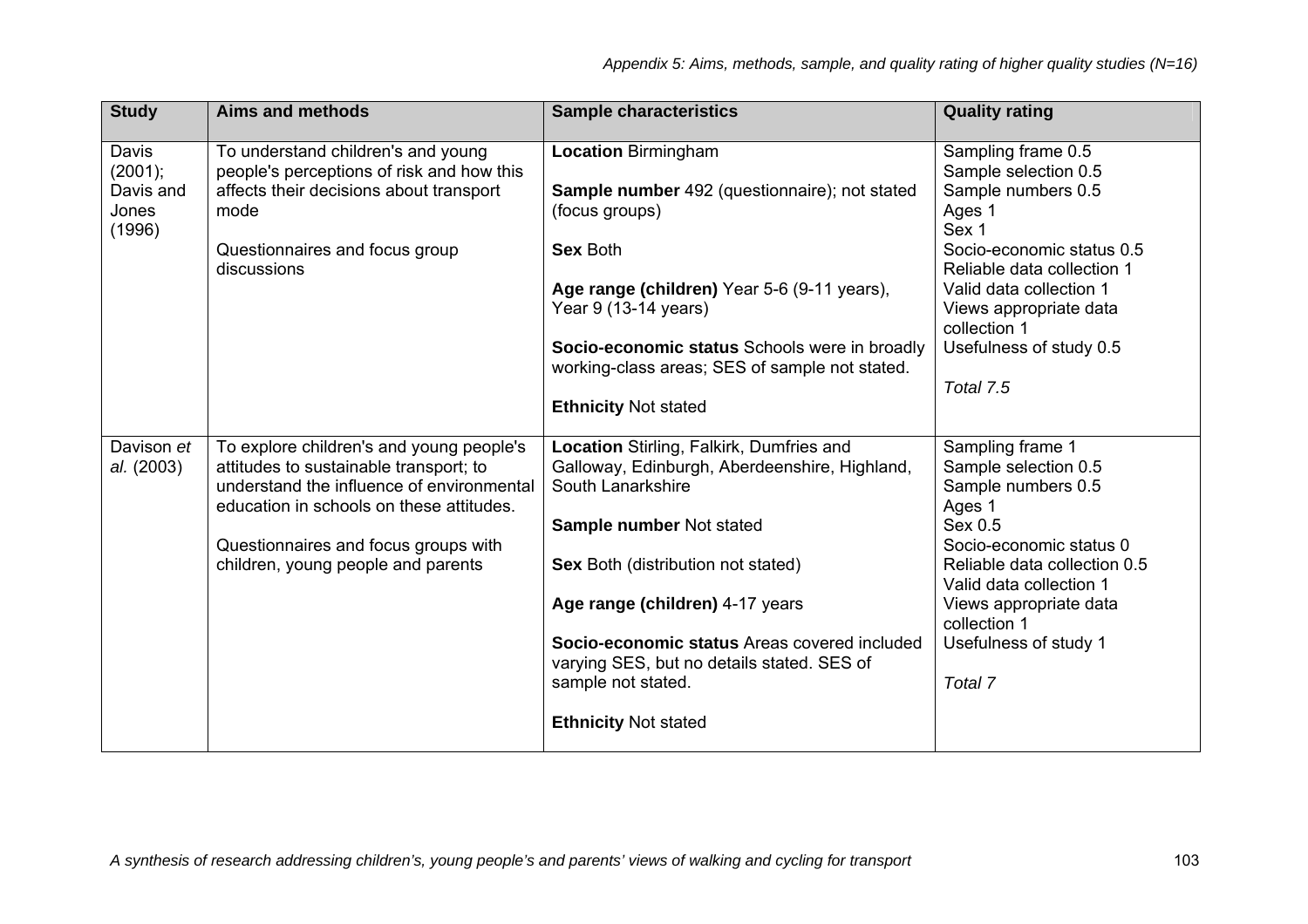| Study | Aims and methods | Sample characteristics | Quality rating |
|---|---|---|---|
| Davis (2001); Davis and Jones (1996) | To understand children's and young people's perceptions of risk and how this affects their decisions about transport mode<br><br>Questionnaires and focus group discussions | **Location** Birmingham<br><br>**Sample number** 492 (questionnaire); not stated (focus groups)<br><br>**Sex** Both<br><br>**Age range (children)** Year 5-6 (9-11 years), Year 9 (13-14 years)<br><br>**Socio-economic status** Schools were in broadly working-class areas; SES of sample not stated.<br><br>**Ethnicity** Not stated | Sampling frame 0.5<br>Sample selection 0.5<br>Sample numbers 0.5<br>Ages 1<br>Sex 1<br>Socio-economic status 0.5<br>Reliable data collection 1<br>Valid data collection 1<br>Views appropriate data collection 1<br>Usefulness of study 0.5<br><br>*Total 7.5* |
| Davison *et al.* (2003) | To explore children's and young people's attitudes to sustainable transport; to understand the influence of environmental education in schools on these attitudes.<br><br>Questionnaires and focus groups with children, young people and parents | **Location** Stirling, Falkirk, Dumfries and Galloway, Edinburgh, Aberdeenshire, Highland, South Lanarkshire<br><br>**Sample number** Not stated<br><br>**Sex** Both (distribution not stated)<br><br>**Age range (children)** 4-17 years<br><br>**Socio-economic status** Areas covered included varying SES, but no details stated. SES of sample not stated.<br><br>**Ethnicity** Not stated | Sampling frame 1<br>Sample selection 0.5<br>Sample numbers 0.5<br>Ages 1<br>Sex 0.5<br>Socio-economic status 0<br>Reliable data collection 0.5<br>Valid data collection 1<br>Views appropriate data collection 1<br>Usefulness of study 1<br><br>*Total 7* |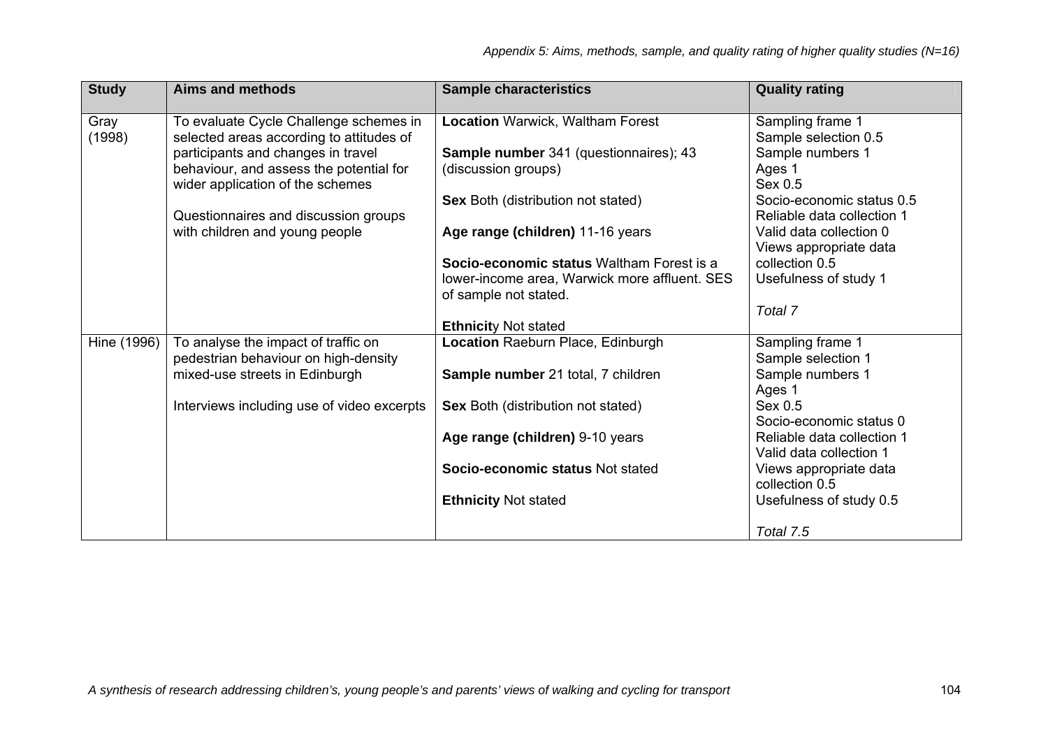*Appendix 5: Aims, methods, sample, and quality rating of higher quality studies (N=16)*

| Study | Aims and methods | Sample characteristics | Quality rating |
|---|---|---|---|
| Gray (1998) | To evaluate Cycle Challenge schemes in selected areas according to attitudes of participants and changes in travel behaviour, and assess the potential for wider application of the schemes<br><br>Questionnaires and discussion groups with children and young people | **Location** Warwick, Waltham Forest<br><br>**Sample number** 341 (questionnaires); 43 (discussion groups)<br><br>**Sex** Both (distribution not stated)<br><br>**Age range (children)** 11-16 years<br><br>**Socio-economic status** Waltham Forest is a lower-income area, Warwick more affluent. SES of sample not stated.<br><br>**Ethnicity** Not stated | Sampling frame 1<br>Sample selection 0.5<br>Sample numbers 1<br>Ages 1<br>Sex 0.5<br>Socio-economic status 0.5<br>Reliable data collection 1<br>Valid data collection 0<br>Views appropriate data collection 0.5<br>Usefulness of study 1<br><br>*Total 7* |
| Hine (1996) | To analyse the impact of traffic on pedestrian behaviour on high-density mixed-use streets in Edinburgh<br><br>Interviews including use of video excerpts | **Location** Raeburn Place, Edinburgh<br><br>**Sample number** 21 total, 7 children<br><br>**Sex** Both (distribution not stated)<br><br>**Age range (children)** 9-10 years<br><br>**Socio-economic status** Not stated<br><br>**Ethnicity** Not stated | Sampling frame 1<br>Sample selection 1<br>Sample numbers 1<br>Ages 1<br>Sex 0.5<br>Socio-economic status 0<br>Reliable data collection 1<br>Valid data collection 1<br>Views appropriate data collection 0.5<br>Usefulness of study 0.5<br><br>*Total 7.5* |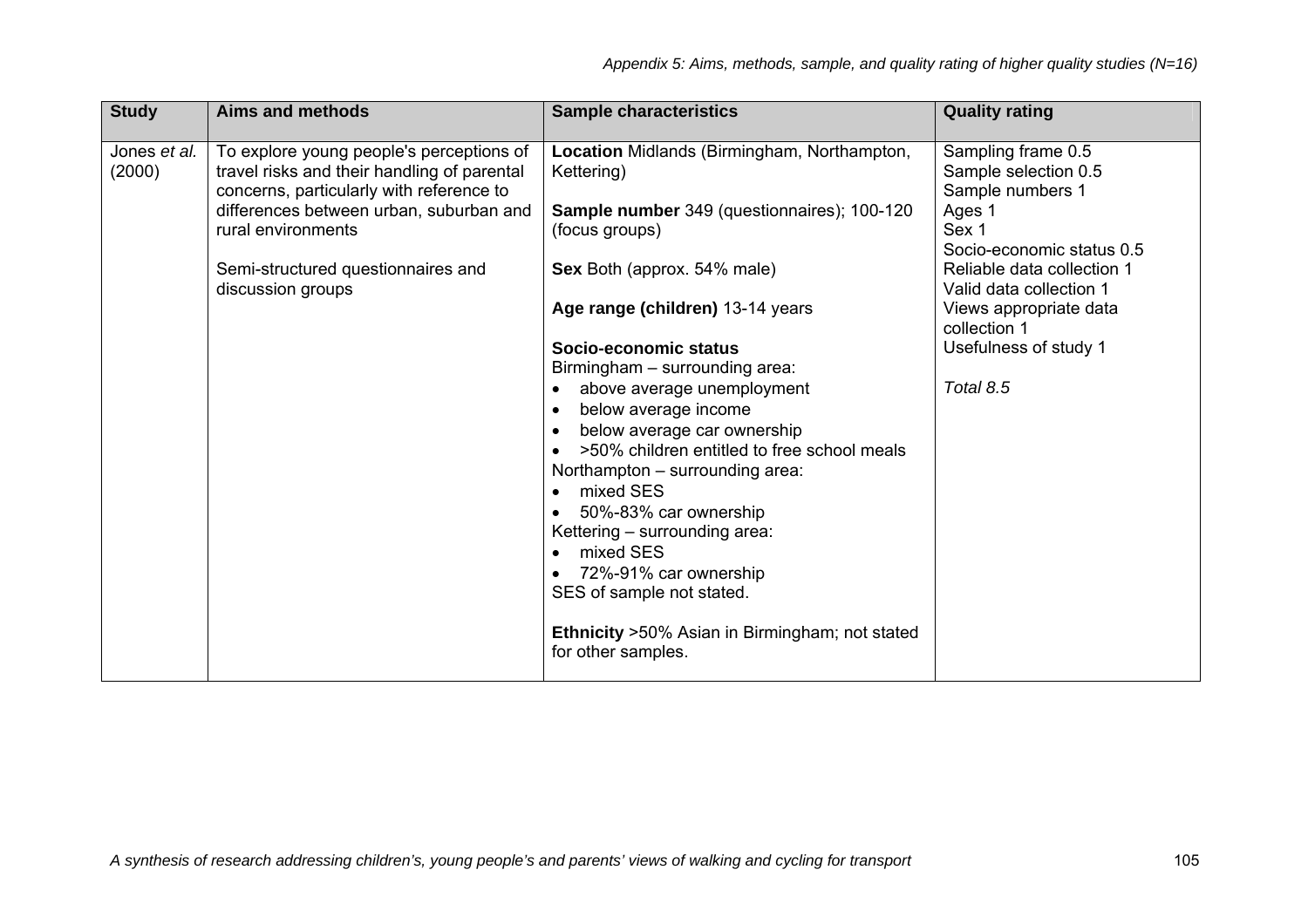*Appendix 5: Aims, methods, sample, and quality rating of higher quality studies (N=16)*

| Study | Aims and methods | Sample characteristics | Quality rating |
|---|---|---|---|
| Jones *et al.* (2000) | To explore young people's perceptions of travel risks and their handling of parental concerns, particularly with reference to differences between urban, suburban and rural environments<br><br>Semi-structured questionnaires and discussion groups | **Location** Midlands (Birmingham, Northampton, Kettering)<br><br>**Sample number** 349 (questionnaires); 100-120 (focus groups)<br><br>**Sex** Both (approx. 54% male)<br><br>**Age range (children)** 13-14 years<br><br>**Socio-economic status**<br>Birmingham – surrounding area:<br>• above average unemployment<br>• below average income<br>• below average car ownership<br>• >50% children entitled to free school meals<br>Northampton – surrounding area:<br>• mixed SES<br>• 50%-83% car ownership<br>Kettering – surrounding area:<br>• mixed SES<br>• 72%-91% car ownership<br>SES of sample not stated.<br><br>**Ethnicity** >50% Asian in Birmingham; not stated for other samples. | Sampling frame 0.5<br>Sample selection 0.5<br>Sample numbers 1<br>Ages 1<br>Sex 1<br>Socio-economic status 0.5<br>Reliable data collection 1<br>Valid data collection 1<br>Views appropriate data collection 1<br>Usefulness of study 1<br><br>*Total 8.5* |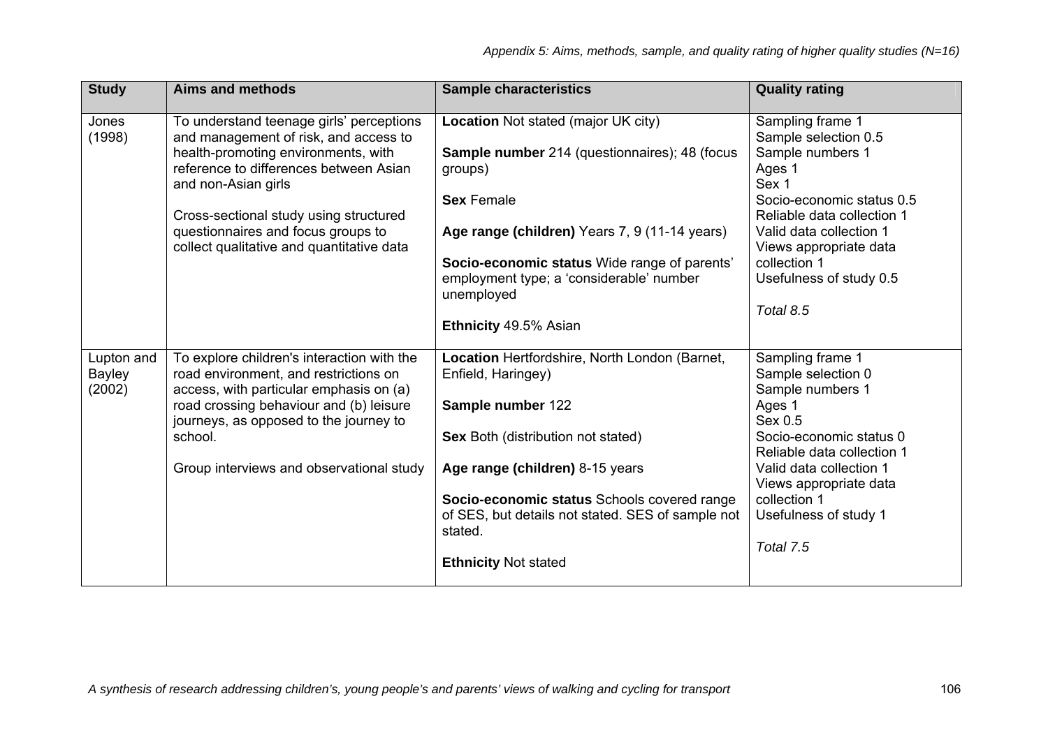*Appendix 5: Aims, methods, sample, and quality rating of higher quality studies (N=16)*

| Study | Aims and methods | Sample characteristics | Quality rating |
|---|---|---|---|
| Jones (1998) | To understand teenage girls' perceptions and management of risk, and access to health-promoting environments, with reference to differences between Asian and non-Asian girls<br><br>Cross-sectional study using structured questionnaires and focus groups to collect qualitative and quantitative data | **Location** Not stated (major UK city)<br><br>**Sample number** 214 (questionnaires); 48 (focus groups)<br><br>**Sex** Female<br><br>**Age range (children)** Years 7, 9 (11-14 years)<br><br>**Socio-economic status** Wide range of parents' employment type; a 'considerable' number unemployed<br><br>**Ethnicity** 49.5% Asian | Sampling frame 1<br>Sample selection 0.5<br>Sample numbers 1<br>Ages 1<br>Sex 1<br>Socio-economic status 0.5<br>Reliable data collection 1<br>Valid data collection 1<br>Views appropriate data collection 1<br>Usefulness of study 0.5<br><br>*Total 8.5* |
| Lupton and Bayley (2002) | To explore children's interaction with the road environment, and restrictions on access, with particular emphasis on (a) road crossing behaviour and (b) leisure journeys, as opposed to the journey to school.<br><br>Group interviews and observational study | **Location** Hertfordshire, North London (Barnet, Enfield, Haringey)<br><br>**Sample number** 122<br><br>**Sex** Both (distribution not stated)<br><br>**Age range (children)** 8-15 years<br><br>**Socio-economic status** Schools covered range of SES, but details not stated. SES of sample not stated.<br><br>**Ethnicity** Not stated | Sampling frame 1<br>Sample selection 0<br>Sample numbers 1<br>Ages 1<br>Sex 0.5<br>Socio-economic status 0<br>Reliable data collection 1<br>Valid data collection 1<br>Views appropriate data collection 1<br>Usefulness of study 1<br><br>*Total 7.5* |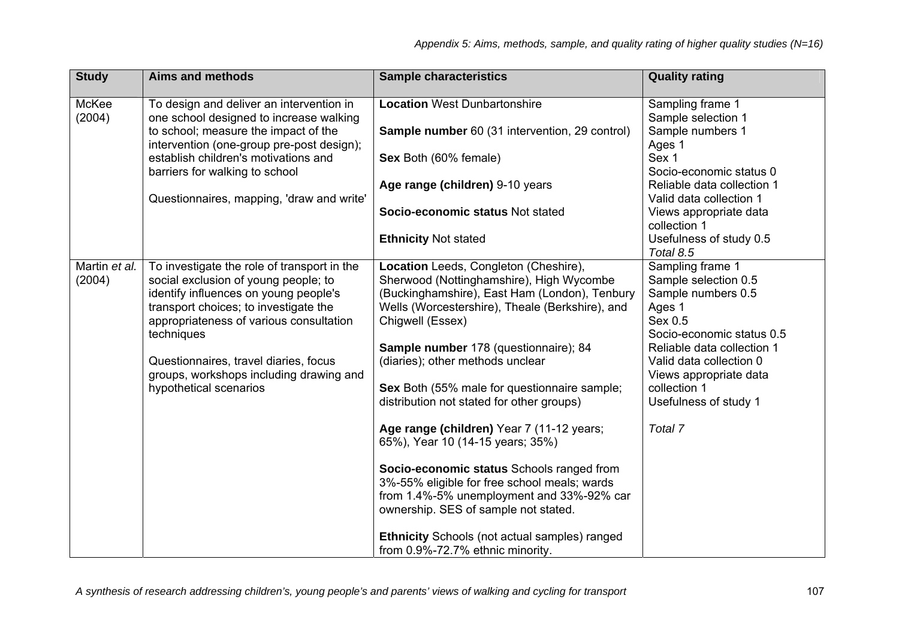| Study | Aims and methods | Sample characteristics | Quality rating |
|---|---|---|---|
| McKee (2004) | To design and deliver an intervention in one school designed to increase walking to school; measure the impact of the intervention (one-group pre-post design); establish children's motivations and barriers for walking to school<br><br>Questionnaires, mapping, 'draw and write' | **Location** West Dunbartonshire<br><br>**Sample number** 60 (31 intervention, 29 control)<br><br>**Sex** Both (60% female)<br><br>**Age range (children)** 9-10 years<br><br>**Socio-economic status** Not stated<br><br>**Ethnicity** Not stated | Sampling frame 1<br>Sample selection 1<br>Sample numbers 1<br>Ages 1<br>Sex 1<br>Socio-economic status 0<br>Reliable data collection 1<br>Valid data collection 1<br>Views appropriate data collection 1<br>Usefulness of study 0.5<br>*Total 8.5* |
| Martin *et al.* (2004) | To investigate the role of transport in the social exclusion of young people; to identify influences on young people's transport choices; to investigate the appropriateness of various consultation techniques<br><br>Questionnaires, travel diaries, focus groups, workshops including drawing and hypothetical scenarios | **Location** Leeds, Congleton (Cheshire), Sherwood (Nottinghamshire), High Wycombe (Buckinghamshire), East Ham (London), Tenbury Wells (Worcestershire), Theale (Berkshire), and Chigwell (Essex)<br><br>**Sample number** 178 (questionnaire); 84 (diaries); other methods unclear<br><br>**Sex** Both (55% male for questionnaire sample; distribution not stated for other groups)<br><br>**Age range (children)** Year 7 (11-12 years; 65%), Year 10 (14-15 years; 35%)<br><br>**Socio-economic status** Schools ranged from 3%-55% eligible for free school meals; wards from 1.4%-5% unemployment and 33%-92% car ownership. SES of sample not stated.<br><br>**Ethnicity** Schools (not actual samples) ranged from 0.9%-72.7% ethnic minority. | Sampling frame 1<br>Sample selection 0.5<br>Sample numbers 0.5<br>Ages 1<br>Sex 0.5<br>Socio-economic status 0.5<br>Reliable data collection 1<br>Valid data collection 0<br>Views appropriate data collection 1<br>Usefulness of study 1<br><br>*Total 7* |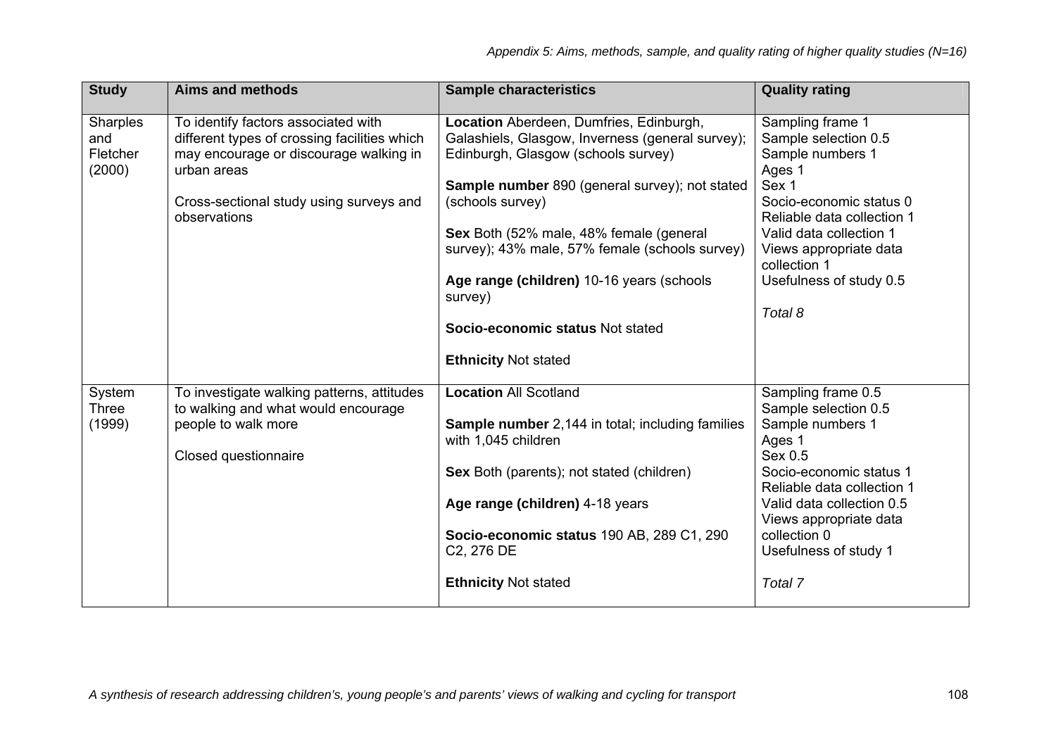| Study | Aims and methods | Sample characteristics | Quality rating |
|---|---|---|---|
| Sharples and Fletcher (2000) | To identify factors associated with different types of crossing facilities which may encourage or discourage walking in urban areas<br><br>Cross-sectional study using surveys and observations | **Location** Aberdeen, Dumfries, Edinburgh, Galashiels, Glasgow, Inverness (general survey); Edinburgh, Glasgow (schools survey)<br><br>**Sample number** 890 (general survey); not stated (schools survey)<br><br>**Sex** Both (52% male, 48% female (general survey); 43% male, 57% female (schools survey)<br><br>**Age range (children)** 10-16 years (schools survey)<br><br>**Socio-economic status** Not stated<br><br>**Ethnicity** Not stated | Sampling frame 1<br>Sample selection 0.5<br>Sample numbers 1<br>Ages 1<br>Sex 1<br>Socio-economic status 0<br>Reliable data collection 1<br>Valid data collection 1<br>Views appropriate data collection 1<br>Usefulness of study 0.5<br><br>*Total 8* |
| System Three (1999) | To investigate walking patterns, attitudes to walking and what would encourage people to walk more<br><br>Closed questionnaire | **Location** All Scotland<br><br>**Sample number** 2,144 in total; including families with 1,045 children<br><br>**Sex** Both (parents); not stated (children)<br><br>**Age range (children)** 4-18 years<br><br>**Socio-economic status** 190 AB, 289 C1, 290 C2, 276 DE<br><br>**Ethnicity** Not stated | Sampling frame 0.5<br>Sample selection 0.5<br>Sample numbers 1<br>Ages 1<br>Sex 0.5<br>Socio-economic status 1<br>Reliable data collection 1<br>Valid data collection 0.5<br>Views appropriate data collection 0<br>Usefulness of study 1<br><br>*Total 7* |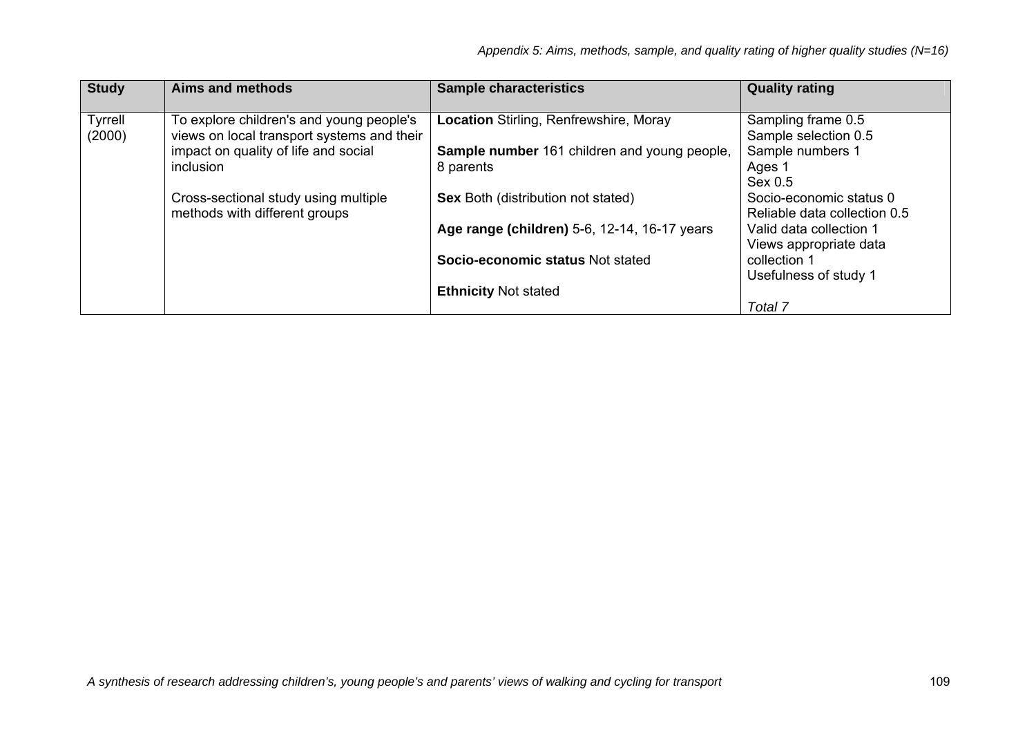| Study | Aims and methods | Sample characteristics | Quality rating |
|---|---|---|---|
| Tyrrell (2000) | To explore children's and young people's views on local transport systems and their impact on quality of life and social inclusion<br><br>Cross-sectional study using multiple methods with different groups | **Location** Stirling, Renfrewshire, Moray<br><br>**Sample number** 161 children and young people, 8 parents<br><br>**Sex** Both (distribution not stated)<br><br>**Age range (children)** 5-6, 12-14, 16-17 years<br><br>**Socio-economic status** Not stated<br><br>**Ethnicity** Not stated | Sampling frame 0.5<br>Sample selection 0.5<br>Sample numbers 1<br>Ages 1<br>Sex 0.5<br>Socio-economic status 0<br>Reliable data collection 0.5<br>Valid data collection 1<br>Views appropriate data collection 1<br>Usefulness of study 1<br><br>*Total 7* |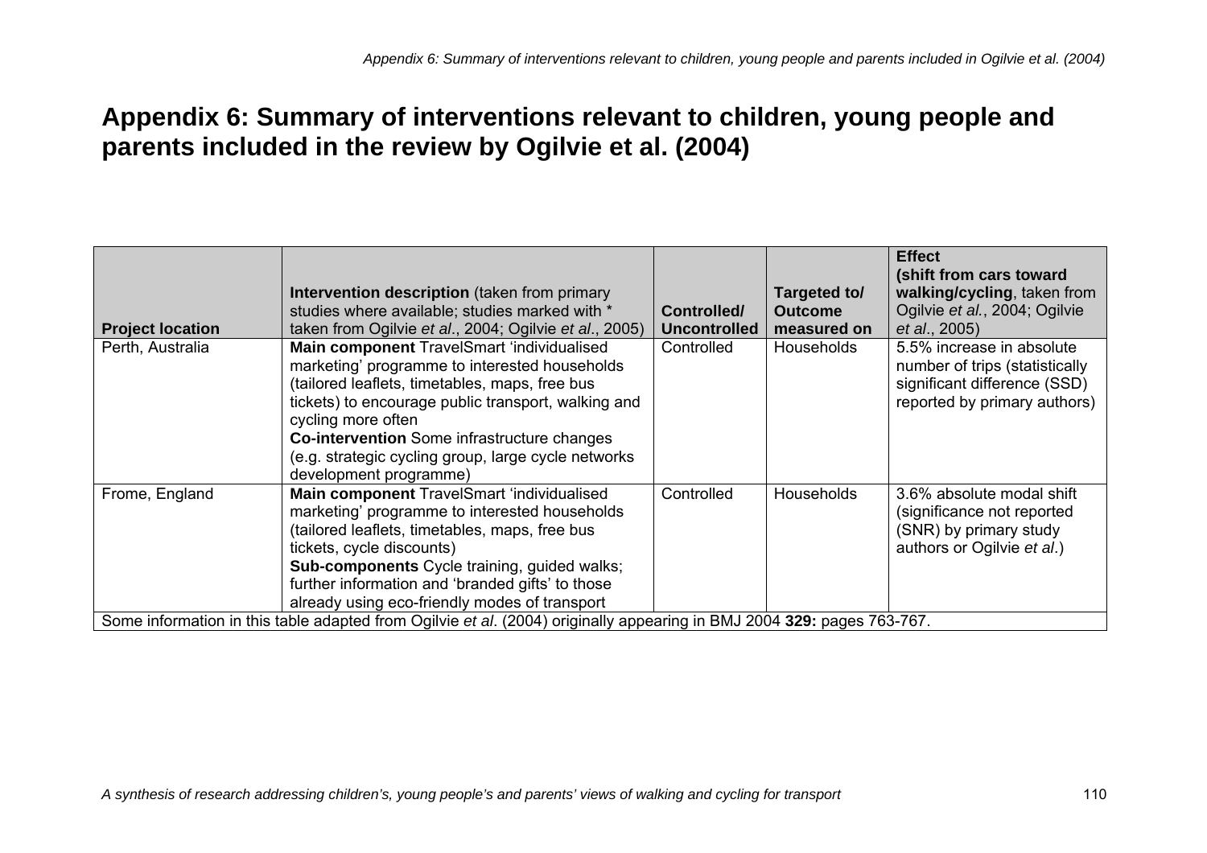# Appendix 6: Summary of interventions relevant to children, young people and parents included in the review by Ogilvie et al. (2004)

| **Project location** | **Intervention description** (taken from primary studies where available; studies marked with * taken from Ogilvie *et al*., 2004; Ogilvie *et al*., 2005) | **Controlled/ Uncontrolled** | **Targeted to/ Outcome measured on** | **Effect (shift from cars toward walking/cycling**, taken from Ogilvie *et al.*, 2004; Ogilvie *et al*., 2005) |
|---|---|---|---|---|
| Perth, Australia | **Main component** TravelSmart 'individualised marketing' programme to interested households (tailored leaflets, timetables, maps, free bus tickets) to encourage public transport, walking and cycling more often<br>**Co-intervention** Some infrastructure changes (e.g. strategic cycling group, large cycle networks development programme) | Controlled | Households | 5.5% increase in absolute number of trips (statistically significant difference (SSD) reported by primary authors) |
| Frome, England | **Main component** TravelSmart 'individualised marketing' programme to interested households (tailored leaflets, timetables, maps, free bus tickets, cycle discounts)<br>**Sub-components** Cycle training, guided walks; further information and 'branded gifts' to those already using eco-friendly modes of transport | Controlled | Households | 3.6% absolute modal shift (significance not reported (SNR) by primary study authors or Ogilvie *et al*.) |

Some information in this table adapted from Ogilvie *et al*. (2004) originally appearing in BMJ 2004 **329:** pages 763-767.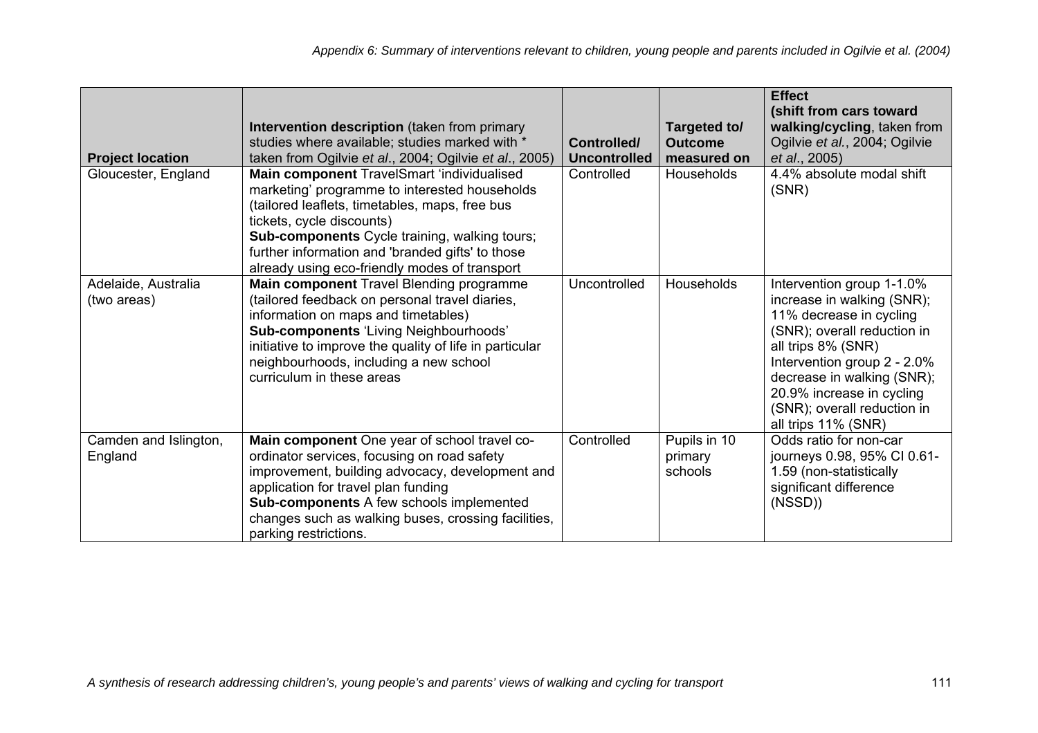*Appendix 6: Summary of interventions relevant to children, young people and parents included in Ogilvie et al. (2004)*

| **Project location** | **Intervention description** (taken from primary studies where available; studies marked with * taken from Ogilvie *et al*., 2004; Ogilvie *et al*., 2005) | **Controlled/ Uncontrolled** | **Targeted to/ Outcome measured on** | **Effect (shift from cars toward walking/cycling**, taken from Ogilvie *et al*., 2004; Ogilvie *et al*., 2005) |
|---|---|---|---|---|
| Gloucester, England | **Main component** TravelSmart 'individualised marketing' programme to interested households (tailored leaflets, timetables, maps, free bus tickets, cycle discounts)<br>**Sub-components** Cycle training, walking tours; further information and 'branded gifts' to those already using eco-friendly modes of transport | Controlled | Households | 4.4% absolute modal shift (SNR) |
| Adelaide, Australia (two areas) | **Main component** Travel Blending programme (tailored feedback on personal travel diaries, information on maps and timetables)<br>**Sub-components** 'Living Neighbourhoods' initiative to improve the quality of life in particular neighbourhoods, including a new school curriculum in these areas | Uncontrolled | Households | Intervention group 1-1.0% increase in walking (SNR); 11% decrease in cycling (SNR); overall reduction in all trips 8% (SNR)<br>Intervention group 2 - 2.0% decrease in walking (SNR); 20.9% increase in cycling (SNR); overall reduction in all trips 11% (SNR) |
| Camden and Islington, England | **Main component** One year of school travel co-ordinator services, focusing on road safety improvement, building advocacy, development and application for travel plan funding<br>**Sub-components** A few schools implemented changes such as walking buses, crossing facilities, parking restrictions. | Controlled | Pupils in 10 primary schools | Odds ratio for non-car journeys 0.98, 95% CI 0.61-1.59 (non-statistically significant difference (NSSD)) |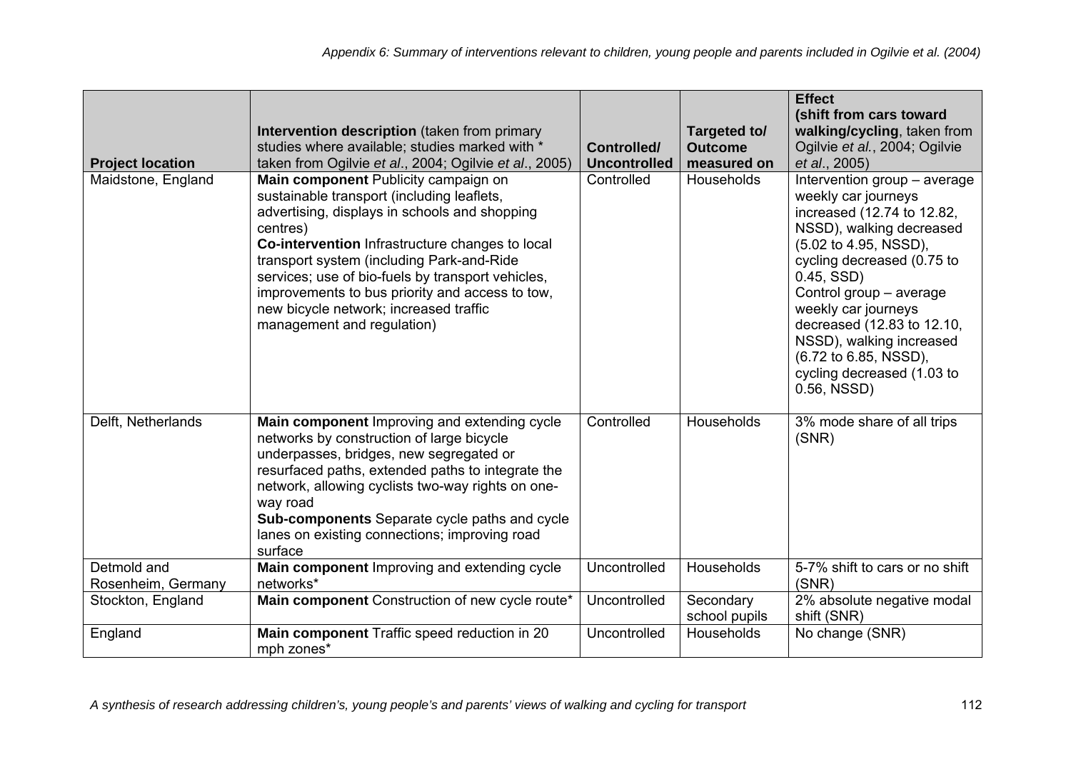| Project location | **Intervention description** (taken from primary studies where available; studies marked with * taken from Ogilvie *et al*., 2004; Ogilvie *et al*., 2005) | Controlled/ Uncontrolled | Targeted to/ Outcome measured on | **Effect** (shift from cars toward walking/cycling, taken from Ogilvie *et al*., 2004; Ogilvie *et al*., 2005) |
|---|---|---|---|---|
| Maidstone, England | **Main component** Publicity campaign on sustainable transport (including leaflets, advertising, displays in schools and shopping centres)<br>**Co-intervention** Infrastructure changes to local transport system (including Park-and-Ride services; use of bio-fuels by transport vehicles, improvements to bus priority and access to tow, new bicycle network; increased traffic management and regulation) | Controlled | Households | Intervention group – average weekly car journeys increased (12.74 to 12.82, NSSD), walking decreased (5.02 to 4.95, NSSD), cycling decreased (0.75 to 0.45, SSD)<br>Control group – average weekly car journeys decreased (12.83 to 12.10, NSSD), walking increased (6.72 to 6.85, NSSD), cycling decreased (1.03 to 0.56, NSSD) |
| Delft, Netherlands | **Main component** Improving and extending cycle networks by construction of large bicycle underpasses, bridges, new segregated or resurfaced paths, extended paths to integrate the network, allowing cyclists two-way rights on one-way road<br>**Sub-components** Separate cycle paths and cycle lanes on existing connections; improving road surface | Controlled | Households | 3% mode share of all trips (SNR) |
| Detmold and Rosenheim, Germany | **Main component** Improving and extending cycle networks* | Uncontrolled | Households | 5-7% shift to cars or no shift (SNR) |
| Stockton, England | **Main component** Construction of new cycle route* | Uncontrolled | Secondary school pupils | 2% absolute negative modal shift (SNR) |
| England | **Main component** Traffic speed reduction in 20 mph zones* | Uncontrolled | Households | No change (SNR) |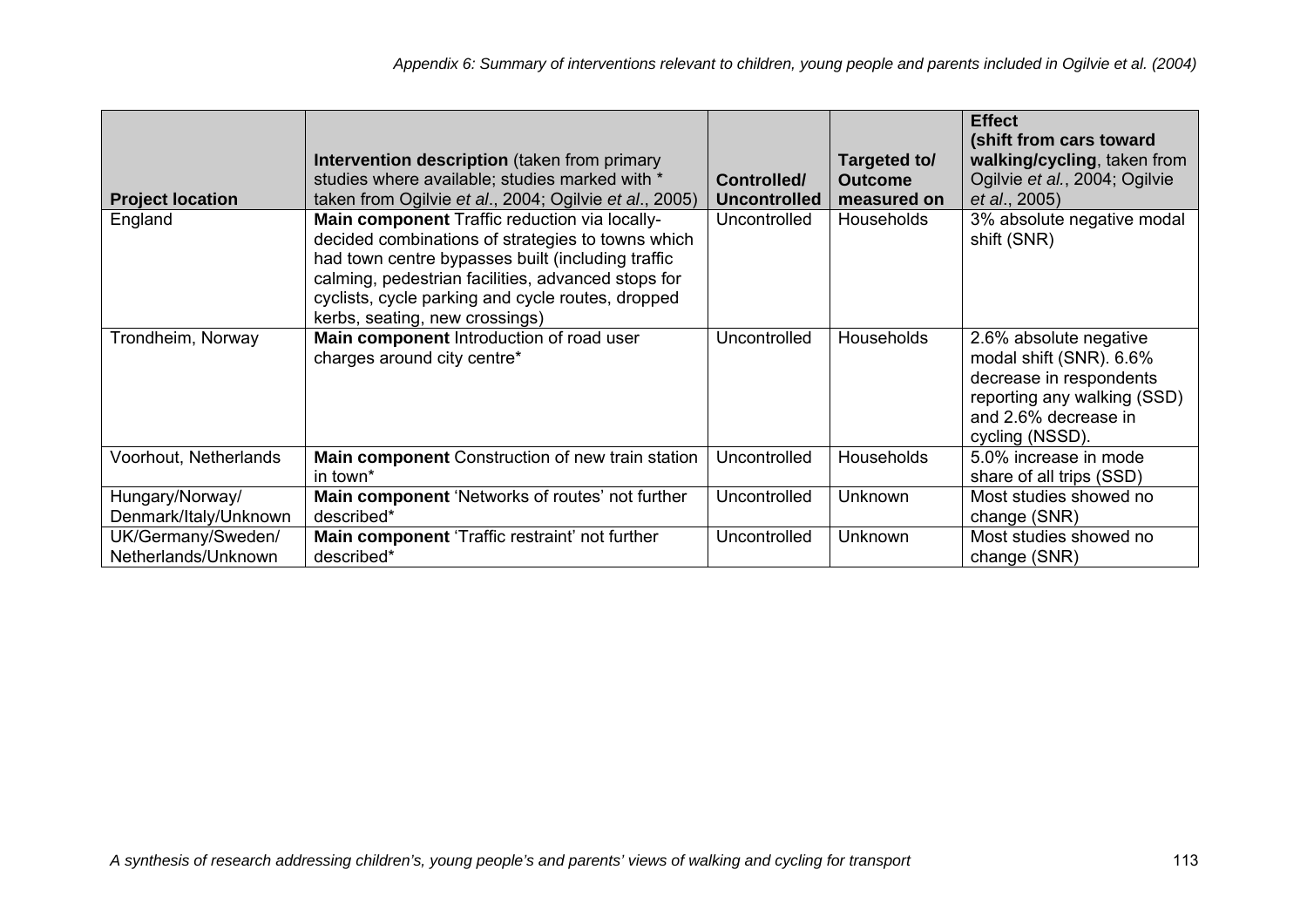*Appendix 6: Summary of interventions relevant to children, young people and parents included in Ogilvie et al. (2004)*

| **Project location** | **Intervention description** (taken from primary studies where available; studies marked with * taken from Ogilvie *et al*., 2004; Ogilvie *et al*., 2005) | **Controlled/ Uncontrolled** | **Targeted to/ Outcome measured on** | **Effect (shift from cars toward walking/cycling**, taken from Ogilvie *et al.*, 2004; Ogilvie *et al*., 2005) |
|---|---|---|---|---|
| England | **Main component** Traffic reduction via locally-decided combinations of strategies to towns which had town centre bypasses built (including traffic calming, pedestrian facilities, advanced stops for cyclists, cycle parking and cycle routes, dropped kerbs, seating, new crossings) | Uncontrolled | Households | 3% absolute negative modal shift (SNR) |
| Trondheim, Norway | **Main component** Introduction of road user charges around city centre* | Uncontrolled | Households | 2.6% absolute negative modal shift (SNR). 6.6% decrease in respondents reporting any walking (SSD) and 2.6% decrease in cycling (NSSD). |
| Voorhout, Netherlands | **Main component** Construction of new train station in town* | Uncontrolled | Households | 5.0% increase in mode share of all trips (SSD) |
| Hungary/Norway/ Denmark/Italy/Unknown | **Main component** 'Networks of routes' not further described* | Uncontrolled | Unknown | Most studies showed no change (SNR) |
| UK/Germany/Sweden/ Netherlands/Unknown | **Main component** 'Traffic restraint' not further described* | Uncontrolled | Unknown | Most studies showed no change (SNR) |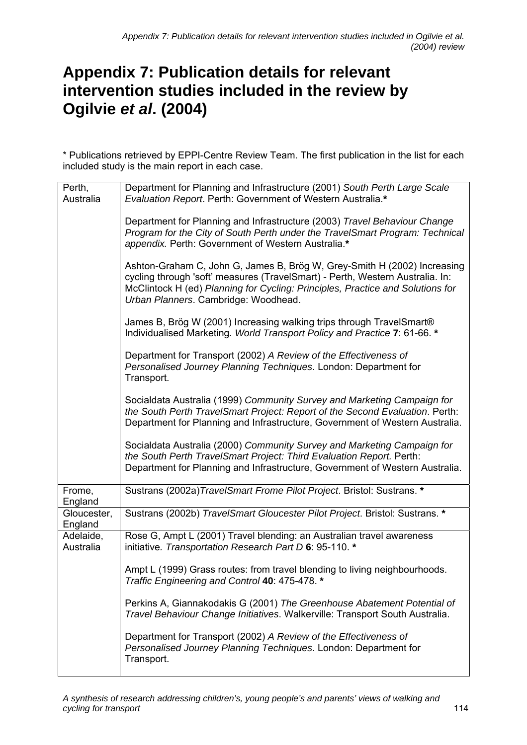# Appendix 7: Publication details for relevant intervention studies included in the review by Ogilvie *et al*. (2004)

* Publications retrieved by EPPI-Centre Review Team. The first publication in the list for each included study is the main report in each case.

| | |
|---|---|
| Perth, Australia | Department for Planning and Infrastructure (2001) *South Perth Large Scale Evaluation Report*. Perth: Government of Western Australia.**\*** <br><br> Department for Planning and Infrastructure (2003) *Travel Behaviour Change Program for the City of South Perth under the TravelSmart Program: Technical appendix.* Perth: Government of Western Australia.**\*** <br><br> Ashton-Graham C, John G, James B, Brög W, Grey-Smith H (2002) Increasing cycling through 'soft' measures (TravelSmart) - Perth, Western Australia. In: McClintock H (ed) *Planning for Cycling: Principles, Practice and Solutions for Urban Planners*. Cambridge: Woodhead. <br><br> James B, Brög W (2001) Increasing walking trips through TravelSmart® Individualised Marketing*. World Transport Policy and Practice* **7**: 61-66. **\*** <br><br> Department for Transport (2002) *A Review of the Effectiveness of Personalised Journey Planning Techniques*. London: Department for Transport. <br><br> Socialdata Australia (1999) *Community Survey and Marketing Campaign for the South Perth TravelSmart Project: Report of the Second Evaluation*. Perth: Department for Planning and Infrastructure, Government of Western Australia. <br><br> Socialdata Australia (2000) *Community Survey and Marketing Campaign for the South Perth TravelSmart Project: Third Evaluation Report.* Perth: Department for Planning and Infrastructure, Government of Western Australia. |
| Frome, England | Sustrans (2002a)*TravelSmart Frome Pilot Project*. Bristol: Sustrans. **\*** |
| Gloucester, England | Sustrans (2002b) *TravelSmart Gloucester Pilot Project*. Bristol: Sustrans. **\*** |
| Adelaide, Australia | Rose G, Ampt L (2001) Travel blending: an Australian travel awareness initiative*. Transportation Research Part D* **6**: 95-110. **\*** <br><br> Ampt L (1999) Grass routes: from travel blending to living neighbourhoods. *Traffic Engineering and Control* **40**: 475-478. **\*** <br><br> Perkins A, Giannakodakis G (2001) *The Greenhouse Abatement Potential of Travel Behaviour Change Initiatives*. Walkerville: Transport South Australia. <br><br> Department for Transport (2002) *A Review of the Effectiveness of Personalised Journey Planning Techniques*. London: Department for Transport. |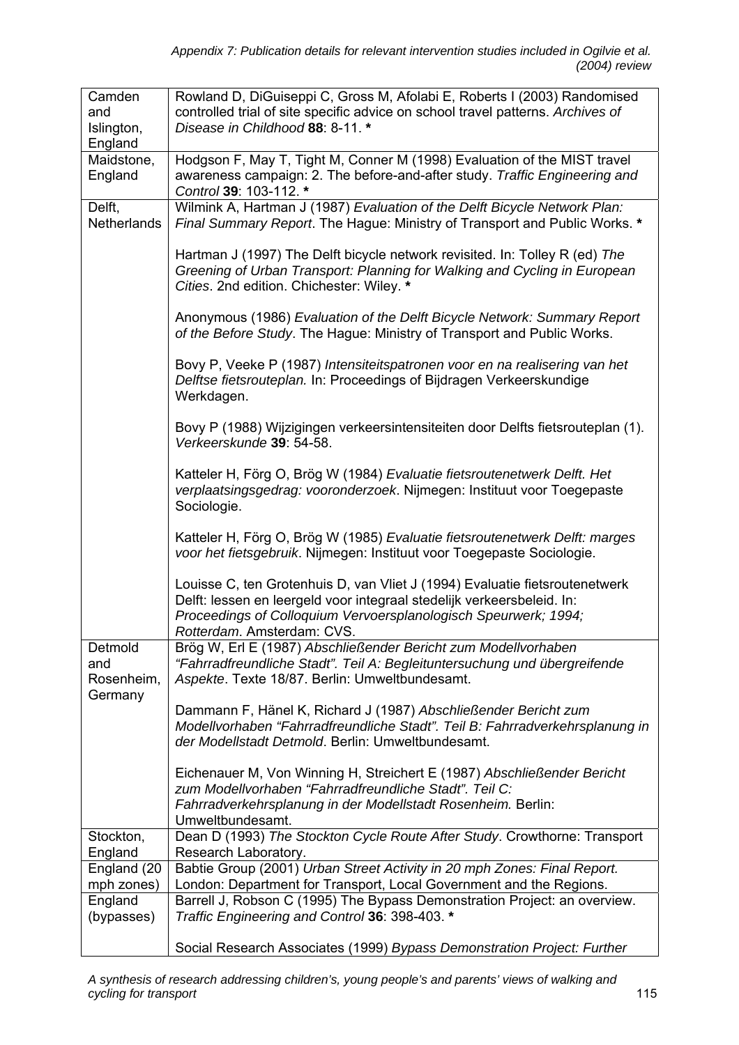| Location | Reference |
|---|---|
| Camden and Islington, England | Rowland D, DiGuiseppi C, Gross M, Afolabi E, Roberts I (2003) Randomised controlled trial of site specific advice on school travel patterns. *Archives of Disease in Childhood* **88**: 8-11. **\*** |
| Maidstone, England | Hodgson F, May T, Tight M, Conner M (1998) Evaluation of the MIST travel awareness campaign: 2. The before-and-after study. *Traffic Engineering and Control* **39**: 103-112. **\*** |
| Delft, Netherlands | Wilmink A, Hartman J (1987) *Evaluation of the Delft Bicycle Network Plan: Final Summary Report*. The Hague: Ministry of Transport and Public Works. **\*** <br><br> Hartman J (1997) The Delft bicycle network revisited. In: Tolley R (ed) *The Greening of Urban Transport: Planning for Walking and Cycling in European Cities*. 2nd edition. Chichester: Wiley. **\*** <br><br> Anonymous (1986) *Evaluation of the Delft Bicycle Network: Summary Report of the Before Study*. The Hague: Ministry of Transport and Public Works. <br><br> Bovy P, Veeke P (1987) *Intensiteitspatronen voor en na realisering van het Delftse fietsrouteplan.* In: Proceedings of Bijdragen Verkeerskundige Werkdagen. <br><br> Bovy P (1988) Wijzigingen verkeersintensiteiten door Delfts fietsrouteplan (1). *Verkeerskunde* **39**: 54-58. <br><br> Katteler H, Förg O, Brög W (1984) *Evaluatie fietsroutenetwerk Delft. Het verplaatsingsgedrag: vooronderzoek*. Nijmegen: Instituut voor Toegepaste Sociologie. <br><br> Katteler H, Förg O, Brög W (1985) *Evaluatie fietsroutenetwerk Delft: marges voor het fietsgebruik*. Nijmegen: Instituut voor Toegepaste Sociologie. <br><br> Louisse C, ten Grotenhuis D, van Vliet J (1994) Evaluatie fietsroutenetwerk Delft: lessen en leergeld voor integraal stedelijk verkeersbeleid. In: *Proceedings of Colloquium Vervoersplanologisch Speurwerk; 1994; Rotterdam*. Amsterdam: CVS. |
| Detmold and Rosenheim, Germany | Brög W, Erl E (1987) *Abschließender Bericht zum Modellvorhaben "Fahrradfreundliche Stadt". Teil A: Begleituntersuchung und übergreifende Aspekte*. Texte 18/87. Berlin: Umweltbundesamt. <br><br> Dammann F, Hänel K, Richard J (1987) *Abschließender Bericht zum Modellvorhaben "Fahrradfreundliche Stadt". Teil B: Fahrradverkehrsplanung in der Modellstadt Detmold*. Berlin: Umweltbundesamt. <br><br> Eichenauer M, Von Winning H, Streichert E (1987) *Abschließender Bericht zum Modellvorhaben "Fahrradfreundliche Stadt". Teil C: Fahrradverkehrsplanung in der Modellstadt Rosenheim.* Berlin: Umweltbundesamt. |
| Stockton, England | Dean D (1993) *The Stockton Cycle Route After Study*. Crowthorne: Transport Research Laboratory. |
| England (20 mph zones) | Babtie Group (2001) *Urban Street Activity in 20 mph Zones: Final Report.* London: Department for Transport, Local Government and the Regions. |
| England (bypasses) | Barrell J, Robson C (1995) The Bypass Demonstration Project: an overview. *Traffic Engineering and Control* **36**: 398-403. **\*** <br><br> Social Research Associates (1999) *Bypass Demonstration Project: Further* |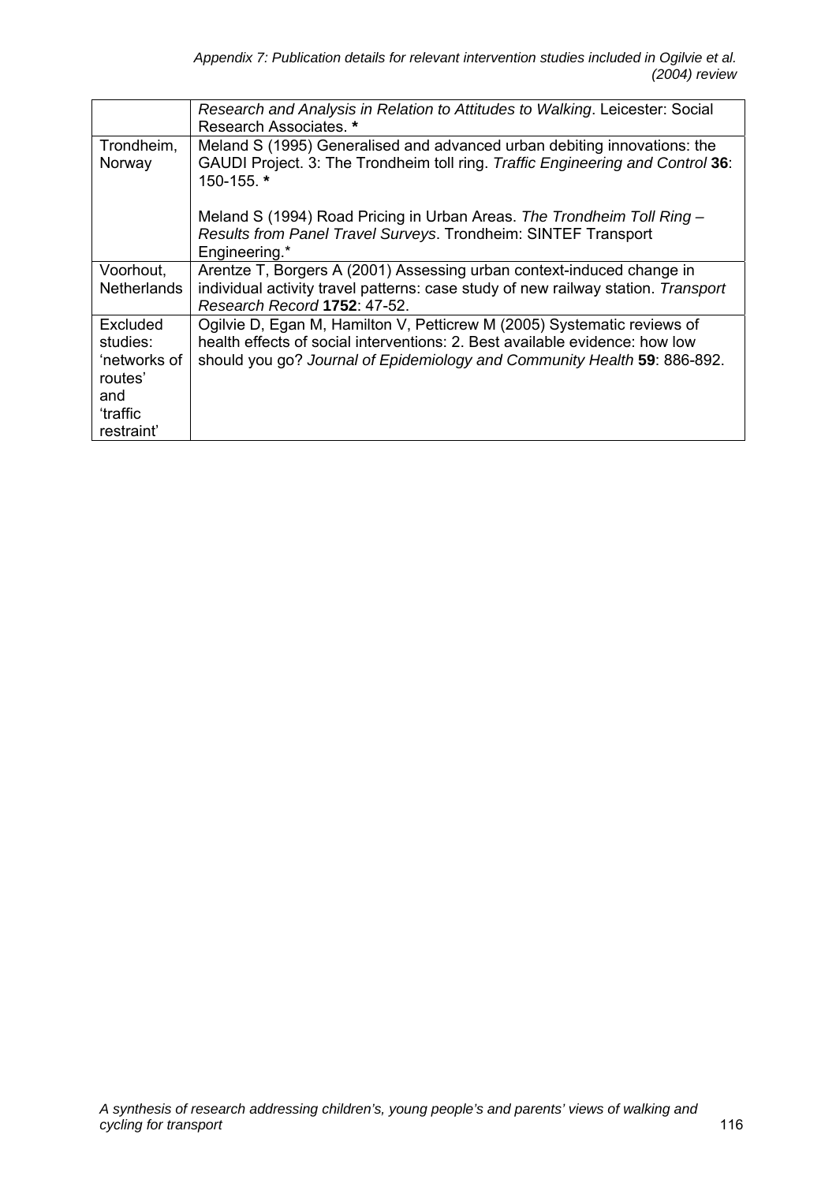| | |
|---|---|
| | *Research and Analysis in Relation to Attitudes to Walking*. Leicester: Social Research Associates. **\*** |
| Trondheim, Norway | Meland S (1995) Generalised and advanced urban debiting innovations: the GAUDI Project. 3: The Trondheim toll ring. *Traffic Engineering and Control* **36**: 150-155. **\***<br><br>Meland S (1994) Road Pricing in Urban Areas. *The Trondheim Toll Ring – Results from Panel Travel Surveys*. Trondheim: SINTEF Transport Engineering.\* |
| Voorhout, Netherlands | Arentze T, Borgers A (2001) Assessing urban context-induced change in individual activity travel patterns: case study of new railway station. *Transport Research Record* **1752**: 47-52. |
| Excluded studies: 'networks of routes' and 'traffic restraint' | Ogilvie D, Egan M, Hamilton V, Petticrew M (2005) Systematic reviews of health effects of social interventions: 2. Best available evidence: how low should you go? *Journal of Epidemiology and Community Health* **59**: 886-892. |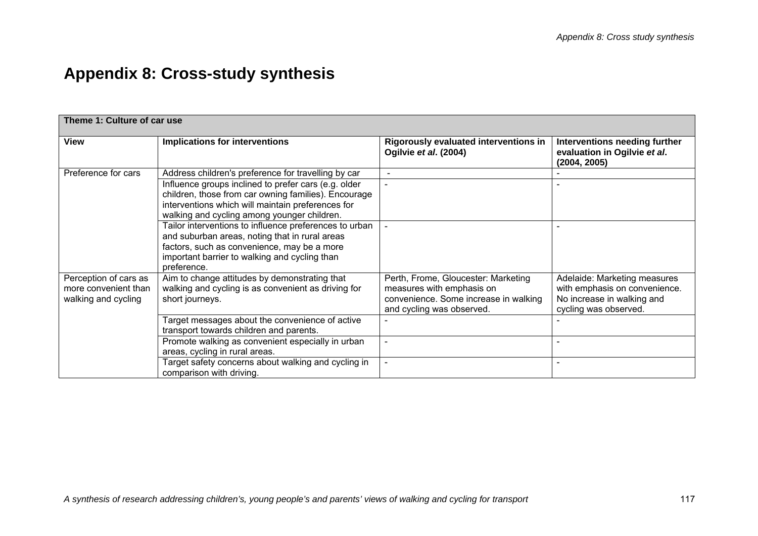# Appendix 8: Cross-study synthesis

| **Theme 1: Culture of car use** | | | |
|---|---|---|---|
| **View** | **Implications for interventions** | **Rigorously evaluated interventions in Ogilvie *et al*. (2004)** | **Interventions needing further evaluation in Ogilvie *et al*. (2004, 2005)** |
| Preference for cars | Address children's preference for travelling by car | - | - |
| | Influence groups inclined to prefer cars (e.g. older children, those from car owning families). Encourage interventions which will maintain preferences for walking and cycling among younger children. | - | - |
| | Tailor interventions to influence preferences to urban and suburban areas, noting that in rural areas factors, such as convenience, may be a more important barrier to walking and cycling than preference. | - | - |
| Perception of cars as more convenient than walking and cycling | Aim to change attitudes by demonstrating that walking and cycling is as convenient as driving for short journeys. | Perth, Frome, Gloucester: Marketing measures with emphasis on convenience. Some increase in walking and cycling was observed. | Adelaide: Marketing measures with emphasis on convenience. No increase in walking and cycling was observed. |
| | Target messages about the convenience of active transport towards children and parents. | - | - |
| | Promote walking as convenient especially in urban areas, cycling in rural areas. | - | - |
| | Target safety concerns about walking and cycling in comparison with driving. | - | - |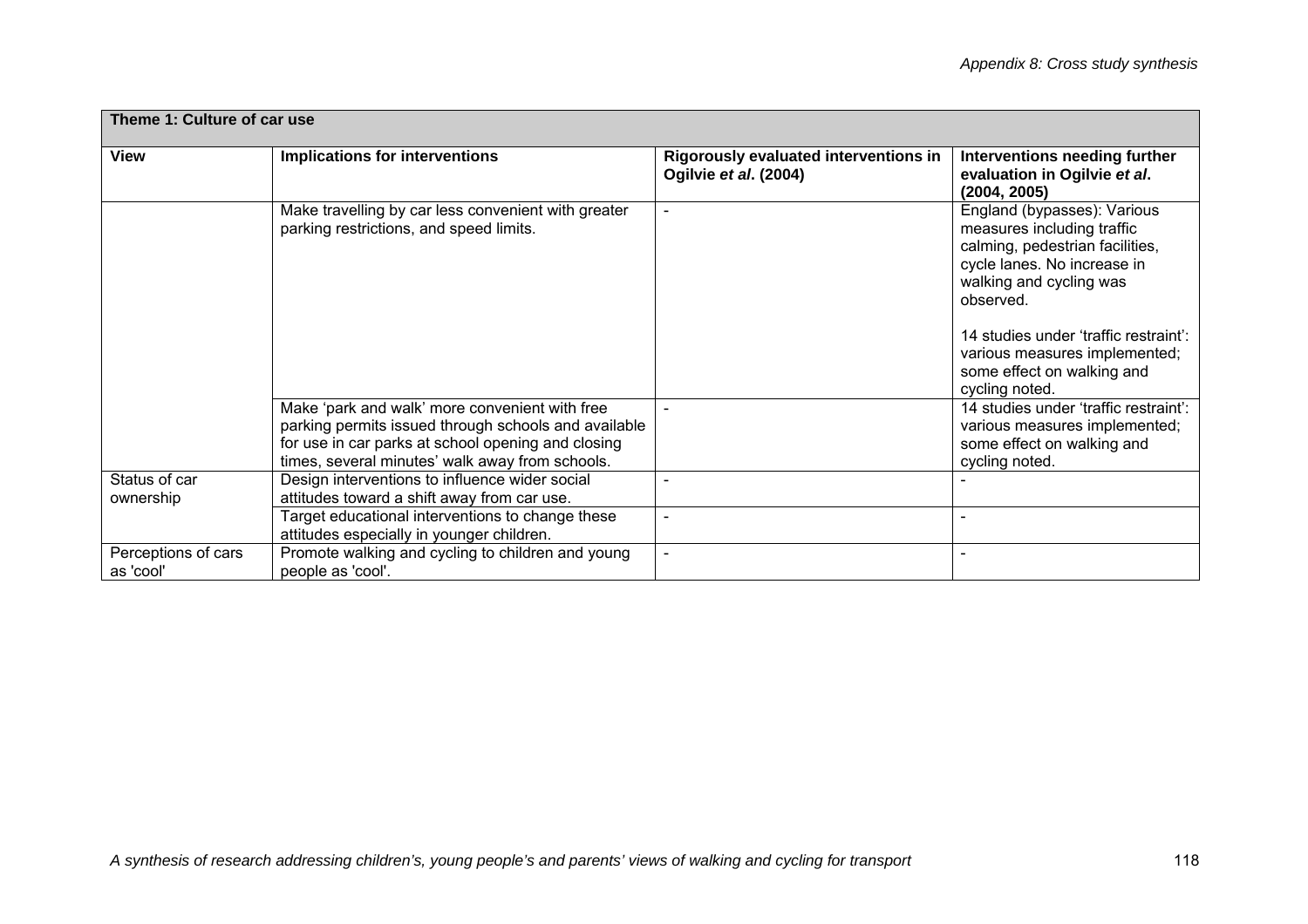| Theme 1: Culture of car use | | | |
|---|---|---|---|
| **View** | **Implications for interventions** | **Rigorously evaluated interventions in Ogilvie *et al*. (2004)** | **Interventions needing further evaluation in Ogilvie *et al*. (2004, 2005)** |
| | Make travelling by car less convenient with greater parking restrictions, and speed limits. | - | England (bypasses): Various measures including traffic calming, pedestrian facilities, cycle lanes. No increase in walking and cycling was observed.<br><br>14 studies under 'traffic restraint': various measures implemented; some effect on walking and cycling noted. |
| | Make 'park and walk' more convenient with free parking permits issued through schools and available for use in car parks at school opening and closing times, several minutes' walk away from schools. | - | 14 studies under 'traffic restraint': various measures implemented; some effect on walking and cycling noted. |
| Status of car ownership | Design interventions to influence wider social attitudes toward a shift away from car use. | - | - |
| | Target educational interventions to change these attitudes especially in younger children. | - | - |
| Perceptions of cars as 'cool' | Promote walking and cycling to children and young people as 'cool'. | - | - |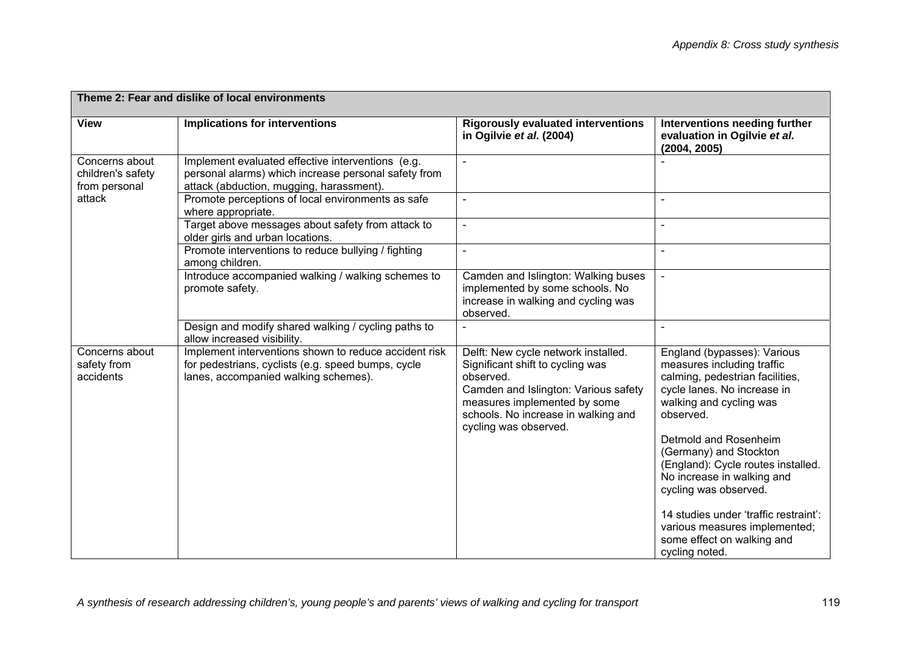| Theme 2: Fear and dislike of local environments | | | |
|---|---|---|---|
| **View** | **Implications for interventions** | **Rigorously evaluated interventions in Ogilvie *et al.* (2004)** | **Interventions needing further evaluation in Ogilvie *et al.* (2004, 2005)** |
| Concerns about children's safety from personal attack | Implement evaluated effective interventions (e.g. personal alarms) which increase personal safety from attack (abduction, mugging, harassment). | - | - |
| | Promote perceptions of local environments as safe where appropriate. | - | - |
| | Target above messages about safety from attack to older girls and urban locations. | - | - |
| | Promote interventions to reduce bullying / fighting among children. | - | - |
| | Introduce accompanied walking / walking schemes to promote safety. | Camden and Islington: Walking buses implemented by some schools. No increase in walking and cycling was observed. | - |
| | Design and modify shared walking / cycling paths to allow increased visibility. | - | - |
| Concerns about safety from accidents | Implement interventions shown to reduce accident risk for pedestrians, cyclists (e.g. speed bumps, cycle lanes, accompanied walking schemes). | Delft: New cycle network installed. Significant shift to cycling was observed.<br>Camden and Islington: Various safety measures implemented by some schools. No increase in walking and cycling was observed. | England (bypasses): Various measures including traffic calming, pedestrian facilities, cycle lanes. No increase in walking and cycling was observed.<br><br>Detmold and Rosenheim (Germany) and Stockton (England): Cycle routes installed. No increase in walking and cycling was observed.<br><br>14 studies under 'traffic restraint': various measures implemented; some effect on walking and cycling noted. |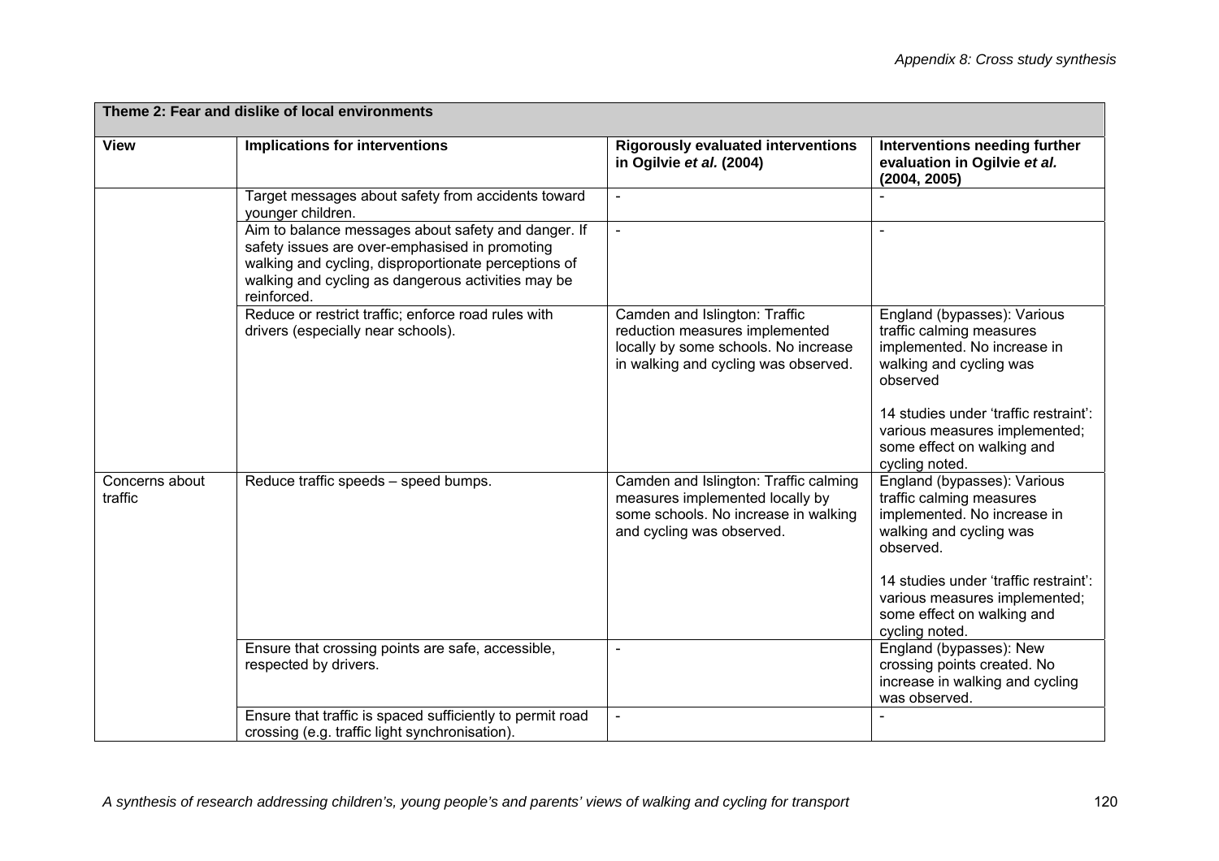| Theme 2: Fear and dislike of local environments | | | |
|---|---|---|---|
| **View** | **Implications for interventions** | **Rigorously evaluated interventions in Ogilvie *et al.* (2004)** | **Interventions needing further evaluation in Ogilvie *et al.* (2004, 2005)** |
| | Target messages about safety from accidents toward younger children. | - | - |
| | Aim to balance messages about safety and danger. If safety issues are over-emphasised in promoting walking and cycling, disproportionate perceptions of walking and cycling as dangerous activities may be reinforced. | - | - |
| | Reduce or restrict traffic; enforce road rules with drivers (especially near schools). | Camden and Islington: Traffic reduction measures implemented locally by some schools. No increase in walking and cycling was observed. | England (bypasses): Various traffic calming measures implemented. No increase in walking and cycling was observed<br><br>14 studies under 'traffic restraint': various measures implemented; some effect on walking and cycling noted. |
| Concerns about traffic | Reduce traffic speeds – speed bumps. | Camden and Islington: Traffic calming measures implemented locally by some schools. No increase in walking and cycling was observed. | England (bypasses): Various traffic calming measures implemented. No increase in walking and cycling was observed.<br><br>14 studies under 'traffic restraint': various measures implemented; some effect on walking and cycling noted. |
| | Ensure that crossing points are safe, accessible, respected by drivers. | - | England (bypasses): New crossing points created. No increase in walking and cycling was observed. |
| | Ensure that traffic is spaced sufficiently to permit road crossing (e.g. traffic light synchronisation). | - | - |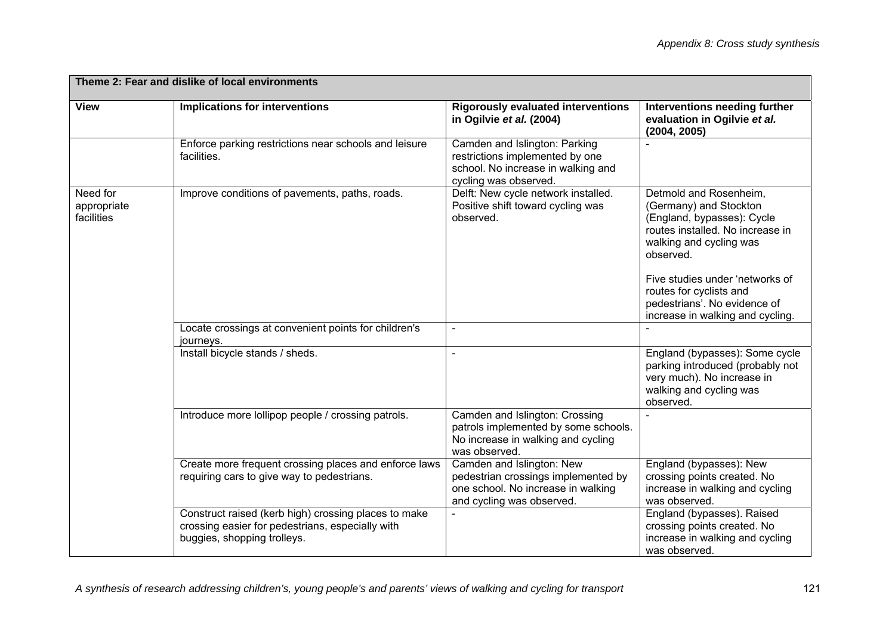| Theme 2: Fear and dislike of local environments | | | |
|---|---|---|---|
| **View** | **Implications for interventions** | **Rigorously evaluated interventions in Ogilvie *et al.* (2004)** | **Interventions needing further evaluation in Ogilvie *et al.* (2004, 2005)** |
| | Enforce parking restrictions near schools and leisure facilities. | Camden and Islington: Parking restrictions implemented by one school. No increase in walking and cycling was observed. | - |
| Need for appropriate facilities | Improve conditions of pavements, paths, roads. | Delft: New cycle network installed. Positive shift toward cycling was observed. | Detmold and Rosenheim, (Germany) and Stockton (England, bypasses): Cycle routes installed. No increase in walking and cycling was observed.<br><br>Five studies under 'networks of routes for cyclists and pedestrians'. No evidence of increase in walking and cycling. |
| | Locate crossings at convenient points for children's journeys. | - | - |
| | Install bicycle stands / sheds. | - | England (bypasses): Some cycle parking introduced (probably not very much). No increase in walking and cycling was observed. |
| | Introduce more lollipop people / crossing patrols. | Camden and Islington: Crossing patrols implemented by some schools. No increase in walking and cycling was observed. | - |
| | Create more frequent crossing places and enforce laws requiring cars to give way to pedestrians. | Camden and Islington: New pedestrian crossings implemented by one school. No increase in walking and cycling was observed. | England (bypasses): New crossing points created. No increase in walking and cycling was observed. |
| | Construct raised (kerb high) crossing places to make crossing easier for pedestrians, especially with buggies, shopping trolleys. | - | England (bypasses). Raised crossing points created. No increase in walking and cycling was observed. |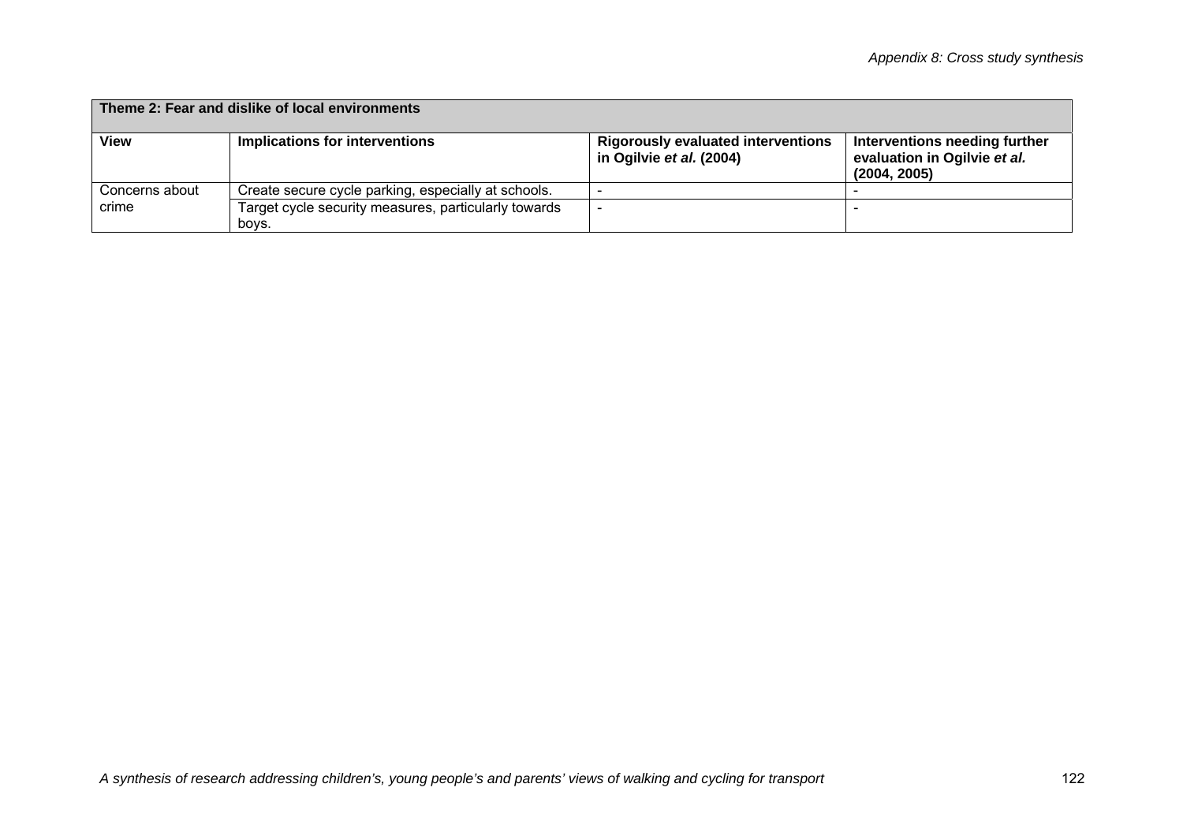| Theme 2: Fear and dislike of local environments | | | |
|---|---|---|---|
| **View** | **Implications for interventions** | **Rigorously evaluated interventions in Ogilvie *et al.* (2004)** | **Interventions needing further evaluation in Ogilvie *et al.* (2004, 2005)** |
| Concerns about crime | Create secure cycle parking, especially at schools. | - | - |
| | Target cycle security measures, particularly towards boys. | - | - |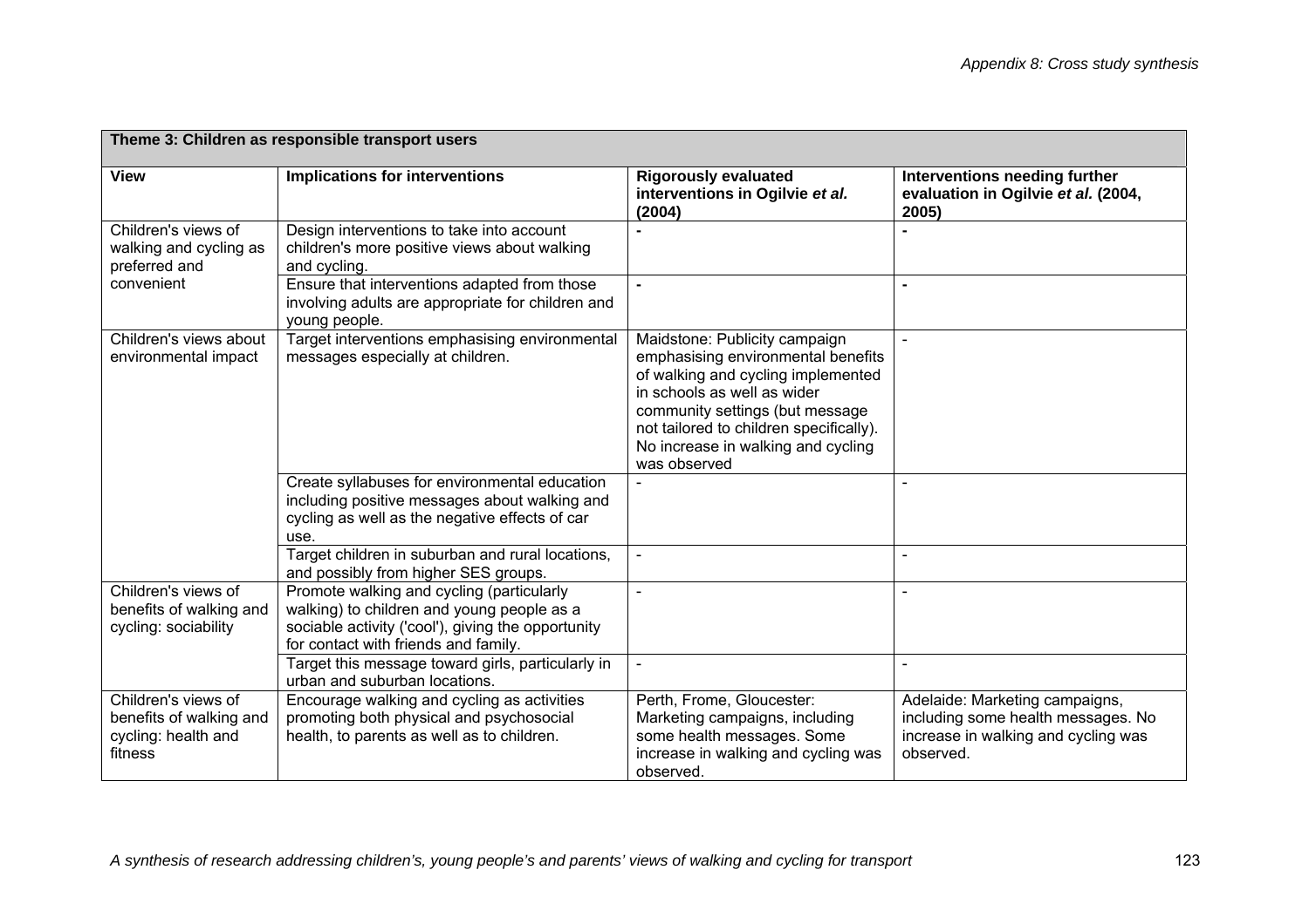| Theme 3: Children as responsible transport users | | | |
|---|---|---|---|
| **View** | **Implications for interventions** | **Rigorously evaluated interventions in Ogilvie *et al.* (2004)** | **Interventions needing further evaluation in Ogilvie *et al.* (2004, 2005)** |
| Children's views of walking and cycling as preferred and convenient | Design interventions to take into account children's more positive views about walking and cycling. | - | - |
| | Ensure that interventions adapted from those involving adults are appropriate for children and young people. | - | - |
| Children's views about environmental impact | Target interventions emphasising environmental messages especially at children. | Maidstone: Publicity campaign emphasising environmental benefits of walking and cycling implemented in schools as well as wider community settings (but message not tailored to children specifically). No increase in walking and cycling was observed | - |
| | Create syllabuses for environmental education including positive messages about walking and cycling as well as the negative effects of car use. | - | - |
| | Target children in suburban and rural locations, and possibly from higher SES groups. | - | - |
| Children's views of benefits of walking and cycling: sociability | Promote walking and cycling (particularly walking) to children and young people as a sociable activity ('cool'), giving the opportunity for contact with friends and family. | - | - |
| | Target this message toward girls, particularly in urban and suburban locations. | - | - |
| Children's views of benefits of walking and cycling: health and fitness | Encourage walking and cycling as activities promoting both physical and psychosocial health, to parents as well as to children. | Perth, Frome, Gloucester: Marketing campaigns, including some health messages. Some increase in walking and cycling was observed. | Adelaide: Marketing campaigns, including some health messages. No increase in walking and cycling was observed. |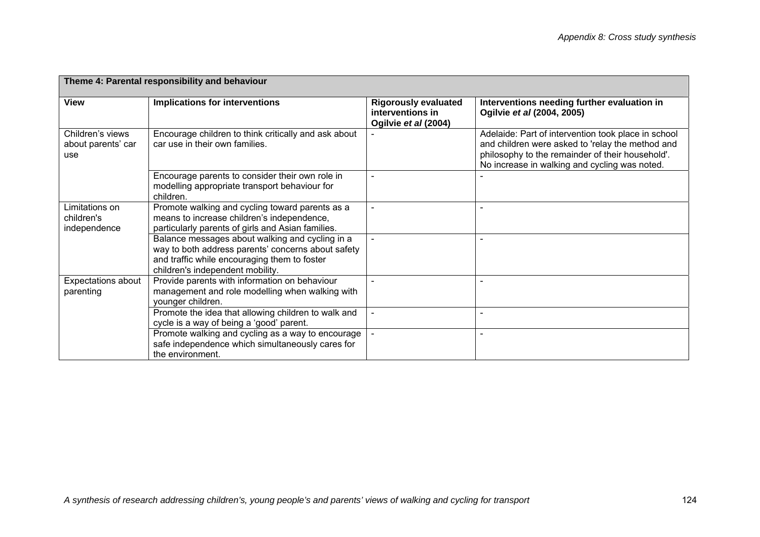| Theme 4: Parental responsibility and behaviour | | | |
|---|---|---|---|
| **View** | **Implications for interventions** | **Rigorously evaluated interventions in Ogilvie *et al* (2004)** | **Interventions needing further evaluation in Ogilvie *et al* (2004, 2005)** |
| Children's views about parents' car use | Encourage children to think critically and ask about car use in their own families. | - | Adelaide: Part of intervention took place in school and children were asked to 'relay the method and philosophy to the remainder of their household'. No increase in walking and cycling was noted. |
| | Encourage parents to consider their own role in modelling appropriate transport behaviour for children. | - | - |
| Limitations on children's independence | Promote walking and cycling toward parents as a means to increase children's independence, particularly parents of girls and Asian families. | - | - |
| | Balance messages about walking and cycling in a way to both address parents' concerns about safety and traffic while encouraging them to foster children's independent mobility. | - | - |
| Expectations about parenting | Provide parents with information on behaviour management and role modelling when walking with younger children. | - | - |
| | Promote the idea that allowing children to walk and cycle is a way of being a 'good' parent. | - | - |
| | Promote walking and cycling as a way to encourage safe independence which simultaneously cares for the environment. | - | - |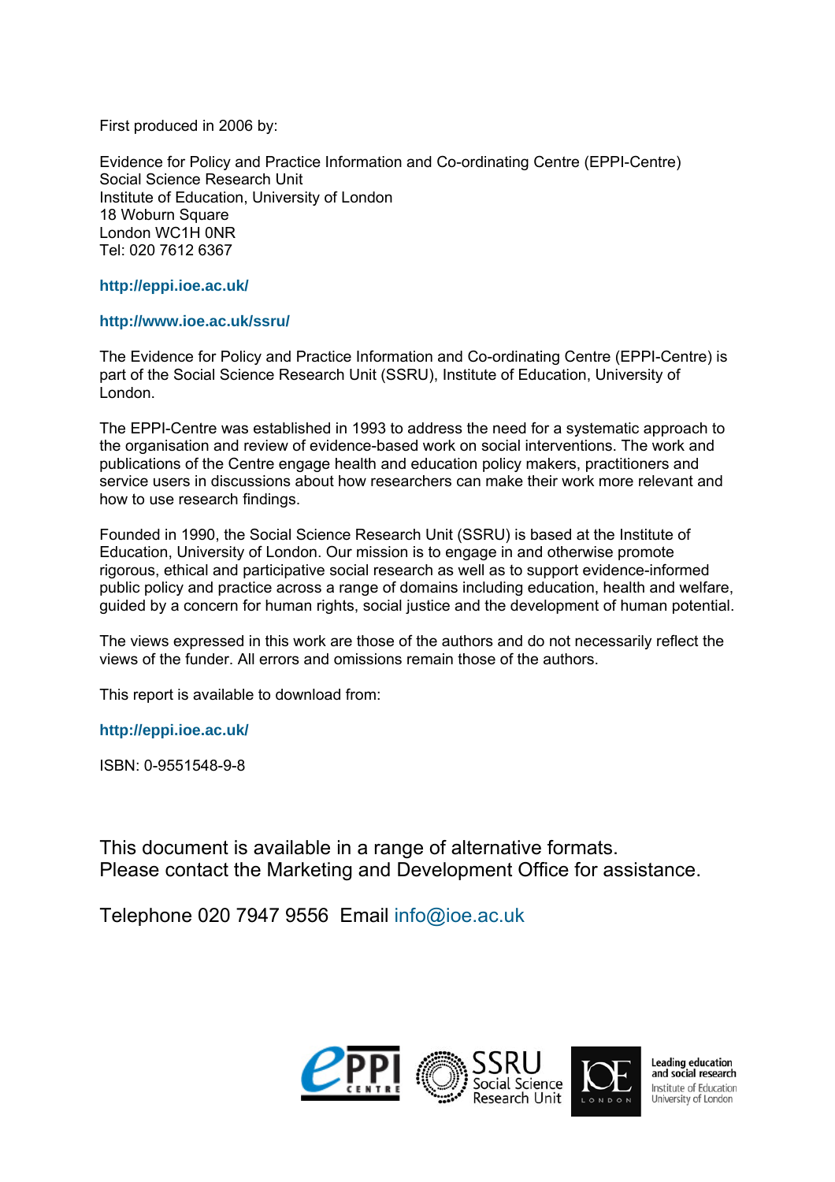First produced in 2006 by:

Evidence for Policy and Practice Information and Co-ordinating Centre (EPPI-Centre)
Social Science Research Unit
Institute of Education, University of London
18 Woburn Square
London WC1H 0NR
Tel: 020 7612 6367

**http://eppi.ioe.ac.uk/**

**http://www.ioe.ac.uk/ssru/**

The Evidence for Policy and Practice Information and Co-ordinating Centre (EPPI-Centre) is part of the Social Science Research Unit (SSRU), Institute of Education, University of London.

The EPPI-Centre was established in 1993 to address the need for a systematic approach to the organisation and review of evidence-based work on social interventions. The work and publications of the Centre engage health and education policy makers, practitioners and service users in discussions about how researchers can make their work more relevant and how to use research findings.

Founded in 1990, the Social Science Research Unit (SSRU) is based at the Institute of Education, University of London. Our mission is to engage in and otherwise promote rigorous, ethical and participative social research as well as to support evidence-informed public policy and practice across a range of domains including education, health and welfare, guided by a concern for human rights, social justice and the development of human potential.

The views expressed in this work are those of the authors and do not necessarily reflect the views of the funder. All errors and omissions remain those of the authors.

This report is available to download from:

**http://eppi.ioe.ac.uk/**

ISBN: 0-9551548-9-8

This document is available in a range of alternative formats.
Please contact the Marketing and Development Office for assistance.

Telephone 020 7947 9556 Email info@ioe.ac.uk

EPPI CENTRE

SSRU Social Science Research Unit

IOE LONDON

Leading education and social research
Institute of Education
University of London